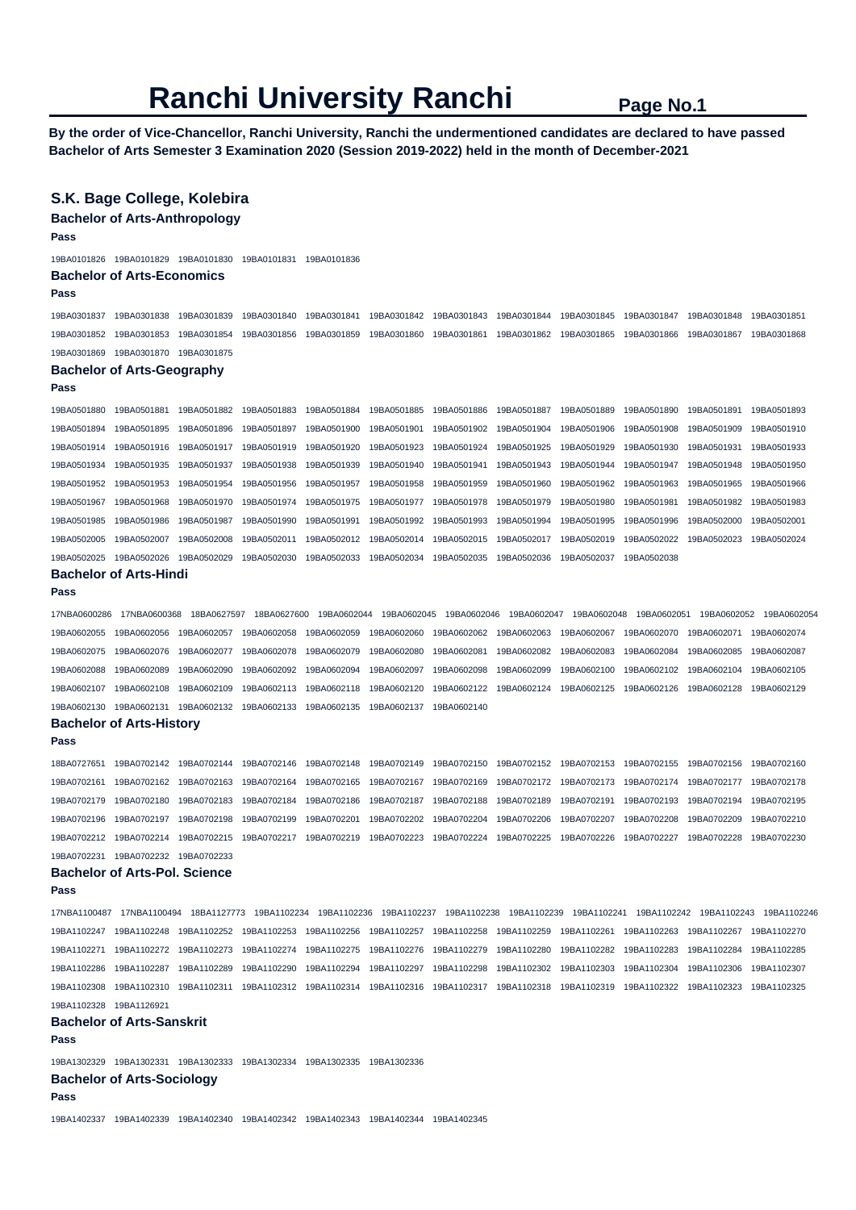# Ranchi University Ranchi

**By the order of Vice-Chancellor, Ranchi University, Ranchi the undermentioned candidates are declared to have passed Bachelor of Arts Semester 3 Examination 2020 (Session 2019-2022) held in the month of December-2021**

## S.K. Bage College, Kolebira

### Bachelor of Arts-Anthropology

**Pass**

19BA0101826 19BA0101829 19BA0101830 19BA0101831 19BA0101836

### Bachelor of Arts-Economics

**Pass**

19BA0301837 19BA0301838 19BA0301839 19BA0301840 19BA0301841 19BA0301842 19BA0301843 19BA0301844 19BA0301845 19BA0301847 19BA0301848 19BA0301851 19BA0301852 19BA0301853 19BA0301854 19BA0301856 19BA0301859 19BA0301860 19BA0301861 19BA0301862 19BA0301865 19BA0301866 19BA0301867 19BA0301868 19BA0301869 19BA0301870 19BA0301875

### Bachelor of Arts-Geography

**Pass**

19BA0501880 19BA0501881 19BA0501882 19BA0501883 19BA0501884 19BA0501885 19BA0501886 19BA0501887 19BA0501889 19BA0501890 19BA0501891 19BA0501893 19BA0501894 19BA0501895 19BA0501896 19BA0501897 19BA0501900 19BA0501901 19BA0501902 19BA0501904 19BA0501906 19BA0501908 19BA0501909 19BA0501910 19BA0501914 19BA0501916 19BA0501917 19BA0501919 19BA0501920 19BA0501923 19BA0501924 19BA0501925 19BA0501929 19BA0501930 19BA0501931 19BA0501933 19BA0501934 19BA0501935 19BA0501937 19BA0501938 19BA0501939 19BA0501940 19BA0501941 19BA0501943 19BA0501944 19BA0501947 19BA0501948 19BA0501950 19BA0501952 19BA0501953 19BA0501954 19BA0501956 19BA0501957 19BA0501958 19BA0501959 19BA0501960 19BA0501962 19BA0501963 19BA0501965 19BA0501966 19BA0501967 19BA0501968 19BA0501970 19BA0501974 19BA0501975 19BA0501977 19BA0501978 19BA0501979 19BA0501980 19BA0501981 19BA0501982 19BA0501983 19BA0501985 19BA0501986 19BA0501987 19BA0501990 19BA0501991 19BA0501992 19BA0501993 19BA0501994 19BA0501995 19BA0501996 19BA0502000 19BA0502001 19BA0502005 19BA0502007 19BA0502008 19BA0502011 19BA0502012 19BA0502014 19BA0502015 19BA0502017 19BA0502019 19BA0502022 19BA0502023 19BA0502024 19BA0502025 19BA0502026 19BA0502029 19BA0502030 19BA0502033 19BA0502034 19BA0502035 19BA0502036 19BA0502037 19BA0502038

### Bachelor of Arts-Hindi

**Pass**

17NBA0600286 17NBA0600368 18BA0627597 18BA0627600 19BA0602044 19BA0602045 19BA0602046 19BA0602047 19BA0602048 19BA0602051 19BA0602052 19BA0602054 19BA0602055 19BA0602056 19BA0602057 19BA0602058 19BA0602059 19BA0602060 19BA0602062 19BA0602063 19BA0602067 19BA0602070 19BA0602071 19BA0602074 19BA0602075 19BA0602076 19BA0602077 19BA0602078 19BA0602079 19BA0602080 19BA0602081 19BA0602082 19BA0602083 19BA0602084 19BA0602085 19BA0602087 19BA0602088 19BA0602089 19BA0602090 19BA0602092 19BA0602094 19BA0602097 19BA0602098 19BA0602099 19BA0602100 19BA0602102 19BA0602104 19BA0602105 19BA0602107 19BA0602108 19BA0602109 19BA0602113 19BA0602118 19BA0602120 19BA0602122 19BA0602124 19BA0602125 19BA0602126 19BA0602128 19BA0602129 19BA0602130 19BA0602131 19BA0602132 19BA0602133 19BA0602135 19BA0602137 19BA0602140

### Bachelor of Arts-History

**Pass**

18BA0727651 19BA0702142 19BA0702144 19BA0702146 19BA0702148 19BA0702149 19BA0702150 19BA0702152 19BA0702153 19BA0702155 19BA0702156 19BA0702160 19BA0702161 19BA0702162 19BA0702163 19BA0702164 19BA0702165 19BA0702167 19BA0702169 19BA0702172 19BA0702173 19BA0702174 19BA0702177 19BA0702178 19BA0702179 19BA0702180 19BA0702183 19BA0702184 19BA0702186 19BA0702187 19BA0702188 19BA0702189 19BA0702191 19BA0702193 19BA0702194 19BA0702195 19BA0702196 19BA0702197 19BA0702198 19BA0702199 19BA0702201 19BA0702202 19BA0702204 19BA0702206 19BA0702207 19BA0702208 19BA0702209 19BA0702210 19BA0702212 19BA0702214 19BA0702215 19BA0702217 19BA0702219 19BA0702223 19BA0702224 19BA0702225 19BA0702226 19BA0702227 19BA0702228 19BA0702230 19BA0702231 19BA0702232 19BA0702233

### Bachelor of Arts-Pol. Science

**Pass**

17NBA1100487 17NBA1100494 18BA1127773 19BA1102234 19BA1102236 19BA1102237 19BA1102238 19BA1102239 19BA1102241 19BA1102242 19BA1102243 19BA1102246 19BA1102247 19BA1102248 19BA1102252 19BA1102253 19BA1102256 19BA1102257 19BA1102258 19BA1102259 19BA1102261 19BA1102263 19BA1102267 19BA1102270 19BA1102271 19BA1102272 19BA1102273 19BA1102274 19BA1102275 19BA1102276 19BA1102279 19BA1102280 19BA1102282 19BA1102283 19BA1102284 19BA1102285 19BA1102286 19BA1102287 19BA1102289 19BA1102290 19BA1102294 19BA1102297 19BA1102298 19BA1102302 19BA1102303 19BA1102304 19BA1102306 19BA1102307 19BA1102308 19BA1102310 19BA1102311 19BA1102312 19BA1102314 19BA1102316 19BA1102317 19BA1102318 19BA1102319 19BA1102322 19BA1102323 19BA1102325 19BA1102328 19BA1126921

### Bachelor of Arts-Sanskrit

**Pass**

19BA1302329 19BA1302331 19BA1302333 19BA1302334 19BA1302335 19BA1302336

### Bachelor of Arts-Sociology

**Pass**

19BA1402337 19BA1402339 19BA1402340 19BA1402342 19BA1402343 19BA1402344 19BA1402345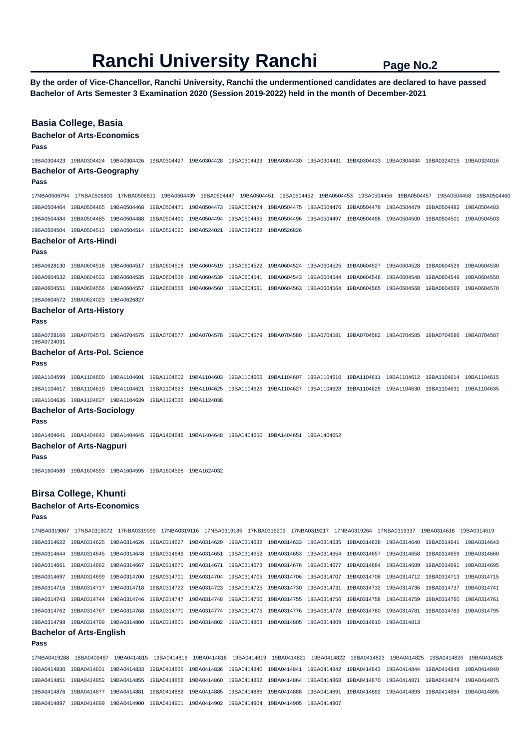# Ranchi University Ranchi

**By the order of Vice-Chancellor, Ranchi University, Ranchi the undermentioned candidates are declared to have passed Bachelor of Arts Semester 3 Examination 2020 (Session 2019-2022) held in the month of December-2021**

## Basia College, Basia

### Bachelor of Arts-Economics

**Pass**

19BA0304423 19BA0304424 19BA0304426 19BA0304427 19BA0304428 19BA0304429 19BA0304430 19BA0304431 19BA0304433 19BA0304434 19BA0324015 19BA0324016

### Bachelor of Arts-Geography

**Pass**

17NBA0506794 17NBA0506800 17NBA0506811 19BA0504439 19BA0504447 19BA0504451 19BA0504452 19BA0504453 19BA0504456 19BA0504457 19BA0504458 19BA0504460 19BA0504464 19BA0504465 19BA0504468 19BA0504471 19BA0504473 19BA0504474 19BA0504475 19BA0504476 19BA0504478 19BA0504479 19BA0504482 19BA0504483 19BA0504484 19BA0504485 19BA0504488 19BA0504490 19BA0504494 19BA0504495 19BA0504496 19BA0504497 19BA0504498 19BA0504500 19BA0504501 19BA0504503 19BA0504504 19BA0504513 19BA0504514 19BA0524020 19BA0524021 19BA0524022 19BA0526826

### Bachelor of Arts-Hindi

**Pass**

18BA0628130 19BA0604516 19BA0604517 19BA0604518 19BA0604519 19BA0604522 19BA0604524 19BA0604525 19BA0604527 19BA0604528 19BA0604529 19BA0604530 19BA0604532 19BA0604533 19BA0604535 19BA0604538 19BA0604539 19BA0604541 19BA0604543 19BA0604544 19BA0604546 19BA0604548 19BA0604549 19BA0604550 19BA0604551 19BA0604556 19BA0604557 19BA0604558 19BA0604560 19BA0604561 19BA0604563 19BA0604564 19BA0604565 19BA0604568 19BA0604569 19BA0604570 19BA0604572 19BA0624023 19BA0626827

### Bachelor of Arts-History

**Pass**

18BA0728166 19BA0704573 19BA0704575 19BA0704577 19BA0704578 19BA0704579 19BA0704580 19BA0704581 19BA0704582 19BA0704585 19BA0704586 19BA0704587 19BA0724031

### Bachelor of Arts-Pol. Science

**Pass**

19BA1104599 19BA1104600 19BA1104601 19BA1104602 19BA1104603 19BA1104606 19BA1104607 19BA1104610 19BA1104611 19BA1104612 19BA1104614 19BA1104615 19BA1104617 19BA1104619 19BA1104621 19BA1104623 19BA1104625 19BA1104626 19BA1104627 19BA1104628 19BA1104629 19BA1104630 19BA1104631 19BA1104635 19BA1104636 19BA1104637 19BA1104639 19BA1124036 19BA1124038

### Bachelor of Arts-Sociology

**Pass**

19BA1404641 19BA1404643 19BA1404645 19BA1404646 19BA1404648 19BA1404650 19BA1404651 19BA1404652

### Bachelor of Arts-Nagpuri

**Pass**

19BA1604589 19BA1604593 19BA1604595 19BA1604598 19BA1624032

## Birsa College, Khunti

### Bachelor of Arts-Economics

**Pass**

17NBA0319067 17NBA0319072 17NBA0319099 17NBA0319116 17NBA0319185 17NBA0319209 17NBA0319217 17NBA0319264 17NBA0319337 19BA0314618 19BA0314619 19BA0314622 19BA0314625 19BA0314626 19BA0314627 19BA0314629 19BA0314632 19BA0314633 19BA0314635 19BA0314638 19BA0314640 19BA0314641 19BA0314643 19BA0314644 19BA0314645 19BA0314648 19BA0314649 19BA0314651 19BA0314652 19BA0314653 19BA0314654 19BA0314657 19BA0314658 19BA0314659 19BA0314660 19BA0314661 19BA0314662 19BA0314667 19BA0314670 19BA0314671 19BA0314673 19BA0314676 19BA0314677 19BA0314684 19BA0314689 19BA0314691 19BA0314695 19BA0314697 19BA0314699 19BA0314700 19BA0314701 19BA0314704 19BA0314705 19BA0314706 19BA0314707 19BA0314708 19BA0314712 19BA0314713 19BA0314715 19BA0314716 19BA0314717 19BA0314718 19BA0314722 19BA0314723 19BA0314725 19BA0314730 19BA0314731 19BA0314732 19BA0314736 19BA0314737 19BA0314741 19BA0314743 19BA0314744 19BA0314746 19BA0314747 19BA0314748 19BA0314750 19BA0314755 19BA0314756 19BA0314758 19BA0314759 19BA0314760 19BA0314761 19BA0314762 19BA0314767 19BA0314768 19BA0314771 19BA0314774 19BA0314775 19BA0314776 19BA0314778 19BA0314780 19BA0314781 19BA0314783 19BA0314795 19BA0314798 19BA0314799 19BA0314800 19BA0314801 19BA0314802 19BA0314803 19BA0314805 19BA0314809 19BA0314810 19BA0314813

### Bachelor of Arts-English

**Pass**

17NBA0419288 18BA0409487 19BA0414815 19BA0414816 19BA0414818 19BA0414819 19BA0414821 19BA0414822 19BA0414823 19BA0414825 19BA0414826 19BA0414828 19BA0414830 19BA0414831 19BA0414833 19BA0414835 19BA0414836 19BA0414840 19BA0414841 19BA0414842 19BA0414843 19BA0414844 19BA0414848 19BA0414849 19BA0414851 19BA0414852 19BA0414855 19BA0414858 19BA0414860 19BA0414862 19BA0414864 19BA0414868 19BA0414870 19BA0414871 19BA0414874 19BA0414875 19BA0414876 19BA0414877 19BA0414881 19BA0414882 19BA0414885 19BA0414886 19BA0414888 19BA0414891 19BA0414892 19BA0414893 19BA0414894 19BA0414895 19BA0414897 19BA0414899 19BA0414900 19BA0414901 19BA0414902 19BA0414904 19BA0414905 19BA0414907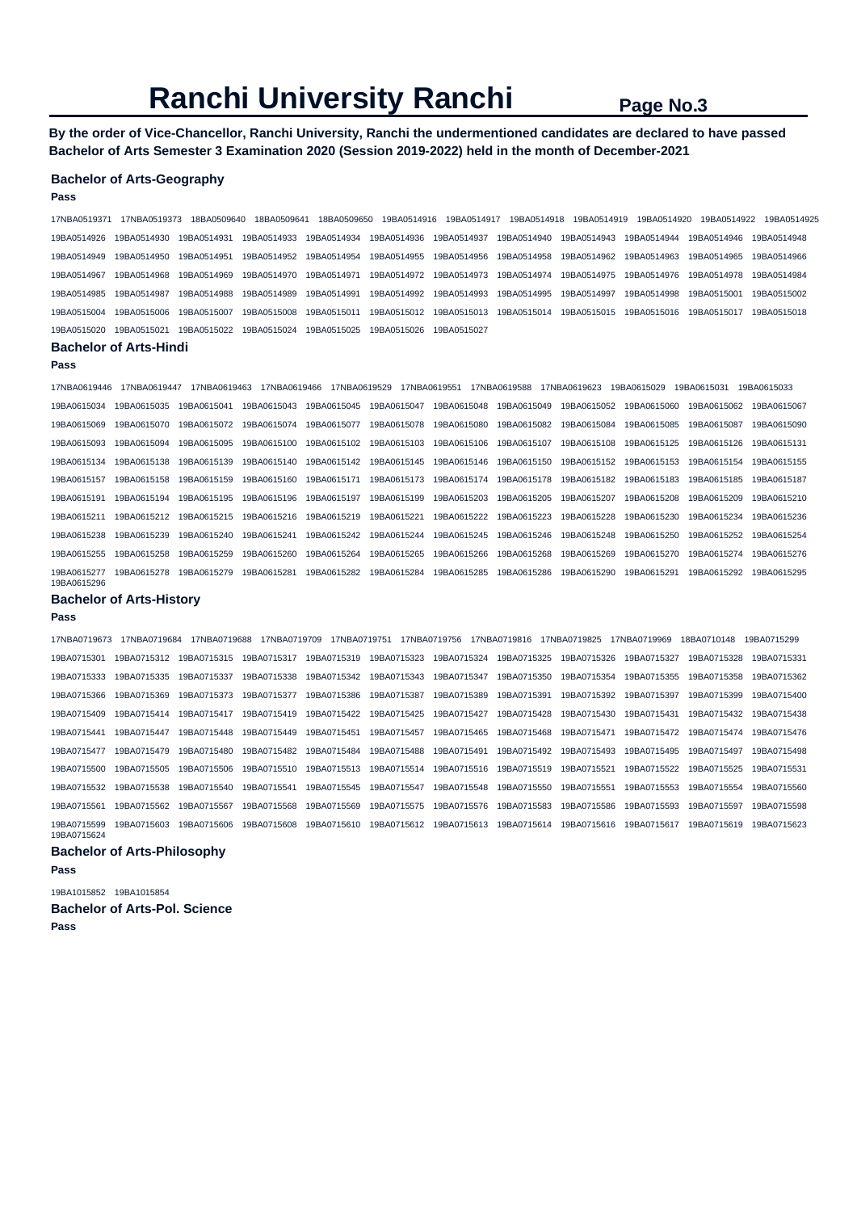# Ranchi University Ranchi

**By the order of Vice-Chancellor, Ranchi University, Ranchi the undermentioned candidates are declared to have passed Bachelor of Arts Semester 3 Examination 2020 (Session 2019-2022) held in the month of December-2021**

### Bachelor of Arts-Geography

**Pass**

17NBA0519371 17NBA0519373 18BA0509640 18BA0509641 18BA0509650 19BA0514916 19BA0514917 19BA0514918 19BA0514919 19BA0514920 19BA0514922 19BA0514925
19BA0514926 19BA0514930 19BA0514931 19BA0514933 19BA0514934 19BA0514936 19BA0514937 19BA0514940 19BA0514943 19BA0514944 19BA0514946 19BA0514948
19BA0514949 19BA0514950 19BA0514951 19BA0514952 19BA0514954 19BA0514955 19BA0514956 19BA0514958 19BA0514962 19BA0514963 19BA0514965 19BA0514966
19BA0514967 19BA0514968 19BA0514969 19BA0514970 19BA0514971 19BA0514972 19BA0514973 19BA0514974 19BA0514975 19BA0514976 19BA0514978 19BA0514984
19BA0514985 19BA0514987 19BA0514988 19BA0514989 19BA0514991 19BA0514992 19BA0514993 19BA0514995 19BA0514997 19BA0514998 19BA0515001 19BA0515002
19BA0515004 19BA0515006 19BA0515007 19BA0515008 19BA0515011 19BA0515012 19BA0515013 19BA0515014 19BA0515015 19BA0515016 19BA0515017 19BA0515018
19BA0515020 19BA0515021 19BA0515022 19BA0515024 19BA0515025 19BA0515026 19BA0515027

### Bachelor of Arts-Hindi

**Pass**

17NBA0619446 17NBA0619447 17NBA0619463 17NBA0619466 17NBA0619529 17NBA0619551 17NBA0619588 17NBA0619623 19BA0615029 19BA0615031 19BA0615033
19BA0615034 19BA0615035 19BA0615041 19BA0615043 19BA0615045 19BA0615047 19BA0615048 19BA0615049 19BA0615052 19BA0615060 19BA0615062 19BA0615067
19BA0615069 19BA0615070 19BA0615072 19BA0615074 19BA0615077 19BA0615078 19BA0615080 19BA0615082 19BA0615084 19BA0615085 19BA0615087 19BA0615090
19BA0615093 19BA0615094 19BA0615095 19BA0615100 19BA0615102 19BA0615103 19BA0615106 19BA0615107 19BA0615108 19BA0615125 19BA0615126 19BA0615131
19BA0615134 19BA0615138 19BA0615139 19BA0615140 19BA0615142 19BA0615145 19BA0615146 19BA0615150 19BA0615152 19BA0615153 19BA0615154 19BA0615155
19BA0615157 19BA0615158 19BA0615159 19BA0615160 19BA0615171 19BA0615173 19BA0615174 19BA0615178 19BA0615182 19BA0615183 19BA0615185 19BA0615187
19BA0615191 19BA0615194 19BA0615195 19BA0615196 19BA0615197 19BA0615199 19BA0615203 19BA0615205 19BA0615207 19BA0615208 19BA0615209 19BA0615210
19BA0615211 19BA0615212 19BA0615215 19BA0615216 19BA0615219 19BA0615221 19BA0615222 19BA0615223 19BA0615228 19BA0615230 19BA0615234 19BA0615236
19BA0615238 19BA0615239 19BA0615240 19BA0615241 19BA0615242 19BA0615244 19BA0615245 19BA0615246 19BA0615248 19BA0615250 19BA0615252 19BA0615254
19BA0615255 19BA0615258 19BA0615259 19BA0615260 19BA0615264 19BA0615265 19BA0615266 19BA0615268 19BA0615269 19BA0615270 19BA0615274 19BA0615276
19BA0615277 19BA0615278 19BA0615279 19BA0615281 19BA0615282 19BA0615284 19BA0615285 19BA0615286 19BA0615290 19BA0615291 19BA0615292 19BA0615295
19BA0615296

### Bachelor of Arts-History

**Pass**

17NBA0719673 17NBA0719684 17NBA0719688 17NBA0719709 17NBA0719751 17NBA0719756 17NBA0719816 17NBA0719825 17NBA0719969 18BA0710148 19BA0715299
19BA0715301 19BA0715312 19BA0715315 19BA0715317 19BA0715319 19BA0715323 19BA0715324 19BA0715325 19BA0715326 19BA0715327 19BA0715328 19BA0715331
19BA0715333 19BA0715335 19BA0715337 19BA0715338 19BA0715342 19BA0715343 19BA0715347 19BA0715350 19BA0715354 19BA0715355 19BA0715358 19BA0715362
19BA0715366 19BA0715369 19BA0715373 19BA0715377 19BA0715386 19BA0715387 19BA0715389 19BA0715391 19BA0715392 19BA0715397 19BA0715399 19BA0715400
19BA0715409 19BA0715414 19BA0715417 19BA0715419 19BA0715422 19BA0715425 19BA0715427 19BA0715428 19BA0715430 19BA0715431 19BA0715432 19BA0715438
19BA0715441 19BA0715447 19BA0715448 19BA0715449 19BA0715451 19BA0715457 19BA0715465 19BA0715468 19BA0715471 19BA0715472 19BA0715474 19BA0715476
19BA0715477 19BA0715479 19BA0715480 19BA0715482 19BA0715484 19BA0715488 19BA0715491 19BA0715492 19BA0715493 19BA0715495 19BA0715497 19BA0715498
19BA0715500 19BA0715505 19BA0715506 19BA0715510 19BA0715513 19BA0715514 19BA0715516 19BA0715519 19BA0715521 19BA0715522 19BA0715525 19BA0715531
19BA0715532 19BA0715538 19BA0715540 19BA0715541 19BA0715545 19BA0715547 19BA0715548 19BA0715550 19BA0715551 19BA0715553 19BA0715554 19BA0715560
19BA0715561 19BA0715562 19BA0715567 19BA0715568 19BA0715569 19BA0715575 19BA0715576 19BA0715583 19BA0715586 19BA0715593 19BA0715597 19BA0715598
19BA0715599 19BA0715603 19BA0715606 19BA0715608 19BA0715610 19BA0715612 19BA0715613 19BA0715614 19BA0715616 19BA0715617 19BA0715619 19BA0715623
19BA0715624

### Bachelor of Arts-Philosophy

**Pass**

19BA1015852 19BA1015854

### Bachelor of Arts-Pol. Science

**Pass**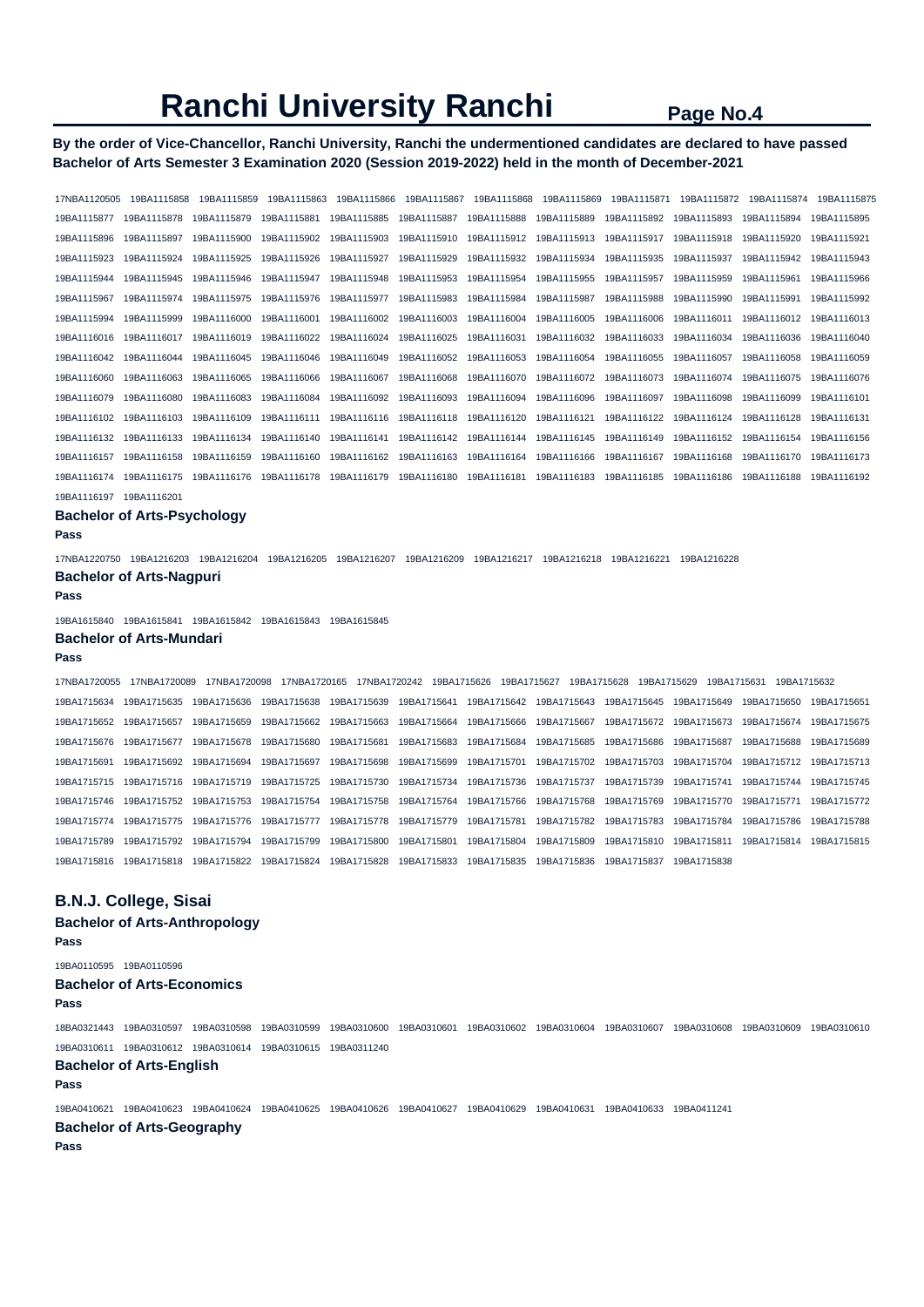# Ranchi University Ranchi

**By the order of Vice-Chancellor, Ranchi University, Ranchi the undermentioned candidates are declared to have passed Bachelor of Arts Semester 3 Examination 2020 (Session 2019-2022) held in the month of December-2021**

17NBA1120505 19BA1115858 19BA1115859 19BA1115863 19BA1115866 19BA1115867 19BA1115868 19BA1115869 19BA1115871 19BA1115872 19BA1115874 19BA1115875 19BA1115877 19BA1115878 19BA1115879 19BA1115881 19BA1115885 19BA1115887 19BA1115888 19BA1115889 19BA1115892 19BA1115893 19BA1115894 19BA1115895 19BA1115896 19BA1115897 19BA1115900 19BA1115902 19BA1115903 19BA1115910 19BA1115912 19BA1115913 19BA1115917 19BA1115918 19BA1115920 19BA1115921 19BA1115923 19BA1115924 19BA1115925 19BA1115926 19BA1115927 19BA1115929 19BA1115932 19BA1115934 19BA1115935 19BA1115937 19BA1115942 19BA1115943 19BA1115944 19BA1115945 19BA1115946 19BA1115947 19BA1115948 19BA1115953 19BA1115954 19BA1115955 19BA1115957 19BA1115959 19BA1115961 19BA1115966 19BA1115967 19BA1115974 19BA1115975 19BA1115976 19BA1115977 19BA1115983 19BA1115984 19BA1115987 19BA1115988 19BA1115990 19BA1115991 19BA1115992 19BA1115994 19BA1115999 19BA1116000 19BA1116001 19BA1116002 19BA1116003 19BA1116004 19BA1116005 19BA1116006 19BA1116011 19BA1116012 19BA1116013 19BA1116016 19BA1116017 19BA1116019 19BA1116022 19BA1116024 19BA1116025 19BA1116031 19BA1116032 19BA1116033 19BA1116034 19BA1116036 19BA1116040 19BA1116042 19BA1116044 19BA1116045 19BA1116046 19BA1116049 19BA1116052 19BA1116053 19BA1116054 19BA1116055 19BA1116057 19BA1116058 19BA1116059 19BA1116060 19BA1116063 19BA1116065 19BA1116066 19BA1116067 19BA1116068 19BA1116070 19BA1116072 19BA1116073 19BA1116074 19BA1116075 19BA1116076 19BA1116079 19BA1116080 19BA1116083 19BA1116084 19BA1116092 19BA1116093 19BA1116094 19BA1116096 19BA1116097 19BA1116098 19BA1116099 19BA1116101 19BA1116102 19BA1116103 19BA1116109 19BA1116111 19BA1116116 19BA1116118 19BA1116120 19BA1116121 19BA1116122 19BA1116124 19BA1116128 19BA1116131 19BA1116132 19BA1116133 19BA1116134 19BA1116140 19BA1116141 19BA1116142 19BA1116144 19BA1116145 19BA1116149 19BA1116152 19BA1116154 19BA1116156 19BA1116157 19BA1116158 19BA1116159 19BA1116160 19BA1116162 19BA1116163 19BA1116164 19BA1116166 19BA1116167 19BA1116168 19BA1116170 19BA1116173 19BA1116174 19BA1116175 19BA1116176 19BA1116178 19BA1116179 19BA1116180 19BA1116181 19BA1116183 19BA1116185 19BA1116186 19BA1116188 19BA1116192 19BA1116197 19BA1116201

### Bachelor of Arts-Psychology

**Pass**

17NBA1220750 19BA1216203 19BA1216204 19BA1216205 19BA1216207 19BA1216209 19BA1216217 19BA1216218 19BA1216221 19BA1216228

### Bachelor of Arts-Nagpuri

**Pass**

19BA1615840 19BA1615841 19BA1615842 19BA1615843 19BA1615845

### Bachelor of Arts-Mundari

**Pass**

17NBA1720055 17NBA1720089 17NBA1720098 17NBA1720165 17NBA1720242 19BA1715626 19BA1715627 19BA1715628 19BA1715629 19BA1715631 19BA1715632 19BA1715634 19BA1715635 19BA1715636 19BA1715638 19BA1715639 19BA1715641 19BA1715642 19BA1715643 19BA1715645 19BA1715649 19BA1715650 19BA1715651 19BA1715652 19BA1715657 19BA1715659 19BA1715662 19BA1715663 19BA1715664 19BA1715666 19BA1715667 19BA1715672 19BA1715673 19BA1715674 19BA1715675 19BA1715676 19BA1715677 19BA1715678 19BA1715680 19BA1715681 19BA1715683 19BA1715684 19BA1715685 19BA1715686 19BA1715687 19BA1715688 19BA1715689 19BA1715691 19BA1715692 19BA1715694 19BA1715697 19BA1715698 19BA1715699 19BA1715701 19BA1715702 19BA1715703 19BA1715704 19BA1715712 19BA1715713 19BA1715715 19BA1715716 19BA1715719 19BA1715725 19BA1715730 19BA1715734 19BA1715736 19BA1715737 19BA1715739 19BA1715741 19BA1715744 19BA1715745 19BA1715746 19BA1715752 19BA1715753 19BA1715754 19BA1715758 19BA1715764 19BA1715766 19BA1715768 19BA1715769 19BA1715770 19BA1715771 19BA1715772 19BA1715774 19BA1715775 19BA1715776 19BA1715777 19BA1715778 19BA1715779 19BA1715781 19BA1715782 19BA1715783 19BA1715784 19BA1715786 19BA1715788 19BA1715789 19BA1715792 19BA1715794 19BA1715799 19BA1715800 19BA1715801 19BA1715804 19BA1715809 19BA1715810 19BA1715811 19BA1715814 19BA1715815 19BA1715816 19BA1715818 19BA1715822 19BA1715824 19BA1715828 19BA1715833 19BA1715835 19BA1715836 19BA1715837 19BA1715838

## B.N.J. College, Sisai

### Bachelor of Arts-Anthropology

**Pass**

19BA0110595 19BA0110596

### Bachelor of Arts-Economics

**Pass**

18BA0321443 19BA0310597 19BA0310598 19BA0310599 19BA0310600 19BA0310601 19BA0310602 19BA0310604 19BA0310607 19BA0310608 19BA0310609 19BA0310610 19BA0310611 19BA0310612 19BA0310614 19BA0310615 19BA0311240

### Bachelor of Arts-English

**Pass**

19BA0410621 19BA0410623 19BA0410624 19BA0410625 19BA0410626 19BA0410627 19BA0410629 19BA0410631 19BA0410633 19BA0411241

### Bachelor of Arts-Geography

**Pass**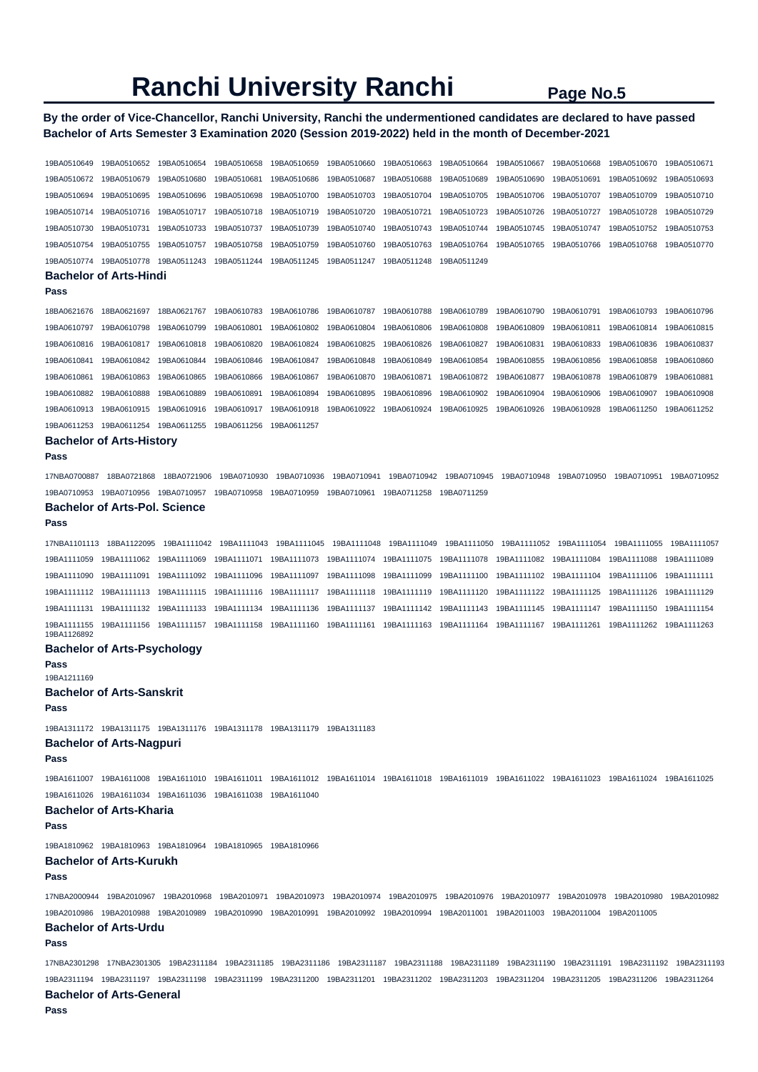# Ranchi University Ranchi

**By the order of Vice-Chancellor, Ranchi University, Ranchi the undermentioned candidates are declared to have passed Bachelor of Arts Semester 3 Examination 2020 (Session 2019-2022) held in the month of December-2021**

19BA0510649 19BA0510652 19BA0510654 19BA0510658 19BA0510659 19BA0510660 19BA0510663 19BA0510664 19BA0510667 19BA0510668 19BA0510670 19BA0510671
19BA0510672 19BA0510679 19BA0510680 19BA0510681 19BA0510686 19BA0510687 19BA0510688 19BA0510689 19BA0510690 19BA0510691 19BA0510692 19BA0510693
19BA0510694 19BA0510695 19BA0510696 19BA0510698 19BA0510700 19BA0510703 19BA0510704 19BA0510705 19BA0510706 19BA0510707 19BA0510709 19BA0510710
19BA0510714 19BA0510716 19BA0510717 19BA0510718 19BA0510719 19BA0510720 19BA0510721 19BA0510723 19BA0510726 19BA0510727 19BA0510728 19BA0510729
19BA0510730 19BA0510731 19BA0510733 19BA0510737 19BA0510739 19BA0510740 19BA0510743 19BA0510744 19BA0510745 19BA0510747 19BA0510752 19BA0510753
19BA0510754 19BA0510755 19BA0510757 19BA0510758 19BA0510759 19BA0510760 19BA0510763 19BA0510764 19BA0510765 19BA0510766 19BA0510768 19BA0510770
19BA0510774 19BA0510778 19BA0511243 19BA0511244 19BA0511245 19BA0511247 19BA0511248 19BA0511249

### Bachelor of Arts-Hindi

**Pass**

18BA0621676 18BA0621697 18BA0621767 19BA0610783 19BA0610786 19BA0610787 19BA0610788 19BA0610789 19BA0610790 19BA0610791 19BA0610793 19BA0610796
19BA0610797 19BA0610798 19BA0610799 19BA0610801 19BA0610802 19BA0610804 19BA0610806 19BA0610808 19BA0610809 19BA0610811 19BA0610814 19BA0610815
19BA0610816 19BA0610817 19BA0610818 19BA0610820 19BA0610824 19BA0610825 19BA0610826 19BA0610827 19BA0610831 19BA0610833 19BA0610836 19BA0610837
19BA0610841 19BA0610842 19BA0610844 19BA0610846 19BA0610847 19BA0610848 19BA0610849 19BA0610854 19BA0610855 19BA0610856 19BA0610858 19BA0610860
19BA0610861 19BA0610863 19BA0610865 19BA0610866 19BA0610867 19BA0610870 19BA0610871 19BA0610872 19BA0610877 19BA0610878 19BA0610879 19BA0610881
19BA0610882 19BA0610888 19BA0610889 19BA0610891 19BA0610894 19BA0610895 19BA0610896 19BA0610902 19BA0610904 19BA0610906 19BA0610907 19BA0610908
19BA0610913 19BA0610915 19BA0610916 19BA0610917 19BA0610918 19BA0610922 19BA0610924 19BA0610925 19BA0610926 19BA0610928 19BA0611250 19BA0611252
19BA0611253 19BA0611254 19BA0611255 19BA0611256 19BA0611257

### Bachelor of Arts-History

**Pass**

17NBA0700887 18BA0721868 18BA0721906 19BA0710930 19BA0710936 19BA0710941 19BA0710942 19BA0710945 19BA0710948 19BA0710950 19BA0710951 19BA0710952
19BA0710953 19BA0710956 19BA0710957 19BA0710958 19BA0710959 19BA0710961 19BA0711258 19BA0711259

### Bachelor of Arts-Pol. Science

**Pass**

17NBA1101113 18BA1122095 19BA1111042 19BA1111043 19BA1111045 19BA1111048 19BA1111049 19BA1111050 19BA1111052 19BA1111054 19BA1111055 19BA1111057
19BA1111059 19BA1111062 19BA1111069 19BA1111071 19BA1111073 19BA1111074 19BA1111075 19BA1111078 19BA1111082 19BA1111084 19BA1111088 19BA1111089
19BA1111090 19BA1111091 19BA1111092 19BA1111096 19BA1111097 19BA1111098 19BA1111099 19BA1111100 19BA1111102 19BA1111104 19BA1111106 19BA1111111
19BA1111112 19BA1111113 19BA1111115 19BA1111116 19BA1111117 19BA1111118 19BA1111119 19BA1111120 19BA1111122 19BA1111125 19BA1111126 19BA1111129
19BA1111131 19BA1111132 19BA1111133 19BA1111134 19BA1111136 19BA1111137 19BA1111142 19BA1111143 19BA1111145 19BA1111147 19BA1111150 19BA1111154
19BA1111155 19BA1111156 19BA1111157 19BA1111158 19BA1111160 19BA1111161 19BA1111163 19BA1111164 19BA1111167 19BA1111261 19BA1111262 19BA1111263
19BA1126892

### Bachelor of Arts-Psychology

**Pass**

19BA1211169

### Bachelor of Arts-Sanskrit

**Pass**

19BA1311172 19BA1311175 19BA1311176 19BA1311178 19BA1311179 19BA1311183

### Bachelor of Arts-Nagpuri

**Pass**

19BA1611007 19BA1611008 19BA1611010 19BA1611011 19BA1611012 19BA1611014 19BA1611018 19BA1611019 19BA1611022 19BA1611023 19BA1611024 19BA1611025
19BA1611026 19BA1611034 19BA1611036 19BA1611038 19BA1611040

### Bachelor of Arts-Kharia

**Pass**

19BA1810962 19BA1810963 19BA1810964 19BA1810965 19BA1810966

### Bachelor of Arts-Kurukh

**Pass**

17NBA2000944 19BA2010967 19BA2010968 19BA2010971 19BA2010973 19BA2010974 19BA2010975 19BA2010976 19BA2010977 19BA2010978 19BA2010980 19BA2010982
19BA2010986 19BA2010988 19BA2010989 19BA2010990 19BA2010991 19BA2010992 19BA2010994 19BA2011001 19BA2011003 19BA2011004 19BA2011005

### Bachelor of Arts-Urdu

**Pass**

17NBA2301298 17NBA2301305 19BA2311184 19BA2311185 19BA2311186 19BA2311187 19BA2311188 19BA2311189 19BA2311190 19BA2311191 19BA2311192 19BA2311193
19BA2311194 19BA2311197 19BA2311198 19BA2311199 19BA2311200 19BA2311201 19BA2311202 19BA2311203 19BA2311204 19BA2311205 19BA2311206 19BA2311264

### Bachelor of Arts-General

**Pass**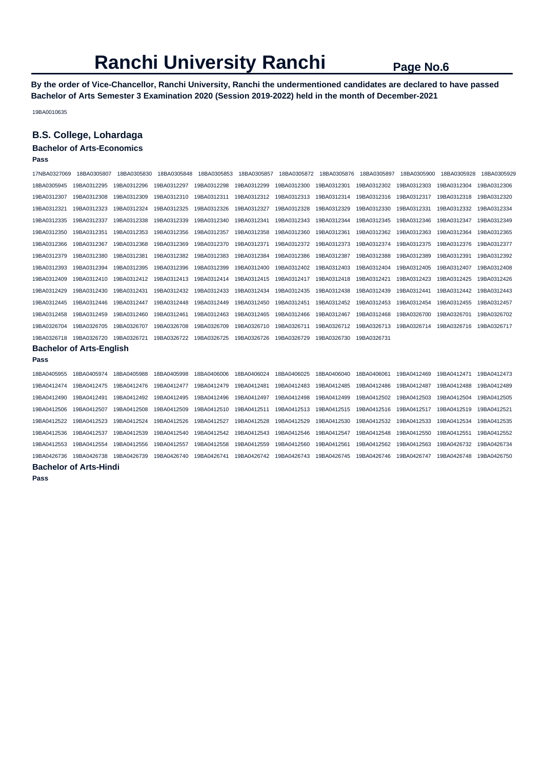# Ranchi University Ranchi

**Page No.6**

**By the order of Vice-Chancellor, Ranchi University, Ranchi the undermentioned candidates are declared to have passed Bachelor of Arts Semester 3 Examination 2020 (Session 2019-2022) held in the month of December-2021**

19BA0010635

## B.S. College, Lohardaga

### Bachelor of Arts-Economics

**Pass**

17NBA0327069 18BA0305807 18BA0305830 18BA0305848 18BA0305853 18BA0305857 18BA0305872 18BA0305876 18BA0305897 18BA0305900 18BA0305928 18BA0305929
18BA0305945 19BA0312295 19BA0312296 19BA0312297 19BA0312298 19BA0312299 19BA0312300 19BA0312301 19BA0312302 19BA0312303 19BA0312304 19BA0312306
19BA0312307 19BA0312308 19BA0312309 19BA0312310 19BA0312311 19BA0312312 19BA0312313 19BA0312314 19BA0312316 19BA0312317 19BA0312318 19BA0312320
19BA0312321 19BA0312323 19BA0312324 19BA0312325 19BA0312326 19BA0312327 19BA0312328 19BA0312329 19BA0312330 19BA0312331 19BA0312332 19BA0312334
19BA0312335 19BA0312337 19BA0312338 19BA0312339 19BA0312340 19BA0312341 19BA0312343 19BA0312344 19BA0312345 19BA0312346 19BA0312347 19BA0312349
19BA0312350 19BA0312351 19BA0312353 19BA0312356 19BA0312357 19BA0312358 19BA0312360 19BA0312361 19BA0312362 19BA0312363 19BA0312364 19BA0312365
19BA0312366 19BA0312367 19BA0312368 19BA0312369 19BA0312370 19BA0312371 19BA0312372 19BA0312373 19BA0312374 19BA0312375 19BA0312376 19BA0312377
19BA0312379 19BA0312380 19BA0312381 19BA0312382 19BA0312383 19BA0312384 19BA0312386 19BA0312387 19BA0312388 19BA0312389 19BA0312391 19BA0312392
19BA0312393 19BA0312394 19BA0312395 19BA0312396 19BA0312399 19BA0312400 19BA0312402 19BA0312403 19BA0312404 19BA0312405 19BA0312407 19BA0312408
19BA0312409 19BA0312410 19BA0312412 19BA0312413 19BA0312414 19BA0312415 19BA0312417 19BA0312418 19BA0312421 19BA0312423 19BA0312425 19BA0312426
19BA0312429 19BA0312430 19BA0312431 19BA0312432 19BA0312433 19BA0312434 19BA0312435 19BA0312438 19BA0312439 19BA0312441 19BA0312442 19BA0312443
19BA0312445 19BA0312446 19BA0312447 19BA0312448 19BA0312449 19BA0312450 19BA0312451 19BA0312452 19BA0312453 19BA0312454 19BA0312455 19BA0312457
19BA0312458 19BA0312459 19BA0312460 19BA0312461 19BA0312463 19BA0312465 19BA0312466 19BA0312467 19BA0312468 19BA0326700 19BA0326701 19BA0326702
19BA0326704 19BA0326705 19BA0326707 19BA0326708 19BA0326709 19BA0326710 19BA0326711 19BA0326712 19BA0326713 19BA0326714 19BA0326716 19BA0326717
19BA0326718 19BA0326720 19BA0326721 19BA0326722 19BA0326725 19BA0326726 19BA0326729 19BA0326730 19BA0326731

### Bachelor of Arts-English

**Pass**

18BA0405955 18BA0405974 18BA0405988 18BA0405998 18BA0406006 18BA0406024 18BA0406025 18BA0406040 18BA0406061 19BA0412469 19BA0412471 19BA0412473
19BA0412474 19BA0412475 19BA0412476 19BA0412477 19BA0412479 19BA0412481 19BA0412483 19BA0412485 19BA0412486 19BA0412487 19BA0412488 19BA0412489
19BA0412490 19BA0412491 19BA0412492 19BA0412495 19BA0412496 19BA0412497 19BA0412498 19BA0412499 19BA0412502 19BA0412503 19BA0412504 19BA0412505
19BA0412506 19BA0412507 19BA0412508 19BA0412509 19BA0412510 19BA0412511 19BA0412513 19BA0412515 19BA0412516 19BA0412517 19BA0412519 19BA0412521
19BA0412522 19BA0412523 19BA0412524 19BA0412526 19BA0412527 19BA0412528 19BA0412529 19BA0412530 19BA0412532 19BA0412533 19BA0412534 19BA0412535
19BA0412536 19BA0412537 19BA0412539 19BA0412540 19BA0412542 19BA0412543 19BA0412546 19BA0412547 19BA0412548 19BA0412550 19BA0412551 19BA0412552
19BA0412553 19BA0412554 19BA0412556 19BA0412557 19BA0412558 19BA0412559 19BA0412560 19BA0412561 19BA0412562 19BA0412563 19BA0426732 19BA0426734
19BA0426736 19BA0426738 19BA0426739 19BA0426740 19BA0426741 19BA0426742 19BA0426743 19BA0426745 19BA0426746 19BA0426747 19BA0426748 19BA0426750

### Bachelor of Arts-Hindi

**Pass**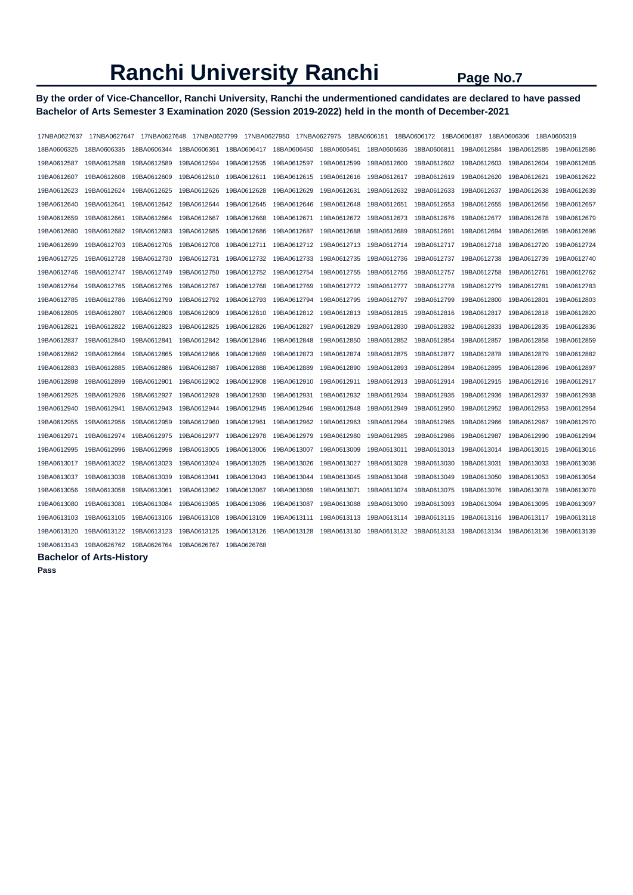# Ranchi University Ranchi

**By the order of Vice-Chancellor, Ranchi University, Ranchi the undermentioned candidates are declared to have passed Bachelor of Arts Semester 3 Examination 2020 (Session 2019-2022) held in the month of December-2021**

17NBA0627637 17NBA0627647 17NBA0627648 17NBA0627799 17NBA0627950 17NBA0627975 18BA0606151 18BA0606172 18BA0606187 18BA0606306 18BA0606319
18BA0606325 18BA0606335 18BA0606344 18BA0606361 18BA0606417 18BA0606450 18BA0606461 18BA0606636 18BA0606811 19BA0612584 19BA0612585 19BA0612586
19BA0612587 19BA0612588 19BA0612589 19BA0612594 19BA0612595 19BA0612597 19BA0612599 19BA0612600 19BA0612602 19BA0612603 19BA0612604 19BA0612605
19BA0612607 19BA0612608 19BA0612609 19BA0612610 19BA0612611 19BA0612615 19BA0612616 19BA0612617 19BA0612619 19BA0612620 19BA0612621 19BA0612622
19BA0612623 19BA0612624 19BA0612625 19BA0612626 19BA0612628 19BA0612629 19BA0612631 19BA0612632 19BA0612633 19BA0612637 19BA0612638 19BA0612639
19BA0612640 19BA0612641 19BA0612642 19BA0612644 19BA0612645 19BA0612646 19BA0612648 19BA0612651 19BA0612653 19BA0612655 19BA0612656 19BA0612657
19BA0612659 19BA0612661 19BA0612664 19BA0612667 19BA0612668 19BA0612671 19BA0612672 19BA0612673 19BA0612676 19BA0612677 19BA0612678 19BA0612679
19BA0612680 19BA0612682 19BA0612683 19BA0612685 19BA0612686 19BA0612687 19BA0612688 19BA0612689 19BA0612691 19BA0612694 19BA0612695 19BA0612696
19BA0612699 19BA0612703 19BA0612706 19BA0612708 19BA0612711 19BA0612712 19BA0612713 19BA0612714 19BA0612717 19BA0612718 19BA0612720 19BA0612724
19BA0612725 19BA0612728 19BA0612730 19BA0612731 19BA0612732 19BA0612733 19BA0612735 19BA0612736 19BA0612737 19BA0612738 19BA0612739 19BA0612740
19BA0612746 19BA0612747 19BA0612749 19BA0612750 19BA0612752 19BA0612754 19BA0612755 19BA0612756 19BA0612757 19BA0612758 19BA0612761 19BA0612762
19BA0612764 19BA0612765 19BA0612766 19BA0612767 19BA0612768 19BA0612769 19BA0612772 19BA0612777 19BA0612778 19BA0612779 19BA0612781 19BA0612783
19BA0612785 19BA0612786 19BA0612790 19BA0612792 19BA0612793 19BA0612794 19BA0612795 19BA0612797 19BA0612799 19BA0612800 19BA0612801 19BA0612803
19BA0612805 19BA0612807 19BA0612808 19BA0612809 19BA0612810 19BA0612812 19BA0612813 19BA0612815 19BA0612816 19BA0612817 19BA0612818 19BA0612820
19BA0612821 19BA0612822 19BA0612823 19BA0612825 19BA0612826 19BA0612827 19BA0612829 19BA0612830 19BA0612832 19BA0612833 19BA0612835 19BA0612836
19BA0612837 19BA0612840 19BA0612841 19BA0612842 19BA0612846 19BA0612848 19BA0612850 19BA0612852 19BA0612854 19BA0612857 19BA0612858 19BA0612859
19BA0612862 19BA0612864 19BA0612865 19BA0612866 19BA0612869 19BA0612873 19BA0612874 19BA0612875 19BA0612877 19BA0612878 19BA0612879 19BA0612882
19BA0612883 19BA0612885 19BA0612886 19BA0612887 19BA0612888 19BA0612889 19BA0612890 19BA0612893 19BA0612894 19BA0612895 19BA0612896 19BA0612897
19BA0612898 19BA0612899 19BA0612901 19BA0612902 19BA0612908 19BA0612910 19BA0612911 19BA0612913 19BA0612914 19BA0612915 19BA0612916 19BA0612917
19BA0612925 19BA0612926 19BA0612927 19BA0612928 19BA0612930 19BA0612931 19BA0612932 19BA0612934 19BA0612935 19BA0612936 19BA0612937 19BA0612938
19BA0612940 19BA0612941 19BA0612943 19BA0612944 19BA0612945 19BA0612946 19BA0612948 19BA0612949 19BA0612950 19BA0612952 19BA0612953 19BA0612954
19BA0612955 19BA0612956 19BA0612959 19BA0612960 19BA0612961 19BA0612962 19BA0612963 19BA0612964 19BA0612965 19BA0612966 19BA0612967 19BA0612970
19BA0612971 19BA0612974 19BA0612975 19BA0612977 19BA0612978 19BA0612979 19BA0612980 19BA0612985 19BA0612986 19BA0612987 19BA0612990 19BA0612994
19BA0612995 19BA0612996 19BA0612998 19BA0613005 19BA0613006 19BA0613007 19BA0613009 19BA0613011 19BA0613013 19BA0613014 19BA0613015 19BA0613016
19BA0613017 19BA0613022 19BA0613023 19BA0613024 19BA0613025 19BA0613026 19BA0613027 19BA0613028 19BA0613030 19BA0613031 19BA0613033 19BA0613036
19BA0613037 19BA0613038 19BA0613039 19BA0613041 19BA0613043 19BA0613044 19BA0613045 19BA0613048 19BA0613049 19BA0613050 19BA0613053 19BA0613054
19BA0613056 19BA0613058 19BA0613061 19BA0613062 19BA0613067 19BA0613069 19BA0613071 19BA0613074 19BA0613075 19BA0613076 19BA0613078 19BA0613079
19BA0613080 19BA0613081 19BA0613084 19BA0613085 19BA0613086 19BA0613087 19BA0613088 19BA0613090 19BA0613093 19BA0613094 19BA0613095 19BA0613097
19BA0613103 19BA0613105 19BA0613106 19BA0613108 19BA0613109 19BA0613111 19BA0613113 19BA0613114 19BA0613115 19BA0613116 19BA0613117 19BA0613118
19BA0613120 19BA0613122 19BA0613123 19BA0613125 19BA0613126 19BA0613128 19BA0613130 19BA0613132 19BA0613133 19BA0613134 19BA0613136 19BA0613139
19BA0613143 19BA0626762 19BA0626764 19BA0626767 19BA0626768

**Bachelor of Arts-History**

**Pass**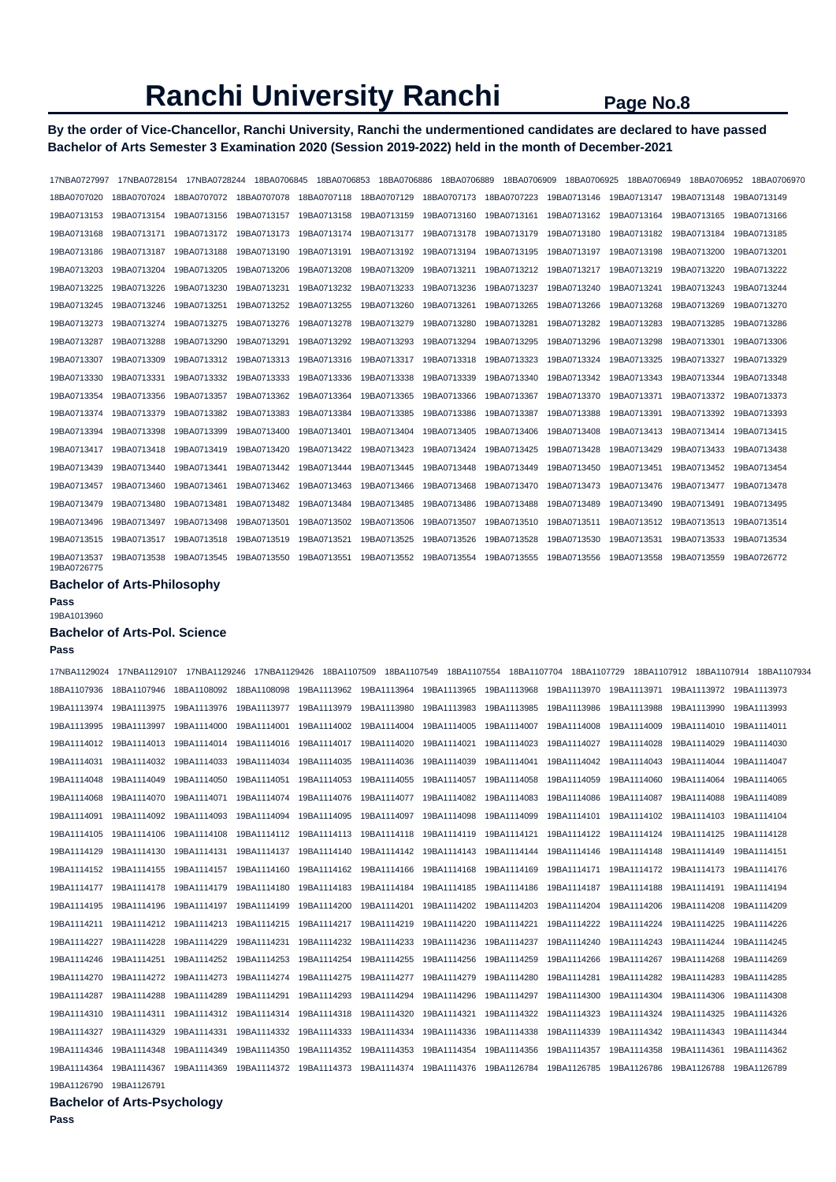# Ranchi University Ranchi

**By the order of Vice-Chancellor, Ranchi University, Ranchi the undermentioned candidates are declared to have passed Bachelor of Arts Semester 3 Examination 2020 (Session 2019-2022) held in the month of December-2021**

17NBA0727997 17NBA0728154 17NBA0728244 18BA0706845 18BA0706853 18BA0706886 18BA0706889 18BA0706909 18BA0706925 18BA0706949 18BA0706952 18BA0706970
18BA0707020 18BA0707024 18BA0707072 18BA0707078 18BA0707118 18BA0707129 18BA0707173 18BA0707223 19BA0713146 19BA0713147 19BA0713148 19BA0713149
19BA0713153 19BA0713154 19BA0713156 19BA0713157 19BA0713158 19BA0713159 19BA0713160 19BA0713161 19BA0713162 19BA0713164 19BA0713165 19BA0713166
19BA0713168 19BA0713171 19BA0713172 19BA0713173 19BA0713174 19BA0713177 19BA0713178 19BA0713179 19BA0713180 19BA0713182 19BA0713184 19BA0713185
19BA0713186 19BA0713187 19BA0713188 19BA0713190 19BA0713191 19BA0713192 19BA0713194 19BA0713195 19BA0713197 19BA0713198 19BA0713200 19BA0713201
19BA0713203 19BA0713204 19BA0713205 19BA0713206 19BA0713208 19BA0713209 19BA0713211 19BA0713212 19BA0713217 19BA0713219 19BA0713220 19BA0713222
19BA0713225 19BA0713226 19BA0713230 19BA0713231 19BA0713232 19BA0713233 19BA0713236 19BA0713237 19BA0713240 19BA0713241 19BA0713243 19BA0713244
19BA0713245 19BA0713246 19BA0713251 19BA0713252 19BA0713255 19BA0713260 19BA0713261 19BA0713265 19BA0713266 19BA0713268 19BA0713269 19BA0713270
19BA0713273 19BA0713274 19BA0713275 19BA0713276 19BA0713278 19BA0713279 19BA0713280 19BA0713281 19BA0713282 19BA0713283 19BA0713285 19BA0713286
19BA0713287 19BA0713288 19BA0713290 19BA0713291 19BA0713292 19BA0713293 19BA0713294 19BA0713295 19BA0713296 19BA0713298 19BA0713301 19BA0713306
19BA0713307 19BA0713309 19BA0713312 19BA0713313 19BA0713316 19BA0713317 19BA0713318 19BA0713323 19BA0713324 19BA0713325 19BA0713327 19BA0713329
19BA0713330 19BA0713331 19BA0713332 19BA0713333 19BA0713336 19BA0713338 19BA0713339 19BA0713340 19BA0713342 19BA0713343 19BA0713344 19BA0713348
19BA0713354 19BA0713356 19BA0713357 19BA0713362 19BA0713364 19BA0713365 19BA0713366 19BA0713367 19BA0713370 19BA0713371 19BA0713372 19BA0713373
19BA0713374 19BA0713379 19BA0713382 19BA0713383 19BA0713384 19BA0713385 19BA0713386 19BA0713387 19BA0713388 19BA0713391 19BA0713392 19BA0713393
19BA0713394 19BA0713398 19BA0713399 19BA0713400 19BA0713401 19BA0713404 19BA0713405 19BA0713406 19BA0713408 19BA0713413 19BA0713414 19BA0713415
19BA0713417 19BA0713418 19BA0713419 19BA0713420 19BA0713422 19BA0713423 19BA0713424 19BA0713425 19BA0713428 19BA0713429 19BA0713433 19BA0713438
19BA0713439 19BA0713440 19BA0713441 19BA0713442 19BA0713444 19BA0713445 19BA0713448 19BA0713449 19BA0713450 19BA0713451 19BA0713452 19BA0713454
19BA0713457 19BA0713460 19BA0713461 19BA0713462 19BA0713463 19BA0713466 19BA0713468 19BA0713470 19BA0713473 19BA0713476 19BA0713477 19BA0713478
19BA0713479 19BA0713480 19BA0713481 19BA0713482 19BA0713484 19BA0713485 19BA0713486 19BA0713488 19BA0713489 19BA0713490 19BA0713491 19BA0713495
19BA0713496 19BA0713497 19BA0713498 19BA0713501 19BA0713502 19BA0713506 19BA0713507 19BA0713510 19BA0713511 19BA0713512 19BA0713513 19BA0713514
19BA0713515 19BA0713517 19BA0713518 19BA0713519 19BA0713521 19BA0713525 19BA0713526 19BA0713528 19BA0713530 19BA0713531 19BA0713533 19BA0713534
19BA0713537 19BA0713538 19BA0713545 19BA0713550 19BA0713551 19BA0713552 19BA0713554 19BA0713555 19BA0713556 19BA0713558 19BA0713559 19BA0726772
19BA0726775

### Bachelor of Arts-Philosophy

**Pass**

19BA1013960

### Bachelor of Arts-Pol. Science

**Pass**

17NBA1129024 17NBA1129107 17NBA1129246 17NBA1129426 18BA1107509 18BA1107549 18BA1107554 18BA1107704 18BA1107729 18BA1107912 18BA1107914 18BA1107934
18BA1107936 18BA1107946 18BA1108092 18BA1108098 19BA1113962 19BA1113964 19BA1113965 19BA1113968 19BA1113970 19BA1113971 19BA1113972 19BA1113973
19BA1113974 19BA1113975 19BA1113976 19BA1113977 19BA1113979 19BA1113980 19BA1113983 19BA1113985 19BA1113986 19BA1113988 19BA1113990 19BA1113993
19BA1113995 19BA1113997 19BA1114000 19BA1114001 19BA1114002 19BA1114004 19BA1114005 19BA1114007 19BA1114008 19BA1114009 19BA1114010 19BA1114011
19BA1114012 19BA1114013 19BA1114014 19BA1114016 19BA1114017 19BA1114020 19BA1114021 19BA1114023 19BA1114027 19BA1114028 19BA1114029 19BA1114030
19BA1114031 19BA1114032 19BA1114033 19BA1114034 19BA1114035 19BA1114036 19BA1114039 19BA1114041 19BA1114042 19BA1114043 19BA1114044 19BA1114047
19BA1114048 19BA1114049 19BA1114050 19BA1114051 19BA1114053 19BA1114055 19BA1114057 19BA1114058 19BA1114059 19BA1114060 19BA1114064 19BA1114065
19BA1114068 19BA1114070 19BA1114071 19BA1114074 19BA1114076 19BA1114077 19BA1114082 19BA1114083 19BA1114086 19BA1114087 19BA1114088 19BA1114089
19BA1114091 19BA1114092 19BA1114093 19BA1114094 19BA1114095 19BA1114097 19BA1114098 19BA1114099 19BA1114101 19BA1114102 19BA1114103 19BA1114104
19BA1114105 19BA1114106 19BA1114108 19BA1114112 19BA1114113 19BA1114118 19BA1114119 19BA1114121 19BA1114122 19BA1114124 19BA1114125 19BA1114128
19BA1114129 19BA1114130 19BA1114131 19BA1114137 19BA1114140 19BA1114142 19BA1114143 19BA1114144 19BA1114146 19BA1114148 19BA1114149 19BA1114151
19BA1114152 19BA1114155 19BA1114157 19BA1114160 19BA1114162 19BA1114166 19BA1114168 19BA1114169 19BA1114171 19BA1114172 19BA1114173 19BA1114176
19BA1114177 19BA1114178 19BA1114179 19BA1114180 19BA1114183 19BA1114184 19BA1114185 19BA1114186 19BA1114187 19BA1114188 19BA1114191 19BA1114194
19BA1114195 19BA1114196 19BA1114197 19BA1114199 19BA1114200 19BA1114201 19BA1114202 19BA1114203 19BA1114204 19BA1114206 19BA1114208 19BA1114209
19BA1114211 19BA1114212 19BA1114213 19BA1114215 19BA1114217 19BA1114219 19BA1114220 19BA1114221 19BA1114222 19BA1114224 19BA1114225 19BA1114226
19BA1114227 19BA1114228 19BA1114229 19BA1114231 19BA1114232 19BA1114233 19BA1114236 19BA1114237 19BA1114240 19BA1114243 19BA1114244 19BA1114245
19BA1114246 19BA1114251 19BA1114252 19BA1114253 19BA1114254 19BA1114255 19BA1114256 19BA1114259 19BA1114266 19BA1114267 19BA1114268 19BA1114269
19BA1114270 19BA1114272 19BA1114273 19BA1114274 19BA1114275 19BA1114277 19BA1114279 19BA1114280 19BA1114281 19BA1114282 19BA1114283 19BA1114285
19BA1114287 19BA1114288 19BA1114289 19BA1114291 19BA1114293 19BA1114294 19BA1114296 19BA1114297 19BA1114300 19BA1114304 19BA1114306 19BA1114308
19BA1114310 19BA1114311 19BA1114312 19BA1114314 19BA1114318 19BA1114320 19BA1114321 19BA1114322 19BA1114323 19BA1114324 19BA1114325 19BA1114326
19BA1114327 19BA1114329 19BA1114331 19BA1114332 19BA1114333 19BA1114334 19BA1114336 19BA1114338 19BA1114339 19BA1114342 19BA1114343 19BA1114344
19BA1114346 19BA1114348 19BA1114349 19BA1114350 19BA1114352 19BA1114353 19BA1114354 19BA1114356 19BA1114357 19BA1114358 19BA1114361 19BA1114362
19BA1114364 19BA1114367 19BA1114369 19BA1114372 19BA1114373 19BA1114374 19BA1114376 19BA1126784 19BA1126785 19BA1126786 19BA1126788 19BA1126789
19BA1126790 19BA1126791

### Bachelor of Arts-Psychology

**Pass**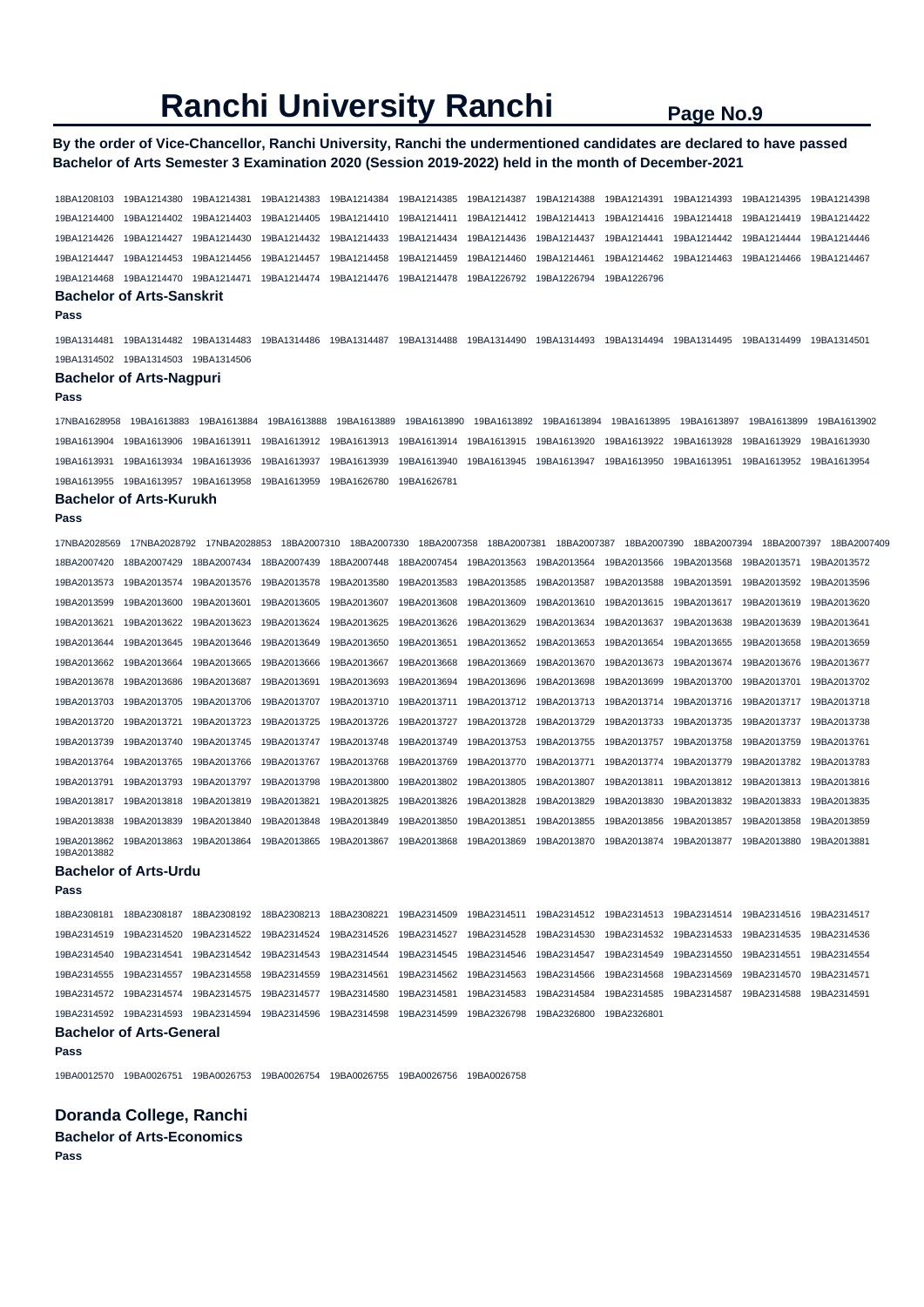# Ranchi University Ranchi

**By the order of Vice-Chancellor, Ranchi University, Ranchi the undermentioned candidates are declared to have passed Bachelor of Arts Semester 3 Examination 2020 (Session 2019-2022) held in the month of December-2021**

18BA1208103 19BA1214380 19BA1214381 19BA1214383 19BA1214384 19BA1214385 19BA1214387 19BA1214388 19BA1214391 19BA1214393 19BA1214395 19BA1214398 19BA1214400 19BA1214402 19BA1214403 19BA1214405 19BA1214410 19BA1214411 19BA1214412 19BA1214413 19BA1214416 19BA1214418 19BA1214419 19BA1214422 19BA1214426 19BA1214427 19BA1214430 19BA1214432 19BA1214433 19BA1214434 19BA1214436 19BA1214437 19BA1214441 19BA1214442 19BA1214444 19BA1214446 19BA1214447 19BA1214453 19BA1214456 19BA1214457 19BA1214458 19BA1214459 19BA1214460 19BA1214461 19BA1214462 19BA1214463 19BA1214466 19BA1214467 19BA1214468 19BA1214470 19BA1214471 19BA1214474 19BA1214476 19BA1214478 19BA1226792 19BA1226794 19BA1226796

### Bachelor of Arts-Sanskrit

**Pass**

19BA1314481 19BA1314482 19BA1314483 19BA1314486 19BA1314487 19BA1314488 19BA1314490 19BA1314493 19BA1314494 19BA1314495 19BA1314499 19BA1314501 19BA1314502 19BA1314503 19BA1314506

### Bachelor of Arts-Nagpuri

**Pass**

17NBA1628958 19BA1613883 19BA1613884 19BA1613888 19BA1613889 19BA1613890 19BA1613892 19BA1613894 19BA1613895 19BA1613897 19BA1613899 19BA1613902 19BA1613904 19BA1613906 19BA1613911 19BA1613912 19BA1613913 19BA1613914 19BA1613915 19BA1613920 19BA1613922 19BA1613928 19BA1613929 19BA1613930 19BA1613931 19BA1613934 19BA1613936 19BA1613937 19BA1613939 19BA1613940 19BA1613945 19BA1613947 19BA1613950 19BA1613951 19BA1613952 19BA1613954 19BA1613955 19BA1613957 19BA1613958 19BA1613959 19BA1626780 19BA1626781

### Bachelor of Arts-Kurukh

**Pass**

17NBA2028569 17NBA2028792 17NBA2028853 18BA2007310 18BA2007330 18BA2007358 18BA2007381 18BA2007387 18BA2007390 18BA2007394 18BA2007397 18BA2007409 18BA2007420 18BA2007429 18BA2007434 18BA2007439 18BA2007448 18BA2007454 19BA2013563 19BA2013564 19BA2013566 19BA2013568 19BA2013571 19BA2013572 19BA2013573 19BA2013574 19BA2013576 19BA2013578 19BA2013580 19BA2013583 19BA2013585 19BA2013587 19BA2013588 19BA2013591 19BA2013592 19BA2013596 19BA2013599 19BA2013600 19BA2013601 19BA2013605 19BA2013607 19BA2013608 19BA2013609 19BA2013610 19BA2013615 19BA2013617 19BA2013619 19BA2013620 19BA2013621 19BA2013622 19BA2013623 19BA2013624 19BA2013625 19BA2013626 19BA2013629 19BA2013634 19BA2013637 19BA2013638 19BA2013639 19BA2013641 19BA2013644 19BA2013645 19BA2013646 19BA2013649 19BA2013650 19BA2013651 19BA2013652 19BA2013653 19BA2013654 19BA2013655 19BA2013658 19BA2013659 19BA2013662 19BA2013664 19BA2013665 19BA2013666 19BA2013667 19BA2013668 19BA2013669 19BA2013670 19BA2013673 19BA2013674 19BA2013676 19BA2013677 19BA2013678 19BA2013686 19BA2013687 19BA2013691 19BA2013693 19BA2013694 19BA2013696 19BA2013698 19BA2013699 19BA2013700 19BA2013701 19BA2013702 19BA2013703 19BA2013705 19BA2013706 19BA2013707 19BA2013710 19BA2013711 19BA2013712 19BA2013713 19BA2013714 19BA2013716 19BA2013717 19BA2013718 19BA2013720 19BA2013721 19BA2013723 19BA2013725 19BA2013726 19BA2013727 19BA2013728 19BA2013729 19BA2013733 19BA2013735 19BA2013737 19BA2013738 19BA2013739 19BA2013740 19BA2013745 19BA2013747 19BA2013748 19BA2013749 19BA2013753 19BA2013755 19BA2013757 19BA2013758 19BA2013759 19BA2013761 19BA2013764 19BA2013765 19BA2013766 19BA2013767 19BA2013768 19BA2013769 19BA2013770 19BA2013771 19BA2013774 19BA2013779 19BA2013782 19BA2013783 19BA2013791 19BA2013793 19BA2013797 19BA2013798 19BA2013800 19BA2013802 19BA2013805 19BA2013807 19BA2013811 19BA2013812 19BA2013813 19BA2013816 19BA2013817 19BA2013818 19BA2013819 19BA2013821 19BA2013825 19BA2013826 19BA2013828 19BA2013829 19BA2013830 19BA2013832 19BA2013833 19BA2013835 19BA2013838 19BA2013839 19BA2013840 19BA2013848 19BA2013849 19BA2013850 19BA2013851 19BA2013855 19BA2013856 19BA2013857 19BA2013858 19BA2013859 19BA2013862 19BA2013863 19BA2013864 19BA2013865 19BA2013867 19BA2013868 19BA2013869 19BA2013870 19BA2013874 19BA2013877 19BA2013880 19BA2013881 19BA2013882

### Bachelor of Arts-Urdu

**Pass**

18BA2308181 18BA2308187 18BA2308192 18BA2308213 18BA2308221 19BA2314509 19BA2314511 19BA2314512 19BA2314513 19BA2314514 19BA2314516 19BA2314517 19BA2314519 19BA2314520 19BA2314522 19BA2314524 19BA2314526 19BA2314527 19BA2314528 19BA2314530 19BA2314532 19BA2314533 19BA2314535 19BA2314536 19BA2314540 19BA2314541 19BA2314542 19BA2314543 19BA2314544 19BA2314545 19BA2314546 19BA2314547 19BA2314549 19BA2314550 19BA2314551 19BA2314554 19BA2314555 19BA2314557 19BA2314558 19BA2314559 19BA2314561 19BA2314562 19BA2314563 19BA2314566 19BA2314568 19BA2314569 19BA2314570 19BA2314571 19BA2314572 19BA2314574 19BA2314575 19BA2314577 19BA2314580 19BA2314581 19BA2314583 19BA2314584 19BA2314585 19BA2314587 19BA2314588 19BA2314591 19BA2314592 19BA2314593 19BA2314594 19BA2314596 19BA2314598 19BA2314599 19BA2326798 19BA2326800 19BA2326801

### Bachelor of Arts-General

**Pass**

19BA0012570 19BA0026751 19BA0026753 19BA0026754 19BA0026755 19BA0026756 19BA0026758

## Doranda College, Ranchi

### Bachelor of Arts-Economics

**Pass**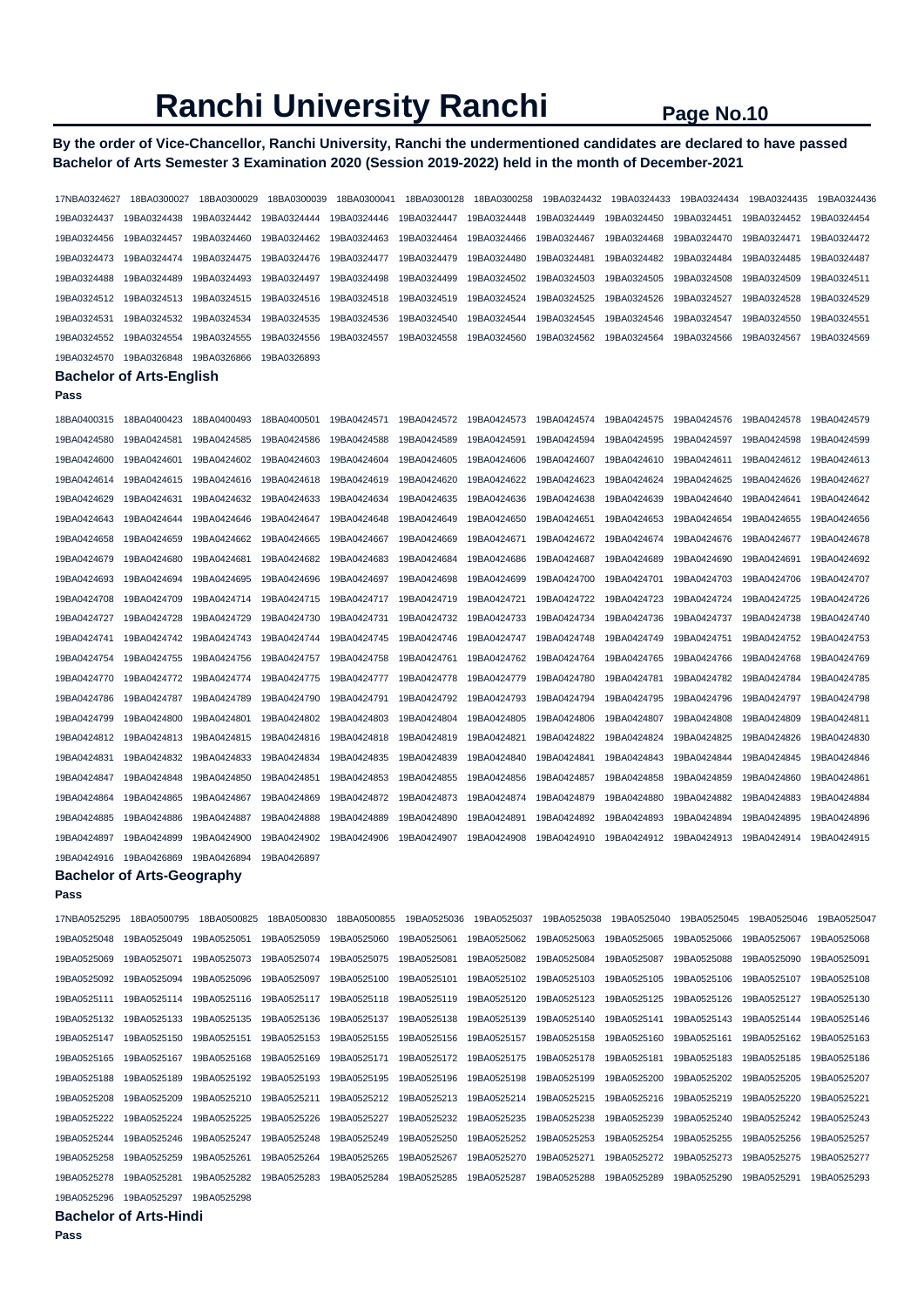# Ranchi University Ranchi

**By the order of Vice-Chancellor, Ranchi University, Ranchi the undermentioned candidates are declared to have passed Bachelor of Arts Semester 3 Examination 2020 (Session 2019-2022) held in the month of December-2021**

17NBA0324627 18BA0300027 18BA0300029 18BA0300039 18BA0300041 18BA0300128 18BA0300258 19BA0324432 19BA0324433 19BA0324434 19BA0324435 19BA0324436 19BA0324437 19BA0324438 19BA0324442 19BA0324444 19BA0324446 19BA0324447 19BA0324448 19BA0324449 19BA0324450 19BA0324451 19BA0324452 19BA0324454 19BA0324456 19BA0324457 19BA0324460 19BA0324462 19BA0324463 19BA0324464 19BA0324466 19BA0324467 19BA0324468 19BA0324470 19BA0324471 19BA0324472 19BA0324473 19BA0324474 19BA0324475 19BA0324476 19BA0324477 19BA0324479 19BA0324480 19BA0324481 19BA0324482 19BA0324484 19BA0324485 19BA0324487 19BA0324488 19BA0324489 19BA0324493 19BA0324497 19BA0324498 19BA0324499 19BA0324502 19BA0324503 19BA0324505 19BA0324508 19BA0324509 19BA0324511 19BA0324512 19BA0324513 19BA0324515 19BA0324516 19BA0324518 19BA0324519 19BA0324524 19BA0324525 19BA0324526 19BA0324527 19BA0324528 19BA0324529 19BA0324531 19BA0324532 19BA0324534 19BA0324535 19BA0324536 19BA0324540 19BA0324544 19BA0324545 19BA0324546 19BA0324547 19BA0324550 19BA0324551 19BA0324552 19BA0324554 19BA0324555 19BA0324556 19BA0324557 19BA0324558 19BA0324560 19BA0324562 19BA0324564 19BA0324566 19BA0324567 19BA0324569 19BA0324570 19BA0326848 19BA0326866 19BA0326893

### Bachelor of Arts-English

**Pass**

18BA0400315 18BA0400423 18BA0400493 18BA0400501 19BA0424571 19BA0424572 19BA0424573 19BA0424574 19BA0424575 19BA0424576 19BA0424578 19BA0424579 19BA0424580 19BA0424581 19BA0424585 19BA0424586 19BA0424588 19BA0424589 19BA0424591 19BA0424594 19BA0424595 19BA0424597 19BA0424598 19BA0424599 19BA0424600 19BA0424601 19BA0424602 19BA0424603 19BA0424604 19BA0424605 19BA0424606 19BA0424607 19BA0424610 19BA0424611 19BA0424612 19BA0424613 19BA0424614 19BA0424615 19BA0424616 19BA0424618 19BA0424619 19BA0424620 19BA0424622 19BA0424623 19BA0424624 19BA0424625 19BA0424626 19BA0424627 19BA0424629 19BA0424631 19BA0424632 19BA0424633 19BA0424634 19BA0424635 19BA0424636 19BA0424638 19BA0424639 19BA0424640 19BA0424641 19BA0424642 19BA0424643 19BA0424644 19BA0424646 19BA0424647 19BA0424648 19BA0424649 19BA0424650 19BA0424651 19BA0424653 19BA0424654 19BA0424655 19BA0424656 19BA0424658 19BA0424659 19BA0424662 19BA0424665 19BA0424667 19BA0424669 19BA0424671 19BA0424672 19BA0424674 19BA0424676 19BA0424677 19BA0424678 19BA0424679 19BA0424680 19BA0424681 19BA0424682 19BA0424683 19BA0424684 19BA0424686 19BA0424687 19BA0424689 19BA0424690 19BA0424691 19BA0424692 19BA0424693 19BA0424694 19BA0424695 19BA0424696 19BA0424697 19BA0424698 19BA0424699 19BA0424700 19BA0424701 19BA0424703 19BA0424706 19BA0424707 19BA0424708 19BA0424709 19BA0424714 19BA0424715 19BA0424717 19BA0424719 19BA0424721 19BA0424722 19BA0424723 19BA0424724 19BA0424725 19BA0424726 19BA0424727 19BA0424728 19BA0424729 19BA0424730 19BA0424731 19BA0424732 19BA0424733 19BA0424734 19BA0424736 19BA0424737 19BA0424738 19BA0424740 19BA0424741 19BA0424742 19BA0424743 19BA0424744 19BA0424745 19BA0424746 19BA0424747 19BA0424748 19BA0424749 19BA0424751 19BA0424752 19BA0424753 19BA0424754 19BA0424755 19BA0424756 19BA0424757 19BA0424758 19BA0424761 19BA0424762 19BA0424764 19BA0424765 19BA0424766 19BA0424768 19BA0424769 19BA0424770 19BA0424772 19BA0424774 19BA0424775 19BA0424777 19BA0424778 19BA0424779 19BA0424780 19BA0424781 19BA0424782 19BA0424784 19BA0424785 19BA0424786 19BA0424787 19BA0424789 19BA0424790 19BA0424791 19BA0424792 19BA0424793 19BA0424794 19BA0424795 19BA0424796 19BA0424797 19BA0424798 19BA0424799 19BA0424800 19BA0424801 19BA0424802 19BA0424803 19BA0424804 19BA0424805 19BA0424806 19BA0424807 19BA0424808 19BA0424809 19BA0424811 19BA0424812 19BA0424813 19BA0424815 19BA0424816 19BA0424818 19BA0424819 19BA0424821 19BA0424822 19BA0424824 19BA0424825 19BA0424826 19BA0424830 19BA0424831 19BA0424832 19BA0424833 19BA0424834 19BA0424835 19BA0424839 19BA0424840 19BA0424841 19BA0424843 19BA0424844 19BA0424845 19BA0424846 19BA0424847 19BA0424848 19BA0424850 19BA0424851 19BA0424853 19BA0424855 19BA0424856 19BA0424857 19BA0424858 19BA0424859 19BA0424860 19BA0424861 19BA0424864 19BA0424865 19BA0424867 19BA0424869 19BA0424872 19BA0424873 19BA0424874 19BA0424879 19BA0424880 19BA0424882 19BA0424883 19BA0424884 19BA0424885 19BA0424886 19BA0424887 19BA0424888 19BA0424889 19BA0424890 19BA0424891 19BA0424892 19BA0424893 19BA0424894 19BA0424895 19BA0424896 19BA0424897 19BA0424899 19BA0424900 19BA0424902 19BA0424906 19BA0424907 19BA0424908 19BA0424910 19BA0424912 19BA0424913 19BA0424914 19BA0424915 19BA0424916 19BA0426869 19BA0426894 19BA0426897

### Bachelor of Arts-Geography

**Pass**

17NBA0525295 18BA0500795 18BA0500825 18BA0500830 18BA0500855 19BA0525036 19BA0525037 19BA0525038 19BA0525040 19BA0525045 19BA0525046 19BA0525047 19BA0525048 19BA0525049 19BA0525051 19BA0525059 19BA0525060 19BA0525061 19BA0525062 19BA0525063 19BA0525065 19BA0525066 19BA0525067 19BA0525068 19BA0525069 19BA0525071 19BA0525073 19BA0525074 19BA0525075 19BA0525081 19BA0525082 19BA0525084 19BA0525087 19BA0525088 19BA0525090 19BA0525091 19BA0525092 19BA0525094 19BA0525096 19BA0525097 19BA0525100 19BA0525101 19BA0525102 19BA0525103 19BA0525105 19BA0525106 19BA0525107 19BA0525108 19BA0525111 19BA0525114 19BA0525116 19BA0525117 19BA0525118 19BA0525119 19BA0525120 19BA0525123 19BA0525125 19BA0525126 19BA0525127 19BA0525130 19BA0525132 19BA0525133 19BA0525135 19BA0525136 19BA0525137 19BA0525138 19BA0525139 19BA0525140 19BA0525141 19BA0525143 19BA0525144 19BA0525146 19BA0525147 19BA0525150 19BA0525151 19BA0525153 19BA0525155 19BA0525156 19BA0525157 19BA0525158 19BA0525160 19BA0525161 19BA0525162 19BA0525163 19BA0525165 19BA0525167 19BA0525168 19BA0525169 19BA0525171 19BA0525172 19BA0525175 19BA0525178 19BA0525181 19BA0525183 19BA0525185 19BA0525186 19BA0525188 19BA0525189 19BA0525192 19BA0525193 19BA0525195 19BA0525196 19BA0525198 19BA0525199 19BA0525200 19BA0525202 19BA0525205 19BA0525207 19BA0525208 19BA0525209 19BA0525210 19BA0525211 19BA0525212 19BA0525213 19BA0525214 19BA0525215 19BA0525216 19BA0525219 19BA0525220 19BA0525221 19BA0525222 19BA0525224 19BA0525225 19BA0525226 19BA0525227 19BA0525232 19BA0525235 19BA0525238 19BA0525239 19BA0525240 19BA0525242 19BA0525243 19BA0525244 19BA0525246 19BA0525247 19BA0525248 19BA0525249 19BA0525250 19BA0525252 19BA0525253 19BA0525254 19BA0525255 19BA0525256 19BA0525257 19BA0525258 19BA0525259 19BA0525261 19BA0525264 19BA0525265 19BA0525267 19BA0525270 19BA0525271 19BA0525272 19BA0525273 19BA0525275 19BA0525277 19BA0525278 19BA0525281 19BA0525282 19BA0525283 19BA0525284 19BA0525285 19BA0525287 19BA0525288 19BA0525289 19BA0525290 19BA0525291 19BA0525293 19BA0525296 19BA0525297 19BA0525298

### Bachelor of Arts-Hindi

**Pass**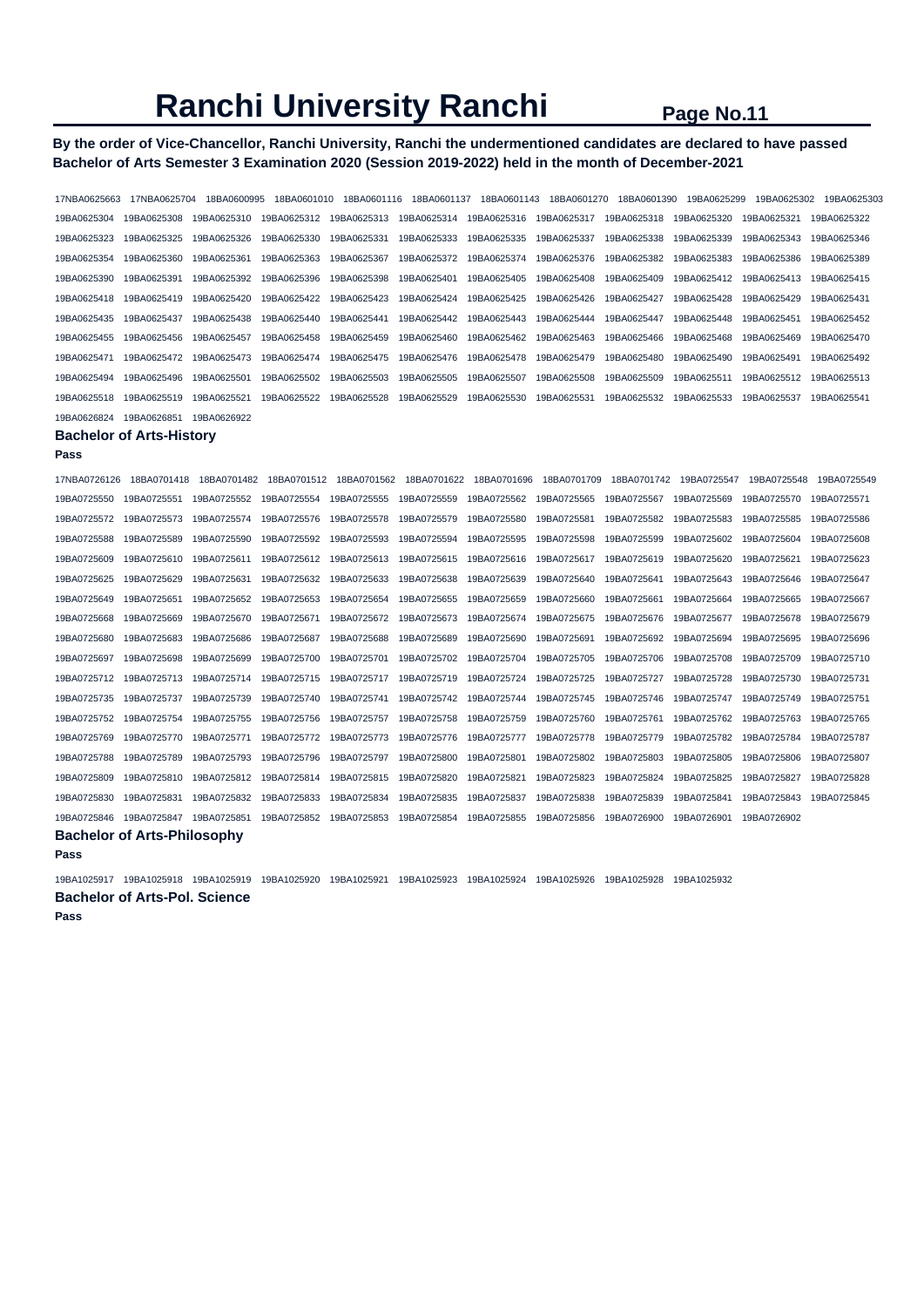# Ranchi University Ranchi

**By the order of Vice-Chancellor, Ranchi University, Ranchi the undermentioned candidates are declared to have passed Bachelor of Arts Semester 3 Examination 2020 (Session 2019-2022) held in the month of December-2021**

17NBA0625663 17NBA0625704 18BA0600995 18BA0601010 18BA0601116 18BA0601137 18BA0601143 18BA0601270 18BA0601390 19BA0625299 19BA0625302 19BA0625303
19BA0625304 19BA0625308 19BA0625310 19BA0625312 19BA0625313 19BA0625314 19BA0625316 19BA0625317 19BA0625318 19BA0625320 19BA0625321 19BA0625322
19BA0625323 19BA0625325 19BA0625326 19BA0625330 19BA0625331 19BA0625333 19BA0625335 19BA0625337 19BA0625338 19BA0625339 19BA0625343 19BA0625346
19BA0625354 19BA0625360 19BA0625361 19BA0625363 19BA0625367 19BA0625372 19BA0625374 19BA0625376 19BA0625382 19BA0625383 19BA0625386 19BA0625389
19BA0625390 19BA0625391 19BA0625392 19BA0625396 19BA0625398 19BA0625401 19BA0625405 19BA0625408 19BA0625409 19BA0625412 19BA0625413 19BA0625415
19BA0625418 19BA0625419 19BA0625420 19BA0625422 19BA0625423 19BA0625424 19BA0625425 19BA0625426 19BA0625427 19BA0625428 19BA0625429 19BA0625431
19BA0625435 19BA0625437 19BA0625438 19BA0625440 19BA0625441 19BA0625442 19BA0625443 19BA0625444 19BA0625447 19BA0625448 19BA0625451 19BA0625452
19BA0625455 19BA0625456 19BA0625457 19BA0625458 19BA0625459 19BA0625460 19BA0625462 19BA0625463 19BA0625466 19BA0625468 19BA0625469 19BA0625470
19BA0625471 19BA0625472 19BA0625473 19BA0625474 19BA0625475 19BA0625476 19BA0625478 19BA0625479 19BA0625480 19BA0625490 19BA0625491 19BA0625492
19BA0625494 19BA0625496 19BA0625501 19BA0625502 19BA0625503 19BA0625505 19BA0625507 19BA0625508 19BA0625509 19BA0625511 19BA0625512 19BA0625513
19BA0625518 19BA0625519 19BA0625521 19BA0625522 19BA0625528 19BA0625529 19BA0625530 19BA0625531 19BA0625532 19BA0625533 19BA0625537 19BA0625541
19BA0626824 19BA0626851 19BA0626922

### Bachelor of Arts-History

**Pass**

17NBA0726126 18BA0701418 18BA0701482 18BA0701512 18BA0701562 18BA0701622 18BA0701696 18BA0701709 18BA0701742 19BA0725547 19BA0725548 19BA0725549
19BA0725550 19BA0725551 19BA0725552 19BA0725554 19BA0725555 19BA0725559 19BA0725562 19BA0725565 19BA0725567 19BA0725569 19BA0725570 19BA0725571
19BA0725572 19BA0725573 19BA0725574 19BA0725576 19BA0725578 19BA0725579 19BA0725580 19BA0725581 19BA0725582 19BA0725583 19BA0725585 19BA0725586
19BA0725588 19BA0725589 19BA0725590 19BA0725592 19BA0725593 19BA0725594 19BA0725595 19BA0725598 19BA0725599 19BA0725602 19BA0725604 19BA0725608
19BA0725609 19BA0725610 19BA0725611 19BA0725612 19BA0725613 19BA0725615 19BA0725616 19BA0725617 19BA0725619 19BA0725620 19BA0725621 19BA0725623
19BA0725625 19BA0725629 19BA0725631 19BA0725632 19BA0725633 19BA0725638 19BA0725639 19BA0725640 19BA0725641 19BA0725643 19BA0725646 19BA0725647
19BA0725649 19BA0725651 19BA0725652 19BA0725653 19BA0725654 19BA0725655 19BA0725659 19BA0725660 19BA0725661 19BA0725664 19BA0725665 19BA0725667
19BA0725668 19BA0725669 19BA0725670 19BA0725671 19BA0725672 19BA0725673 19BA0725674 19BA0725675 19BA0725676 19BA0725677 19BA0725678 19BA0725679
19BA0725680 19BA0725683 19BA0725686 19BA0725687 19BA0725688 19BA0725689 19BA0725690 19BA0725691 19BA0725692 19BA0725694 19BA0725695 19BA0725696
19BA0725697 19BA0725698 19BA0725699 19BA0725700 19BA0725701 19BA0725702 19BA0725704 19BA0725705 19BA0725706 19BA0725708 19BA0725709 19BA0725710
19BA0725712 19BA0725713 19BA0725714 19BA0725715 19BA0725717 19BA0725719 19BA0725724 19BA0725725 19BA0725727 19BA0725728 19BA0725730 19BA0725731
19BA0725735 19BA0725737 19BA0725739 19BA0725740 19BA0725741 19BA0725742 19BA0725744 19BA0725745 19BA0725746 19BA0725747 19BA0725749 19BA0725751
19BA0725752 19BA0725754 19BA0725755 19BA0725756 19BA0725757 19BA0725758 19BA0725759 19BA0725760 19BA0725761 19BA0725762 19BA0725763 19BA0725765
19BA0725769 19BA0725770 19BA0725771 19BA0725772 19BA0725773 19BA0725776 19BA0725777 19BA0725778 19BA0725779 19BA0725782 19BA0725784 19BA0725787
19BA0725788 19BA0725789 19BA0725793 19BA0725796 19BA0725797 19BA0725800 19BA0725801 19BA0725802 19BA0725803 19BA0725805 19BA0725806 19BA0725807
19BA0725809 19BA0725810 19BA0725812 19BA0725814 19BA0725815 19BA0725820 19BA0725821 19BA0725823 19BA0725824 19BA0725825 19BA0725827 19BA0725828
19BA0725830 19BA0725831 19BA0725832 19BA0725833 19BA0725834 19BA0725835 19BA0725837 19BA0725838 19BA0725839 19BA0725841 19BA0725843 19BA0725845
19BA0725846 19BA0725847 19BA0725851 19BA0725852 19BA0725853 19BA0725854 19BA0725855 19BA0725856 19BA0726900 19BA0726901 19BA0726902

### Bachelor of Arts-Philosophy

**Pass**

19BA1025917 19BA1025918 19BA1025919 19BA1025920 19BA1025921 19BA1025923 19BA1025924 19BA1025926 19BA1025928 19BA1025932

### Bachelor of Arts-Pol. Science

**Pass**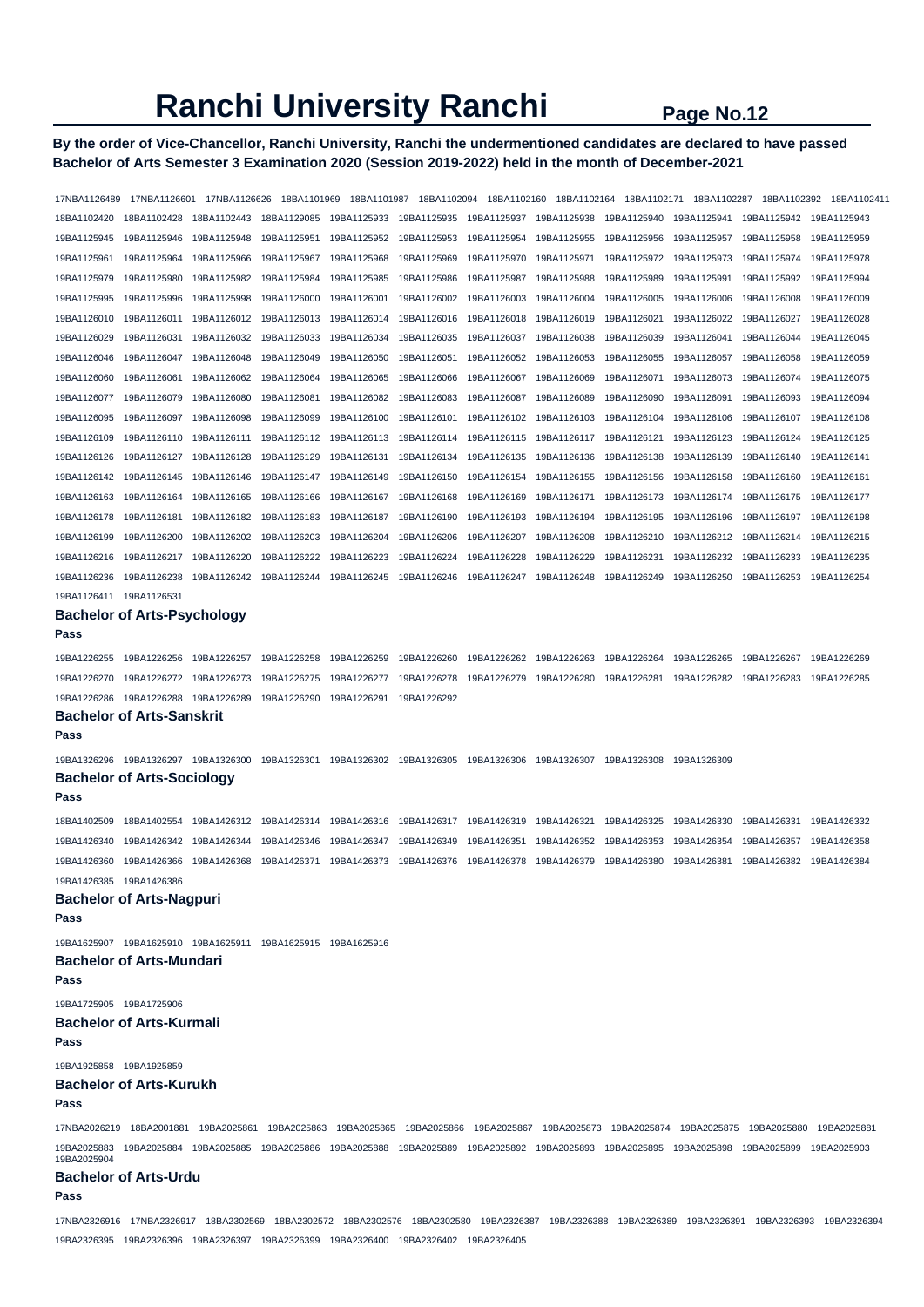# Ranchi University Ranchi

**By the order of Vice-Chancellor, Ranchi University, Ranchi the undermentioned candidates are declared to have passed Bachelor of Arts Semester 3 Examination 2020 (Session 2019-2022) held in the month of December-2021**

17NBA1126489 17NBA1126601 17NBA1126626 18BA1101969 18BA1101987 18BA1102094 18BA1102160 18BA1102164 18BA1102171 18BA1102287 18BA1102392 18BA1102411
18BA1102420 18BA1102428 18BA1102443 18BA1129085 19BA1125933 19BA1125935 19BA1125937 19BA1125938 19BA1125940 19BA1125941 19BA1125942 19BA1125943
19BA1125945 19BA1125946 19BA1125948 19BA1125951 19BA1125952 19BA1125953 19BA1125954 19BA1125955 19BA1125956 19BA1125957 19BA1125958 19BA1125959
19BA1125961 19BA1125964 19BA1125966 19BA1125967 19BA1125968 19BA1125969 19BA1125970 19BA1125971 19BA1125972 19BA1125973 19BA1125974 19BA1125978
19BA1125979 19BA1125980 19BA1125982 19BA1125984 19BA1125985 19BA1125986 19BA1125987 19BA1125988 19BA1125989 19BA1125991 19BA1125992 19BA1125994
19BA1125995 19BA1125996 19BA1125998 19BA1126000 19BA1126001 19BA1126002 19BA1126003 19BA1126004 19BA1126005 19BA1126006 19BA1126008 19BA1126009
19BA1126010 19BA1126011 19BA1126012 19BA1126013 19BA1126014 19BA1126016 19BA1126018 19BA1126019 19BA1126021 19BA1126022 19BA1126027 19BA1126028
19BA1126029 19BA1126031 19BA1126032 19BA1126033 19BA1126034 19BA1126035 19BA1126037 19BA1126038 19BA1126039 19BA1126041 19BA1126044 19BA1126045
19BA1126046 19BA1126047 19BA1126048 19BA1126049 19BA1126050 19BA1126051 19BA1126052 19BA1126053 19BA1126055 19BA1126057 19BA1126058 19BA1126059
19BA1126060 19BA1126061 19BA1126062 19BA1126064 19BA1126065 19BA1126066 19BA1126067 19BA1126069 19BA1126071 19BA1126073 19BA1126074 19BA1126075
19BA1126077 19BA1126079 19BA1126080 19BA1126081 19BA1126082 19BA1126083 19BA1126087 19BA1126089 19BA1126090 19BA1126091 19BA1126093 19BA1126094
19BA1126095 19BA1126097 19BA1126098 19BA1126099 19BA1126100 19BA1126101 19BA1126102 19BA1126103 19BA1126104 19BA1126106 19BA1126107 19BA1126108
19BA1126109 19BA1126110 19BA1126111 19BA1126112 19BA1126113 19BA1126114 19BA1126115 19BA1126117 19BA1126121 19BA1126123 19BA1126124 19BA1126125
19BA1126126 19BA1126127 19BA1126128 19BA1126129 19BA1126131 19BA1126134 19BA1126135 19BA1126136 19BA1126138 19BA1126139 19BA1126140 19BA1126141
19BA1126142 19BA1126145 19BA1126146 19BA1126147 19BA1126149 19BA1126150 19BA1126154 19BA1126155 19BA1126156 19BA1126158 19BA1126160 19BA1126161
19BA1126163 19BA1126164 19BA1126165 19BA1126166 19BA1126167 19BA1126168 19BA1126169 19BA1126171 19BA1126173 19BA1126174 19BA1126175 19BA1126177
19BA1126178 19BA1126181 19BA1126182 19BA1126183 19BA1126187 19BA1126190 19BA1126193 19BA1126194 19BA1126195 19BA1126196 19BA1126197 19BA1126198
19BA1126199 19BA1126200 19BA1126202 19BA1126203 19BA1126204 19BA1126206 19BA1126207 19BA1126208 19BA1126210 19BA1126212 19BA1126214 19BA1126215
19BA1126216 19BA1126217 19BA1126220 19BA1126222 19BA1126223 19BA1126224 19BA1126228 19BA1126229 19BA1126231 19BA1126232 19BA1126233 19BA1126235
19BA1126236 19BA1126238 19BA1126242 19BA1126244 19BA1126245 19BA1126246 19BA1126247 19BA1126248 19BA1126249 19BA1126250 19BA1126253 19BA1126254
19BA1126411 19BA1126531

### Bachelor of Arts-Psychology

**Pass**

19BA1226255 19BA1226256 19BA1226257 19BA1226258 19BA1226259 19BA1226260 19BA1226262 19BA1226263 19BA1226264 19BA1226265 19BA1226267 19BA1226269
19BA1226270 19BA1226272 19BA1226273 19BA1226275 19BA1226277 19BA1226278 19BA1226279 19BA1226280 19BA1226281 19BA1226282 19BA1226283 19BA1226285
19BA1226286 19BA1226288 19BA1226289 19BA1226290 19BA1226291 19BA1226292

### Bachelor of Arts-Sanskrit

**Pass**

19BA1326296 19BA1326297 19BA1326300 19BA1326301 19BA1326302 19BA1326305 19BA1326306 19BA1326307 19BA1326308 19BA1326309

### Bachelor of Arts-Sociology

**Pass**

18BA1402509 18BA1402554 19BA1426312 19BA1426314 19BA1426316 19BA1426317 19BA1426319 19BA1426321 19BA1426325 19BA1426330 19BA1426331 19BA1426332
19BA1426340 19BA1426342 19BA1426344 19BA1426346 19BA1426347 19BA1426349 19BA1426351 19BA1426352 19BA1426353 19BA1426354 19BA1426357 19BA1426358
19BA1426360 19BA1426366 19BA1426368 19BA1426371 19BA1426373 19BA1426376 19BA1426378 19BA1426379 19BA1426380 19BA1426381 19BA1426382 19BA1426384
19BA1426385 19BA1426386

### Bachelor of Arts-Nagpuri

**Pass**

19BA1625907 19BA1625910 19BA1625911 19BA1625915 19BA1625916

### Bachelor of Arts-Mundari

**Pass**

19BA1725905 19BA1725906

### Bachelor of Arts-Kurmali

**Pass**

19BA1925858 19BA1925859

### Bachelor of Arts-Kurukh

**Pass**

17NBA2026219 18BA2001881 19BA2025861 19BA2025863 19BA2025865 19BA2025866 19BA2025867 19BA2025873 19BA2025874 19BA2025875 19BA2025880 19BA2025881
19BA2025883 19BA2025884 19BA2025885 19BA2025886 19BA2025888 19BA2025889 19BA2025892 19BA2025893 19BA2025895 19BA2025898 19BA2025899 19BA2025903
19BA2025904

### Bachelor of Arts-Urdu

**Pass**

17NBA2326916 17NBA2326917 18BA2302569 18BA2302572 18BA2302576 18BA2302580 19BA2326387 19BA2326388 19BA2326389 19BA2326391 19BA2326393 19BA2326394
19BA2326395 19BA2326396 19BA2326397 19BA2326399 19BA2326400 19BA2326402 19BA2326405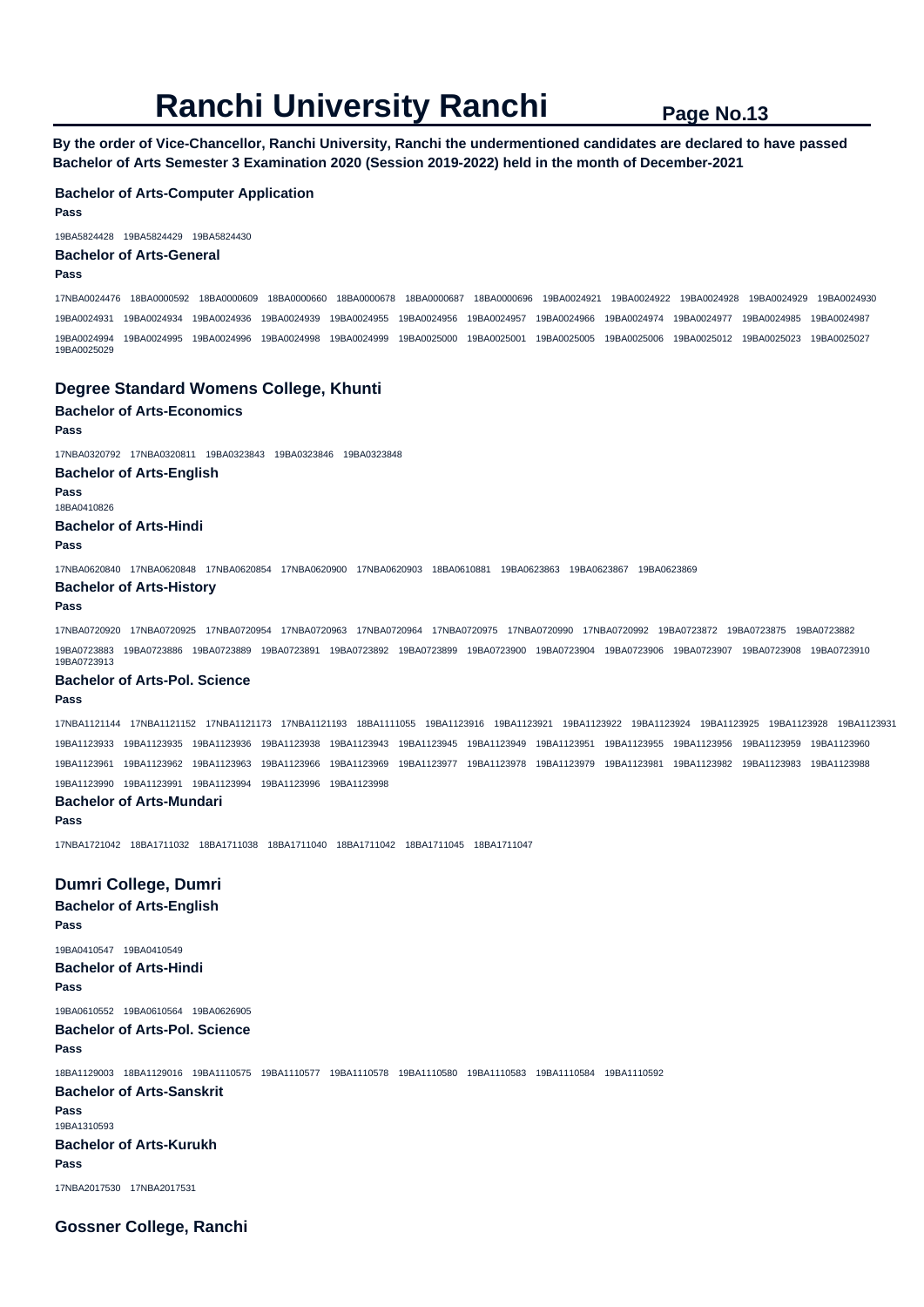# Ranchi University Ranchi

**By the order of Vice-Chancellor, Ranchi University, Ranchi the undermentioned candidates are declared to have passed Bachelor of Arts Semester 3 Examination 2020 (Session 2019-2022) held in the month of December-2021**

### Bachelor of Arts-Computer Application

**Pass**

19BA5824428 19BA5824429 19BA5824430

### Bachelor of Arts-General

**Pass**

17NBA0024476 18BA0000592 18BA0000609 18BA0000660 18BA0000678 18BA0000687 18BA0000696 19BA0024921 19BA0024922 19BA0024928 19BA0024929 19BA0024930 19BA0024931 19BA0024934 19BA0024936 19BA0024939 19BA0024955 19BA0024956 19BA0024957 19BA0024966 19BA0024974 19BA0024977 19BA0024985 19BA0024987 19BA0024994 19BA0024995 19BA0024996 19BA0024998 19BA0024999 19BA0025000 19BA0025001 19BA0025005 19BA0025006 19BA0025012 19BA0025023 19BA0025027 19BA0025029

## Degree Standard Womens College, Khunti

### Bachelor of Arts-Economics

**Pass**

17NBA0320792 17NBA0320811 19BA0323843 19BA0323846 19BA0323848

### Bachelor of Arts-English

**Pass**

18BA0410826

### Bachelor of Arts-Hindi

**Pass**

17NBA0620840 17NBA0620848 17NBA0620854 17NBA0620900 17NBA0620903 18BA0610881 19BA0623863 19BA0623867 19BA0623869

### Bachelor of Arts-History

**Pass**

17NBA0720920 17NBA0720925 17NBA0720954 17NBA0720963 17NBA0720964 17NBA0720975 17NBA0720990 17NBA0720992 19BA0723872 19BA0723875 19BA0723882 19BA0723883 19BA0723886 19BA0723889 19BA0723891 19BA0723892 19BA0723899 19BA0723900 19BA0723904 19BA0723906 19BA0723907 19BA0723908 19BA0723910 19BA0723913

### Bachelor of Arts-Pol. Science

**Pass**

17NBA1121144 17NBA1121152 17NBA1121173 17NBA1121193 18BA1111055 19BA1123916 19BA1123921 19BA1123922 19BA1123924 19BA1123925 19BA1123928 19BA1123931 19BA1123933 19BA1123935 19BA1123936 19BA1123938 19BA1123943 19BA1123945 19BA1123949 19BA1123951 19BA1123955 19BA1123956 19BA1123959 19BA1123960 19BA1123961 19BA1123962 19BA1123963 19BA1123966 19BA1123969 19BA1123977 19BA1123978 19BA1123979 19BA1123981 19BA1123982 19BA1123983 19BA1123988 19BA1123990 19BA1123991 19BA1123994 19BA1123996 19BA1123998

### Bachelor of Arts-Mundari

**Pass**

17NBA1721042 18BA1711032 18BA1711038 18BA1711040 18BA1711042 18BA1711045 18BA1711047

## Dumri College, Dumri

### Bachelor of Arts-English

**Pass**

19BA0410547 19BA0410549

### Bachelor of Arts-Hindi

**Pass**

19BA0610552 19BA0610564 19BA0626905

### Bachelor of Arts-Pol. Science

**Pass**

18BA1129003 18BA1129016 19BA1110575 19BA1110577 19BA1110578 19BA1110580 19BA1110583 19BA1110584 19BA1110592

### Bachelor of Arts-Sanskrit

**Pass**

19BA1310593

### Bachelor of Arts-Kurukh

**Pass**

17NBA2017530 17NBA2017531

## Gossner College, Ranchi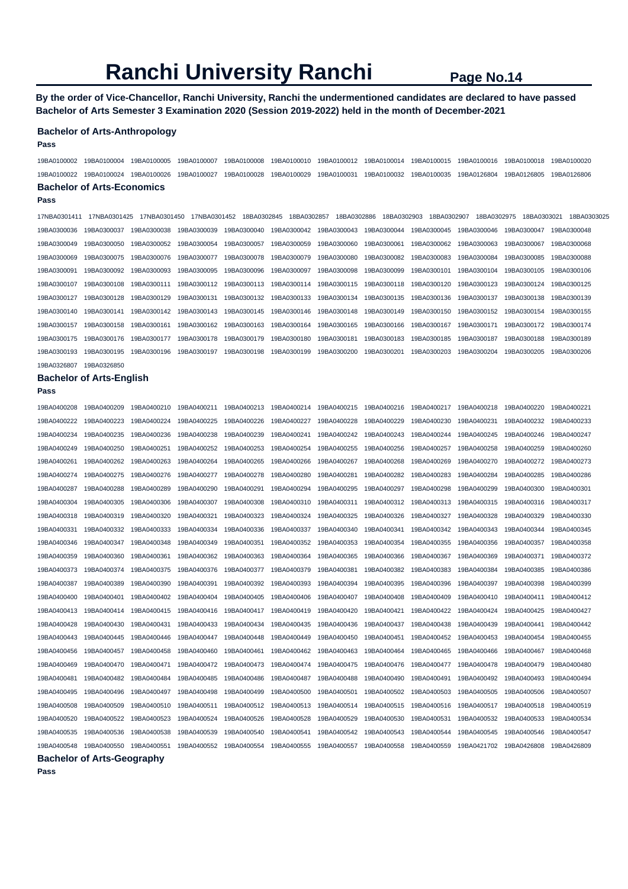# Ranchi University Ranchi

**Page No.14**

**By the order of Vice-Chancellor, Ranchi University, Ranchi the undermentioned candidates are declared to have passed Bachelor of Arts Semester 3 Examination 2020 (Session 2019-2022) held in the month of December-2021**

### Bachelor of Arts-Anthropology

**Pass**

19BA0100002 19BA0100004 19BA0100005 19BA0100007 19BA0100008 19BA0100010 19BA0100012 19BA0100014 19BA0100015 19BA0100016 19BA0100018 19BA0100020
19BA0100022 19BA0100024 19BA0100026 19BA0100027 19BA0100028 19BA0100029 19BA0100031 19BA0100032 19BA0100035 19BA0126804 19BA0126805 19BA0126806

### Bachelor of Arts-Economics

**Pass**

17NBA0301411 17NBA0301425 17NBA0301450 17NBA0301452 18BA0302845 18BA0302857 18BA0302886 18BA0302903 18BA0302907 18BA0302975 18BA0303021 18BA0303025
19BA0300036 19BA0300037 19BA0300038 19BA0300039 19BA0300040 19BA0300042 19BA0300043 19BA0300044 19BA0300045 19BA0300046 19BA0300047 19BA0300048
19BA0300049 19BA0300050 19BA0300052 19BA0300054 19BA0300057 19BA0300059 19BA0300060 19BA0300061 19BA0300062 19BA0300063 19BA0300067 19BA0300068
19BA0300069 19BA0300075 19BA0300076 19BA0300077 19BA0300078 19BA0300079 19BA0300080 19BA0300082 19BA0300083 19BA0300084 19BA0300085 19BA0300088
19BA0300091 19BA0300092 19BA0300093 19BA0300095 19BA0300096 19BA0300097 19BA0300098 19BA0300099 19BA0300101 19BA0300104 19BA0300105 19BA0300106
19BA0300107 19BA0300108 19BA0300111 19BA0300112 19BA0300113 19BA0300114 19BA0300115 19BA0300118 19BA0300120 19BA0300123 19BA0300124 19BA0300125
19BA0300127 19BA0300128 19BA0300129 19BA0300131 19BA0300132 19BA0300133 19BA0300134 19BA0300135 19BA0300136 19BA0300137 19BA0300138 19BA0300139
19BA0300140 19BA0300141 19BA0300142 19BA0300143 19BA0300145 19BA0300146 19BA0300148 19BA0300149 19BA0300150 19BA0300152 19BA0300154 19BA0300155
19BA0300157 19BA0300158 19BA0300161 19BA0300162 19BA0300163 19BA0300164 19BA0300165 19BA0300166 19BA0300167 19BA0300171 19BA0300172 19BA0300174
19BA0300175 19BA0300176 19BA0300177 19BA0300178 19BA0300179 19BA0300180 19BA0300181 19BA0300183 19BA0300185 19BA0300187 19BA0300188 19BA0300189
19BA0300193 19BA0300195 19BA0300196 19BA0300197 19BA0300198 19BA0300199 19BA0300200 19BA0300201 19BA0300203 19BA0300204 19BA0300205 19BA0300206
19BA0326807 19BA0326850

### Bachelor of Arts-English

**Pass**

19BA0400208 19BA0400209 19BA0400210 19BA0400211 19BA0400213 19BA0400214 19BA0400215 19BA0400216 19BA0400217 19BA0400218 19BA0400220 19BA0400221
19BA0400222 19BA0400223 19BA0400224 19BA0400225 19BA0400226 19BA0400227 19BA0400228 19BA0400229 19BA0400230 19BA0400231 19BA0400232 19BA0400233
19BA0400234 19BA0400235 19BA0400236 19BA0400238 19BA0400239 19BA0400241 19BA0400242 19BA0400243 19BA0400244 19BA0400245 19BA0400246 19BA0400247
19BA0400249 19BA0400250 19BA0400251 19BA0400252 19BA0400253 19BA0400254 19BA0400255 19BA0400256 19BA0400257 19BA0400258 19BA0400259 19BA0400260
19BA0400261 19BA0400262 19BA0400263 19BA0400264 19BA0400265 19BA0400266 19BA0400267 19BA0400268 19BA0400269 19BA0400270 19BA0400272 19BA0400273
19BA0400274 19BA0400275 19BA0400276 19BA0400277 19BA0400278 19BA0400280 19BA0400281 19BA0400282 19BA0400283 19BA0400284 19BA0400285 19BA0400286
19BA0400287 19BA0400288 19BA0400289 19BA0400290 19BA0400291 19BA0400294 19BA0400295 19BA0400297 19BA0400298 19BA0400299 19BA0400300 19BA0400301
19BA0400304 19BA0400305 19BA0400306 19BA0400307 19BA0400308 19BA0400310 19BA0400311 19BA0400312 19BA0400313 19BA0400315 19BA0400316 19BA0400317
19BA0400318 19BA0400319 19BA0400320 19BA0400321 19BA0400323 19BA0400324 19BA0400325 19BA0400326 19BA0400327 19BA0400328 19BA0400329 19BA0400330
19BA0400331 19BA0400332 19BA0400333 19BA0400334 19BA0400336 19BA0400337 19BA0400340 19BA0400341 19BA0400342 19BA0400343 19BA0400344 19BA0400345
19BA0400346 19BA0400347 19BA0400348 19BA0400349 19BA0400351 19BA0400352 19BA0400353 19BA0400354 19BA0400355 19BA0400356 19BA0400357 19BA0400358
19BA0400359 19BA0400360 19BA0400361 19BA0400362 19BA0400363 19BA0400364 19BA0400365 19BA0400366 19BA0400367 19BA0400369 19BA0400371 19BA0400372
19BA0400373 19BA0400374 19BA0400375 19BA0400376 19BA0400377 19BA0400379 19BA0400381 19BA0400382 19BA0400383 19BA0400384 19BA0400385 19BA0400386
19BA0400387 19BA0400389 19BA0400390 19BA0400391 19BA0400392 19BA0400393 19BA0400394 19BA0400395 19BA0400396 19BA0400397 19BA0400398 19BA0400399
19BA0400400 19BA0400401 19BA0400402 19BA0400404 19BA0400405 19BA0400406 19BA0400407 19BA0400408 19BA0400409 19BA0400410 19BA0400411 19BA0400412
19BA0400413 19BA0400414 19BA0400415 19BA0400416 19BA0400417 19BA0400419 19BA0400420 19BA0400421 19BA0400422 19BA0400424 19BA0400425 19BA0400427
19BA0400428 19BA0400430 19BA0400431 19BA0400433 19BA0400434 19BA0400435 19BA0400436 19BA0400437 19BA0400438 19BA0400439 19BA0400441 19BA0400442
19BA0400443 19BA0400445 19BA0400446 19BA0400447 19BA0400448 19BA0400449 19BA0400450 19BA0400451 19BA0400452 19BA0400453 19BA0400454 19BA0400455
19BA0400456 19BA0400457 19BA0400458 19BA0400460 19BA0400461 19BA0400462 19BA0400463 19BA0400464 19BA0400465 19BA0400466 19BA0400467 19BA0400468
19BA0400469 19BA0400470 19BA0400471 19BA0400472 19BA0400473 19BA0400474 19BA0400475 19BA0400476 19BA0400477 19BA0400478 19BA0400479 19BA0400480
19BA0400481 19BA0400482 19BA0400484 19BA0400485 19BA0400486 19BA0400487 19BA0400488 19BA0400490 19BA0400491 19BA0400492 19BA0400493 19BA0400494
19BA0400495 19BA0400496 19BA0400497 19BA0400498 19BA0400499 19BA0400500 19BA0400501 19BA0400502 19BA0400503 19BA0400505 19BA0400506 19BA0400507
19BA0400508 19BA0400509 19BA0400510 19BA0400511 19BA0400512 19BA0400513 19BA0400514 19BA0400515 19BA0400516 19BA0400517 19BA0400518 19BA0400519
19BA0400520 19BA0400522 19BA0400523 19BA0400524 19BA0400526 19BA0400528 19BA0400529 19BA0400530 19BA0400531 19BA0400532 19BA0400533 19BA0400534
19BA0400535 19BA0400536 19BA0400538 19BA0400539 19BA0400540 19BA0400541 19BA0400542 19BA0400543 19BA0400544 19BA0400545 19BA0400546 19BA0400547
19BA0400548 19BA0400550 19BA0400551 19BA0400552 19BA0400554 19BA0400555 19BA0400557 19BA0400558 19BA0400559 19BA0421702 19BA0426808 19BA0426809

### Bachelor of Arts-Geography

**Pass**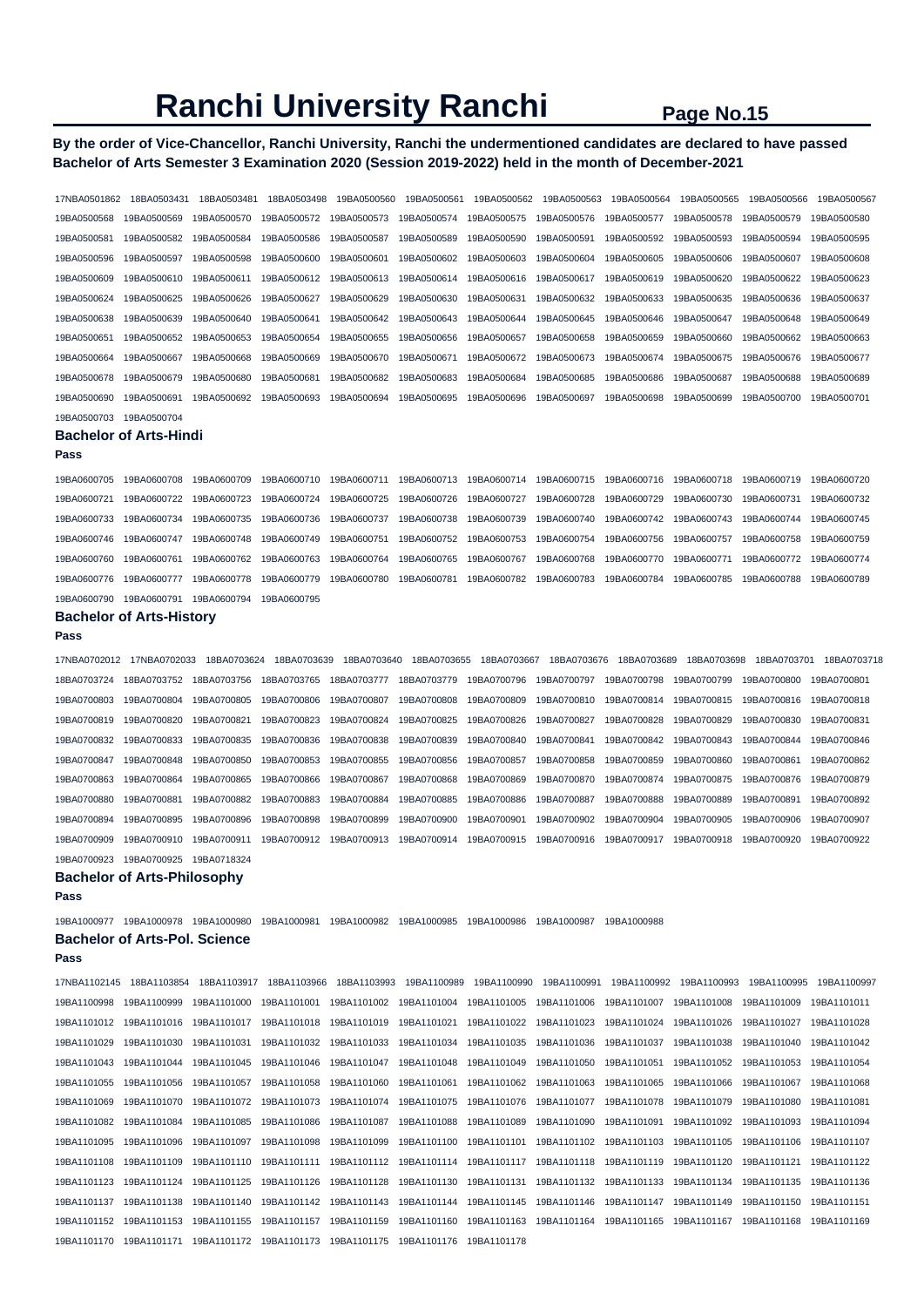# Ranchi University Ranchi

**By the order of Vice-Chancellor, Ranchi University, Ranchi the undermentioned candidates are declared to have passed Bachelor of Arts Semester 3 Examination 2020 (Session 2019-2022) held in the month of December-2021**

17NBA0501862 18BA0503431 18BA0503481 18BA0503498 19BA0500560 19BA0500561 19BA0500562 19BA0500563 19BA0500564 19BA0500565 19BA0500566 19BA0500567 19BA0500568 19BA0500569 19BA0500570 19BA0500572 19BA0500573 19BA0500574 19BA0500575 19BA0500576 19BA0500577 19BA0500578 19BA0500579 19BA0500580 19BA0500581 19BA0500582 19BA0500584 19BA0500586 19BA0500587 19BA0500589 19BA0500590 19BA0500591 19BA0500592 19BA0500593 19BA0500594 19BA0500595 19BA0500596 19BA0500597 19BA0500598 19BA0500600 19BA0500601 19BA0500602 19BA0500603 19BA0500604 19BA0500605 19BA0500606 19BA0500607 19BA0500608 19BA0500609 19BA0500610 19BA0500611 19BA0500612 19BA0500613 19BA0500614 19BA0500616 19BA0500617 19BA0500619 19BA0500620 19BA0500622 19BA0500623 19BA0500624 19BA0500625 19BA0500626 19BA0500627 19BA0500629 19BA0500630 19BA0500631 19BA0500632 19BA0500633 19BA0500635 19BA0500636 19BA0500637 19BA0500638 19BA0500639 19BA0500640 19BA0500641 19BA0500642 19BA0500643 19BA0500644 19BA0500645 19BA0500646 19BA0500647 19BA0500648 19BA0500649 19BA0500651 19BA0500652 19BA0500653 19BA0500654 19BA0500655 19BA0500656 19BA0500657 19BA0500658 19BA0500659 19BA0500660 19BA0500662 19BA0500663 19BA0500664 19BA0500667 19BA0500668 19BA0500669 19BA0500670 19BA0500671 19BA0500672 19BA0500673 19BA0500674 19BA0500675 19BA0500676 19BA0500677 19BA0500678 19BA0500679 19BA0500680 19BA0500681 19BA0500682 19BA0500683 19BA0500684 19BA0500685 19BA0500686 19BA0500687 19BA0500688 19BA0500689 19BA0500690 19BA0500691 19BA0500692 19BA0500693 19BA0500694 19BA0500695 19BA0500696 19BA0500697 19BA0500698 19BA0500699 19BA0500700 19BA0500701 19BA0500703 19BA0500704

### Bachelor of Arts-Hindi

**Pass**

19BA0600705 19BA0600708 19BA0600709 19BA0600710 19BA0600711 19BA0600713 19BA0600714 19BA0600715 19BA0600716 19BA0600718 19BA0600719 19BA0600720 19BA0600721 19BA0600722 19BA0600723 19BA0600724 19BA0600725 19BA0600726 19BA0600727 19BA0600728 19BA0600729 19BA0600730 19BA0600731 19BA0600732 19BA0600733 19BA0600734 19BA0600735 19BA0600736 19BA0600737 19BA0600738 19BA0600739 19BA0600740 19BA0600742 19BA0600743 19BA0600744 19BA0600745 19BA0600746 19BA0600747 19BA0600748 19BA0600749 19BA0600751 19BA0600752 19BA0600753 19BA0600754 19BA0600756 19BA0600757 19BA0600758 19BA0600759 19BA0600760 19BA0600761 19BA0600762 19BA0600763 19BA0600764 19BA0600765 19BA0600767 19BA0600768 19BA0600770 19BA0600771 19BA0600772 19BA0600774 19BA0600776 19BA0600777 19BA0600778 19BA0600779 19BA0600780 19BA0600781 19BA0600782 19BA0600783 19BA0600784 19BA0600785 19BA0600788 19BA0600789 19BA0600790 19BA0600791 19BA0600794 19BA0600795

### Bachelor of Arts-History

**Pass**

17NBA0702012 17NBA0702033 18BA0703624 18BA0703639 18BA0703640 18BA0703655 18BA0703667 18BA0703676 18BA0703689 18BA0703698 18BA0703701 18BA0703718 18BA0703724 18BA0703752 18BA0703756 18BA0703765 18BA0703777 18BA0703779 19BA0700796 19BA0700797 19BA0700798 19BA0700799 19BA0700800 19BA0700801 19BA0700803 19BA0700804 19BA0700805 19BA0700806 19BA0700807 19BA0700808 19BA0700809 19BA0700810 19BA0700814 19BA0700815 19BA0700816 19BA0700818 19BA0700819 19BA0700820 19BA0700821 19BA0700823 19BA0700824 19BA0700825 19BA0700826 19BA0700827 19BA0700828 19BA0700829 19BA0700830 19BA0700831 19BA0700832 19BA0700833 19BA0700835 19BA0700836 19BA0700838 19BA0700839 19BA0700840 19BA0700841 19BA0700842 19BA0700843 19BA0700844 19BA0700846 19BA0700847 19BA0700848 19BA0700850 19BA0700853 19BA0700855 19BA0700856 19BA0700857 19BA0700858 19BA0700859 19BA0700860 19BA0700861 19BA0700862 19BA0700863 19BA0700864 19BA0700865 19BA0700866 19BA0700867 19BA0700868 19BA0700869 19BA0700870 19BA0700874 19BA0700875 19BA0700876 19BA0700879 19BA0700880 19BA0700881 19BA0700882 19BA0700883 19BA0700884 19BA0700885 19BA0700886 19BA0700887 19BA0700888 19BA0700889 19BA0700891 19BA0700892 19BA0700894 19BA0700895 19BA0700896 19BA0700898 19BA0700899 19BA0700900 19BA0700901 19BA0700902 19BA0700904 19BA0700905 19BA0700906 19BA0700907 19BA0700909 19BA0700910 19BA0700911 19BA0700912 19BA0700913 19BA0700914 19BA0700915 19BA0700916 19BA0700917 19BA0700918 19BA0700920 19BA0700922 19BA0700923 19BA0700925 19BA0718324

### Bachelor of Arts-Philosophy

**Pass**

19BA1000977 19BA1000978 19BA1000980 19BA1000981 19BA1000982 19BA1000985 19BA1000986 19BA1000987 19BA1000988

### Bachelor of Arts-Pol. Science

**Pass**

17NBA1102145 18BA1103854 18BA1103917 18BA1103966 18BA1103993 19BA1100989 19BA1100990 19BA1100991 19BA1100992 19BA1100993 19BA1100995 19BA1100997 19BA1100998 19BA1100999 19BA1101000 19BA1101001 19BA1101002 19BA1101004 19BA1101005 19BA1101006 19BA1101007 19BA1101008 19BA1101009 19BA1101011 19BA1101012 19BA1101016 19BA1101017 19BA1101018 19BA1101019 19BA1101021 19BA1101022 19BA1101023 19BA1101024 19BA1101026 19BA1101027 19BA1101028 19BA1101029 19BA1101030 19BA1101031 19BA1101032 19BA1101033 19BA1101034 19BA1101035 19BA1101036 19BA1101037 19BA1101038 19BA1101040 19BA1101042 19BA1101043 19BA1101044 19BA1101045 19BA1101046 19BA1101047 19BA1101048 19BA1101049 19BA1101050 19BA1101051 19BA1101052 19BA1101053 19BA1101054 19BA1101055 19BA1101056 19BA1101057 19BA1101058 19BA1101060 19BA1101061 19BA1101062 19BA1101063 19BA1101065 19BA1101066 19BA1101067 19BA1101068 19BA1101069 19BA1101070 19BA1101072 19BA1101073 19BA1101074 19BA1101075 19BA1101076 19BA1101077 19BA1101078 19BA1101079 19BA1101080 19BA1101081 19BA1101082 19BA1101084 19BA1101085 19BA1101086 19BA1101087 19BA1101088 19BA1101089 19BA1101090 19BA1101091 19BA1101092 19BA1101093 19BA1101094 19BA1101095 19BA1101096 19BA1101097 19BA1101098 19BA1101099 19BA1101100 19BA1101101 19BA1101102 19BA1101103 19BA1101105 19BA1101106 19BA1101107 19BA1101108 19BA1101109 19BA1101110 19BA1101111 19BA1101112 19BA1101114 19BA1101117 19BA1101118 19BA1101119 19BA1101120 19BA1101121 19BA1101122 19BA1101123 19BA1101124 19BA1101125 19BA1101126 19BA1101128 19BA1101130 19BA1101131 19BA1101132 19BA1101133 19BA1101134 19BA1101135 19BA1101136 19BA1101137 19BA1101138 19BA1101140 19BA1101142 19BA1101143 19BA1101144 19BA1101145 19BA1101146 19BA1101147 19BA1101149 19BA1101150 19BA1101151 19BA1101152 19BA1101153 19BA1101155 19BA1101157 19BA1101159 19BA1101160 19BA1101163 19BA1101164 19BA1101165 19BA1101167 19BA1101168 19BA1101169 19BA1101170 19BA1101171 19BA1101172 19BA1101173 19BA1101175 19BA1101176 19BA1101178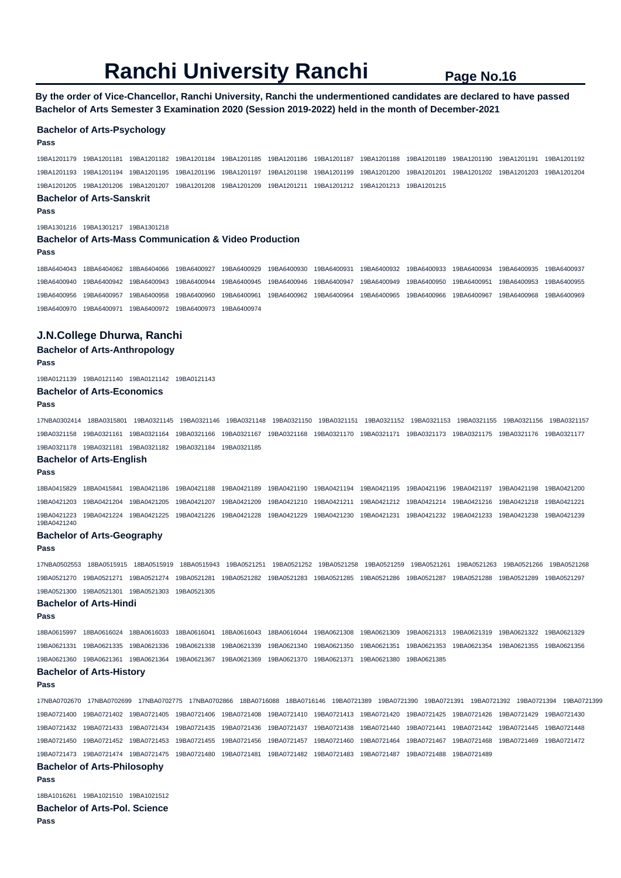# Ranchi University Ranchi

**By the order of Vice-Chancellor, Ranchi University, Ranchi the undermentioned candidates are declared to have passed Bachelor of Arts Semester 3 Examination 2020 (Session 2019-2022) held in the month of December-2021**

### Bachelor of Arts-Psychology

**Pass**

19BA1201179 19BA1201181 19BA1201182 19BA1201184 19BA1201185 19BA1201186 19BA1201187 19BA1201188 19BA1201189 19BA1201190 19BA1201191 19BA1201192 19BA1201193 19BA1201194 19BA1201195 19BA1201196 19BA1201197 19BA1201198 19BA1201199 19BA1201200 19BA1201201 19BA1201202 19BA1201203 19BA1201204 19BA1201205 19BA1201206 19BA1201207 19BA1201208 19BA1201209 19BA1201211 19BA1201212 19BA1201213 19BA1201215

### Bachelor of Arts-Sanskrit

**Pass**

19BA1301216 19BA1301217 19BA1301218

### Bachelor of Arts-Mass Communication & Video Production

**Pass**

18BA6404043 18BA6404062 18BA6404066 19BA6400927 19BA6400929 19BA6400930 19BA6400931 19BA6400932 19BA6400933 19BA6400934 19BA6400935 19BA6400937 19BA6400940 19BA6400942 19BA6400943 19BA6400944 19BA6400945 19BA6400946 19BA6400947 19BA6400949 19BA6400950 19BA6400951 19BA6400953 19BA6400955 19BA6400956 19BA6400957 19BA6400958 19BA6400960 19BA6400961 19BA6400962 19BA6400964 19BA6400965 19BA6400966 19BA6400967 19BA6400968 19BA6400969 19BA6400970 19BA6400971 19BA6400972 19BA6400973 19BA6400974

## J.N.College Dhurwa, Ranchi

### Bachelor of Arts-Anthropology

**Pass**

19BA0121139 19BA0121140 19BA0121142 19BA0121143

### Bachelor of Arts-Economics

**Pass**

17NBA0302414 18BA0315801 19BA0321145 19BA0321146 19BA0321148 19BA0321150 19BA0321151 19BA0321152 19BA0321153 19BA0321155 19BA0321156 19BA0321157 19BA0321158 19BA0321161 19BA0321164 19BA0321166 19BA0321167 19BA0321168 19BA0321170 19BA0321171 19BA0321173 19BA0321175 19BA0321176 19BA0321177 19BA0321178 19BA0321181 19BA0321182 19BA0321184 19BA0321185

### Bachelor of Arts-English

**Pass**

18BA0415829 18BA0415841 19BA0421186 19BA0421188 19BA0421189 19BA0421190 19BA0421194 19BA0421195 19BA0421196 19BA0421197 19BA0421198 19BA0421200 19BA0421203 19BA0421204 19BA0421205 19BA0421207 19BA0421209 19BA0421210 19BA0421211 19BA0421212 19BA0421214 19BA0421216 19BA0421218 19BA0421221 19BA0421223 19BA0421224 19BA0421225 19BA0421226 19BA0421228 19BA0421229 19BA0421230 19BA0421231 19BA0421232 19BA0421233 19BA0421238 19BA0421239 19BA0421240

### Bachelor of Arts-Geography

**Pass**

17NBA0502553 18BA0515915 18BA0515919 18BA0515943 19BA0521251 19BA0521252 19BA0521258 19BA0521259 19BA0521261 19BA0521263 19BA0521266 19BA0521268 19BA0521270 19BA0521271 19BA0521274 19BA0521281 19BA0521282 19BA0521283 19BA0521285 19BA0521286 19BA0521287 19BA0521288 19BA0521289 19BA0521297 19BA0521300 19BA0521301 19BA0521303 19BA0521305

### Bachelor of Arts-Hindi

**Pass**

18BA0615997 18BA0616024 18BA0616033 18BA0616041 18BA0616043 18BA0616044 19BA0621308 19BA0621309 19BA0621313 19BA0621319 19BA0621322 19BA0621329 19BA0621331 19BA0621335 19BA0621336 19BA0621338 19BA0621339 19BA0621340 19BA0621350 19BA0621351 19BA0621353 19BA0621354 19BA0621355 19BA0621356 19BA0621360 19BA0621361 19BA0621364 19BA0621367 19BA0621369 19BA0621370 19BA0621371 19BA0621380 19BA0621385

### Bachelor of Arts-History

**Pass**

17NBA0702670 17NBA0702699 17NBA0702775 17NBA0702866 18BA0716088 18BA0716146 19BA0721389 19BA0721390 19BA0721391 19BA0721392 19BA0721394 19BA0721399 19BA0721400 19BA0721402 19BA0721405 19BA0721406 19BA0721408 19BA0721410 19BA0721413 19BA0721420 19BA0721425 19BA0721426 19BA0721429 19BA0721430 19BA0721432 19BA0721433 19BA0721434 19BA0721435 19BA0721436 19BA0721437 19BA0721438 19BA0721440 19BA0721441 19BA0721442 19BA0721445 19BA0721448 19BA0721450 19BA0721452 19BA0721453 19BA0721455 19BA0721456 19BA0721457 19BA0721460 19BA0721464 19BA0721467 19BA0721468 19BA0721469 19BA0721472 19BA0721473 19BA0721474 19BA0721475 19BA0721480 19BA0721481 19BA0721482 19BA0721483 19BA0721487 19BA0721488 19BA0721489

### Bachelor of Arts-Philosophy

**Pass**

18BA1016261 19BA1021510 19BA1021512

### Bachelor of Arts-Pol. Science

**Pass**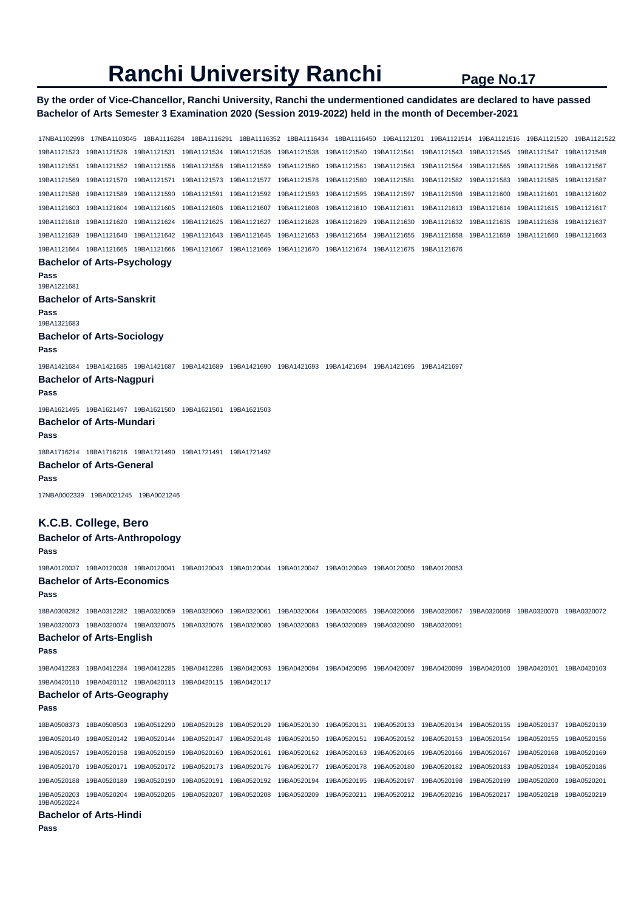# Ranchi University Ranchi

**By the order of Vice-Chancellor, Ranchi University, Ranchi the undermentioned candidates are declared to have passed Bachelor of Arts Semester 3 Examination 2020 (Session 2019-2022) held in the month of December-2021**

17NBA1102998 17NBA1103045 18BA1116284 18BA1116291 18BA1116352 18BA1116434 18BA1116450 19BA1121201 19BA1121514 19BA1121516 19BA1121520 19BA1121522 19BA1121523 19BA1121526 19BA1121531 19BA1121534 19BA1121536 19BA1121538 19BA1121540 19BA1121541 19BA1121543 19BA1121545 19BA1121547 19BA1121548 19BA1121551 19BA1121552 19BA1121556 19BA1121558 19BA1121559 19BA1121560 19BA1121561 19BA1121563 19BA1121564 19BA1121565 19BA1121566 19BA1121567 19BA1121569 19BA1121570 19BA1121571 19BA1121573 19BA1121577 19BA1121578 19BA1121580 19BA1121581 19BA1121582 19BA1121583 19BA1121585 19BA1121587 19BA1121588 19BA1121589 19BA1121590 19BA1121591 19BA1121592 19BA1121593 19BA1121595 19BA1121597 19BA1121598 19BA1121600 19BA1121601 19BA1121602 19BA1121603 19BA1121604 19BA1121605 19BA1121606 19BA1121607 19BA1121608 19BA1121610 19BA1121611 19BA1121613 19BA1121614 19BA1121615 19BA1121617 19BA1121618 19BA1121620 19BA1121624 19BA1121625 19BA1121627 19BA1121628 19BA1121629 19BA1121630 19BA1121632 19BA1121635 19BA1121636 19BA1121637 19BA1121639 19BA1121640 19BA1121642 19BA1121643 19BA1121645 19BA1121653 19BA1121654 19BA1121655 19BA1121658 19BA1121659 19BA1121660 19BA1121663 19BA1121664 19BA1121665 19BA1121666 19BA1121667 19BA1121669 19BA1121670 19BA1121674 19BA1121675 19BA1121676

### Bachelor of Arts-Psychology

**Pass**

19BA1221681

### Bachelor of Arts-Sanskrit

**Pass**

19BA1321683

### Bachelor of Arts-Sociology

**Pass**

19BA1421684 19BA1421685 19BA1421687 19BA1421689 19BA1421690 19BA1421693 19BA1421694 19BA1421695 19BA1421697

### Bachelor of Arts-Nagpuri

**Pass**

19BA1621495 19BA1621497 19BA1621500 19BA1621501 19BA1621503

### Bachelor of Arts-Mundari

**Pass**

18BA1716214 18BA1716216 19BA1721490 19BA1721491 19BA1721492

### Bachelor of Arts-General

**Pass**

17NBA0002339 19BA0021245 19BA0021246

## K.C.B. College, Bero

### Bachelor of Arts-Anthropology

**Pass**

19BA0120037 19BA0120038 19BA0120041 19BA0120043 19BA0120044 19BA0120047 19BA0120049 19BA0120050 19BA0120053

### Bachelor of Arts-Economics

**Pass**

18BA0308282 19BA0312282 19BA0320059 19BA0320060 19BA0320061 19BA0320064 19BA0320065 19BA0320066 19BA0320067 19BA0320068 19BA0320070 19BA0320072 19BA0320073 19BA0320074 19BA0320075 19BA0320076 19BA0320080 19BA0320083 19BA0320089 19BA0320090 19BA0320091

### Bachelor of Arts-English

**Pass**

19BA0412283 19BA0412284 19BA0412285 19BA0412286 19BA0420093 19BA0420094 19BA0420096 19BA0420097 19BA0420099 19BA0420100 19BA0420101 19BA0420103 19BA0420110 19BA0420112 19BA0420113 19BA0420115 19BA0420117

### Bachelor of Arts-Geography

**Pass**

18BA0508373 18BA0508503 19BA0512290 19BA0520128 19BA0520129 19BA0520130 19BA0520131 19BA0520133 19BA0520134 19BA0520135 19BA0520137 19BA0520139 19BA0520140 19BA0520142 19BA0520144 19BA0520147 19BA0520148 19BA0520150 19BA0520151 19BA0520152 19BA0520153 19BA0520154 19BA0520155 19BA0520156 19BA0520157 19BA0520158 19BA0520159 19BA0520160 19BA0520161 19BA0520162 19BA0520163 19BA0520165 19BA0520166 19BA0520167 19BA0520168 19BA0520169 19BA0520170 19BA0520171 19BA0520172 19BA0520173 19BA0520176 19BA0520177 19BA0520178 19BA0520180 19BA0520182 19BA0520183 19BA0520184 19BA0520186 19BA0520188 19BA0520189 19BA0520190 19BA0520191 19BA0520192 19BA0520194 19BA0520195 19BA0520197 19BA0520198 19BA0520199 19BA0520200 19BA0520201 19BA0520203 19BA0520204 19BA0520205 19BA0520207 19BA0520208 19BA0520209 19BA0520211 19BA0520212 19BA0520216 19BA0520217 19BA0520218 19BA0520219 19BA0520224

### Bachelor of Arts-Hindi

**Pass**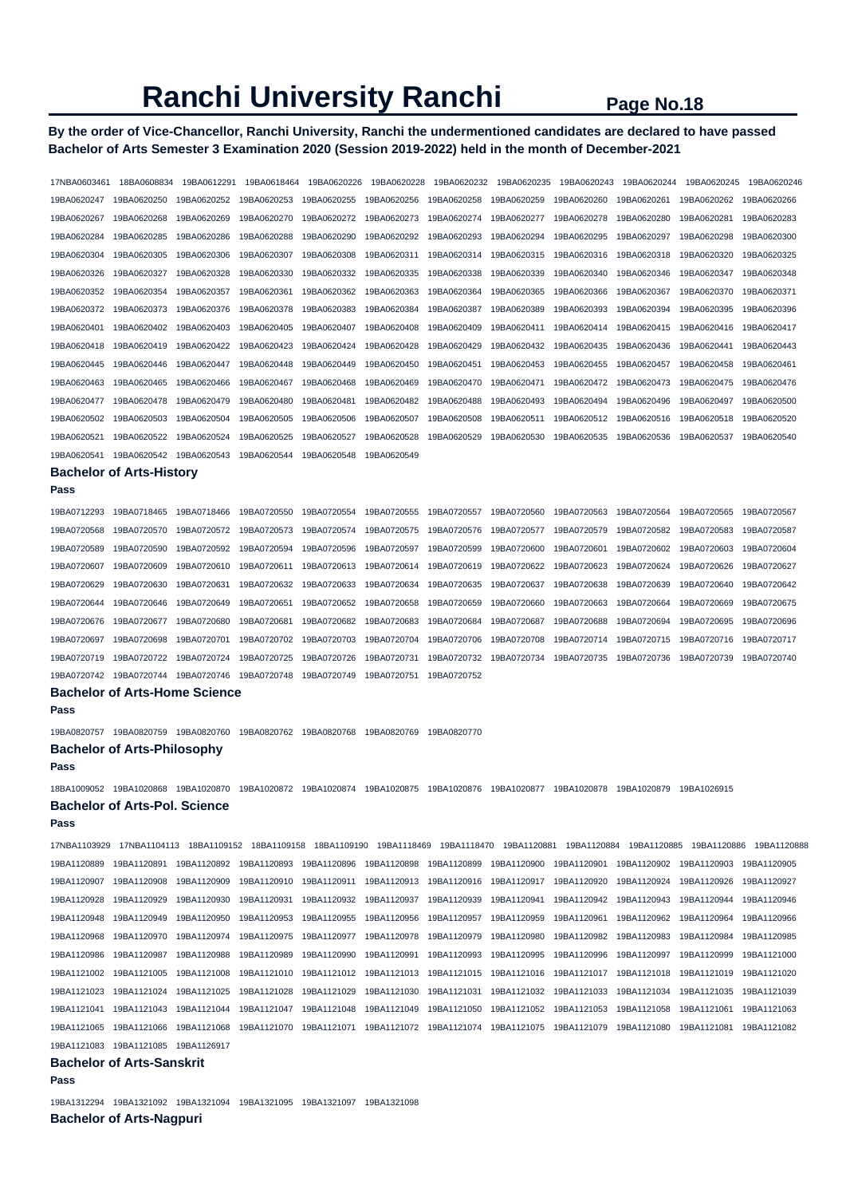# Ranchi University Ranchi

**By the order of Vice-Chancellor, Ranchi University, Ranchi the undermentioned candidates are declared to have passed Bachelor of Arts Semester 3 Examination 2020 (Session 2019-2022) held in the month of December-2021**

17NBA0603461 18BA0608834 19BA0612291 19BA0618464 19BA0620226 19BA0620228 19BA0620232 19BA0620235 19BA0620243 19BA0620244 19BA0620245 19BA0620246
19BA0620247 19BA0620250 19BA0620252 19BA0620253 19BA0620255 19BA0620256 19BA0620258 19BA0620259 19BA0620260 19BA0620261 19BA0620262 19BA0620266
19BA0620267 19BA0620268 19BA0620269 19BA0620270 19BA0620272 19BA0620273 19BA0620274 19BA0620277 19BA0620278 19BA0620280 19BA0620281 19BA0620283
19BA0620284 19BA0620285 19BA0620286 19BA0620288 19BA0620290 19BA0620292 19BA0620293 19BA0620294 19BA0620295 19BA0620297 19BA0620298 19BA0620300
19BA0620304 19BA0620305 19BA0620306 19BA0620307 19BA0620308 19BA0620311 19BA0620314 19BA0620315 19BA0620316 19BA0620318 19BA0620320 19BA0620325
19BA0620326 19BA0620327 19BA0620328 19BA0620330 19BA0620332 19BA0620335 19BA0620338 19BA0620339 19BA0620340 19BA0620346 19BA0620347 19BA0620348
19BA0620352 19BA0620354 19BA0620357 19BA0620361 19BA0620362 19BA0620363 19BA0620364 19BA0620365 19BA0620366 19BA0620367 19BA0620370 19BA0620371
19BA0620372 19BA0620373 19BA0620376 19BA0620378 19BA0620383 19BA0620384 19BA0620387 19BA0620389 19BA0620393 19BA0620394 19BA0620395 19BA0620396
19BA0620401 19BA0620402 19BA0620403 19BA0620405 19BA0620407 19BA0620408 19BA0620409 19BA0620411 19BA0620414 19BA0620415 19BA0620416 19BA0620417
19BA0620418 19BA0620419 19BA0620422 19BA0620423 19BA0620424 19BA0620428 19BA0620429 19BA0620432 19BA0620435 19BA0620436 19BA0620441 19BA0620443
19BA0620445 19BA0620446 19BA0620447 19BA0620448 19BA0620449 19BA0620450 19BA0620451 19BA0620453 19BA0620455 19BA0620457 19BA0620458 19BA0620461
19BA0620463 19BA0620465 19BA0620466 19BA0620467 19BA0620468 19BA0620469 19BA0620470 19BA0620471 19BA0620472 19BA0620473 19BA0620475 19BA0620476
19BA0620477 19BA0620478 19BA0620479 19BA0620480 19BA0620481 19BA0620482 19BA0620488 19BA0620493 19BA0620494 19BA0620496 19BA0620497 19BA0620500
19BA0620502 19BA0620503 19BA0620504 19BA0620505 19BA0620506 19BA0620507 19BA0620508 19BA0620511 19BA0620512 19BA0620516 19BA0620518 19BA0620520
19BA0620521 19BA0620522 19BA0620524 19BA0620525 19BA0620527 19BA0620528 19BA0620529 19BA0620530 19BA0620535 19BA0620536 19BA0620537 19BA0620540
19BA0620541 19BA0620542 19BA0620543 19BA0620544 19BA0620548 19BA0620549

### Bachelor of Arts-History

**Pass**

19BA0712293 19BA0718465 19BA0718466 19BA0720550 19BA0720554 19BA0720555 19BA0720557 19BA0720560 19BA0720563 19BA0720564 19BA0720565 19BA0720567
19BA0720568 19BA0720570 19BA0720572 19BA0720573 19BA0720574 19BA0720575 19BA0720576 19BA0720577 19BA0720579 19BA0720582 19BA0720583 19BA0720587
19BA0720589 19BA0720590 19BA0720592 19BA0720594 19BA0720596 19BA0720597 19BA0720599 19BA0720600 19BA0720601 19BA0720602 19BA0720603 19BA0720604
19BA0720607 19BA0720609 19BA0720610 19BA0720611 19BA0720613 19BA0720614 19BA0720619 19BA0720622 19BA0720623 19BA0720624 19BA0720626 19BA0720627
19BA0720629 19BA0720630 19BA0720631 19BA0720632 19BA0720633 19BA0720634 19BA0720635 19BA0720637 19BA0720638 19BA0720639 19BA0720640 19BA0720642
19BA0720644 19BA0720646 19BA0720649 19BA0720651 19BA0720652 19BA0720658 19BA0720659 19BA0720660 19BA0720663 19BA0720664 19BA0720669 19BA0720675
19BA0720676 19BA0720677 19BA0720680 19BA0720681 19BA0720682 19BA0720683 19BA0720684 19BA0720687 19BA0720688 19BA0720694 19BA0720695 19BA0720696
19BA0720697 19BA0720698 19BA0720701 19BA0720702 19BA0720703 19BA0720704 19BA0720706 19BA0720708 19BA0720714 19BA0720715 19BA0720716 19BA0720717
19BA0720719 19BA0720722 19BA0720724 19BA0720725 19BA0720726 19BA0720731 19BA0720732 19BA0720734 19BA0720735 19BA0720736 19BA0720739 19BA0720740
19BA0720742 19BA0720744 19BA0720746 19BA0720748 19BA0720749 19BA0720751 19BA0720752

### Bachelor of Arts-Home Science

**Pass**

19BA0820757 19BA0820759 19BA0820760 19BA0820762 19BA0820768 19BA0820769 19BA0820770

### Bachelor of Arts-Philosophy

**Pass**

18BA1009052 19BA1020868 19BA1020870 19BA1020872 19BA1020874 19BA1020875 19BA1020876 19BA1020877 19BA1020878 19BA1020879 19BA1026915

### Bachelor of Arts-Pol. Science

**Pass**

17NBA1103929 17NBA1104113 18BA1109152 18BA1109158 18BA1109190 19BA1118469 19BA1118470 19BA1120881 19BA1120884 19BA1120885 19BA1120886 19BA1120888
19BA1120889 19BA1120891 19BA1120892 19BA1120893 19BA1120896 19BA1120898 19BA1120899 19BA1120900 19BA1120901 19BA1120902 19BA1120903 19BA1120905
19BA1120907 19BA1120908 19BA1120909 19BA1120910 19BA1120911 19BA1120913 19BA1120916 19BA1120917 19BA1120920 19BA1120924 19BA1120926 19BA1120927
19BA1120928 19BA1120929 19BA1120930 19BA1120931 19BA1120932 19BA1120937 19BA1120939 19BA1120941 19BA1120942 19BA1120943 19BA1120944 19BA1120946
19BA1120948 19BA1120949 19BA1120950 19BA1120953 19BA1120955 19BA1120956 19BA1120957 19BA1120959 19BA1120961 19BA1120962 19BA1120964 19BA1120966
19BA1120968 19BA1120970 19BA1120974 19BA1120975 19BA1120977 19BA1120978 19BA1120979 19BA1120980 19BA1120982 19BA1120983 19BA1120984 19BA1120985
19BA1120986 19BA1120987 19BA1120988 19BA1120989 19BA1120990 19BA1120991 19BA1120993 19BA1120995 19BA1120996 19BA1120997 19BA1120999 19BA1121000
19BA1121002 19BA1121005 19BA1121008 19BA1121010 19BA1121012 19BA1121013 19BA1121015 19BA1121016 19BA1121017 19BA1121018 19BA1121019 19BA1121020
19BA1121023 19BA1121024 19BA1121025 19BA1121028 19BA1121029 19BA1121030 19BA1121031 19BA1121032 19BA1121033 19BA1121034 19BA1121035 19BA1121039
19BA1121041 19BA1121043 19BA1121044 19BA1121047 19BA1121048 19BA1121049 19BA1121050 19BA1121052 19BA1121053 19BA1121058 19BA1121061 19BA1121063
19BA1121065 19BA1121066 19BA1121068 19BA1121070 19BA1121071 19BA1121072 19BA1121074 19BA1121075 19BA1121079 19BA1121080 19BA1121081 19BA1121082
19BA1121083 19BA1121085 19BA1126917

### Bachelor of Arts-Sanskrit

**Pass**

19BA1312294 19BA1321092 19BA1321094 19BA1321095 19BA1321097 19BA1321098

### Bachelor of Arts-Nagpuri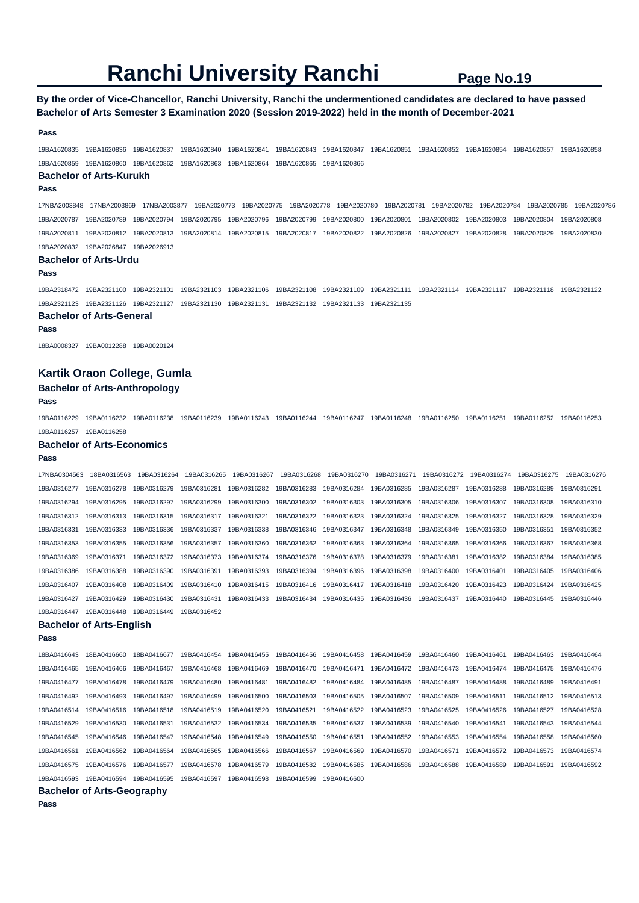# Ranchi University Ranchi

**By the order of Vice-Chancellor, Ranchi University, Ranchi the undermentioned candidates are declared to have passed Bachelor of Arts Semester 3 Examination 2020 (Session 2019-2022) held in the month of December-2021**

**Pass**

19BA1620835 19BA1620836 19BA1620837 19BA1620840 19BA1620841 19BA1620843 19BA1620847 19BA1620851 19BA1620852 19BA1620854 19BA1620857 19BA1620858 19BA1620859 19BA1620860 19BA1620862 19BA1620863 19BA1620864 19BA1620865 19BA1620866

### Bachelor of Arts-Kurukh

**Pass**

17NBA2003848 17NBA2003869 17NBA2003877 19BA2020773 19BA2020775 19BA2020778 19BA2020780 19BA2020781 19BA2020782 19BA2020784 19BA2020785 19BA2020786 19BA2020787 19BA2020789 19BA2020794 19BA2020795 19BA2020796 19BA2020799 19BA2020800 19BA2020801 19BA2020802 19BA2020803 19BA2020804 19BA2020808 19BA2020811 19BA2020812 19BA2020813 19BA2020814 19BA2020815 19BA2020817 19BA2020822 19BA2020826 19BA2020827 19BA2020828 19BA2020829 19BA2020830 19BA2020832 19BA2026847 19BA2026913

### Bachelor of Arts-Urdu

**Pass**

19BA2318472 19BA2321100 19BA2321101 19BA2321103 19BA2321106 19BA2321108 19BA2321109 19BA2321111 19BA2321114 19BA2321117 19BA2321118 19BA2321122 19BA2321123 19BA2321126 19BA2321127 19BA2321130 19BA2321131 19BA2321132 19BA2321133 19BA2321135

### Bachelor of Arts-General

**Pass**

18BA0008327 19BA0012288 19BA0020124

## Kartik Oraon College, Gumla

### Bachelor of Arts-Anthropology

**Pass**

19BA0116229 19BA0116232 19BA0116238 19BA0116239 19BA0116243 19BA0116244 19BA0116247 19BA0116248 19BA0116250 19BA0116251 19BA0116252 19BA0116253 19BA0116257 19BA0116258

### Bachelor of Arts-Economics

**Pass**

17NBA0304563 18BA0316563 19BA0316264 19BA0316265 19BA0316267 19BA0316268 19BA0316270 19BA0316271 19BA0316272 19BA0316274 19BA0316275 19BA0316276 19BA0316277 19BA0316278 19BA0316279 19BA0316281 19BA0316282 19BA0316283 19BA0316284 19BA0316285 19BA0316287 19BA0316288 19BA0316289 19BA0316291 19BA0316294 19BA0316295 19BA0316297 19BA0316299 19BA0316300 19BA0316302 19BA0316303 19BA0316305 19BA0316306 19BA0316307 19BA0316308 19BA0316310 19BA0316312 19BA0316313 19BA0316315 19BA0316317 19BA0316321 19BA0316322 19BA0316323 19BA0316324 19BA0316325 19BA0316327 19BA0316328 19BA0316329 19BA0316331 19BA0316333 19BA0316336 19BA0316337 19BA0316338 19BA0316346 19BA0316347 19BA0316348 19BA0316349 19BA0316350 19BA0316351 19BA0316352 19BA0316353 19BA0316355 19BA0316356 19BA0316357 19BA0316360 19BA0316362 19BA0316363 19BA0316364 19BA0316365 19BA0316366 19BA0316367 19BA0316368 19BA0316369 19BA0316371 19BA0316372 19BA0316373 19BA0316374 19BA0316376 19BA0316378 19BA0316379 19BA0316381 19BA0316382 19BA0316384 19BA0316385 19BA0316386 19BA0316388 19BA0316390 19BA0316391 19BA0316393 19BA0316394 19BA0316396 19BA0316398 19BA0316400 19BA0316401 19BA0316405 19BA0316406 19BA0316407 19BA0316408 19BA0316409 19BA0316410 19BA0316415 19BA0316416 19BA0316417 19BA0316418 19BA0316420 19BA0316423 19BA0316424 19BA0316425 19BA0316427 19BA0316429 19BA0316430 19BA0316431 19BA0316433 19BA0316434 19BA0316435 19BA0316436 19BA0316437 19BA0316440 19BA0316445 19BA0316446 19BA0316447 19BA0316448 19BA0316449 19BA0316452

### Bachelor of Arts-English

**Pass**

18BA0416643 18BA0416660 18BA0416677 19BA0416454 19BA0416455 19BA0416456 19BA0416458 19BA0416459 19BA0416460 19BA0416461 19BA0416463 19BA0416464 19BA0416465 19BA0416466 19BA0416467 19BA0416468 19BA0416469 19BA0416470 19BA0416471 19BA0416472 19BA0416473 19BA0416474 19BA0416475 19BA0416476 19BA0416477 19BA0416478 19BA0416479 19BA0416480 19BA0416481 19BA0416482 19BA0416484 19BA0416485 19BA0416487 19BA0416488 19BA0416489 19BA0416491 19BA0416492 19BA0416493 19BA0416497 19BA0416499 19BA0416500 19BA0416503 19BA0416505 19BA0416507 19BA0416509 19BA0416511 19BA0416512 19BA0416513 19BA0416514 19BA0416516 19BA0416518 19BA0416519 19BA0416520 19BA0416521 19BA0416522 19BA0416523 19BA0416525 19BA0416526 19BA0416527 19BA0416528 19BA0416529 19BA0416530 19BA0416531 19BA0416532 19BA0416534 19BA0416535 19BA0416537 19BA0416539 19BA0416540 19BA0416541 19BA0416543 19BA0416544 19BA0416545 19BA0416546 19BA0416547 19BA0416548 19BA0416549 19BA0416550 19BA0416551 19BA0416552 19BA0416553 19BA0416554 19BA0416558 19BA0416560 19BA0416561 19BA0416562 19BA0416564 19BA0416565 19BA0416566 19BA0416567 19BA0416569 19BA0416570 19BA0416571 19BA0416572 19BA0416573 19BA0416574 19BA0416575 19BA0416576 19BA0416577 19BA0416578 19BA0416579 19BA0416582 19BA0416585 19BA0416586 19BA0416588 19BA0416589 19BA0416591 19BA0416592 19BA0416593 19BA0416594 19BA0416595 19BA0416597 19BA0416598 19BA0416599 19BA0416600

### Bachelor of Arts-Geography

**Pass**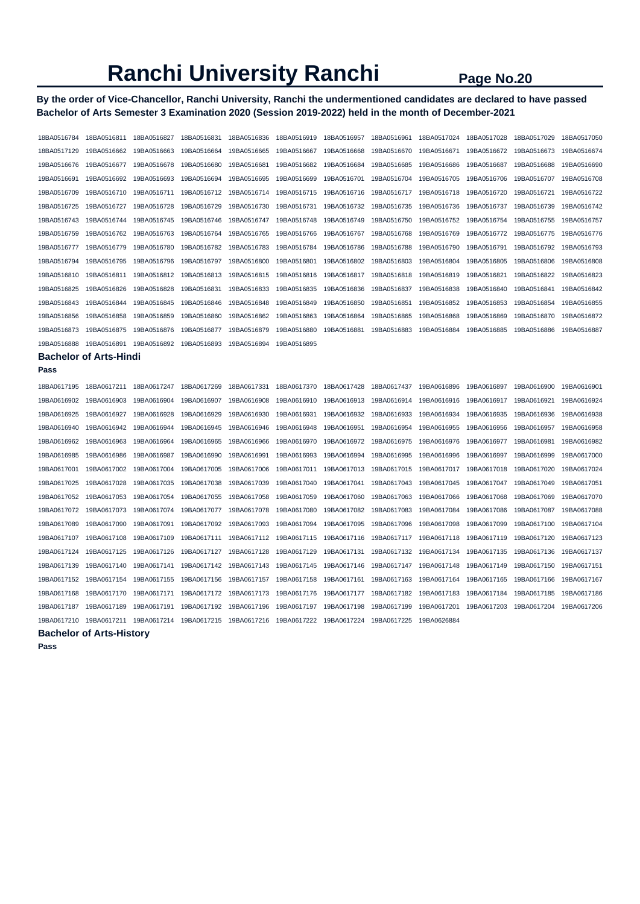# Ranchi University Ranchi

**By the order of Vice-Chancellor, Ranchi University, Ranchi the undermentioned candidates are declared to have passed Bachelor of Arts Semester 3 Examination 2020 (Session 2019-2022) held in the month of December-2021**

18BA0516784 18BA0516811 18BA0516827 18BA0516831 18BA0516836 18BA0516919 18BA0516957 18BA0516961 18BA0517024 18BA0517028 18BA0517029 18BA0517050
18BA0517129 19BA0516662 19BA0516663 19BA0516664 19BA0516665 19BA0516667 19BA0516668 19BA0516670 19BA0516671 19BA0516672 19BA0516673 19BA0516674
19BA0516676 19BA0516677 19BA0516678 19BA0516680 19BA0516681 19BA0516682 19BA0516684 19BA0516685 19BA0516686 19BA0516687 19BA0516688 19BA0516690
19BA0516691 19BA0516692 19BA0516693 19BA0516694 19BA0516695 19BA0516699 19BA0516701 19BA0516704 19BA0516705 19BA0516706 19BA0516707 19BA0516708
19BA0516709 19BA0516710 19BA0516711 19BA0516712 19BA0516714 19BA0516715 19BA0516716 19BA0516717 19BA0516718 19BA0516720 19BA0516721 19BA0516722
19BA0516725 19BA0516727 19BA0516728 19BA0516729 19BA0516730 19BA0516731 19BA0516732 19BA0516735 19BA0516736 19BA0516737 19BA0516739 19BA0516742
19BA0516743 19BA0516744 19BA0516745 19BA0516746 19BA0516747 19BA0516748 19BA0516749 19BA0516750 19BA0516752 19BA0516754 19BA0516755 19BA0516757
19BA0516759 19BA0516762 19BA0516763 19BA0516764 19BA0516765 19BA0516766 19BA0516767 19BA0516768 19BA0516769 19BA0516772 19BA0516775 19BA0516776
19BA0516777 19BA0516779 19BA0516780 19BA0516782 19BA0516783 19BA0516784 19BA0516786 19BA0516788 19BA0516790 19BA0516791 19BA0516792 19BA0516793
19BA0516794 19BA0516795 19BA0516796 19BA0516797 19BA0516800 19BA0516801 19BA0516802 19BA0516803 19BA0516804 19BA0516805 19BA0516806 19BA0516808
19BA0516810 19BA0516811 19BA0516812 19BA0516813 19BA0516815 19BA0516816 19BA0516817 19BA0516818 19BA0516819 19BA0516821 19BA0516822 19BA0516823
19BA0516825 19BA0516826 19BA0516828 19BA0516831 19BA0516833 19BA0516835 19BA0516836 19BA0516837 19BA0516838 19BA0516840 19BA0516841 19BA0516842
19BA0516843 19BA0516844 19BA0516845 19BA0516846 19BA0516848 19BA0516849 19BA0516850 19BA0516851 19BA0516852 19BA0516853 19BA0516854 19BA0516855
19BA0516856 19BA0516858 19BA0516859 19BA0516860 19BA0516862 19BA0516863 19BA0516864 19BA0516865 19BA0516868 19BA0516869 19BA0516870 19BA0516872
19BA0516873 19BA0516875 19BA0516876 19BA0516877 19BA0516879 19BA0516880 19BA0516881 19BA0516883 19BA0516884 19BA0516885 19BA0516886 19BA0516887
19BA0516888 19BA0516891 19BA0516892 19BA0516893 19BA0516894 19BA0516895

### Bachelor of Arts-Hindi

**Pass**

18BA0617195 18BA0617211 18BA0617247 18BA0617269 18BA0617331 18BA0617370 18BA0617428 18BA0617437 19BA0616896 19BA0616897 19BA0616900 19BA0616901
19BA0616902 19BA0616903 19BA0616904 19BA0616907 19BA0616908 19BA0616910 19BA0616913 19BA0616914 19BA0616916 19BA0616917 19BA0616921 19BA0616924
19BA0616925 19BA0616927 19BA0616928 19BA0616929 19BA0616930 19BA0616931 19BA0616932 19BA0616933 19BA0616934 19BA0616935 19BA0616936 19BA0616938
19BA0616940 19BA0616942 19BA0616944 19BA0616945 19BA0616946 19BA0616948 19BA0616951 19BA0616954 19BA0616955 19BA0616956 19BA0616957 19BA0616958
19BA0616962 19BA0616963 19BA0616964 19BA0616965 19BA0616966 19BA0616970 19BA0616972 19BA0616975 19BA0616976 19BA0616977 19BA0616981 19BA0616982
19BA0616985 19BA0616986 19BA0616987 19BA0616990 19BA0616991 19BA0616993 19BA0616994 19BA0616995 19BA0616996 19BA0616997 19BA0616999 19BA0617000
19BA0617001 19BA0617002 19BA0617004 19BA0617005 19BA0617006 19BA0617011 19BA0617013 19BA0617015 19BA0617017 19BA0617018 19BA0617020 19BA0617024
19BA0617025 19BA0617028 19BA0617035 19BA0617038 19BA0617039 19BA0617040 19BA0617041 19BA0617043 19BA0617045 19BA0617047 19BA0617049 19BA0617051
19BA0617052 19BA0617053 19BA0617054 19BA0617055 19BA0617058 19BA0617059 19BA0617060 19BA0617063 19BA0617066 19BA0617068 19BA0617069 19BA0617070
19BA0617072 19BA0617073 19BA0617074 19BA0617077 19BA0617078 19BA0617080 19BA0617082 19BA0617083 19BA0617084 19BA0617086 19BA0617087 19BA0617088
19BA0617089 19BA0617090 19BA0617091 19BA0617092 19BA0617093 19BA0617094 19BA0617095 19BA0617096 19BA0617098 19BA0617099 19BA0617100 19BA0617104
19BA0617107 19BA0617108 19BA0617109 19BA0617111 19BA0617112 19BA0617115 19BA0617116 19BA0617117 19BA0617118 19BA0617119 19BA0617120 19BA0617123
19BA0617124 19BA0617125 19BA0617126 19BA0617127 19BA0617128 19BA0617129 19BA0617131 19BA0617132 19BA0617134 19BA0617135 19BA0617136 19BA0617137
19BA0617139 19BA0617140 19BA0617141 19BA0617142 19BA0617143 19BA0617145 19BA0617146 19BA0617147 19BA0617148 19BA0617149 19BA0617150 19BA0617151
19BA0617152 19BA0617154 19BA0617155 19BA0617156 19BA0617157 19BA0617158 19BA0617161 19BA0617163 19BA0617164 19BA0617165 19BA0617166 19BA0617167
19BA0617168 19BA0617170 19BA0617171 19BA0617172 19BA0617173 19BA0617176 19BA0617177 19BA0617182 19BA0617183 19BA0617184 19BA0617185 19BA0617186
19BA0617187 19BA0617189 19BA0617191 19BA0617192 19BA0617196 19BA0617197 19BA0617198 19BA0617199 19BA0617201 19BA0617203 19BA0617204 19BA0617206
19BA0617210 19BA0617211 19BA0617214 19BA0617215 19BA0617216 19BA0617222 19BA0617224 19BA0617225 19BA0626884

### Bachelor of Arts-History

**Pass**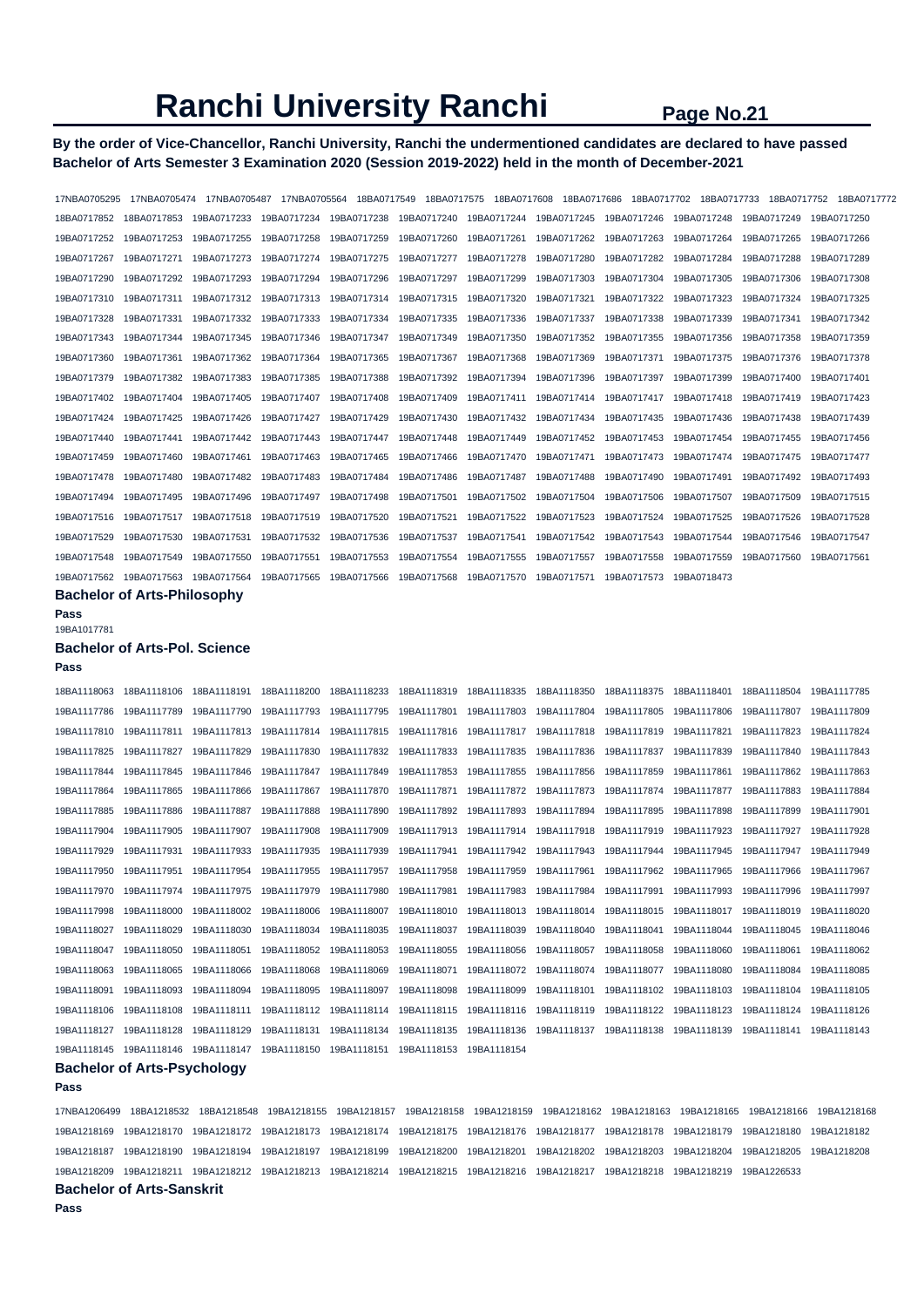# Ranchi University Ranchi

**By the order of Vice-Chancellor, Ranchi University, Ranchi the undermentioned candidates are declared to have passed Bachelor of Arts Semester 3 Examination 2020 (Session 2019-2022) held in the month of December-2021**

17NBA0705295 17NBA0705474 17NBA0705487 17NBA0705564 18BA0717549 18BA0717575 18BA0717608 18BA0717686 18BA0717702 18BA0717733 18BA0717752 18BA0717772
18BA0717852 18BA0717853 19BA0717233 19BA0717234 19BA0717238 19BA0717240 19BA0717244 19BA0717245 19BA0717246 19BA0717248 19BA0717249 19BA0717250
19BA0717252 19BA0717253 19BA0717255 19BA0717258 19BA0717259 19BA0717260 19BA0717261 19BA0717262 19BA0717263 19BA0717264 19BA0717265 19BA0717266
19BA0717267 19BA0717271 19BA0717273 19BA0717274 19BA0717275 19BA0717277 19BA0717278 19BA0717280 19BA0717282 19BA0717284 19BA0717288 19BA0717289
19BA0717290 19BA0717292 19BA0717293 19BA0717294 19BA0717296 19BA0717297 19BA0717299 19BA0717303 19BA0717304 19BA0717305 19BA0717306 19BA0717308
19BA0717310 19BA0717311 19BA0717312 19BA0717313 19BA0717314 19BA0717315 19BA0717320 19BA0717321 19BA0717322 19BA0717323 19BA0717324 19BA0717325
19BA0717328 19BA0717331 19BA0717332 19BA0717333 19BA0717334 19BA0717335 19BA0717336 19BA0717337 19BA0717338 19BA0717339 19BA0717341 19BA0717342
19BA0717343 19BA0717344 19BA0717345 19BA0717346 19BA0717347 19BA0717349 19BA0717350 19BA0717352 19BA0717355 19BA0717356 19BA0717358 19BA0717359
19BA0717360 19BA0717361 19BA0717362 19BA0717364 19BA0717365 19BA0717367 19BA0717368 19BA0717369 19BA0717371 19BA0717375 19BA0717376 19BA0717378
19BA0717379 19BA0717382 19BA0717383 19BA0717385 19BA0717388 19BA0717392 19BA0717394 19BA0717396 19BA0717397 19BA0717399 19BA0717400 19BA0717401
19BA0717402 19BA0717404 19BA0717405 19BA0717407 19BA0717408 19BA0717409 19BA0717411 19BA0717414 19BA0717417 19BA0717418 19BA0717419 19BA0717423
19BA0717424 19BA0717425 19BA0717426 19BA0717427 19BA0717429 19BA0717430 19BA0717432 19BA0717434 19BA0717435 19BA0717436 19BA0717438 19BA0717439
19BA0717440 19BA0717441 19BA0717442 19BA0717443 19BA0717447 19BA0717448 19BA0717449 19BA0717452 19BA0717453 19BA0717454 19BA0717455 19BA0717456
19BA0717459 19BA0717460 19BA0717461 19BA0717463 19BA0717465 19BA0717466 19BA0717470 19BA0717471 19BA0717473 19BA0717474 19BA0717475 19BA0717477
19BA0717478 19BA0717480 19BA0717482 19BA0717483 19BA0717484 19BA0717486 19BA0717487 19BA0717488 19BA0717490 19BA0717491 19BA0717492 19BA0717493
19BA0717494 19BA0717495 19BA0717496 19BA0717497 19BA0717498 19BA0717501 19BA0717502 19BA0717504 19BA0717506 19BA0717507 19BA0717509 19BA0717515
19BA0717516 19BA0717517 19BA0717518 19BA0717519 19BA0717520 19BA0717521 19BA0717522 19BA0717523 19BA0717524 19BA0717525 19BA0717526 19BA0717528
19BA0717529 19BA0717530 19BA0717531 19BA0717532 19BA0717536 19BA0717537 19BA0717541 19BA0717542 19BA0717543 19BA0717544 19BA0717546 19BA0717547
19BA0717548 19BA0717549 19BA0717550 19BA0717551 19BA0717553 19BA0717554 19BA0717555 19BA0717557 19BA0717558 19BA0717559 19BA0717560 19BA0717561
19BA0717562 19BA0717563 19BA0717564 19BA0717565 19BA0717566 19BA0717568 19BA0717570 19BA0717571 19BA0717573 19BA0718473

### Bachelor of Arts-Philosophy

**Pass**

19BA1017781

### Bachelor of Arts-Pol. Science

**Pass**

18BA1118063 18BA1118106 18BA1118191 18BA1118200 18BA1118233 18BA1118319 18BA1118335 18BA1118350 18BA1118375 18BA1118401 18BA1118504 19BA1117785
19BA1117786 19BA1117789 19BA1117790 19BA1117793 19BA1117795 19BA1117801 19BA1117803 19BA1117804 19BA1117805 19BA1117806 19BA1117807 19BA1117809
19BA1117810 19BA1117811 19BA1117813 19BA1117814 19BA1117815 19BA1117816 19BA1117817 19BA1117818 19BA1117819 19BA1117821 19BA1117823 19BA1117824
19BA1117825 19BA1117827 19BA1117829 19BA1117830 19BA1117832 19BA1117833 19BA1117835 19BA1117836 19BA1117837 19BA1117839 19BA1117840 19BA1117843
19BA1117844 19BA1117845 19BA1117846 19BA1117847 19BA1117849 19BA1117853 19BA1117855 19BA1117856 19BA1117859 19BA1117861 19BA1117862 19BA1117863
19BA1117864 19BA1117865 19BA1117866 19BA1117867 19BA1117870 19BA1117871 19BA1117872 19BA1117873 19BA1117874 19BA1117877 19BA1117883 19BA1117884
19BA1117885 19BA1117886 19BA1117887 19BA1117888 19BA1117890 19BA1117892 19BA1117893 19BA1117894 19BA1117895 19BA1117898 19BA1117899 19BA1117901
19BA1117904 19BA1117905 19BA1117907 19BA1117908 19BA1117909 19BA1117913 19BA1117914 19BA1117918 19BA1117919 19BA1117923 19BA1117927 19BA1117928
19BA1117929 19BA1117931 19BA1117933 19BA1117935 19BA1117939 19BA1117941 19BA1117942 19BA1117943 19BA1117944 19BA1117945 19BA1117947 19BA1117949
19BA1117950 19BA1117951 19BA1117954 19BA1117955 19BA1117957 19BA1117958 19BA1117959 19BA1117961 19BA1117962 19BA1117965 19BA1117966 19BA1117967
19BA1117970 19BA1117974 19BA1117975 19BA1117979 19BA1117980 19BA1117981 19BA1117983 19BA1117984 19BA1117991 19BA1117993 19BA1117996 19BA1117997
19BA1117998 19BA1118000 19BA1118002 19BA1118006 19BA1118007 19BA1118010 19BA1118013 19BA1118014 19BA1118015 19BA1118017 19BA1118019 19BA1118020
19BA1118027 19BA1118029 19BA1118030 19BA1118034 19BA1118035 19BA1118037 19BA1118039 19BA1118040 19BA1118041 19BA1118044 19BA1118045 19BA1118046
19BA1118047 19BA1118050 19BA1118051 19BA1118052 19BA1118053 19BA1118055 19BA1118056 19BA1118057 19BA1118058 19BA1118060 19BA1118061 19BA1118062
19BA1118063 19BA1118065 19BA1118066 19BA1118068 19BA1118069 19BA1118071 19BA1118072 19BA1118074 19BA1118077 19BA1118080 19BA1118084 19BA1118085
19BA1118091 19BA1118093 19BA1118094 19BA1118095 19BA1118097 19BA1118098 19BA1118099 19BA1118101 19BA1118102 19BA1118103 19BA1118104 19BA1118105
19BA1118106 19BA1118108 19BA1118111 19BA1118112 19BA1118114 19BA1118115 19BA1118116 19BA1118119 19BA1118122 19BA1118123 19BA1118124 19BA1118126
19BA1118127 19BA1118128 19BA1118129 19BA1118131 19BA1118134 19BA1118135 19BA1118136 19BA1118137 19BA1118138 19BA1118139 19BA1118141 19BA1118143
19BA1118145 19BA1118146 19BA1118147 19BA1118150 19BA1118151 19BA1118153 19BA1118154

### Bachelor of Arts-Psychology

**Pass**

17NBA1206499 18BA1218532 18BA1218548 19BA1218155 19BA1218157 19BA1218158 19BA1218159 19BA1218162 19BA1218163 19BA1218165 19BA1218166 19BA1218168
19BA1218169 19BA1218170 19BA1218172 19BA1218173 19BA1218174 19BA1218175 19BA1218176 19BA1218177 19BA1218178 19BA1218179 19BA1218180 19BA1218182
19BA1218187 19BA1218190 19BA1218194 19BA1218197 19BA1218199 19BA1218200 19BA1218201 19BA1218202 19BA1218203 19BA1218204 19BA1218205 19BA1218208
19BA1218209 19BA1218211 19BA1218212 19BA1218213 19BA1218214 19BA1218215 19BA1218216 19BA1218217 19BA1218218 19BA1218219 19BA1226533

### Bachelor of Arts-Sanskrit

**Pass**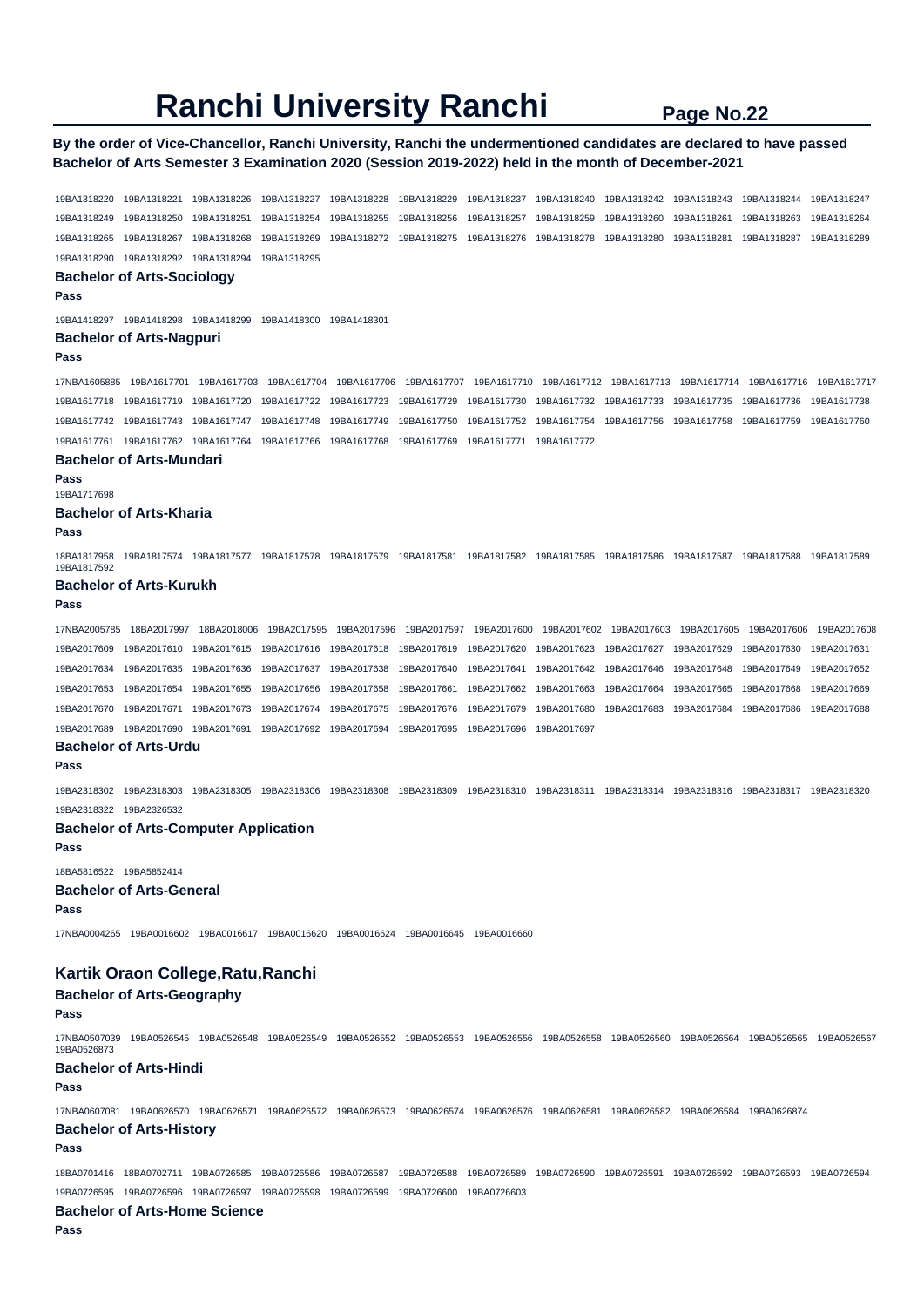# Ranchi University Ranchi

**By the order of Vice-Chancellor, Ranchi University, Ranchi the undermentioned candidates are declared to have passed Bachelor of Arts Semester 3 Examination 2020 (Session 2019-2022) held in the month of December-2021**

19BA1318220 19BA1318221 19BA1318226 19BA1318227 19BA1318228 19BA1318229 19BA1318237 19BA1318240 19BA1318242 19BA1318243 19BA1318244 19BA1318247 19BA1318249 19BA1318250 19BA1318251 19BA1318254 19BA1318255 19BA1318256 19BA1318257 19BA1318259 19BA1318260 19BA1318261 19BA1318263 19BA1318264 19BA1318265 19BA1318267 19BA1318268 19BA1318269 19BA1318272 19BA1318275 19BA1318276 19BA1318278 19BA1318280 19BA1318281 19BA1318287 19BA1318289 19BA1318290 19BA1318292 19BA1318294 19BA1318295

### Bachelor of Arts-Sociology

**Pass**

19BA1418297 19BA1418298 19BA1418299 19BA1418300 19BA1418301

### Bachelor of Arts-Nagpuri

**Pass**

17NBA1605885 19BA1617701 19BA1617703 19BA1617704 19BA1617706 19BA1617707 19BA1617710 19BA1617712 19BA1617713 19BA1617714 19BA1617716 19BA1617717 19BA1617718 19BA1617719 19BA1617720 19BA1617722 19BA1617723 19BA1617729 19BA1617730 19BA1617732 19BA1617733 19BA1617735 19BA1617736 19BA1617738 19BA1617742 19BA1617743 19BA1617747 19BA1617748 19BA1617749 19BA1617750 19BA1617752 19BA1617754 19BA1617756 19BA1617758 19BA1617759 19BA1617760 19BA1617761 19BA1617762 19BA1617764 19BA1617766 19BA1617768 19BA1617769 19BA1617771 19BA1617772

### Bachelor of Arts-Mundari

**Pass**

19BA1717698

### Bachelor of Arts-Kharia

**Pass**

18BA1817958 19BA1817574 19BA1817577 19BA1817578 19BA1817579 19BA1817581 19BA1817582 19BA1817585 19BA1817586 19BA1817587 19BA1817588 19BA1817589 19BA1817592

### Bachelor of Arts-Kurukh

**Pass**

17NBA2005785 18BA2017997 18BA2018006 19BA2017595 19BA2017596 19BA2017597 19BA2017600 19BA2017602 19BA2017603 19BA2017605 19BA2017606 19BA2017608 19BA2017609 19BA2017610 19BA2017615 19BA2017616 19BA2017618 19BA2017619 19BA2017620 19BA2017623 19BA2017627 19BA2017629 19BA2017630 19BA2017631 19BA2017634 19BA2017635 19BA2017636 19BA2017637 19BA2017638 19BA2017640 19BA2017641 19BA2017642 19BA2017646 19BA2017648 19BA2017649 19BA2017652 19BA2017653 19BA2017654 19BA2017655 19BA2017656 19BA2017658 19BA2017661 19BA2017662 19BA2017663 19BA2017664 19BA2017665 19BA2017668 19BA2017669 19BA2017670 19BA2017671 19BA2017673 19BA2017674 19BA2017675 19BA2017676 19BA2017679 19BA2017680 19BA2017683 19BA2017684 19BA2017686 19BA2017688 19BA2017689 19BA2017690 19BA2017691 19BA2017692 19BA2017694 19BA2017695 19BA2017696 19BA2017697

### Bachelor of Arts-Urdu

**Pass**

19BA2318302 19BA2318303 19BA2318305 19BA2318306 19BA2318308 19BA2318309 19BA2318310 19BA2318311 19BA2318314 19BA2318316 19BA2318317 19BA2318320 19BA2318322 19BA2326532

### Bachelor of Arts-Computer Application

**Pass**

18BA5816522 19BA5852414

### Bachelor of Arts-General

**Pass**

17NBA0004265 19BA0016602 19BA0016617 19BA0016620 19BA0016624 19BA0016645 19BA0016660

## Kartik Oraon College,Ratu,Ranchi

### Bachelor of Arts-Geography

**Pass**

17NBA0507039 19BA0526545 19BA0526548 19BA0526549 19BA0526552 19BA0526553 19BA0526556 19BA0526558 19BA0526560 19BA0526564 19BA0526565 19BA0526567 19BA0526873

### Bachelor of Arts-Hindi

**Pass**

17NBA0607081 19BA0626570 19BA0626571 19BA0626572 19BA0626573 19BA0626574 19BA0626576 19BA0626581 19BA0626582 19BA0626584 19BA0626874

### Bachelor of Arts-History

**Pass**

18BA0701416 18BA0702711 19BA0726585 19BA0726586 19BA0726587 19BA0726588 19BA0726589 19BA0726590 19BA0726591 19BA0726592 19BA0726593 19BA0726594 19BA0726595 19BA0726596 19BA0726597 19BA0726598 19BA0726599 19BA0726600 19BA0726603

### Bachelor of Arts-Home Science

**Pass**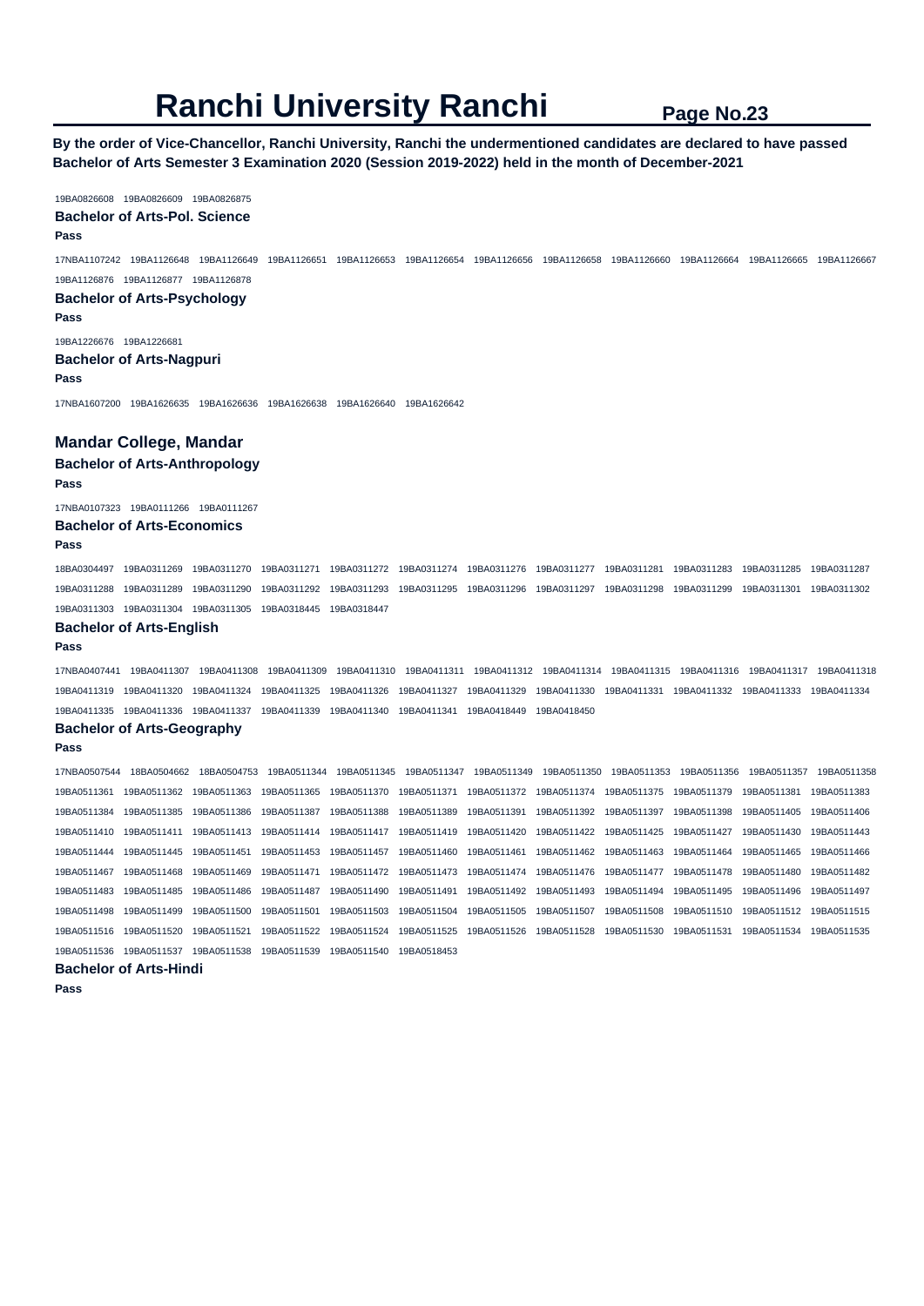# Ranchi University Ranchi

**By the order of Vice-Chancellor, Ranchi University, Ranchi the undermentioned candidates are declared to have passed Bachelor of Arts Semester 3 Examination 2020 (Session 2019-2022) held in the month of December-2021**

19BA0826608 19BA0826609 19BA0826875

### Bachelor of Arts-Pol. Science

**Pass**

17NBA1107242 19BA1126648 19BA1126649 19BA1126651 19BA1126653 19BA1126654 19BA1126656 19BA1126658 19BA1126660 19BA1126664 19BA1126665 19BA1126667 19BA1126876 19BA1126877 19BA1126878

### Bachelor of Arts-Psychology

**Pass**

19BA1226676 19BA1226681

### Bachelor of Arts-Nagpuri

**Pass**

17NBA1607200 19BA1626635 19BA1626636 19BA1626638 19BA1626640 19BA1626642

## Mandar College, Mandar

### Bachelor of Arts-Anthropology

**Pass**

17NBA0107323 19BA0111266 19BA0111267

### Bachelor of Arts-Economics

**Pass**

18BA0304497 19BA0311269 19BA0311270 19BA0311271 19BA0311272 19BA0311274 19BA0311276 19BA0311277 19BA0311281 19BA0311283 19BA0311285 19BA0311287 19BA0311288 19BA0311289 19BA0311290 19BA0311292 19BA0311293 19BA0311295 19BA0311296 19BA0311297 19BA0311298 19BA0311299 19BA0311301 19BA0311302 19BA0311303 19BA0311304 19BA0311305 19BA0318445 19BA0318447

### Bachelor of Arts-English

**Pass**

17NBA0407441 19BA0411307 19BA0411308 19BA0411309 19BA0411310 19BA0411311 19BA0411312 19BA0411314 19BA0411315 19BA0411316 19BA0411317 19BA0411318 19BA0411319 19BA0411320 19BA0411324 19BA0411325 19BA0411326 19BA0411327 19BA0411329 19BA0411330 19BA0411331 19BA0411332 19BA0411333 19BA0411334 19BA0411335 19BA0411336 19BA0411337 19BA0411339 19BA0411340 19BA0411341 19BA0418449 19BA0418450

### Bachelor of Arts-Geography

**Pass**

17NBA0507544 18BA0504662 18BA0504753 19BA0511344 19BA0511345 19BA0511347 19BA0511349 19BA0511350 19BA0511353 19BA0511356 19BA0511357 19BA0511358 19BA0511361 19BA0511362 19BA0511363 19BA0511365 19BA0511370 19BA0511371 19BA0511372 19BA0511374 19BA0511375 19BA0511379 19BA0511381 19BA0511383 19BA0511384 19BA0511385 19BA0511386 19BA0511387 19BA0511388 19BA0511389 19BA0511391 19BA0511392 19BA0511397 19BA0511398 19BA0511405 19BA0511406 19BA0511410 19BA0511411 19BA0511413 19BA0511414 19BA0511417 19BA0511419 19BA0511420 19BA0511422 19BA0511425 19BA0511427 19BA0511430 19BA0511443 19BA0511444 19BA0511445 19BA0511451 19BA0511453 19BA0511457 19BA0511460 19BA0511461 19BA0511462 19BA0511463 19BA0511464 19BA0511465 19BA0511466 19BA0511467 19BA0511468 19BA0511469 19BA0511471 19BA0511472 19BA0511473 19BA0511474 19BA0511476 19BA0511477 19BA0511478 19BA0511480 19BA0511482 19BA0511483 19BA0511485 19BA0511486 19BA0511487 19BA0511490 19BA0511491 19BA0511492 19BA0511493 19BA0511494 19BA0511495 19BA0511496 19BA0511497 19BA0511498 19BA0511499 19BA0511500 19BA0511501 19BA0511503 19BA0511504 19BA0511505 19BA0511507 19BA0511508 19BA0511510 19BA0511512 19BA0511515 19BA0511516 19BA0511520 19BA0511521 19BA0511522 19BA0511524 19BA0511525 19BA0511526 19BA0511528 19BA0511530 19BA0511531 19BA0511534 19BA0511535 19BA0511536 19BA0511537 19BA0511538 19BA0511539 19BA0511540 19BA0518453

### Bachelor of Arts-Hindi

**Pass**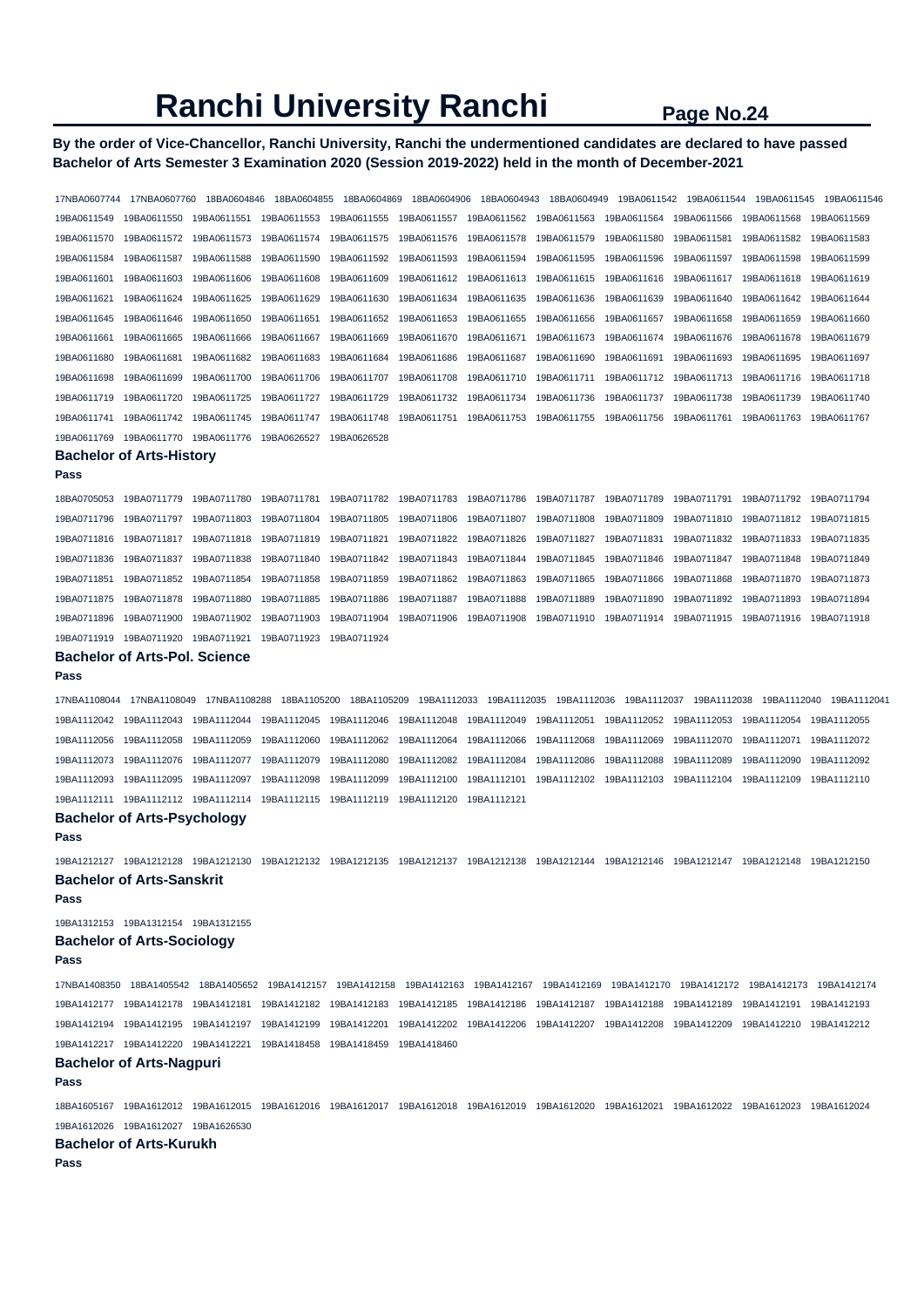# Ranchi University Ranchi

**By the order of Vice-Chancellor, Ranchi University, Ranchi the undermentioned candidates are declared to have passed Bachelor of Arts Semester 3 Examination 2020 (Session 2019-2022) held in the month of December-2021**

17NBA0607744 17NBA0607760 18BA0604846 18BA0604855 18BA0604869 18BA0604906 18BA0604943 18BA0604949 19BA0611542 19BA0611544 19BA0611545 19BA0611546 19BA0611549 19BA0611550 19BA0611551 19BA0611553 19BA0611555 19BA0611557 19BA0611562 19BA0611563 19BA0611564 19BA0611566 19BA0611568 19BA0611569 19BA0611570 19BA0611572 19BA0611573 19BA0611574 19BA0611575 19BA0611576 19BA0611578 19BA0611579 19BA0611580 19BA0611581 19BA0611582 19BA0611583 19BA0611584 19BA0611587 19BA0611588 19BA0611590 19BA0611592 19BA0611593 19BA0611594 19BA0611595 19BA0611596 19BA0611597 19BA0611598 19BA0611599 19BA0611601 19BA0611603 19BA0611606 19BA0611608 19BA0611609 19BA0611612 19BA0611613 19BA0611615 19BA0611616 19BA0611617 19BA0611618 19BA0611619 19BA0611621 19BA0611624 19BA0611625 19BA0611629 19BA0611630 19BA0611634 19BA0611635 19BA0611636 19BA0611639 19BA0611640 19BA0611642 19BA0611644 19BA0611645 19BA0611646 19BA0611650 19BA0611651 19BA0611652 19BA0611653 19BA0611655 19BA0611656 19BA0611657 19BA0611658 19BA0611659 19BA0611660 19BA0611661 19BA0611665 19BA0611666 19BA0611667 19BA0611669 19BA0611670 19BA0611671 19BA0611673 19BA0611674 19BA0611676 19BA0611678 19BA0611679 19BA0611680 19BA0611681 19BA0611682 19BA0611683 19BA0611684 19BA0611686 19BA0611687 19BA0611690 19BA0611691 19BA0611693 19BA0611695 19BA0611697 19BA0611698 19BA0611699 19BA0611700 19BA0611706 19BA0611707 19BA0611708 19BA0611710 19BA0611711 19BA0611712 19BA0611713 19BA0611716 19BA0611718 19BA0611719 19BA0611720 19BA0611725 19BA0611727 19BA0611729 19BA0611732 19BA0611734 19BA0611736 19BA0611737 19BA0611738 19BA0611739 19BA0611740 19BA0611741 19BA0611742 19BA0611745 19BA0611747 19BA0611748 19BA0611751 19BA0611753 19BA0611755 19BA0611756 19BA0611761 19BA0611763 19BA0611767 19BA0611769 19BA0611770 19BA0611776 19BA0626527 19BA0626528

### Bachelor of Arts-History

**Pass**

18BA0705053 19BA0711779 19BA0711780 19BA0711781 19BA0711782 19BA0711783 19BA0711786 19BA0711787 19BA0711789 19BA0711791 19BA0711792 19BA0711794 19BA0711796 19BA0711797 19BA0711803 19BA0711804 19BA0711805 19BA0711806 19BA0711807 19BA0711808 19BA0711809 19BA0711810 19BA0711812 19BA0711815 19BA0711816 19BA0711817 19BA0711818 19BA0711819 19BA0711821 19BA0711822 19BA0711826 19BA0711827 19BA0711831 19BA0711832 19BA0711833 19BA0711835 19BA0711836 19BA0711837 19BA0711838 19BA0711840 19BA0711842 19BA0711843 19BA0711844 19BA0711845 19BA0711846 19BA0711847 19BA0711848 19BA0711849 19BA0711851 19BA0711852 19BA0711854 19BA0711858 19BA0711859 19BA0711862 19BA0711863 19BA0711865 19BA0711866 19BA0711868 19BA0711870 19BA0711873 19BA0711875 19BA0711878 19BA0711880 19BA0711885 19BA0711886 19BA0711887 19BA0711888 19BA0711889 19BA0711890 19BA0711892 19BA0711893 19BA0711894 19BA0711896 19BA0711900 19BA0711902 19BA0711903 19BA0711904 19BA0711906 19BA0711908 19BA0711910 19BA0711914 19BA0711915 19BA0711916 19BA0711918 19BA0711919 19BA0711920 19BA0711921 19BA0711923 19BA0711924

### Bachelor of Arts-Pol. Science

**Pass**

17NBA1108044 17NBA1108049 17NBA1108288 18BA1105200 18BA1105209 19BA1112033 19BA1112035 19BA1112036 19BA1112037 19BA1112038 19BA1112040 19BA1112041 19BA1112042 19BA1112043 19BA1112044 19BA1112045 19BA1112046 19BA1112048 19BA1112049 19BA1112051 19BA1112052 19BA1112053 19BA1112054 19BA1112055 19BA1112056 19BA1112058 19BA1112059 19BA1112060 19BA1112062 19BA1112064 19BA1112066 19BA1112068 19BA1112069 19BA1112070 19BA1112071 19BA1112072 19BA1112073 19BA1112076 19BA1112077 19BA1112079 19BA1112080 19BA1112082 19BA1112084 19BA1112086 19BA1112088 19BA1112089 19BA1112090 19BA1112092 19BA1112093 19BA1112095 19BA1112097 19BA1112098 19BA1112099 19BA1112100 19BA1112101 19BA1112102 19BA1112103 19BA1112104 19BA1112109 19BA1112110 19BA1112111 19BA1112112 19BA1112114 19BA1112115 19BA1112119 19BA1112120 19BA1112121

### Bachelor of Arts-Psychology

**Pass**

19BA1212127 19BA1212128 19BA1212130 19BA1212132 19BA1212135 19BA1212137 19BA1212138 19BA1212144 19BA1212146 19BA1212147 19BA1212148 19BA1212150

### Bachelor of Arts-Sanskrit

**Pass**

19BA1312153 19BA1312154 19BA1312155

### Bachelor of Arts-Sociology

**Pass**

17NBA1408350 18BA1405542 18BA1405652 19BA1412157 19BA1412158 19BA1412163 19BA1412167 19BA1412169 19BA1412170 19BA1412172 19BA1412173 19BA1412174 19BA1412177 19BA1412178 19BA1412181 19BA1412182 19BA1412183 19BA1412185 19BA1412186 19BA1412187 19BA1412188 19BA1412189 19BA1412191 19BA1412193 19BA1412194 19BA1412195 19BA1412197 19BA1412199 19BA1412201 19BA1412202 19BA1412206 19BA1412207 19BA1412208 19BA1412209 19BA1412210 19BA1412212 19BA1412217 19BA1412220 19BA1412221 19BA1418458 19BA1418459 19BA1418460

### Bachelor of Arts-Nagpuri

**Pass**

18BA1605167 19BA1612012 19BA1612015 19BA1612016 19BA1612017 19BA1612018 19BA1612019 19BA1612020 19BA1612021 19BA1612022 19BA1612023 19BA1612024 19BA1612026 19BA1612027 19BA1626530

### Bachelor of Arts-Kurukh

**Pass**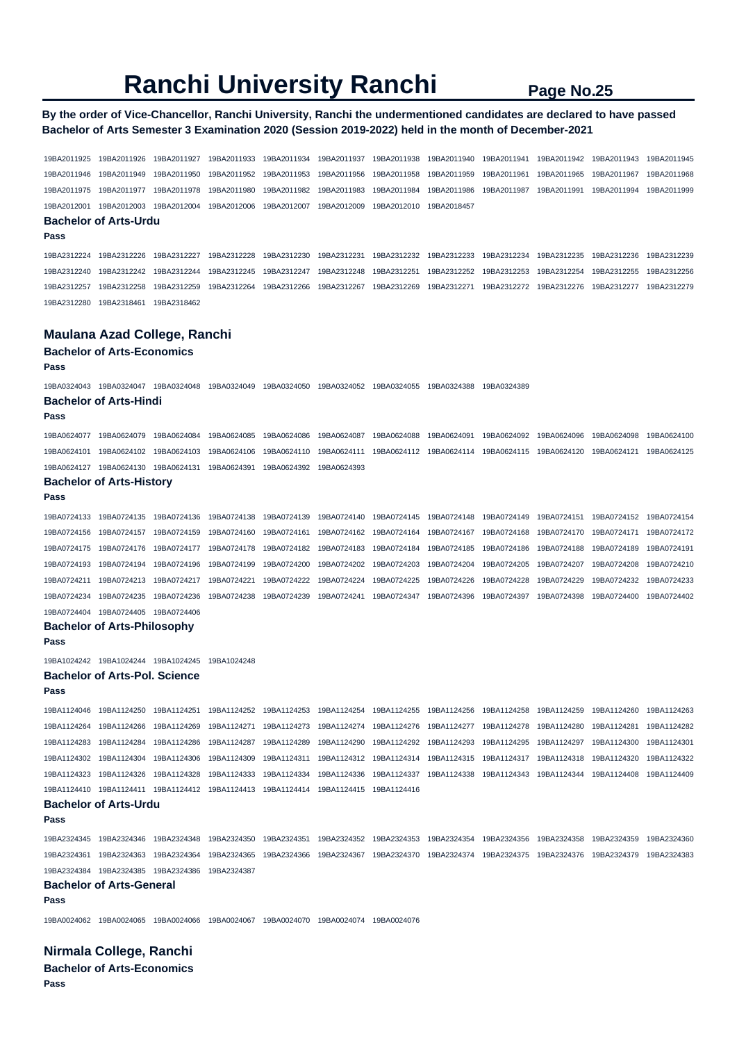# Ranchi University Ranchi

**By the order of Vice-Chancellor, Ranchi University, Ranchi the undermentioned candidates are declared to have passed Bachelor of Arts Semester 3 Examination 2020 (Session 2019-2022) held in the month of December-2021**

19BA2011925 19BA2011926 19BA2011927 19BA2011933 19BA2011934 19BA2011937 19BA2011938 19BA2011940 19BA2011941 19BA2011942 19BA2011943 19BA2011945
19BA2011946 19BA2011949 19BA2011950 19BA2011952 19BA2011953 19BA2011956 19BA2011958 19BA2011959 19BA2011961 19BA2011965 19BA2011967 19BA2011968
19BA2011975 19BA2011977 19BA2011978 19BA2011980 19BA2011982 19BA2011983 19BA2011984 19BA2011986 19BA2011987 19BA2011991 19BA2011994 19BA2011999
19BA2012001 19BA2012003 19BA2012004 19BA2012006 19BA2012007 19BA2012009 19BA2012010 19BA2018457

### Bachelor of Arts-Urdu

**Pass**

19BA2312224 19BA2312226 19BA2312227 19BA2312228 19BA2312230 19BA2312231 19BA2312232 19BA2312233 19BA2312234 19BA2312235 19BA2312236 19BA2312239
19BA2312240 19BA2312242 19BA2312244 19BA2312245 19BA2312247 19BA2312248 19BA2312251 19BA2312252 19BA2312253 19BA2312254 19BA2312255 19BA2312256
19BA2312257 19BA2312258 19BA2312259 19BA2312264 19BA2312266 19BA2312267 19BA2312269 19BA2312271 19BA2312272 19BA2312276 19BA2312277 19BA2312279
19BA2312280 19BA2318461 19BA2318462

## Maulana Azad College, Ranchi

### Bachelor of Arts-Economics

**Pass**

19BA0324043 19BA0324047 19BA0324048 19BA0324049 19BA0324050 19BA0324052 19BA0324055 19BA0324388 19BA0324389

### Bachelor of Arts-Hindi

**Pass**

19BA0624077 19BA0624079 19BA0624084 19BA0624085 19BA0624086 19BA0624087 19BA0624088 19BA0624091 19BA0624092 19BA0624096 19BA0624098 19BA0624100
19BA0624101 19BA0624102 19BA0624103 19BA0624106 19BA0624110 19BA0624111 19BA0624112 19BA0624114 19BA0624115 19BA0624120 19BA0624121 19BA0624125
19BA0624127 19BA0624130 19BA0624131 19BA0624391 19BA0624392 19BA0624393

### Bachelor of Arts-History

**Pass**

19BA0724133 19BA0724135 19BA0724136 19BA0724138 19BA0724139 19BA0724140 19BA0724145 19BA0724148 19BA0724149 19BA0724151 19BA0724152 19BA0724154
19BA0724156 19BA0724157 19BA0724159 19BA0724160 19BA0724161 19BA0724162 19BA0724164 19BA0724167 19BA0724168 19BA0724170 19BA0724171 19BA0724172
19BA0724175 19BA0724176 19BA0724177 19BA0724178 19BA0724182 19BA0724183 19BA0724184 19BA0724185 19BA0724186 19BA0724188 19BA0724189 19BA0724191
19BA0724193 19BA0724194 19BA0724196 19BA0724199 19BA0724200 19BA0724202 19BA0724203 19BA0724204 19BA0724205 19BA0724207 19BA0724208 19BA0724210
19BA0724211 19BA0724213 19BA0724217 19BA0724221 19BA0724222 19BA0724224 19BA0724225 19BA0724226 19BA0724228 19BA0724229 19BA0724232 19BA0724233
19BA0724234 19BA0724235 19BA0724236 19BA0724238 19BA0724239 19BA0724241 19BA0724347 19BA0724396 19BA0724397 19BA0724398 19BA0724400 19BA0724402
19BA0724404 19BA0724405 19BA0724406

### Bachelor of Arts-Philosophy

**Pass**

19BA1024242 19BA1024244 19BA1024245 19BA1024248

### Bachelor of Arts-Pol. Science

**Pass**

19BA1124046 19BA1124250 19BA1124251 19BA1124252 19BA1124253 19BA1124254 19BA1124255 19BA1124256 19BA1124258 19BA1124259 19BA1124260 19BA1124263
19BA1124264 19BA1124266 19BA1124269 19BA1124271 19BA1124273 19BA1124274 19BA1124276 19BA1124277 19BA1124278 19BA1124280 19BA1124281 19BA1124282
19BA1124283 19BA1124284 19BA1124286 19BA1124287 19BA1124289 19BA1124290 19BA1124292 19BA1124293 19BA1124295 19BA1124297 19BA1124300 19BA1124301
19BA1124302 19BA1124304 19BA1124306 19BA1124309 19BA1124311 19BA1124312 19BA1124314 19BA1124315 19BA1124317 19BA1124318 19BA1124320 19BA1124322
19BA1124323 19BA1124326 19BA1124328 19BA1124333 19BA1124334 19BA1124336 19BA1124337 19BA1124338 19BA1124343 19BA1124344 19BA1124408 19BA1124409
19BA1124410 19BA1124411 19BA1124412 19BA1124413 19BA1124414 19BA1124415 19BA1124416

### Bachelor of Arts-Urdu

**Pass**

19BA2324345 19BA2324346 19BA2324348 19BA2324350 19BA2324351 19BA2324352 19BA2324353 19BA2324354 19BA2324356 19BA2324358 19BA2324359 19BA2324360
19BA2324361 19BA2324363 19BA2324364 19BA2324365 19BA2324366 19BA2324367 19BA2324370 19BA2324374 19BA2324375 19BA2324376 19BA2324379 19BA2324383
19BA2324384 19BA2324385 19BA2324386 19BA2324387

### Bachelor of Arts-General

**Pass**

19BA0024062 19BA0024065 19BA0024066 19BA0024067 19BA0024070 19BA0024074 19BA0024076

## Nirmala College, Ranchi

### Bachelor of Arts-Economics

**Pass**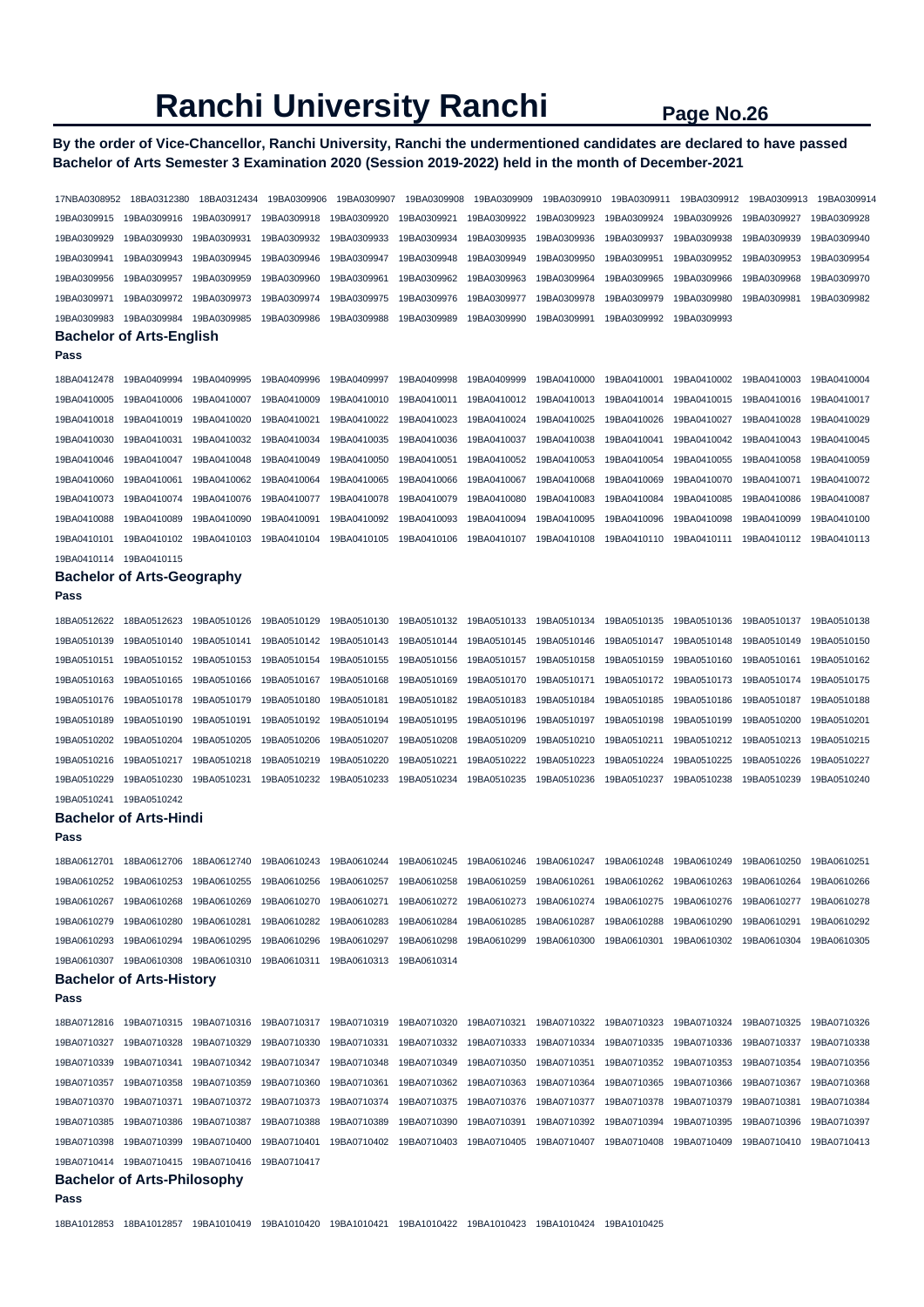# Ranchi University Ranchi

**By the order of Vice-Chancellor, Ranchi University, Ranchi the undermentioned candidates are declared to have passed Bachelor of Arts Semester 3 Examination 2020 (Session 2019-2022) held in the month of December-2021**

17NBA0308952 18BA0312380 18BA0312434 19BA0309906 19BA0309907 19BA0309908 19BA0309909 19BA0309910 19BA0309911 19BA0309912 19BA0309913 19BA0309914
19BA0309915 19BA0309916 19BA0309917 19BA0309918 19BA0309920 19BA0309921 19BA0309922 19BA0309923 19BA0309924 19BA0309926 19BA0309927 19BA0309928
19BA0309929 19BA0309930 19BA0309931 19BA0309932 19BA0309933 19BA0309934 19BA0309935 19BA0309936 19BA0309937 19BA0309938 19BA0309939 19BA0309940
19BA0309941 19BA0309943 19BA0309945 19BA0309946 19BA0309947 19BA0309948 19BA0309949 19BA0309950 19BA0309951 19BA0309952 19BA0309953 19BA0309954
19BA0309956 19BA0309957 19BA0309959 19BA0309960 19BA0309961 19BA0309962 19BA0309963 19BA0309964 19BA0309965 19BA0309966 19BA0309968 19BA0309970
19BA0309971 19BA0309972 19BA0309973 19BA0309974 19BA0309975 19BA0309976 19BA0309977 19BA0309978 19BA0309979 19BA0309980 19BA0309981 19BA0309982
19BA0309983 19BA0309984 19BA0309985 19BA0309986 19BA0309988 19BA0309989 19BA0309990 19BA0309991 19BA0309992 19BA0309993

### Bachelor of Arts-English

**Pass**

18BA0412478 19BA0409994 19BA0409995 19BA0409996 19BA0409997 19BA0409998 19BA0409999 19BA0410000 19BA0410001 19BA0410002 19BA0410003 19BA0410004
19BA0410005 19BA0410006 19BA0410007 19BA0410009 19BA0410010 19BA0410011 19BA0410012 19BA0410013 19BA0410014 19BA0410015 19BA0410016 19BA0410017
19BA0410018 19BA0410019 19BA0410020 19BA0410021 19BA0410022 19BA0410023 19BA0410024 19BA0410025 19BA0410026 19BA0410027 19BA0410028 19BA0410029
19BA0410030 19BA0410031 19BA0410032 19BA0410034 19BA0410035 19BA0410036 19BA0410037 19BA0410038 19BA0410041 19BA0410042 19BA0410043 19BA0410045
19BA0410046 19BA0410047 19BA0410048 19BA0410049 19BA0410050 19BA0410051 19BA0410052 19BA0410053 19BA0410054 19BA0410055 19BA0410058 19BA0410059
19BA0410060 19BA0410061 19BA0410062 19BA0410064 19BA0410065 19BA0410066 19BA0410067 19BA0410068 19BA0410069 19BA0410070 19BA0410071 19BA0410072
19BA0410073 19BA0410074 19BA0410076 19BA0410077 19BA0410078 19BA0410079 19BA0410080 19BA0410083 19BA0410084 19BA0410085 19BA0410086 19BA0410087
19BA0410088 19BA0410089 19BA0410090 19BA0410091 19BA0410092 19BA0410093 19BA0410094 19BA0410095 19BA0410096 19BA0410098 19BA0410099 19BA0410100
19BA0410101 19BA0410102 19BA0410103 19BA0410104 19BA0410105 19BA0410106 19BA0410107 19BA0410108 19BA0410110 19BA0410111 19BA0410112 19BA0410113
19BA0410114 19BA0410115

### Bachelor of Arts-Geography

**Pass**

18BA0512622 18BA0512623 19BA0510126 19BA0510129 19BA0510130 19BA0510132 19BA0510133 19BA0510134 19BA0510135 19BA0510136 19BA0510137 19BA0510138
19BA0510139 19BA0510140 19BA0510141 19BA0510142 19BA0510143 19BA0510144 19BA0510145 19BA0510146 19BA0510147 19BA0510148 19BA0510149 19BA0510150
19BA0510151 19BA0510152 19BA0510153 19BA0510154 19BA0510155 19BA0510156 19BA0510157 19BA0510158 19BA0510159 19BA0510160 19BA0510161 19BA0510162
19BA0510163 19BA0510165 19BA0510166 19BA0510167 19BA0510168 19BA0510169 19BA0510170 19BA0510171 19BA0510172 19BA0510173 19BA0510174 19BA0510175
19BA0510176 19BA0510178 19BA0510179 19BA0510180 19BA0510181 19BA0510182 19BA0510183 19BA0510184 19BA0510185 19BA0510186 19BA0510187 19BA0510188
19BA0510189 19BA0510190 19BA0510191 19BA0510192 19BA0510194 19BA0510195 19BA0510196 19BA0510197 19BA0510198 19BA0510199 19BA0510200 19BA0510201
19BA0510202 19BA0510204 19BA0510205 19BA0510206 19BA0510207 19BA0510208 19BA0510209 19BA0510210 19BA0510211 19BA0510212 19BA0510213 19BA0510215
19BA0510216 19BA0510217 19BA0510218 19BA0510219 19BA0510220 19BA0510221 19BA0510222 19BA0510223 19BA0510224 19BA0510225 19BA0510226 19BA0510227
19BA0510229 19BA0510230 19BA0510231 19BA0510232 19BA0510233 19BA0510234 19BA0510235 19BA0510236 19BA0510237 19BA0510238 19BA0510239 19BA0510240
19BA0510241 19BA0510242

### Bachelor of Arts-Hindi

**Pass**

18BA0612701 18BA0612706 18BA0612740 19BA0610243 19BA0610244 19BA0610245 19BA0610246 19BA0610247 19BA0610248 19BA0610249 19BA0610250 19BA0610251
19BA0610252 19BA0610253 19BA0610255 19BA0610256 19BA0610257 19BA0610258 19BA0610259 19BA0610261 19BA0610262 19BA0610263 19BA0610264 19BA0610266
19BA0610267 19BA0610268 19BA0610269 19BA0610270 19BA0610271 19BA0610272 19BA0610273 19BA0610274 19BA0610275 19BA0610276 19BA0610277 19BA0610278
19BA0610279 19BA0610280 19BA0610281 19BA0610282 19BA0610283 19BA0610284 19BA0610285 19BA0610287 19BA0610288 19BA0610290 19BA0610291 19BA0610292
19BA0610293 19BA0610294 19BA0610295 19BA0610296 19BA0610297 19BA0610298 19BA0610299 19BA0610300 19BA0610301 19BA0610302 19BA0610304 19BA0610305
19BA0610307 19BA0610308 19BA0610310 19BA0610311 19BA0610313 19BA0610314

### Bachelor of Arts-History

**Pass**

18BA0712816 19BA0710315 19BA0710316 19BA0710317 19BA0710319 19BA0710320 19BA0710321 19BA0710322 19BA0710323 19BA0710324 19BA0710325 19BA0710326
19BA0710327 19BA0710328 19BA0710329 19BA0710330 19BA0710331 19BA0710332 19BA0710333 19BA0710334 19BA0710335 19BA0710336 19BA0710337 19BA0710338
19BA0710339 19BA0710341 19BA0710342 19BA0710347 19BA0710348 19BA0710349 19BA0710350 19BA0710351 19BA0710352 19BA0710353 19BA0710354 19BA0710356
19BA0710357 19BA0710358 19BA0710359 19BA0710360 19BA0710361 19BA0710362 19BA0710363 19BA0710364 19BA0710365 19BA0710366 19BA0710367 19BA0710368
19BA0710370 19BA0710371 19BA0710372 19BA0710373 19BA0710374 19BA0710375 19BA0710376 19BA0710377 19BA0710378 19BA0710379 19BA0710381 19BA0710384
19BA0710385 19BA0710386 19BA0710387 19BA0710388 19BA0710389 19BA0710390 19BA0710391 19BA0710392 19BA0710394 19BA0710395 19BA0710396 19BA0710397
19BA0710398 19BA0710399 19BA0710400 19BA0710401 19BA0710402 19BA0710403 19BA0710405 19BA0710407 19BA0710408 19BA0710409 19BA0710410 19BA0710413
19BA0710414 19BA0710415 19BA0710416 19BA0710417

### Bachelor of Arts-Philosophy

**Pass**

18BA1012853 18BA1012857 19BA1010419 19BA1010420 19BA1010421 19BA1010422 19BA1010423 19BA1010424 19BA1010425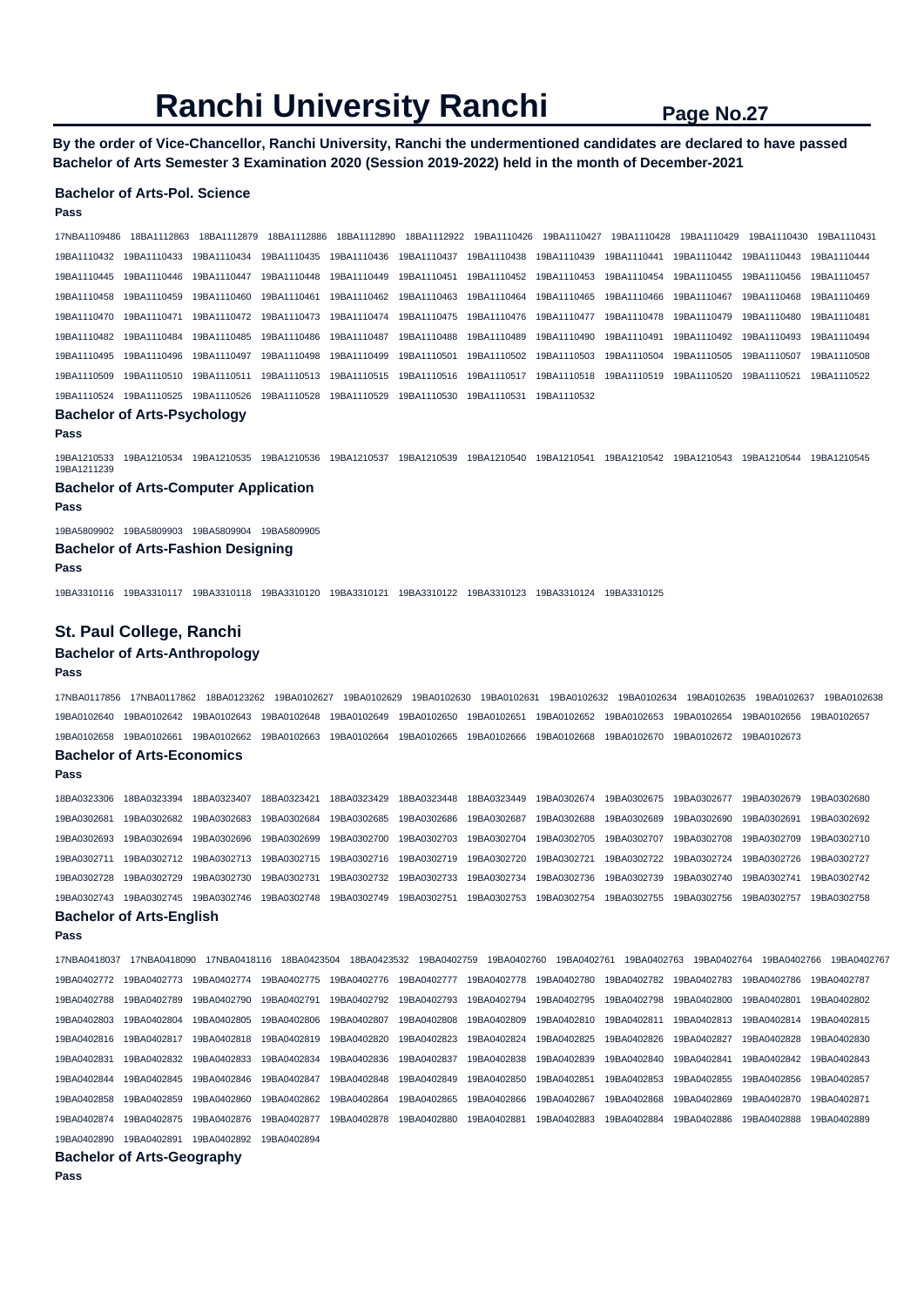# Ranchi University Ranchi

**By the order of Vice-Chancellor, Ranchi University, Ranchi the undermentioned candidates are declared to have passed Bachelor of Arts Semester 3 Examination 2020 (Session 2019-2022) held in the month of December-2021**

### Bachelor of Arts-Pol. Science

**Pass**

17NBA1109486 18BA1112863 18BA1112879 18BA1112886 18BA1112890 18BA1112922 19BA1110426 19BA1110427 19BA1110428 19BA1110429 19BA1110430 19BA1110431 19BA1110432 19BA1110433 19BA1110434 19BA1110435 19BA1110436 19BA1110437 19BA1110438 19BA1110439 19BA1110441 19BA1110442 19BA1110443 19BA1110444 19BA1110445 19BA1110446 19BA1110447 19BA1110448 19BA1110449 19BA1110451 19BA1110452 19BA1110453 19BA1110454 19BA1110455 19BA1110456 19BA1110457 19BA1110458 19BA1110459 19BA1110460 19BA1110461 19BA1110462 19BA1110463 19BA1110464 19BA1110465 19BA1110466 19BA1110467 19BA1110468 19BA1110469 19BA1110470 19BA1110471 19BA1110472 19BA1110473 19BA1110474 19BA1110475 19BA1110476 19BA1110477 19BA1110478 19BA1110479 19BA1110480 19BA1110481 19BA1110482 19BA1110484 19BA1110485 19BA1110486 19BA1110487 19BA1110488 19BA1110489 19BA1110490 19BA1110491 19BA1110492 19BA1110493 19BA1110494 19BA1110495 19BA1110496 19BA1110497 19BA1110498 19BA1110499 19BA1110501 19BA1110502 19BA1110503 19BA1110504 19BA1110505 19BA1110507 19BA1110508 19BA1110509 19BA1110510 19BA1110511 19BA1110513 19BA1110515 19BA1110516 19BA1110517 19BA1110518 19BA1110519 19BA1110520 19BA1110521 19BA1110522 19BA1110524 19BA1110525 19BA1110526 19BA1110528 19BA1110529 19BA1110530 19BA1110531 19BA1110532

### Bachelor of Arts-Psychology

**Pass**

19BA1210533 19BA1210534 19BA1210535 19BA1210536 19BA1210537 19BA1210539 19BA1210540 19BA1210541 19BA1210542 19BA1210543 19BA1210544 19BA1210545 19BA1211239

### Bachelor of Arts-Computer Application

**Pass**

19BA5809902 19BA5809903 19BA5809904 19BA5809905

### Bachelor of Arts-Fashion Designing

**Pass**

19BA3310116 19BA3310117 19BA3310118 19BA3310120 19BA3310121 19BA3310122 19BA3310123 19BA3310124 19BA3310125

## St. Paul College, Ranchi

### Bachelor of Arts-Anthropology

**Pass**

17NBA0117856 17NBA0117862 18BA0123262 19BA0102627 19BA0102629 19BA0102630 19BA0102631 19BA0102632 19BA0102634 19BA0102635 19BA0102637 19BA0102638 19BA0102640 19BA0102642 19BA0102643 19BA0102648 19BA0102649 19BA0102650 19BA0102651 19BA0102652 19BA0102653 19BA0102654 19BA0102656 19BA0102657 19BA0102658 19BA0102661 19BA0102662 19BA0102663 19BA0102664 19BA0102665 19BA0102666 19BA0102668 19BA0102670 19BA0102672 19BA0102673

### Bachelor of Arts-Economics

**Pass**

18BA0323306 18BA0323394 18BA0323407 18BA0323421 18BA0323429 18BA0323448 18BA0323449 19BA0302674 19BA0302675 19BA0302677 19BA0302679 19BA0302680 19BA0302681 19BA0302682 19BA0302683 19BA0302684 19BA0302685 19BA0302686 19BA0302687 19BA0302688 19BA0302689 19BA0302690 19BA0302691 19BA0302692 19BA0302693 19BA0302694 19BA0302696 19BA0302699 19BA0302700 19BA0302703 19BA0302704 19BA0302705 19BA0302707 19BA0302708 19BA0302709 19BA0302710 19BA0302711 19BA0302712 19BA0302713 19BA0302715 19BA0302716 19BA0302719 19BA0302720 19BA0302721 19BA0302722 19BA0302724 19BA0302726 19BA0302727 19BA0302728 19BA0302729 19BA0302730 19BA0302731 19BA0302732 19BA0302733 19BA0302734 19BA0302736 19BA0302739 19BA0302740 19BA0302741 19BA0302742 19BA0302743 19BA0302745 19BA0302746 19BA0302748 19BA0302749 19BA0302751 19BA0302753 19BA0302754 19BA0302755 19BA0302756 19BA0302757 19BA0302758

### Bachelor of Arts-English

**Pass**

17NBA0418037 17NBA0418090 17NBA0418116 18BA0423504 18BA0423532 19BA0402759 19BA0402760 19BA0402761 19BA0402763 19BA0402764 19BA0402766 19BA0402767 19BA0402772 19BA0402773 19BA0402774 19BA0402775 19BA0402776 19BA0402777 19BA0402778 19BA0402780 19BA0402782 19BA0402783 19BA0402786 19BA0402787 19BA0402788 19BA0402789 19BA0402790 19BA0402791 19BA0402792 19BA0402793 19BA0402794 19BA0402795 19BA0402798 19BA0402800 19BA0402801 19BA0402802 19BA0402803 19BA0402804 19BA0402805 19BA0402806 19BA0402807 19BA0402808 19BA0402809 19BA0402810 19BA0402811 19BA0402813 19BA0402814 19BA0402815 19BA0402816 19BA0402817 19BA0402818 19BA0402819 19BA0402820 19BA0402823 19BA0402824 19BA0402825 19BA0402826 19BA0402827 19BA0402828 19BA0402830 19BA0402831 19BA0402832 19BA0402833 19BA0402834 19BA0402836 19BA0402837 19BA0402838 19BA0402839 19BA0402840 19BA0402841 19BA0402842 19BA0402843 19BA0402844 19BA0402845 19BA0402846 19BA0402847 19BA0402848 19BA0402849 19BA0402850 19BA0402851 19BA0402853 19BA0402855 19BA0402856 19BA0402857 19BA0402858 19BA0402859 19BA0402860 19BA0402862 19BA0402864 19BA0402865 19BA0402866 19BA0402867 19BA0402868 19BA0402869 19BA0402870 19BA0402871 19BA0402874 19BA0402875 19BA0402876 19BA0402877 19BA0402878 19BA0402880 19BA0402881 19BA0402883 19BA0402884 19BA0402886 19BA0402888 19BA0402889 19BA0402890 19BA0402891 19BA0402892 19BA0402894

### Bachelor of Arts-Geography

**Pass**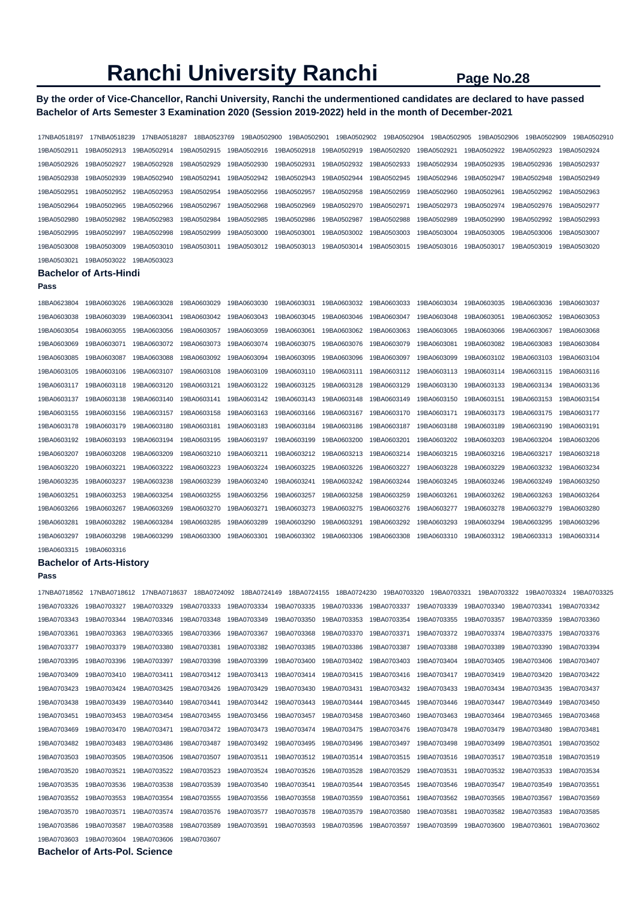# Ranchi University Ranchi

**By the order of Vice-Chancellor, Ranchi University, Ranchi the undermentioned candidates are declared to have passed Bachelor of Arts Semester 3 Examination 2020 (Session 2019-2022) held in the month of December-2021**

17NBA0518197 17NBA0518239 17NBA0518287 18BA0523769 19BA0502900 19BA0502901 19BA0502902 19BA0502904 19BA0502905 19BA0502906 19BA0502909 19BA0502910
19BA0502911 19BA0502913 19BA0502914 19BA0502915 19BA0502916 19BA0502918 19BA0502919 19BA0502920 19BA0502921 19BA0502922 19BA0502923 19BA0502924
19BA0502926 19BA0502927 19BA0502928 19BA0502929 19BA0502930 19BA0502931 19BA0502932 19BA0502933 19BA0502934 19BA0502935 19BA0502936 19BA0502937
19BA0502938 19BA0502939 19BA0502940 19BA0502941 19BA0502942 19BA0502943 19BA0502944 19BA0502945 19BA0502946 19BA0502947 19BA0502948 19BA0502949
19BA0502951 19BA0502952 19BA0502953 19BA0502954 19BA0502956 19BA0502957 19BA0502958 19BA0502959 19BA0502960 19BA0502961 19BA0502962 19BA0502963
19BA0502964 19BA0502965 19BA0502966 19BA0502967 19BA0502968 19BA0502969 19BA0502970 19BA0502971 19BA0502973 19BA0502974 19BA0502976 19BA0502977
19BA0502980 19BA0502982 19BA0502983 19BA0502984 19BA0502985 19BA0502986 19BA0502987 19BA0502988 19BA0502989 19BA0502990 19BA0502992 19BA0502993
19BA0502995 19BA0502997 19BA0502998 19BA0502999 19BA0503000 19BA0503001 19BA0503002 19BA0503003 19BA0503004 19BA0503005 19BA0503006 19BA0503007
19BA0503008 19BA0503009 19BA0503010 19BA0503011 19BA0503012 19BA0503013 19BA0503014 19BA0503015 19BA0503016 19BA0503017 19BA0503019 19BA0503020
19BA0503021 19BA0503022 19BA0503023

### Bachelor of Arts-Hindi

**Pass**

18BA0623804 19BA0603026 19BA0603028 19BA0603029 19BA0603030 19BA0603031 19BA0603032 19BA0603033 19BA0603034 19BA0603035 19BA0603036 19BA0603037
19BA0603038 19BA0603039 19BA0603041 19BA0603042 19BA0603043 19BA0603045 19BA0603046 19BA0603047 19BA0603048 19BA0603051 19BA0603052 19BA0603053
19BA0603054 19BA0603055 19BA0603056 19BA0603057 19BA0603059 19BA0603061 19BA0603062 19BA0603063 19BA0603065 19BA0603066 19BA0603067 19BA0603068
19BA0603069 19BA0603071 19BA0603072 19BA0603073 19BA0603074 19BA0603075 19BA0603076 19BA0603079 19BA0603081 19BA0603082 19BA0603083 19BA0603084
19BA0603085 19BA0603087 19BA0603088 19BA0603092 19BA0603094 19BA0603095 19BA0603096 19BA0603097 19BA0603099 19BA0603102 19BA0603103 19BA0603104
19BA0603105 19BA0603106 19BA0603107 19BA0603108 19BA0603109 19BA0603110 19BA0603111 19BA0603112 19BA0603113 19BA0603114 19BA0603115 19BA0603116
19BA0603117 19BA0603118 19BA0603120 19BA0603121 19BA0603122 19BA0603125 19BA0603128 19BA0603129 19BA0603130 19BA0603133 19BA0603134 19BA0603136
19BA0603137 19BA0603138 19BA0603140 19BA0603141 19BA0603142 19BA0603143 19BA0603148 19BA0603149 19BA0603150 19BA0603151 19BA0603153 19BA0603154
19BA0603155 19BA0603156 19BA0603157 19BA0603158 19BA0603163 19BA0603166 19BA0603167 19BA0603170 19BA0603171 19BA0603173 19BA0603175 19BA0603177
19BA0603178 19BA0603179 19BA0603180 19BA0603181 19BA0603183 19BA0603184 19BA0603186 19BA0603187 19BA0603188 19BA0603189 19BA0603190 19BA0603191
19BA0603192 19BA0603193 19BA0603194 19BA0603195 19BA0603197 19BA0603199 19BA0603200 19BA0603201 19BA0603202 19BA0603203 19BA0603204 19BA0603206
19BA0603207 19BA0603208 19BA0603209 19BA0603210 19BA0603211 19BA0603212 19BA0603213 19BA0603214 19BA0603215 19BA0603216 19BA0603217 19BA0603218
19BA0603220 19BA0603221 19BA0603222 19BA0603223 19BA0603224 19BA0603225 19BA0603226 19BA0603227 19BA0603228 19BA0603229 19BA0603232 19BA0603234
19BA0603235 19BA0603237 19BA0603238 19BA0603239 19BA0603240 19BA0603241 19BA0603242 19BA0603244 19BA0603245 19BA0603246 19BA0603249 19BA0603250
19BA0603251 19BA0603253 19BA0603254 19BA0603255 19BA0603256 19BA0603257 19BA0603258 19BA0603259 19BA0603261 19BA0603262 19BA0603263 19BA0603264
19BA0603266 19BA0603267 19BA0603269 19BA0603270 19BA0603271 19BA0603273 19BA0603275 19BA0603276 19BA0603277 19BA0603278 19BA0603279 19BA0603280
19BA0603281 19BA0603282 19BA0603284 19BA0603285 19BA0603289 19BA0603290 19BA0603291 19BA0603292 19BA0603293 19BA0603294 19BA0603295 19BA0603296
19BA0603297 19BA0603298 19BA0603299 19BA0603300 19BA0603301 19BA0603302 19BA0603306 19BA0603308 19BA0603310 19BA0603312 19BA0603313 19BA0603314
19BA0603315 19BA0603316

### Bachelor of Arts-History

**Pass**

17NBA0718562 17NBA0718612 17NBA0718637 18BA0724092 18BA0724149 18BA0724155 18BA0724230 19BA0703320 19BA0703321 19BA0703322 19BA0703324 19BA0703325
19BA0703326 19BA0703327 19BA0703329 19BA0703333 19BA0703334 19BA0703335 19BA0703336 19BA0703337 19BA0703339 19BA0703340 19BA0703341 19BA0703342
19BA0703343 19BA0703344 19BA0703346 19BA0703348 19BA0703349 19BA0703350 19BA0703353 19BA0703354 19BA0703355 19BA0703357 19BA0703359 19BA0703360
19BA0703361 19BA0703363 19BA0703365 19BA0703366 19BA0703367 19BA0703368 19BA0703370 19BA0703371 19BA0703372 19BA0703374 19BA0703375 19BA0703376
19BA0703377 19BA0703379 19BA0703380 19BA0703381 19BA0703382 19BA0703385 19BA0703386 19BA0703387 19BA0703388 19BA0703389 19BA0703390 19BA0703394
19BA0703395 19BA0703396 19BA0703397 19BA0703398 19BA0703399 19BA0703400 19BA0703402 19BA0703403 19BA0703404 19BA0703405 19BA0703406 19BA0703407
19BA0703409 19BA0703410 19BA0703411 19BA0703412 19BA0703413 19BA0703414 19BA0703415 19BA0703416 19BA0703417 19BA0703419 19BA0703420 19BA0703422
19BA0703423 19BA0703424 19BA0703425 19BA0703426 19BA0703429 19BA0703430 19BA0703431 19BA0703432 19BA0703433 19BA0703434 19BA0703435 19BA0703437
19BA0703438 19BA0703439 19BA0703440 19BA0703441 19BA0703442 19BA0703443 19BA0703444 19BA0703445 19BA0703446 19BA0703447 19BA0703449 19BA0703450
19BA0703451 19BA0703453 19BA0703454 19BA0703455 19BA0703456 19BA0703457 19BA0703458 19BA0703460 19BA0703463 19BA0703464 19BA0703465 19BA0703468
19BA0703469 19BA0703470 19BA0703471 19BA0703472 19BA0703473 19BA0703474 19BA0703475 19BA0703476 19BA0703478 19BA0703479 19BA0703480 19BA0703481
19BA0703482 19BA0703483 19BA0703486 19BA0703487 19BA0703492 19BA0703495 19BA0703496 19BA0703497 19BA0703498 19BA0703499 19BA0703501 19BA0703502
19BA0703503 19BA0703505 19BA0703506 19BA0703507 19BA0703511 19BA0703512 19BA0703514 19BA0703515 19BA0703516 19BA0703517 19BA0703518 19BA0703519
19BA0703520 19BA0703521 19BA0703522 19BA0703523 19BA0703524 19BA0703526 19BA0703528 19BA0703529 19BA0703531 19BA0703532 19BA0703533 19BA0703534
19BA0703535 19BA0703536 19BA0703538 19BA0703539 19BA0703540 19BA0703541 19BA0703544 19BA0703545 19BA0703546 19BA0703547 19BA0703549 19BA0703551
19BA0703552 19BA0703553 19BA0703554 19BA0703555 19BA0703556 19BA0703558 19BA0703559 19BA0703561 19BA0703562 19BA0703565 19BA0703567 19BA0703569
19BA0703570 19BA0703571 19BA0703574 19BA0703576 19BA0703577 19BA0703578 19BA0703579 19BA0703580 19BA0703581 19BA0703582 19BA0703583 19BA0703585
19BA0703586 19BA0703587 19BA0703588 19BA0703589 19BA0703591 19BA0703593 19BA0703596 19BA0703597 19BA0703599 19BA0703600 19BA0703601 19BA0703602
19BA0703603 19BA0703604 19BA0703606 19BA0703607

### Bachelor of Arts-Pol. Science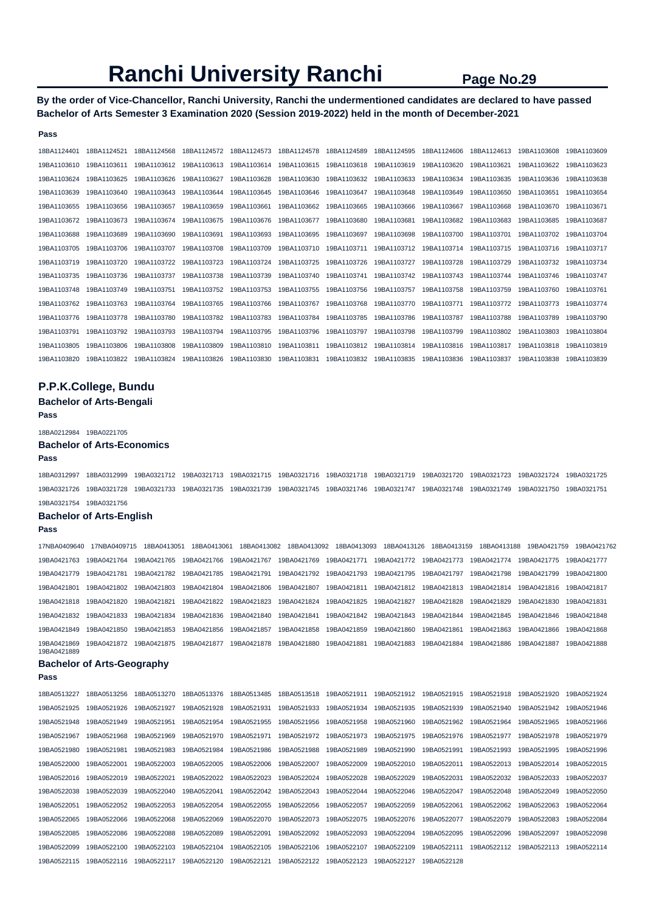# Ranchi University Ranchi

**By the order of Vice-Chancellor, Ranchi University, Ranchi the undermentioned candidates are declared to have passed Bachelor of Arts Semester 3 Examination 2020 (Session 2019-2022) held in the month of December-2021**

**Pass**

18BA1124401 18BA1124521 18BA1124568 18BA1124572 18BA1124573 18BA1124578 18BA1124589 18BA1124595 18BA1124606 18BA1124613 19BA1103608 19BA1103609
19BA1103610 19BA1103611 19BA1103612 19BA1103613 19BA1103614 19BA1103615 19BA1103618 19BA1103619 19BA1103620 19BA1103621 19BA1103622 19BA1103623
19BA1103624 19BA1103625 19BA1103626 19BA1103627 19BA1103628 19BA1103630 19BA1103632 19BA1103633 19BA1103634 19BA1103635 19BA1103636 19BA1103638
19BA1103639 19BA1103640 19BA1103643 19BA1103644 19BA1103645 19BA1103646 19BA1103647 19BA1103648 19BA1103649 19BA1103650 19BA1103651 19BA1103654
19BA1103655 19BA1103656 19BA1103657 19BA1103659 19BA1103661 19BA1103662 19BA1103665 19BA1103666 19BA1103667 19BA1103668 19BA1103670 19BA1103671
19BA1103672 19BA1103673 19BA1103674 19BA1103675 19BA1103676 19BA1103677 19BA1103680 19BA1103681 19BA1103682 19BA1103683 19BA1103685 19BA1103687
19BA1103688 19BA1103689 19BA1103690 19BA1103691 19BA1103693 19BA1103695 19BA1103697 19BA1103698 19BA1103700 19BA1103701 19BA1103702 19BA1103704
19BA1103705 19BA1103706 19BA1103707 19BA1103708 19BA1103709 19BA1103710 19BA1103711 19BA1103712 19BA1103714 19BA1103715 19BA1103716 19BA1103717
19BA1103719 19BA1103720 19BA1103722 19BA1103723 19BA1103724 19BA1103725 19BA1103726 19BA1103727 19BA1103728 19BA1103729 19BA1103732 19BA1103734
19BA1103735 19BA1103736 19BA1103737 19BA1103738 19BA1103739 19BA1103740 19BA1103741 19BA1103742 19BA1103743 19BA1103744 19BA1103746 19BA1103747
19BA1103748 19BA1103749 19BA1103751 19BA1103752 19BA1103753 19BA1103755 19BA1103756 19BA1103757 19BA1103758 19BA1103759 19BA1103760 19BA1103761
19BA1103762 19BA1103763 19BA1103764 19BA1103765 19BA1103766 19BA1103767 19BA1103768 19BA1103770 19BA1103771 19BA1103772 19BA1103773 19BA1103774
19BA1103776 19BA1103778 19BA1103780 19BA1103782 19BA1103783 19BA1103784 19BA1103785 19BA1103786 19BA1103787 19BA1103788 19BA1103789 19BA1103790
19BA1103791 19BA1103792 19BA1103793 19BA1103794 19BA1103795 19BA1103796 19BA1103797 19BA1103798 19BA1103799 19BA1103802 19BA1103803 19BA1103804
19BA1103805 19BA1103806 19BA1103808 19BA1103809 19BA1103810 19BA1103811 19BA1103812 19BA1103814 19BA1103816 19BA1103817 19BA1103818 19BA1103819
19BA1103820 19BA1103822 19BA1103824 19BA1103826 19BA1103830 19BA1103831 19BA1103832 19BA1103835 19BA1103836 19BA1103837 19BA1103838 19BA1103839

## P.P.K.College, Bundu

### Bachelor of Arts-Bengali

**Pass**

18BA0212984 19BA0221705

### Bachelor of Arts-Economics

**Pass**

18BA0312997 18BA0312999 19BA0321712 19BA0321713 19BA0321715 19BA0321716 19BA0321718 19BA0321719 19BA0321720 19BA0321723 19BA0321724 19BA0321725
19BA0321726 19BA0321728 19BA0321733 19BA0321735 19BA0321739 19BA0321745 19BA0321746 19BA0321747 19BA0321748 19BA0321749 19BA0321750 19BA0321751
19BA0321754 19BA0321756

### Bachelor of Arts-English

**Pass**

17NBA0409640 17NBA0409715 18BA0413051 18BA0413061 18BA0413082 18BA0413092 18BA0413093 18BA0413126 18BA0413159 18BA0413188 19BA0421759 19BA0421762
19BA0421763 19BA0421764 19BA0421765 19BA0421766 19BA0421767 19BA0421769 19BA0421771 19BA0421772 19BA0421773 19BA0421774 19BA0421775 19BA0421777
19BA0421779 19BA0421781 19BA0421782 19BA0421785 19BA0421791 19BA0421792 19BA0421793 19BA0421795 19BA0421797 19BA0421798 19BA0421799 19BA0421800
19BA0421801 19BA0421802 19BA0421803 19BA0421804 19BA0421806 19BA0421807 19BA0421811 19BA0421812 19BA0421813 19BA0421814 19BA0421816 19BA0421817
19BA0421818 19BA0421820 19BA0421821 19BA0421822 19BA0421823 19BA0421824 19BA0421825 19BA0421827 19BA0421828 19BA0421829 19BA0421830 19BA0421831
19BA0421832 19BA0421833 19BA0421834 19BA0421836 19BA0421840 19BA0421841 19BA0421842 19BA0421843 19BA0421844 19BA0421845 19BA0421846 19BA0421848
19BA0421849 19BA0421850 19BA0421853 19BA0421856 19BA0421857 19BA0421858 19BA0421859 19BA0421860 19BA0421861 19BA0421863 19BA0421866 19BA0421868
19BA0421869 19BA0421872 19BA0421875 19BA0421877 19BA0421878 19BA0421880 19BA0421881 19BA0421883 19BA0421884 19BA0421886 19BA0421887 19BA0421888
19BA0421889

### Bachelor of Arts-Geography

**Pass**

18BA0513227 18BA0513256 18BA0513270 18BA0513376 18BA0513485 18BA0513518 19BA0521911 19BA0521912 19BA0521915 19BA0521918 19BA0521920 19BA0521924
19BA0521925 19BA0521926 19BA0521927 19BA0521928 19BA0521931 19BA0521933 19BA0521934 19BA0521935 19BA0521939 19BA0521940 19BA0521942 19BA0521946
19BA0521948 19BA0521949 19BA0521951 19BA0521954 19BA0521955 19BA0521956 19BA0521958 19BA0521960 19BA0521962 19BA0521964 19BA0521965 19BA0521966
19BA0521967 19BA0521968 19BA0521969 19BA0521970 19BA0521971 19BA0521972 19BA0521973 19BA0521975 19BA0521976 19BA0521977 19BA0521978 19BA0521979
19BA0521980 19BA0521981 19BA0521983 19BA0521984 19BA0521986 19BA0521988 19BA0521989 19BA0521990 19BA0521991 19BA0521993 19BA0521995 19BA0521996
19BA0522000 19BA0522001 19BA0522003 19BA0522005 19BA0522006 19BA0522007 19BA0522009 19BA0522010 19BA0522011 19BA0522013 19BA0522014 19BA0522015
19BA0522016 19BA0522019 19BA0522021 19BA0522022 19BA0522023 19BA0522024 19BA0522028 19BA0522029 19BA0522031 19BA0522032 19BA0522033 19BA0522037
19BA0522038 19BA0522039 19BA0522040 19BA0522041 19BA0522042 19BA0522043 19BA0522044 19BA0522046 19BA0522047 19BA0522048 19BA0522049 19BA0522050
19BA0522051 19BA0522052 19BA0522053 19BA0522054 19BA0522055 19BA0522056 19BA0522057 19BA0522059 19BA0522061 19BA0522062 19BA0522063 19BA0522064
19BA0522065 19BA0522066 19BA0522068 19BA0522069 19BA0522070 19BA0522073 19BA0522075 19BA0522076 19BA0522077 19BA0522079 19BA0522083 19BA0522084
19BA0522085 19BA0522086 19BA0522088 19BA0522089 19BA0522091 19BA0522092 19BA0522093 19BA0522094 19BA0522095 19BA0522096 19BA0522097 19BA0522098
19BA0522099 19BA0522100 19BA0522103 19BA0522104 19BA0522105 19BA0522106 19BA0522107 19BA0522109 19BA0522111 19BA0522112 19BA0522113 19BA0522114
19BA0522115 19BA0522116 19BA0522117 19BA0522120 19BA0522121 19BA0522122 19BA0522123 19BA0522127 19BA0522128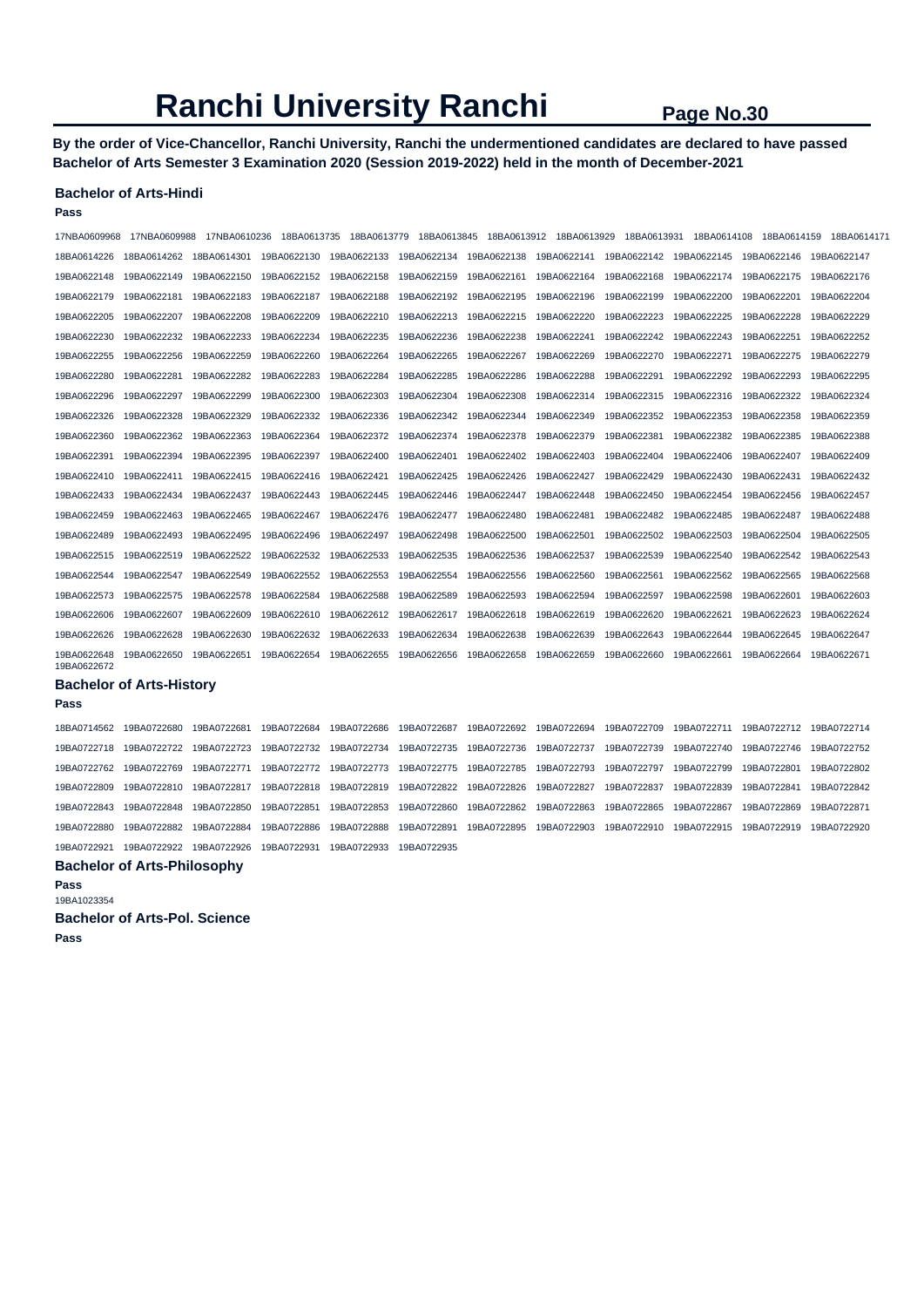# Ranchi University Ranchi

**By the order of Vice-Chancellor, Ranchi University, Ranchi the undermentioned candidates are declared to have passed Bachelor of Arts Semester 3 Examination 2020 (Session 2019-2022) held in the month of December-2021**

### Bachelor of Arts-Hindi

**Pass**

17NBA0609968 17NBA0609988 17NBA0610236 18BA0613735 18BA0613779 18BA0613845 18BA0613912 18BA0613929 18BA0613931 18BA0614108 18BA0614159 18BA0614171
18BA0614226 18BA0614262 18BA0614301 19BA0622130 19BA0622133 19BA0622134 19BA0622138 19BA0622141 19BA0622142 19BA0622145 19BA0622146 19BA0622147
19BA0622148 19BA0622149 19BA0622150 19BA0622152 19BA0622158 19BA0622159 19BA0622161 19BA0622164 19BA0622168 19BA0622174 19BA0622175 19BA0622176
19BA0622179 19BA0622181 19BA0622183 19BA0622187 19BA0622188 19BA0622192 19BA0622195 19BA0622196 19BA0622199 19BA0622200 19BA0622201 19BA0622204
19BA0622205 19BA0622207 19BA0622208 19BA0622209 19BA0622210 19BA0622213 19BA0622215 19BA0622220 19BA0622223 19BA0622225 19BA0622228 19BA0622229
19BA0622230 19BA0622232 19BA0622233 19BA0622234 19BA0622235 19BA0622236 19BA0622238 19BA0622241 19BA0622242 19BA0622243 19BA0622251 19BA0622252
19BA0622255 19BA0622256 19BA0622259 19BA0622260 19BA0622264 19BA0622265 19BA0622267 19BA0622269 19BA0622270 19BA0622271 19BA0622275 19BA0622279
19BA0622280 19BA0622281 19BA0622282 19BA0622283 19BA0622284 19BA0622285 19BA0622286 19BA0622288 19BA0622291 19BA0622292 19BA0622293 19BA0622295
19BA0622296 19BA0622297 19BA0622299 19BA0622300 19BA0622303 19BA0622304 19BA0622308 19BA0622314 19BA0622315 19BA0622316 19BA0622322 19BA0622324
19BA0622326 19BA0622328 19BA0622329 19BA0622332 19BA0622336 19BA0622342 19BA0622344 19BA0622349 19BA0622352 19BA0622353 19BA0622358 19BA0622359
19BA0622360 19BA0622362 19BA0622363 19BA0622364 19BA0622372 19BA0622374 19BA0622378 19BA0622379 19BA0622381 19BA0622382 19BA0622385 19BA0622388
19BA0622391 19BA0622394 19BA0622395 19BA0622397 19BA0622400 19BA0622401 19BA0622402 19BA0622403 19BA0622404 19BA0622406 19BA0622407 19BA0622409
19BA0622410 19BA0622411 19BA0622415 19BA0622416 19BA0622421 19BA0622425 19BA0622426 19BA0622427 19BA0622429 19BA0622430 19BA0622431 19BA0622432
19BA0622433 19BA0622434 19BA0622437 19BA0622443 19BA0622445 19BA0622446 19BA0622447 19BA0622448 19BA0622450 19BA0622454 19BA0622456 19BA0622457
19BA0622459 19BA0622463 19BA0622465 19BA0622467 19BA0622476 19BA0622477 19BA0622480 19BA0622481 19BA0622482 19BA0622485 19BA0622487 19BA0622488
19BA0622489 19BA0622493 19BA0622495 19BA0622496 19BA0622497 19BA0622498 19BA0622500 19BA0622501 19BA0622502 19BA0622503 19BA0622504 19BA0622505
19BA0622515 19BA0622519 19BA0622522 19BA0622532 19BA0622533 19BA0622535 19BA0622536 19BA0622537 19BA0622539 19BA0622540 19BA0622542 19BA0622543
19BA0622544 19BA0622547 19BA0622549 19BA0622552 19BA0622553 19BA0622554 19BA0622556 19BA0622560 19BA0622561 19BA0622562 19BA0622565 19BA0622568
19BA0622573 19BA0622575 19BA0622578 19BA0622584 19BA0622588 19BA0622589 19BA0622593 19BA0622594 19BA0622597 19BA0622598 19BA0622601 19BA0622603
19BA0622606 19BA0622607 19BA0622609 19BA0622610 19BA0622612 19BA0622617 19BA0622618 19BA0622619 19BA0622620 19BA0622621 19BA0622623 19BA0622624
19BA0622626 19BA0622628 19BA0622630 19BA0622632 19BA0622633 19BA0622634 19BA0622638 19BA0622639 19BA0622643 19BA0622644 19BA0622645 19BA0622647
19BA0622648 19BA0622650 19BA0622651 19BA0622654 19BA0622655 19BA0622656 19BA0622658 19BA0622659 19BA0622660 19BA0622661 19BA0622664 19BA0622671
19BA0622672

### Bachelor of Arts-History

**Pass**

18BA0714562 19BA0722680 19BA0722681 19BA0722684 19BA0722686 19BA0722687 19BA0722692 19BA0722694 19BA0722709 19BA0722711 19BA0722712 19BA0722714
19BA0722718 19BA0722722 19BA0722723 19BA0722732 19BA0722734 19BA0722735 19BA0722736 19BA0722737 19BA0722739 19BA0722740 19BA0722746 19BA0722752
19BA0722762 19BA0722769 19BA0722771 19BA0722772 19BA0722773 19BA0722775 19BA0722785 19BA0722793 19BA0722797 19BA0722799 19BA0722801 19BA0722802
19BA0722809 19BA0722810 19BA0722817 19BA0722818 19BA0722819 19BA0722822 19BA0722826 19BA0722827 19BA0722837 19BA0722839 19BA0722841 19BA0722842
19BA0722843 19BA0722848 19BA0722850 19BA0722851 19BA0722853 19BA0722860 19BA0722862 19BA0722863 19BA0722865 19BA0722867 19BA0722869 19BA0722871
19BA0722880 19BA0722882 19BA0722884 19BA0722886 19BA0722888 19BA0722891 19BA0722895 19BA0722903 19BA0722910 19BA0722915 19BA0722919 19BA0722920
19BA0722921 19BA0722922 19BA0722926 19BA0722931 19BA0722933 19BA0722935

### Bachelor of Arts-Philosophy

**Pass**

19BA1023354

### Bachelor of Arts-Pol. Science

**Pass**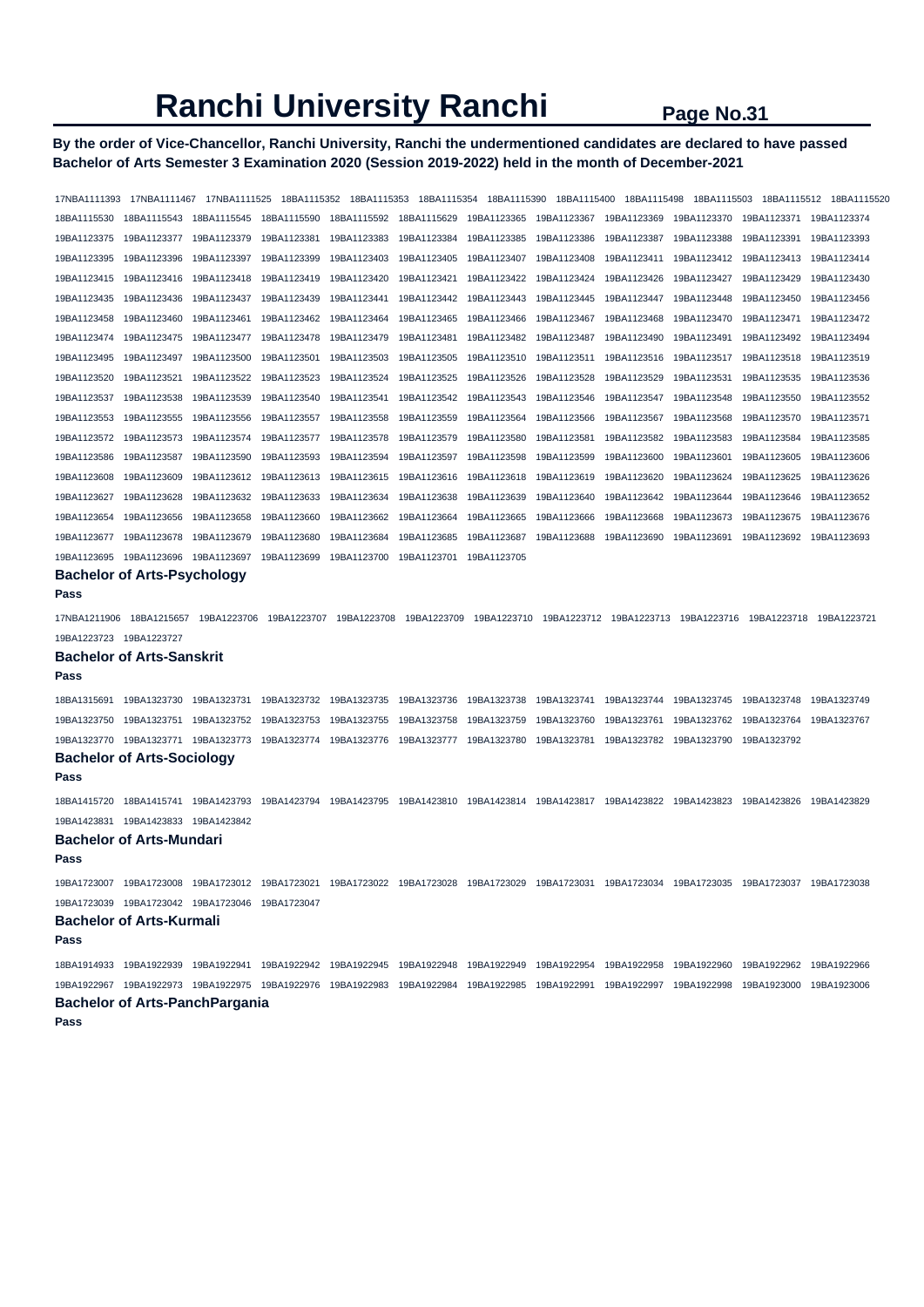# Ranchi University Ranchi

**By the order of Vice-Chancellor, Ranchi University, Ranchi the undermentioned candidates are declared to have passed Bachelor of Arts Semester 3 Examination 2020 (Session 2019-2022) held in the month of December-2021**

17NBA1111393 17NBA1111467 17NBA1111525 18BA1115352 18BA1115353 18BA1115354 18BA1115390 18BA1115400 18BA1115498 18BA1115503 18BA1115512 18BA1115520
18BA1115530 18BA1115543 18BA1115545 18BA1115590 18BA1115592 18BA1115629 19BA1123365 19BA1123367 19BA1123369 19BA1123370 19BA1123371 19BA1123374
19BA1123375 19BA1123377 19BA1123379 19BA1123381 19BA1123383 19BA1123384 19BA1123385 19BA1123386 19BA1123387 19BA1123388 19BA1123391 19BA1123393
19BA1123395 19BA1123396 19BA1123397 19BA1123399 19BA1123403 19BA1123405 19BA1123407 19BA1123408 19BA1123411 19BA1123412 19BA1123413 19BA1123414
19BA1123415 19BA1123416 19BA1123418 19BA1123419 19BA1123420 19BA1123421 19BA1123422 19BA1123424 19BA1123426 19BA1123427 19BA1123429 19BA1123430
19BA1123435 19BA1123436 19BA1123437 19BA1123439 19BA1123441 19BA1123442 19BA1123443 19BA1123445 19BA1123447 19BA1123448 19BA1123450 19BA1123456
19BA1123458 19BA1123460 19BA1123461 19BA1123462 19BA1123464 19BA1123465 19BA1123466 19BA1123467 19BA1123468 19BA1123470 19BA1123471 19BA1123472
19BA1123474 19BA1123475 19BA1123477 19BA1123478 19BA1123479 19BA1123481 19BA1123482 19BA1123487 19BA1123490 19BA1123491 19BA1123492 19BA1123494
19BA1123495 19BA1123497 19BA1123500 19BA1123501 19BA1123503 19BA1123505 19BA1123510 19BA1123511 19BA1123516 19BA1123517 19BA1123518 19BA1123519
19BA1123520 19BA1123521 19BA1123522 19BA1123523 19BA1123524 19BA1123525 19BA1123526 19BA1123528 19BA1123529 19BA1123531 19BA1123535 19BA1123536
19BA1123537 19BA1123538 19BA1123539 19BA1123540 19BA1123541 19BA1123542 19BA1123543 19BA1123546 19BA1123547 19BA1123548 19BA1123550 19BA1123552
19BA1123553 19BA1123555 19BA1123556 19BA1123557 19BA1123558 19BA1123559 19BA1123564 19BA1123566 19BA1123567 19BA1123568 19BA1123570 19BA1123571
19BA1123572 19BA1123573 19BA1123574 19BA1123577 19BA1123578 19BA1123579 19BA1123580 19BA1123581 19BA1123582 19BA1123583 19BA1123584 19BA1123585
19BA1123586 19BA1123587 19BA1123590 19BA1123593 19BA1123594 19BA1123597 19BA1123598 19BA1123599 19BA1123600 19BA1123601 19BA1123605 19BA1123606
19BA1123608 19BA1123609 19BA1123612 19BA1123613 19BA1123615 19BA1123616 19BA1123618 19BA1123619 19BA1123620 19BA1123624 19BA1123625 19BA1123626
19BA1123627 19BA1123628 19BA1123632 19BA1123633 19BA1123634 19BA1123638 19BA1123639 19BA1123640 19BA1123642 19BA1123644 19BA1123646 19BA1123652
19BA1123654 19BA1123656 19BA1123658 19BA1123660 19BA1123662 19BA1123664 19BA1123665 19BA1123666 19BA1123668 19BA1123673 19BA1123675 19BA1123676
19BA1123677 19BA1123678 19BA1123679 19BA1123680 19BA1123684 19BA1123685 19BA1123687 19BA1123688 19BA1123690 19BA1123691 19BA1123692 19BA1123693
19BA1123695 19BA1123696 19BA1123697 19BA1123699 19BA1123700 19BA1123701 19BA1123705

### Bachelor of Arts-Psychology

**Pass**

17NBA1211906 18BA1215657 19BA1223706 19BA1223707 19BA1223708 19BA1223709 19BA1223710 19BA1223712 19BA1223713 19BA1223716 19BA1223718 19BA1223721
19BA1223723 19BA1223727

### Bachelor of Arts-Sanskrit

**Pass**

18BA1315691 19BA1323730 19BA1323731 19BA1323732 19BA1323735 19BA1323736 19BA1323738 19BA1323741 19BA1323744 19BA1323745 19BA1323748 19BA1323749
19BA1323750 19BA1323751 19BA1323752 19BA1323753 19BA1323755 19BA1323758 19BA1323759 19BA1323760 19BA1323761 19BA1323762 19BA1323764 19BA1323767
19BA1323770 19BA1323771 19BA1323773 19BA1323774 19BA1323776 19BA1323777 19BA1323780 19BA1323781 19BA1323782 19BA1323790 19BA1323792

### Bachelor of Arts-Sociology

**Pass**

18BA1415720 18BA1415741 19BA1423793 19BA1423794 19BA1423795 19BA1423810 19BA1423814 19BA1423817 19BA1423822 19BA1423823 19BA1423826 19BA1423829
19BA1423831 19BA1423833 19BA1423842

### Bachelor of Arts-Mundari

**Pass**

19BA1723007 19BA1723008 19BA1723012 19BA1723021 19BA1723022 19BA1723028 19BA1723029 19BA1723031 19BA1723034 19BA1723035 19BA1723037 19BA1723038
19BA1723039 19BA1723042 19BA1723046 19BA1723047

### Bachelor of Arts-Kurmali

**Pass**

18BA1914933 19BA1922939 19BA1922941 19BA1922942 19BA1922945 19BA1922948 19BA1922949 19BA1922954 19BA1922958 19BA1922960 19BA1922962 19BA1922966
19BA1922967 19BA1922973 19BA1922975 19BA1922976 19BA1922983 19BA1922984 19BA1922985 19BA1922991 19BA1922997 19BA1922998 19BA1923000 19BA1923006

### Bachelor of Arts-PanchPargania

**Pass**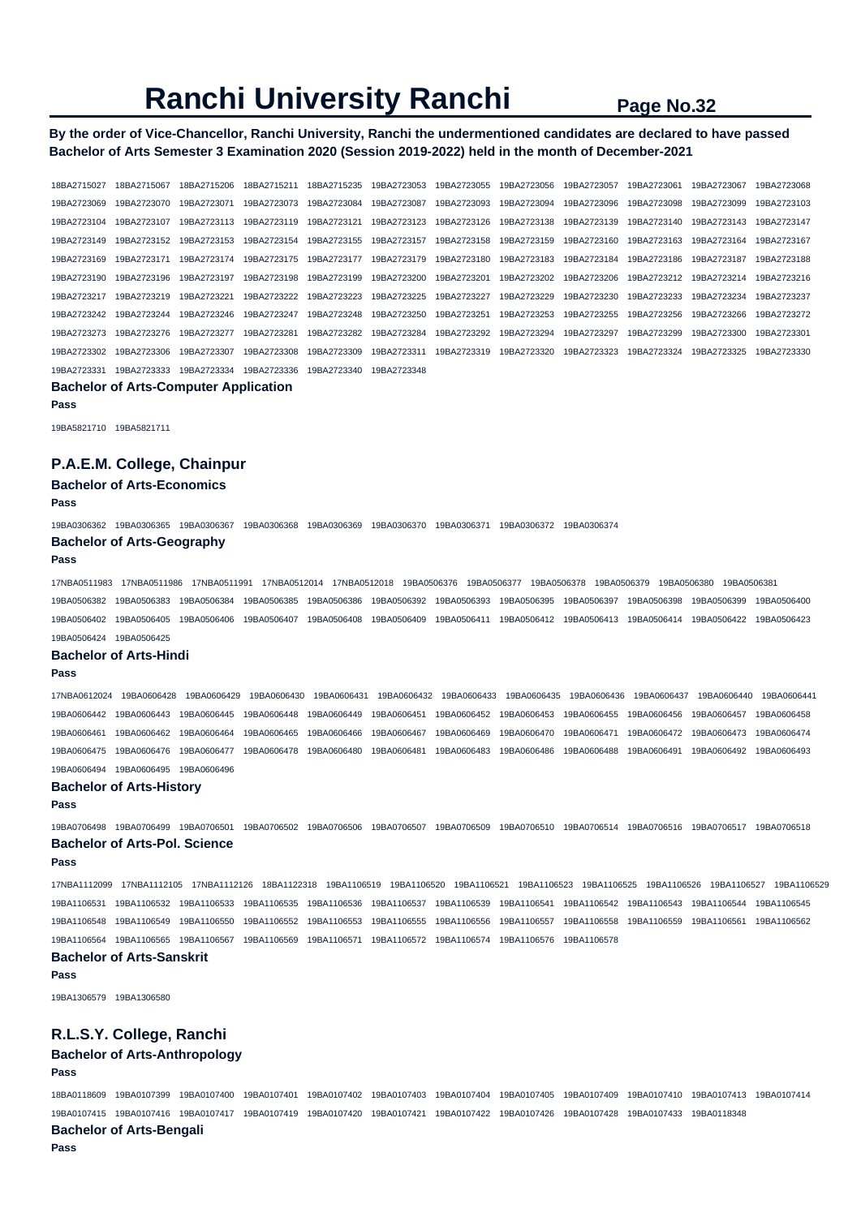# Ranchi University Ranchi

**By the order of Vice-Chancellor, Ranchi University, Ranchi the undermentioned candidates are declared to have passed Bachelor of Arts Semester 3 Examination 2020 (Session 2019-2022) held in the month of December-2021**

18BA2715027 18BA2715067 18BA2715206 18BA2715211 18BA2715235 19BA2723053 19BA2723055 19BA2723056 19BA2723057 19BA2723061 19BA2723067 19BA2723068 19BA2723069 19BA2723070 19BA2723071 19BA2723073 19BA2723084 19BA2723087 19BA2723093 19BA2723094 19BA2723096 19BA2723098 19BA2723099 19BA2723103 19BA2723104 19BA2723107 19BA2723113 19BA2723119 19BA2723121 19BA2723123 19BA2723126 19BA2723138 19BA2723139 19BA2723140 19BA2723143 19BA2723147 19BA2723149 19BA2723152 19BA2723153 19BA2723154 19BA2723155 19BA2723157 19BA2723158 19BA2723159 19BA2723160 19BA2723163 19BA2723164 19BA2723167 19BA2723169 19BA2723171 19BA2723174 19BA2723175 19BA2723177 19BA2723179 19BA2723180 19BA2723183 19BA2723184 19BA2723186 19BA2723187 19BA2723188 19BA2723190 19BA2723196 19BA2723197 19BA2723198 19BA2723199 19BA2723200 19BA2723201 19BA2723202 19BA2723206 19BA2723212 19BA2723214 19BA2723216 19BA2723217 19BA2723219 19BA2723221 19BA2723222 19BA2723223 19BA2723225 19BA2723227 19BA2723229 19BA2723230 19BA2723233 19BA2723234 19BA2723237 19BA2723242 19BA2723244 19BA2723246 19BA2723247 19BA2723248 19BA2723250 19BA2723251 19BA2723253 19BA2723255 19BA2723256 19BA2723266 19BA2723272 19BA2723273 19BA2723276 19BA2723277 19BA2723281 19BA2723282 19BA2723284 19BA2723292 19BA2723294 19BA2723297 19BA2723299 19BA2723300 19BA2723301 19BA2723302 19BA2723306 19BA2723307 19BA2723308 19BA2723309 19BA2723311 19BA2723319 19BA2723320 19BA2723323 19BA2723324 19BA2723325 19BA2723330 19BA2723331 19BA2723333 19BA2723334 19BA2723336 19BA2723340 19BA2723348

### Bachelor of Arts-Computer Application

**Pass**

19BA5821710 19BA5821711

## P.A.E.M. College, Chainpur

### Bachelor of Arts-Economics

**Pass**

19BA0306362 19BA0306365 19BA0306367 19BA0306368 19BA0306369 19BA0306370 19BA0306371 19BA0306372 19BA0306374

### Bachelor of Arts-Geography

**Pass**

17NBA0511983 17NBA0511986 17NBA0511991 17NBA0512014 17NBA0512018 19BA0506376 19BA0506377 19BA0506378 19BA0506379 19BA0506380 19BA0506381 19BA0506382 19BA0506383 19BA0506384 19BA0506385 19BA0506386 19BA0506392 19BA0506393 19BA0506395 19BA0506397 19BA0506398 19BA0506399 19BA0506400 19BA0506402 19BA0506405 19BA0506406 19BA0506407 19BA0506408 19BA0506409 19BA0506411 19BA0506412 19BA0506413 19BA0506414 19BA0506422 19BA0506423 19BA0506424 19BA0506425

### Bachelor of Arts-Hindi

**Pass**

17NBA0612024 19BA0606428 19BA0606429 19BA0606430 19BA0606431 19BA0606432 19BA0606433 19BA0606435 19BA0606436 19BA0606437 19BA0606440 19BA0606441 19BA0606442 19BA0606443 19BA0606445 19BA0606448 19BA0606449 19BA0606451 19BA0606452 19BA0606453 19BA0606455 19BA0606456 19BA0606457 19BA0606458 19BA0606461 19BA0606462 19BA0606464 19BA0606465 19BA0606466 19BA0606467 19BA0606469 19BA0606470 19BA0606471 19BA0606472 19BA0606473 19BA0606474 19BA0606475 19BA0606476 19BA0606477 19BA0606478 19BA0606480 19BA0606481 19BA0606483 19BA0606486 19BA0606488 19BA0606491 19BA0606492 19BA0606493 19BA0606494 19BA0606495 19BA0606496

### Bachelor of Arts-History

**Pass**

19BA0706498 19BA0706499 19BA0706501 19BA0706502 19BA0706506 19BA0706507 19BA0706509 19BA0706510 19BA0706514 19BA0706516 19BA0706517 19BA0706518

### Bachelor of Arts-Pol. Science

**Pass**

17NBA1112099 17NBA1112105 17NBA1112126 18BA1122318 19BA1106519 19BA1106520 19BA1106521 19BA1106523 19BA1106525 19BA1106526 19BA1106527 19BA1106529 19BA1106531 19BA1106532 19BA1106533 19BA1106535 19BA1106536 19BA1106537 19BA1106539 19BA1106541 19BA1106542 19BA1106543 19BA1106544 19BA1106545 19BA1106548 19BA1106549 19BA1106550 19BA1106552 19BA1106553 19BA1106555 19BA1106556 19BA1106557 19BA1106558 19BA1106559 19BA1106561 19BA1106562 19BA1106564 19BA1106565 19BA1106567 19BA1106569 19BA1106571 19BA1106572 19BA1106574 19BA1106576 19BA1106578

### Bachelor of Arts-Sanskrit

**Pass**

19BA1306579 19BA1306580

## R.L.S.Y. College, Ranchi

### Bachelor of Arts-Anthropology

**Pass**

18BA0118609 19BA0107399 19BA0107400 19BA0107401 19BA0107402 19BA0107403 19BA0107404 19BA0107405 19BA0107409 19BA0107410 19BA0107413 19BA0107414 19BA0107415 19BA0107416 19BA0107417 19BA0107419 19BA0107420 19BA0107421 19BA0107422 19BA0107426 19BA0107428 19BA0107433 19BA0118348

### Bachelor of Arts-Bengali

**Pass**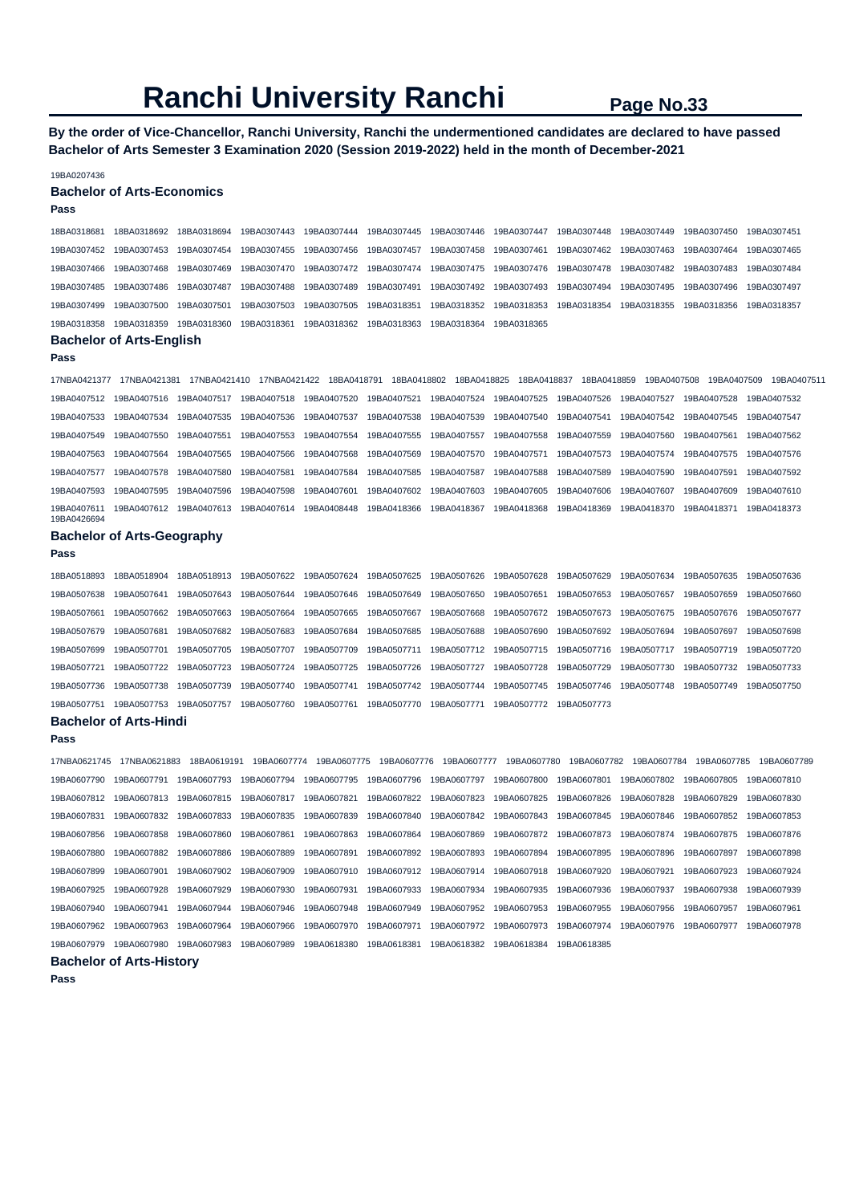# Ranchi University Ranchi

**By the order of Vice-Chancellor, Ranchi University, Ranchi the undermentioned candidates are declared to have passed Bachelor of Arts Semester 3 Examination 2020 (Session 2019-2022) held in the month of December-2021**

19BA0207436

### Bachelor of Arts-Economics

**Pass**

18BA0318681 18BA0318692 18BA0318694 19BA0307443 19BA0307444 19BA0307445 19BA0307446 19BA0307447 19BA0307448 19BA0307449 19BA0307450 19BA0307451
19BA0307452 19BA0307453 19BA0307454 19BA0307455 19BA0307456 19BA0307457 19BA0307458 19BA0307461 19BA0307462 19BA0307463 19BA0307464 19BA0307465
19BA0307466 19BA0307468 19BA0307469 19BA0307470 19BA0307472 19BA0307474 19BA0307475 19BA0307476 19BA0307478 19BA0307482 19BA0307483 19BA0307484
19BA0307485 19BA0307486 19BA0307487 19BA0307488 19BA0307489 19BA0307491 19BA0307492 19BA0307493 19BA0307494 19BA0307495 19BA0307496 19BA0307497
19BA0307499 19BA0307500 19BA0307501 19BA0307503 19BA0307505 19BA0318351 19BA0318352 19BA0318353 19BA0318354 19BA0318355 19BA0318356 19BA0318357
19BA0318358 19BA0318359 19BA0318360 19BA0318361 19BA0318362 19BA0318363 19BA0318364 19BA0318365

### Bachelor of Arts-English

**Pass**

17NBA0421377 17NBA0421381 17NBA0421410 17NBA0421422 18BA0418791 18BA0418802 18BA0418825 18BA0418837 18BA0418859 19BA0407508 19BA0407509 19BA0407511
19BA0407512 19BA0407516 19BA0407517 19BA0407518 19BA0407520 19BA0407521 19BA0407524 19BA0407525 19BA0407526 19BA0407527 19BA0407528 19BA0407532
19BA0407533 19BA0407534 19BA0407535 19BA0407536 19BA0407537 19BA0407538 19BA0407539 19BA0407540 19BA0407541 19BA0407542 19BA0407545 19BA0407547
19BA0407549 19BA0407550 19BA0407551 19BA0407553 19BA0407554 19BA0407555 19BA0407557 19BA0407558 19BA0407559 19BA0407560 19BA0407561 19BA0407562
19BA0407563 19BA0407564 19BA0407565 19BA0407566 19BA0407568 19BA0407569 19BA0407570 19BA0407571 19BA0407573 19BA0407574 19BA0407575 19BA0407576
19BA0407577 19BA0407578 19BA0407580 19BA0407581 19BA0407584 19BA0407585 19BA0407587 19BA0407588 19BA0407589 19BA0407590 19BA0407591 19BA0407592
19BA0407593 19BA0407595 19BA0407596 19BA0407598 19BA0407601 19BA0407602 19BA0407603 19BA0407605 19BA0407606 19BA0407607 19BA0407609 19BA0407610
19BA0407611 19BA0407612 19BA0407613 19BA0407614 19BA0408448 19BA0418366 19BA0418367 19BA0418368 19BA0418369 19BA0418370 19BA0418371 19BA0418373
19BA0426694

### Bachelor of Arts-Geography

**Pass**

18BA0518893 18BA0518904 18BA0518913 19BA0507622 19BA0507624 19BA0507625 19BA0507626 19BA0507628 19BA0507629 19BA0507634 19BA0507635 19BA0507636
19BA0507638 19BA0507641 19BA0507643 19BA0507644 19BA0507646 19BA0507649 19BA0507650 19BA0507651 19BA0507653 19BA0507657 19BA0507659 19BA0507660
19BA0507661 19BA0507662 19BA0507663 19BA0507664 19BA0507665 19BA0507667 19BA0507668 19BA0507672 19BA0507673 19BA0507675 19BA0507676 19BA0507677
19BA0507679 19BA0507681 19BA0507682 19BA0507683 19BA0507684 19BA0507685 19BA0507688 19BA0507690 19BA0507692 19BA0507694 19BA0507697 19BA0507698
19BA0507699 19BA0507701 19BA0507705 19BA0507707 19BA0507709 19BA0507711 19BA0507712 19BA0507715 19BA0507716 19BA0507717 19BA0507719 19BA0507720
19BA0507721 19BA0507722 19BA0507723 19BA0507724 19BA0507725 19BA0507726 19BA0507727 19BA0507728 19BA0507729 19BA0507730 19BA0507732 19BA0507733
19BA0507736 19BA0507738 19BA0507739 19BA0507740 19BA0507741 19BA0507742 19BA0507744 19BA0507745 19BA0507746 19BA0507748 19BA0507749 19BA0507750
19BA0507751 19BA0507753 19BA0507757 19BA0507760 19BA0507761 19BA0507770 19BA0507771 19BA0507772 19BA0507773

### Bachelor of Arts-Hindi

**Pass**

17NBA0621745 17NBA0621883 18BA0619191 19BA0607774 19BA0607775 19BA0607776 19BA0607777 19BA0607780 19BA0607782 19BA0607784 19BA0607785 19BA0607789
19BA0607790 19BA0607791 19BA0607793 19BA0607794 19BA0607795 19BA0607796 19BA0607797 19BA0607800 19BA0607801 19BA0607802 19BA0607805 19BA0607810
19BA0607812 19BA0607813 19BA0607815 19BA0607817 19BA0607821 19BA0607822 19BA0607823 19BA0607825 19BA0607826 19BA0607828 19BA0607829 19BA0607830
19BA0607831 19BA0607832 19BA0607833 19BA0607835 19BA0607839 19BA0607840 19BA0607842 19BA0607843 19BA0607845 19BA0607846 19BA0607852 19BA0607853
19BA0607856 19BA0607858 19BA0607860 19BA0607861 19BA0607863 19BA0607864 19BA0607869 19BA0607872 19BA0607873 19BA0607874 19BA0607875 19BA0607876
19BA0607880 19BA0607882 19BA0607886 19BA0607889 19BA0607891 19BA0607892 19BA0607893 19BA0607894 19BA0607895 19BA0607896 19BA0607897 19BA0607898
19BA0607899 19BA0607901 19BA0607902 19BA0607909 19BA0607910 19BA0607912 19BA0607914 19BA0607918 19BA0607920 19BA0607921 19BA0607923 19BA0607924
19BA0607925 19BA0607928 19BA0607929 19BA0607930 19BA0607931 19BA0607933 19BA0607934 19BA0607935 19BA0607936 19BA0607937 19BA0607938 19BA0607939
19BA0607940 19BA0607941 19BA0607944 19BA0607946 19BA0607948 19BA0607949 19BA0607952 19BA0607953 19BA0607955 19BA0607956 19BA0607957 19BA0607961
19BA0607962 19BA0607963 19BA0607964 19BA0607966 19BA0607970 19BA0607971 19BA0607972 19BA0607973 19BA0607974 19BA0607976 19BA0607977 19BA0607978
19BA0607979 19BA0607980 19BA0607983 19BA0607989 19BA0618380 19BA0618381 19BA0618382 19BA0618384 19BA0618385

### Bachelor of Arts-History

**Pass**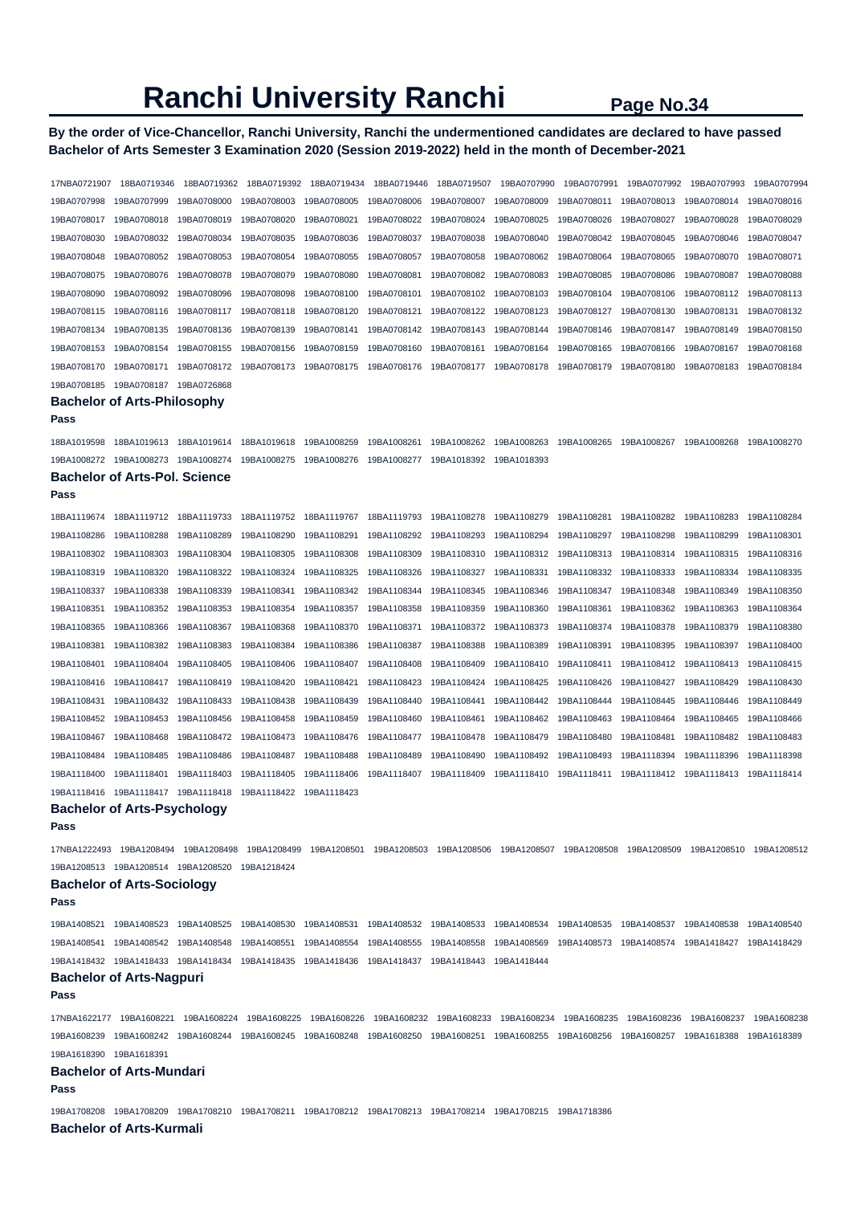# Ranchi University Ranchi

**By the order of Vice-Chancellor, Ranchi University, Ranchi the undermentioned candidates are declared to have passed Bachelor of Arts Semester 3 Examination 2020 (Session 2019-2022) held in the month of December-2021**

17NBA0721907 18BA0719346 18BA0719362 18BA0719392 18BA0719434 18BA0719446 18BA0719507 19BA0707990 19BA0707991 19BA0707992 19BA0707993 19BA0707994 19BA0707998 19BA0707999 19BA0708000 19BA0708003 19BA0708005 19BA0708006 19BA0708007 19BA0708009 19BA0708011 19BA0708013 19BA0708014 19BA0708016 19BA0708017 19BA0708018 19BA0708019 19BA0708020 19BA0708021 19BA0708022 19BA0708024 19BA0708025 19BA0708026 19BA0708027 19BA0708028 19BA0708029 19BA0708030 19BA0708032 19BA0708034 19BA0708035 19BA0708036 19BA0708037 19BA0708038 19BA0708040 19BA0708042 19BA0708045 19BA0708046 19BA0708047 19BA0708048 19BA0708052 19BA0708053 19BA0708054 19BA0708055 19BA0708057 19BA0708058 19BA0708062 19BA0708064 19BA0708065 19BA0708070 19BA0708071 19BA0708075 19BA0708076 19BA0708078 19BA0708079 19BA0708080 19BA0708081 19BA0708082 19BA0708083 19BA0708085 19BA0708086 19BA0708087 19BA0708088 19BA0708090 19BA0708092 19BA0708096 19BA0708098 19BA0708100 19BA0708101 19BA0708102 19BA0708103 19BA0708104 19BA0708106 19BA0708112 19BA0708113 19BA0708115 19BA0708116 19BA0708117 19BA0708118 19BA0708120 19BA0708121 19BA0708122 19BA0708123 19BA0708127 19BA0708130 19BA0708131 19BA0708132 19BA0708134 19BA0708135 19BA0708136 19BA0708139 19BA0708141 19BA0708142 19BA0708143 19BA0708144 19BA0708146 19BA0708147 19BA0708149 19BA0708150 19BA0708153 19BA0708154 19BA0708155 19BA0708156 19BA0708159 19BA0708160 19BA0708161 19BA0708164 19BA0708165 19BA0708166 19BA0708167 19BA0708168 19BA0708170 19BA0708171 19BA0708172 19BA0708173 19BA0708175 19BA0708176 19BA0708177 19BA0708178 19BA0708179 19BA0708180 19BA0708183 19BA0708184 19BA0708185 19BA0708187 19BA0726868

### Bachelor of Arts-Philosophy

**Pass**

18BA1019598 18BA1019613 18BA1019614 18BA1019618 19BA1008259 19BA1008261 19BA1008262 19BA1008263 19BA1008265 19BA1008267 19BA1008268 19BA1008270 19BA1008272 19BA1008273 19BA1008274 19BA1008275 19BA1008276 19BA1008277 19BA1018392 19BA1018393

### Bachelor of Arts-Pol. Science

**Pass**

18BA1119674 18BA1119712 18BA1119733 18BA1119752 18BA1119767 18BA1119793 19BA1108278 19BA1108279 19BA1108281 19BA1108282 19BA1108283 19BA1108284 19BA1108286 19BA1108288 19BA1108289 19BA1108290 19BA1108291 19BA1108292 19BA1108293 19BA1108294 19BA1108297 19BA1108298 19BA1108299 19BA1108301 19BA1108302 19BA1108303 19BA1108304 19BA1108305 19BA1108308 19BA1108309 19BA1108310 19BA1108312 19BA1108313 19BA1108314 19BA1108315 19BA1108316 19BA1108319 19BA1108320 19BA1108322 19BA1108324 19BA1108325 19BA1108326 19BA1108327 19BA1108331 19BA1108332 19BA1108333 19BA1108334 19BA1108335 19BA1108337 19BA1108338 19BA1108339 19BA1108341 19BA1108342 19BA1108344 19BA1108345 19BA1108346 19BA1108347 19BA1108348 19BA1108349 19BA1108350 19BA1108351 19BA1108352 19BA1108353 19BA1108354 19BA1108357 19BA1108358 19BA1108359 19BA1108360 19BA1108361 19BA1108362 19BA1108363 19BA1108364 19BA1108365 19BA1108366 19BA1108367 19BA1108368 19BA1108370 19BA1108371 19BA1108372 19BA1108373 19BA1108374 19BA1108378 19BA1108379 19BA1108380 19BA1108381 19BA1108382 19BA1108383 19BA1108384 19BA1108386 19BA1108387 19BA1108388 19BA1108389 19BA1108391 19BA1108395 19BA1108397 19BA1108400 19BA1108401 19BA1108404 19BA1108405 19BA1108406 19BA1108407 19BA1108408 19BA1108409 19BA1108410 19BA1108411 19BA1108412 19BA1108413 19BA1108415 19BA1108416 19BA1108417 19BA1108419 19BA1108420 19BA1108421 19BA1108423 19BA1108424 19BA1108425 19BA1108426 19BA1108427 19BA1108429 19BA1108430 19BA1108431 19BA1108432 19BA1108433 19BA1108438 19BA1108439 19BA1108440 19BA1108441 19BA1108442 19BA1108444 19BA1108445 19BA1108446 19BA1108449 19BA1108452 19BA1108453 19BA1108456 19BA1108458 19BA1108459 19BA1108460 19BA1108461 19BA1108462 19BA1108463 19BA1108464 19BA1108465 19BA1108466 19BA1108467 19BA1108468 19BA1108472 19BA1108473 19BA1108476 19BA1108477 19BA1108478 19BA1108479 19BA1108480 19BA1108481 19BA1108482 19BA1108483 19BA1108484 19BA1108485 19BA1108486 19BA1108487 19BA1108488 19BA1108489 19BA1108490 19BA1108492 19BA1108493 19BA1118394 19BA1118396 19BA1118398 19BA1118400 19BA1118401 19BA1118403 19BA1118405 19BA1118406 19BA1118407 19BA1118409 19BA1118410 19BA1118411 19BA1118412 19BA1118413 19BA1118414 19BA1118416 19BA1118417 19BA1118418 19BA1118422 19BA1118423

### Bachelor of Arts-Psychology

**Pass**

17NBA1222493 19BA1208494 19BA1208498 19BA1208499 19BA1208501 19BA1208503 19BA1208506 19BA1208507 19BA1208508 19BA1208509 19BA1208510 19BA1208512 19BA1208513 19BA1208514 19BA1208520 19BA1218424

### Bachelor of Arts-Sociology

**Pass**

19BA1408521 19BA1408523 19BA1408525 19BA1408530 19BA1408531 19BA1408532 19BA1408533 19BA1408534 19BA1408535 19BA1408537 19BA1408538 19BA1408540 19BA1408541 19BA1408542 19BA1408548 19BA1408551 19BA1408554 19BA1408555 19BA1408558 19BA1408569 19BA1408573 19BA1408574 19BA1418427 19BA1418429 19BA1418432 19BA1418433 19BA1418434 19BA1418435 19BA1418436 19BA1418437 19BA1418443 19BA1418444

### Bachelor of Arts-Nagpuri

**Pass**

17NBA1622177 19BA1608221 19BA1608224 19BA1608225 19BA1608226 19BA1608232 19BA1608233 19BA1608234 19BA1608235 19BA1608236 19BA1608237 19BA1608238 19BA1608239 19BA1608242 19BA1608244 19BA1608245 19BA1608248 19BA1608250 19BA1608251 19BA1608255 19BA1608256 19BA1608257 19BA1618388 19BA1618389 19BA1618390 19BA1618391

### Bachelor of Arts-Mundari

**Pass**

19BA1708208 19BA1708209 19BA1708210 19BA1708211 19BA1708212 19BA1708213 19BA1708214 19BA1708215 19BA1718386

### Bachelor of Arts-Kurmali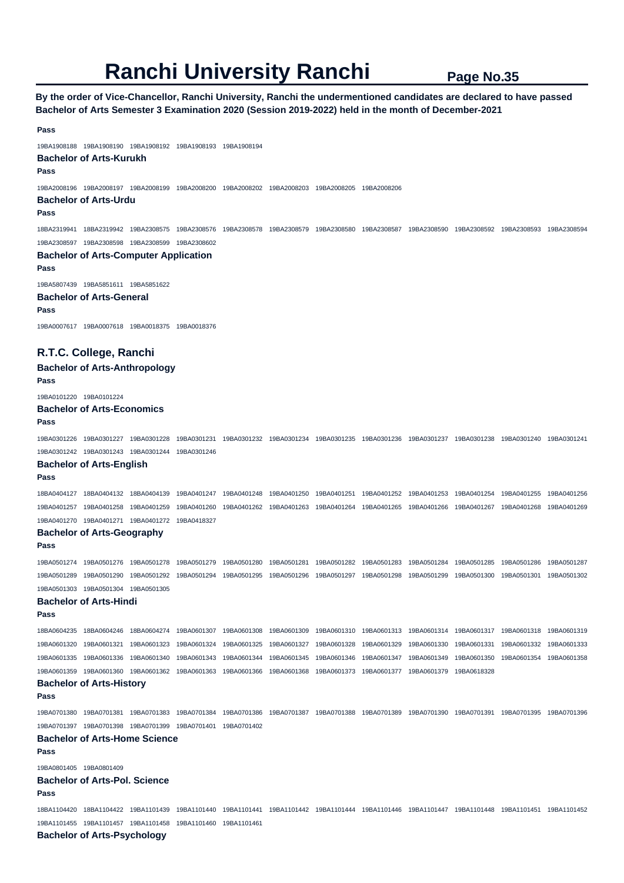# Ranchi University Ranchi

**By the order of Vice-Chancellor, Ranchi University, Ranchi the undermentioned candidates are declared to have passed Bachelor of Arts Semester 3 Examination 2020 (Session 2019-2022) held in the month of December-2021**

**Pass**

19BA1908188 19BA1908190 19BA1908192 19BA1908193 19BA1908194

### Bachelor of Arts-Kurukh

**Pass**

19BA2008196 19BA2008197 19BA2008199 19BA2008200 19BA2008202 19BA2008203 19BA2008205 19BA2008206

### Bachelor of Arts-Urdu

**Pass**

18BA2319941 18BA2319942 19BA2308575 19BA2308576 19BA2308578 19BA2308579 19BA2308580 19BA2308587 19BA2308590 19BA2308592 19BA2308593 19BA2308594 19BA2308597 19BA2308598 19BA2308599 19BA2308602

### Bachelor of Arts-Computer Application

**Pass**

19BA5807439 19BA5851611 19BA5851622

### Bachelor of Arts-General

**Pass**

19BA0007617 19BA0007618 19BA0018375 19BA0018376

## R.T.C. College, Ranchi

### Bachelor of Arts-Anthropology

**Pass**

19BA0101220 19BA0101224

### Bachelor of Arts-Economics

**Pass**

19BA0301226 19BA0301227 19BA0301228 19BA0301231 19BA0301232 19BA0301234 19BA0301235 19BA0301236 19BA0301237 19BA0301238 19BA0301240 19BA0301241 19BA0301242 19BA0301243 19BA0301244 19BA0301246

### Bachelor of Arts-English

**Pass**

18BA0404127 18BA0404132 18BA0404139 19BA0401247 19BA0401248 19BA0401250 19BA0401251 19BA0401252 19BA0401253 19BA0401254 19BA0401255 19BA0401256 19BA0401257 19BA0401258 19BA0401259 19BA0401260 19BA0401262 19BA0401263 19BA0401264 19BA0401265 19BA0401266 19BA0401267 19BA0401268 19BA0401269 19BA0401270 19BA0401271 19BA0401272 19BA0418327

### Bachelor of Arts-Geography

**Pass**

19BA0501274 19BA0501276 19BA0501278 19BA0501279 19BA0501280 19BA0501281 19BA0501282 19BA0501283 19BA0501284 19BA0501285 19BA0501286 19BA0501287 19BA0501289 19BA0501290 19BA0501292 19BA0501294 19BA0501295 19BA0501296 19BA0501297 19BA0501298 19BA0501299 19BA0501300 19BA0501301 19BA0501302 19BA0501303 19BA0501304 19BA0501305

### Bachelor of Arts-Hindi

**Pass**

18BA0604235 18BA0604246 18BA0604274 19BA0601307 19BA0601308 19BA0601309 19BA0601310 19BA0601313 19BA0601314 19BA0601317 19BA0601318 19BA0601319 19BA0601320 19BA0601321 19BA0601323 19BA0601324 19BA0601325 19BA0601327 19BA0601328 19BA0601329 19BA0601330 19BA0601331 19BA0601332 19BA0601333 19BA0601335 19BA0601336 19BA0601340 19BA0601343 19BA0601344 19BA0601345 19BA0601346 19BA0601347 19BA0601349 19BA0601350 19BA0601354 19BA0601358 19BA0601359 19BA0601360 19BA0601362 19BA0601363 19BA0601366 19BA0601368 19BA0601373 19BA0601377 19BA0601379 19BA0618328

### Bachelor of Arts-History

**Pass**

19BA0701380 19BA0701381 19BA0701383 19BA0701384 19BA0701386 19BA0701387 19BA0701388 19BA0701389 19BA0701390 19BA0701391 19BA0701395 19BA0701396 19BA0701397 19BA0701398 19BA0701399 19BA0701401 19BA0701402

### Bachelor of Arts-Home Science

**Pass**

19BA0801405 19BA0801409

### Bachelor of Arts-Pol. Science

**Pass**

18BA1104420 18BA1104422 19BA1101439 19BA1101440 19BA1101441 19BA1101442 19BA1101444 19BA1101446 19BA1101447 19BA1101448 19BA1101451 19BA1101452 19BA1101455 19BA1101457 19BA1101458 19BA1101460 19BA1101461

### Bachelor of Arts-Psychology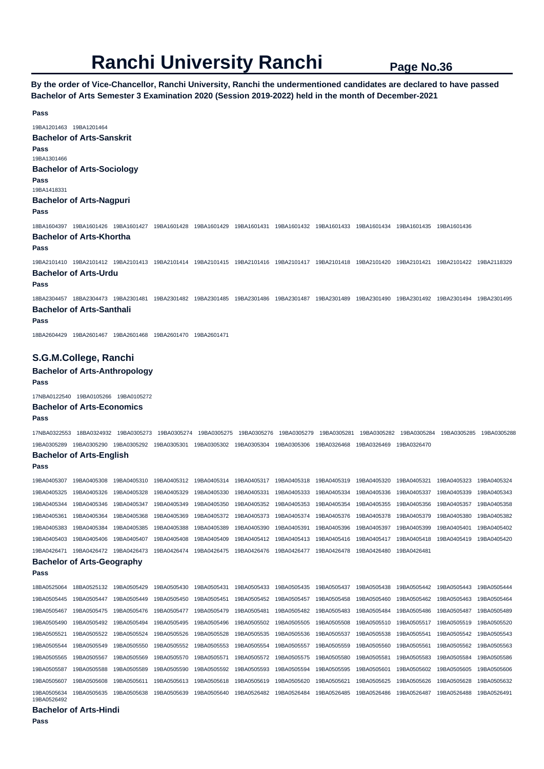# Ranchi University Ranchi

**By the order of Vice-Chancellor, Ranchi University, Ranchi the undermentioned candidates are declared to have passed Bachelor of Arts Semester 3 Examination 2020 (Session 2019-2022) held in the month of December-2021**

**Pass**

19BA1201463 19BA1201464

### Bachelor of Arts-Sanskrit

**Pass**

19BA1301466

### Bachelor of Arts-Sociology

**Pass**

19BA1418331

### Bachelor of Arts-Nagpuri

**Pass**

18BA1604397 19BA1601426 19BA1601427 19BA1601428 19BA1601429 19BA1601431 19BA1601432 19BA1601433 19BA1601434 19BA1601435 19BA1601436

### Bachelor of Arts-Khortha

**Pass**

19BA2101410 19BA2101412 19BA2101413 19BA2101414 19BA2101415 19BA2101416 19BA2101417 19BA2101418 19BA2101420 19BA2101421 19BA2101422 19BA2118329

### Bachelor of Arts-Urdu

**Pass**

18BA2304457 18BA2304473 19BA2301481 19BA2301482 19BA2301485 19BA2301486 19BA2301487 19BA2301489 19BA2301490 19BA2301492 19BA2301494 19BA2301495

### Bachelor of Arts-Santhali

**Pass**

18BA2604429 19BA2601467 19BA2601468 19BA2601470 19BA2601471

## S.G.M.College, Ranchi

### Bachelor of Arts-Anthropology

**Pass**

17NBA0122540 19BA0105266 19BA0105272

### Bachelor of Arts-Economics

**Pass**

17NBA0322553 18BA0324932 19BA0305273 19BA0305274 19BA0305275 19BA0305276 19BA0305279 19BA0305281 19BA0305282 19BA0305284 19BA0305285 19BA0305288 19BA0305289 19BA0305290 19BA0305292 19BA0305301 19BA0305302 19BA0305304 19BA0305306 19BA0326468 19BA0326469 19BA0326470

### Bachelor of Arts-English

**Pass**

19BA0405307 19BA0405308 19BA0405310 19BA0405312 19BA0405314 19BA0405317 19BA0405318 19BA0405319 19BA0405320 19BA0405321 19BA0405323 19BA0405324 19BA0405325 19BA0405326 19BA0405328 19BA0405329 19BA0405330 19BA0405331 19BA0405333 19BA0405334 19BA0405336 19BA0405337 19BA0405339 19BA0405343 19BA0405344 19BA0405346 19BA0405347 19BA0405349 19BA0405350 19BA0405352 19BA0405353 19BA0405354 19BA0405355 19BA0405356 19BA0405357 19BA0405358 19BA0405361 19BA0405364 19BA0405368 19BA0405369 19BA0405372 19BA0405373 19BA0405374 19BA0405376 19BA0405378 19BA0405379 19BA0405380 19BA0405382 19BA0405383 19BA0405384 19BA0405385 19BA0405388 19BA0405389 19BA0405390 19BA0405391 19BA0405396 19BA0405397 19BA0405399 19BA0405401 19BA0405402 19BA0405403 19BA0405406 19BA0405407 19BA0405408 19BA0405409 19BA0405412 19BA0405413 19BA0405416 19BA0405417 19BA0405418 19BA0405419 19BA0405420 19BA0426471 19BA0426472 19BA0426473 19BA0426474 19BA0426475 19BA0426476 19BA0426477 19BA0426478 19BA0426480 19BA0426481

### Bachelor of Arts-Geography

**Pass**

18BA0525064 18BA0525132 19BA0505429 19BA0505430 19BA0505431 19BA0505433 19BA0505435 19BA0505437 19BA0505438 19BA0505442 19BA0505443 19BA0505444 19BA0505445 19BA0505447 19BA0505449 19BA0505450 19BA0505451 19BA0505452 19BA0505457 19BA0505458 19BA0505460 19BA0505462 19BA0505463 19BA0505464 19BA0505467 19BA0505475 19BA0505476 19BA0505477 19BA0505479 19BA0505481 19BA0505482 19BA0505483 19BA0505484 19BA0505486 19BA0505487 19BA0505489 19BA0505490 19BA0505492 19BA0505494 19BA0505495 19BA0505496 19BA0505502 19BA0505505 19BA0505508 19BA0505510 19BA0505517 19BA0505519 19BA0505520 19BA0505521 19BA0505522 19BA0505524 19BA0505526 19BA0505528 19BA0505535 19BA0505536 19BA0505537 19BA0505538 19BA0505541 19BA0505542 19BA0505543 19BA0505544 19BA0505549 19BA0505550 19BA0505552 19BA0505553 19BA0505554 19BA0505557 19BA0505559 19BA0505560 19BA0505561 19BA0505562 19BA0505563 19BA0505565 19BA0505567 19BA0505569 19BA0505570 19BA0505571 19BA0505572 19BA0505575 19BA0505580 19BA0505581 19BA0505583 19BA0505584 19BA0505586 19BA0505587 19BA0505588 19BA0505589 19BA0505590 19BA0505592 19BA0505593 19BA0505594 19BA0505595 19BA0505601 19BA0505602 19BA0505605 19BA0505606 19BA0505607 19BA0505608 19BA0505611 19BA0505613 19BA0505618 19BA0505619 19BA0505620 19BA0505621 19BA0505625 19BA0505626 19BA0505628 19BA0505632 19BA0505634 19BA0505635 19BA0505638 19BA0505639 19BA0505640 19BA0526482 19BA0526484 19BA0526485 19BA0526486 19BA0526487 19BA0526488 19BA0526491 19BA0526492

### Bachelor of Arts-Hindi

**Pass**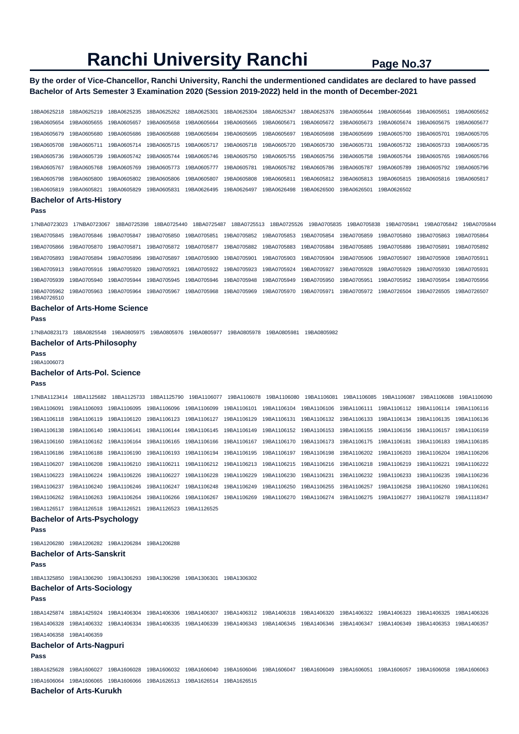# Ranchi University Ranchi

**By the order of Vice-Chancellor, Ranchi University, Ranchi the undermentioned candidates are declared to have passed Bachelor of Arts Semester 3 Examination 2020 (Session 2019-2022) held in the month of December-2021**

18BA0625218 18BA0625219 18BA0625235 18BA0625262 18BA0625301 18BA0625304 18BA0625347 18BA0625376 19BA0605644 19BA0605646 19BA0605651 19BA0605652 19BA0605654 19BA0605655 19BA0605657 19BA0605658 19BA0605664 19BA0605665 19BA0605671 19BA0605672 19BA0605673 19BA0605674 19BA0605675 19BA0605677 19BA0605679 19BA0605680 19BA0605686 19BA0605688 19BA0605694 19BA0605695 19BA0605697 19BA0605698 19BA0605699 19BA0605700 19BA0605701 19BA0605705 19BA0605708 19BA0605711 19BA0605714 19BA0605715 19BA0605717 19BA0605718 19BA0605720 19BA0605730 19BA0605731 19BA0605732 19BA0605733 19BA0605735 19BA0605736 19BA0605739 19BA0605742 19BA0605744 19BA0605746 19BA0605750 19BA0605755 19BA0605756 19BA0605758 19BA0605764 19BA0605765 19BA0605766 19BA0605767 19BA0605768 19BA0605769 19BA0605773 19BA0605777 19BA0605781 19BA0605782 19BA0605786 19BA0605787 19BA0605789 19BA0605792 19BA0605796 19BA0605798 19BA0605800 19BA0605802 19BA0605806 19BA0605807 19BA0605808 19BA0605811 19BA0605812 19BA0605813 19BA0605815 19BA0605816 19BA0605817 19BA0605819 19BA0605821 19BA0605829 19BA0605831 19BA0626495 19BA0626497 19BA0626498 19BA0626500 19BA0626501 19BA0626502

### Bachelor of Arts-History

**Pass**

17NBA0723023 17NBA0723067 18BA0725398 18BA0725440 18BA0725487 18BA0725513 18BA0725526 19BA0705835 19BA0705838 19BA0705841 19BA0705842 19BA0705844 19BA0705845 19BA0705846 19BA0705847 19BA0705850 19BA0705851 19BA0705852 19BA0705853 19BA0705854 19BA0705859 19BA0705860 19BA0705863 19BA0705864 19BA0705866 19BA0705870 19BA0705871 19BA0705872 19BA0705877 19BA0705882 19BA0705883 19BA0705884 19BA0705885 19BA0705886 19BA0705891 19BA0705892 19BA0705893 19BA0705894 19BA0705896 19BA0705897 19BA0705900 19BA0705901 19BA0705903 19BA0705904 19BA0705906 19BA0705907 19BA0705908 19BA0705911 19BA0705913 19BA0705916 19BA0705920 19BA0705921 19BA0705922 19BA0705923 19BA0705924 19BA0705927 19BA0705928 19BA0705929 19BA0705930 19BA0705931 19BA0705939 19BA0705940 19BA0705944 19BA0705945 19BA0705946 19BA0705948 19BA0705949 19BA0705950 19BA0705951 19BA0705952 19BA0705954 19BA0705956 19BA0705962 19BA0705963 19BA0705964 19BA0705967 19BA0705968 19BA0705969 19BA0705970 19BA0705971 19BA0705972 19BA0726504 19BA0726505 19BA0726507 19BA0726510

### Bachelor of Arts-Home Science

**Pass**

17NBA0823173 18BA0825548 19BA0805975 19BA0805976 19BA0805977 19BA0805978 19BA0805981 19BA0805982

### Bachelor of Arts-Philosophy

**Pass**

19BA1006073

### Bachelor of Arts-Pol. Science

**Pass**

17NBA1123414 18BA1125682 18BA1125733 18BA1125790 19BA1106077 19BA1106078 19BA1106080 19BA1106081 19BA1106085 19BA1106087 19BA1106088 19BA1106090 19BA1106091 19BA1106093 19BA1106095 19BA1106096 19BA1106099 19BA1106101 19BA1106104 19BA1106106 19BA1106111 19BA1106112 19BA1106114 19BA1106116 19BA1106118 19BA1106119 19BA1106120 19BA1106123 19BA1106127 19BA1106129 19BA1106131 19BA1106132 19BA1106133 19BA1106134 19BA1106135 19BA1106136 19BA1106138 19BA1106140 19BA1106141 19BA1106144 19BA1106145 19BA1106149 19BA1106152 19BA1106153 19BA1106155 19BA1106156 19BA1106157 19BA1106159 19BA1106160 19BA1106162 19BA1106164 19BA1106165 19BA1106166 19BA1106167 19BA1106170 19BA1106173 19BA1106175 19BA1106181 19BA1106183 19BA1106185 19BA1106186 19BA1106188 19BA1106190 19BA1106193 19BA1106194 19BA1106195 19BA1106197 19BA1106198 19BA1106202 19BA1106203 19BA1106204 19BA1106206 19BA1106207 19BA1106208 19BA1106210 19BA1106211 19BA1106212 19BA1106213 19BA1106215 19BA1106216 19BA1106218 19BA1106219 19BA1106221 19BA1106222 19BA1106223 19BA1106224 19BA1106226 19BA1106227 19BA1106228 19BA1106229 19BA1106230 19BA1106231 19BA1106232 19BA1106233 19BA1106235 19BA1106236 19BA1106237 19BA1106240 19BA1106246 19BA1106247 19BA1106248 19BA1106249 19BA1106250 19BA1106255 19BA1106257 19BA1106258 19BA1106260 19BA1106261 19BA1106262 19BA1106263 19BA1106264 19BA1106266 19BA1106267 19BA1106269 19BA1106270 19BA1106274 19BA1106275 19BA1106277 19BA1106278 19BA1118347 19BA1126517 19BA1126518 19BA1126521 19BA1126523 19BA1126525

### Bachelor of Arts-Psychology

**Pass**

19BA1206280 19BA1206282 19BA1206284 19BA1206288

### Bachelor of Arts-Sanskrit

**Pass**

18BA1325850 19BA1306290 19BA1306293 19BA1306298 19BA1306301 19BA1306302

### Bachelor of Arts-Sociology

**Pass**

18BA1425874 18BA1425924 19BA1406304 19BA1406306 19BA1406307 19BA1406312 19BA1406318 19BA1406320 19BA1406322 19BA1406323 19BA1406325 19BA1406326 19BA1406328 19BA1406332 19BA1406334 19BA1406335 19BA1406339 19BA1406343 19BA1406345 19BA1406346 19BA1406347 19BA1406349 19BA1406353 19BA1406357 19BA1406358 19BA1406359

### Bachelor of Arts-Nagpuri

**Pass**

18BA1625628 19BA1606027 19BA1606028 19BA1606032 19BA1606040 19BA1606046 19BA1606047 19BA1606049 19BA1606051 19BA1606057 19BA1606058 19BA1606063 19BA1606064 19BA1606065 19BA1606066 19BA1626513 19BA1626514 19BA1626515

### Bachelor of Arts-Kurukh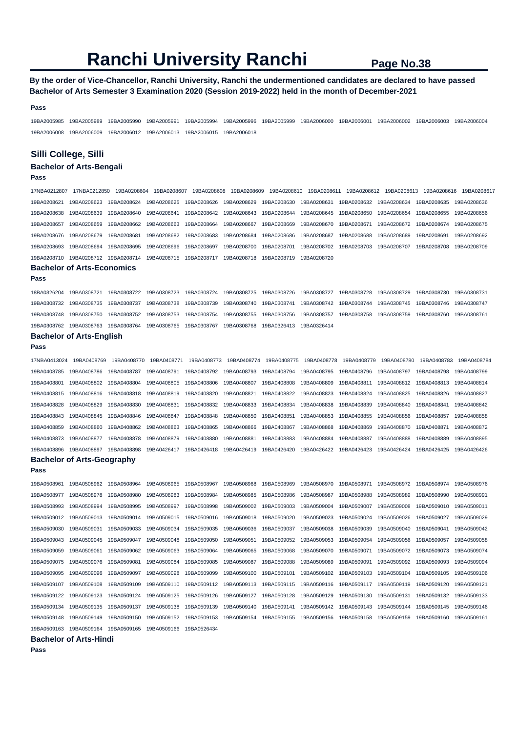# Ranchi University Ranchi

**By the order of Vice-Chancellor, Ranchi University, Ranchi the undermentioned candidates are declared to have passed Bachelor of Arts Semester 3 Examination 2020 (Session 2019-2022) held in the month of December-2021**

**Pass**

19BA2005985 19BA2005989 19BA2005990 19BA2005991 19BA2005994 19BA2005996 19BA2005999 19BA2006000 19BA2006001 19BA2006002 19BA2006003 19BA2006004 19BA2006008 19BA2006009 19BA2006012 19BA2006013 19BA2006015 19BA2006018

## Silli College, Silli

### Bachelor of Arts-Bengali

**Pass**

17NBA0212807 17NBA0212850 19BA0208604 19BA0208607 19BA0208608 19BA0208609 19BA0208610 19BA0208611 19BA0208612 19BA0208613 19BA0208616 19BA0208617 19BA0208621 19BA0208623 19BA0208624 19BA0208625 19BA0208626 19BA0208629 19BA0208630 19BA0208631 19BA0208632 19BA0208634 19BA0208635 19BA0208636 19BA0208638 19BA0208639 19BA0208640 19BA0208641 19BA0208642 19BA0208643 19BA0208644 19BA0208645 19BA0208650 19BA0208654 19BA0208655 19BA0208656 19BA0208657 19BA0208659 19BA0208662 19BA0208663 19BA0208664 19BA0208667 19BA0208669 19BA0208670 19BA0208671 19BA0208672 19BA0208674 19BA0208675 19BA0208676 19BA0208679 19BA0208681 19BA0208682 19BA0208683 19BA0208684 19BA0208686 19BA0208687 19BA0208688 19BA0208689 19BA0208691 19BA0208692 19BA0208693 19BA0208694 19BA0208695 19BA0208696 19BA0208697 19BA0208700 19BA0208701 19BA0208702 19BA0208703 19BA0208707 19BA0208708 19BA0208709 19BA0208710 19BA0208712 19BA0208714 19BA0208715 19BA0208717 19BA0208718 19BA0208719 19BA0208720

### Bachelor of Arts-Economics

**Pass**

18BA0326204 19BA0308721 19BA0308722 19BA0308723 19BA0308724 19BA0308725 19BA0308726 19BA0308727 19BA0308728 19BA0308729 19BA0308730 19BA0308731 19BA0308732 19BA0308735 19BA0308737 19BA0308738 19BA0308739 19BA0308740 19BA0308741 19BA0308742 19BA0308744 19BA0308745 19BA0308746 19BA0308747 19BA0308748 19BA0308750 19BA0308752 19BA0308753 19BA0308754 19BA0308755 19BA0308756 19BA0308757 19BA0308758 19BA0308759 19BA0308760 19BA0308761 19BA0308762 19BA0308763 19BA0308764 19BA0308765 19BA0308767 19BA0308768 19BA0326413 19BA0326414

### Bachelor of Arts-English

**Pass**

17NBA0413024 19BA0408769 19BA0408770 19BA0408771 19BA0408773 19BA0408774 19BA0408775 19BA0408778 19BA0408779 19BA0408780 19BA0408783 19BA0408784 19BA0408785 19BA0408786 19BA0408787 19BA0408791 19BA0408792 19BA0408793 19BA0408794 19BA0408795 19BA0408796 19BA0408797 19BA0408798 19BA0408799 19BA0408801 19BA0408802 19BA0408804 19BA0408805 19BA0408806 19BA0408807 19BA0408808 19BA0408809 19BA0408811 19BA0408812 19BA0408813 19BA0408814 19BA0408815 19BA0408816 19BA0408818 19BA0408819 19BA0408820 19BA0408821 19BA0408822 19BA0408823 19BA0408824 19BA0408825 19BA0408826 19BA0408827 19BA0408828 19BA0408829 19BA0408830 19BA0408831 19BA0408832 19BA0408833 19BA0408834 19BA0408838 19BA0408839 19BA0408840 19BA0408841 19BA0408842 19BA0408843 19BA0408845 19BA0408846 19BA0408847 19BA0408848 19BA0408850 19BA0408851 19BA0408853 19BA0408855 19BA0408856 19BA0408857 19BA0408858 19BA0408859 19BA0408860 19BA0408862 19BA0408863 19BA0408865 19BA0408866 19BA0408867 19BA0408868 19BA0408869 19BA0408870 19BA0408871 19BA0408872 19BA0408873 19BA0408877 19BA0408878 19BA0408879 19BA0408880 19BA0408881 19BA0408883 19BA0408884 19BA0408887 19BA0408888 19BA0408889 19BA0408895 19BA0408896 19BA0408897 19BA0408898 19BA0426417 19BA0426418 19BA0426419 19BA0426420 19BA0426422 19BA0426423 19BA0426424 19BA0426425 19BA0426426

### Bachelor of Arts-Geography

**Pass**

19BA0508961 19BA0508962 19BA0508964 19BA0508965 19BA0508967 19BA0508968 19BA0508969 19BA0508970 19BA0508971 19BA0508972 19BA0508974 19BA0508976 19BA0508977 19BA0508978 19BA0508980 19BA0508983 19BA0508984 19BA0508985 19BA0508986 19BA0508987 19BA0508988 19BA0508989 19BA0508990 19BA0508991 19BA0508993 19BA0508994 19BA0508995 19BA0508997 19BA0508998 19BA0509002 19BA0509003 19BA0509004 19BA0509007 19BA0509008 19BA0509010 19BA0509011 19BA0509012 19BA0509013 19BA0509014 19BA0509015 19BA0509016 19BA0509018 19BA0509020 19BA0509023 19BA0509024 19BA0509026 19BA0509027 19BA0509029 19BA0509030 19BA0509031 19BA0509033 19BA0509034 19BA0509035 19BA0509036 19BA0509037 19BA0509038 19BA0509039 19BA0509040 19BA0509041 19BA0509042 19BA0509043 19BA0509045 19BA0509047 19BA0509048 19BA0509050 19BA0509051 19BA0509052 19BA0509053 19BA0509054 19BA0509056 19BA0509057 19BA0509058 19BA0509059 19BA0509061 19BA0509062 19BA0509063 19BA0509064 19BA0509065 19BA0509068 19BA0509070 19BA0509071 19BA0509072 19BA0509073 19BA0509074 19BA0509075 19BA0509076 19BA0509081 19BA0509084 19BA0509085 19BA0509087 19BA0509088 19BA0509089 19BA0509091 19BA0509092 19BA0509093 19BA0509094 19BA0509095 19BA0509096 19BA0509097 19BA0509098 19BA0509099 19BA0509100 19BA0509101 19BA0509102 19BA0509103 19BA0509104 19BA0509105 19BA0509106 19BA0509107 19BA0509108 19BA0509109 19BA0509110 19BA0509112 19BA0509113 19BA0509115 19BA0509116 19BA0509117 19BA0509119 19BA0509120 19BA0509121 19BA0509122 19BA0509123 19BA0509124 19BA0509125 19BA0509126 19BA0509127 19BA0509128 19BA0509129 19BA0509130 19BA0509131 19BA0509132 19BA0509133 19BA0509134 19BA0509135 19BA0509137 19BA0509138 19BA0509139 19BA0509140 19BA0509141 19BA0509142 19BA0509143 19BA0509144 19BA0509145 19BA0509146 19BA0509148 19BA0509149 19BA0509150 19BA0509152 19BA0509153 19BA0509154 19BA0509155 19BA0509156 19BA0509158 19BA0509159 19BA0509160 19BA0509161 19BA0509163 19BA0509164 19BA0509165 19BA0509166 19BA0526434

### Bachelor of Arts-Hindi

**Pass**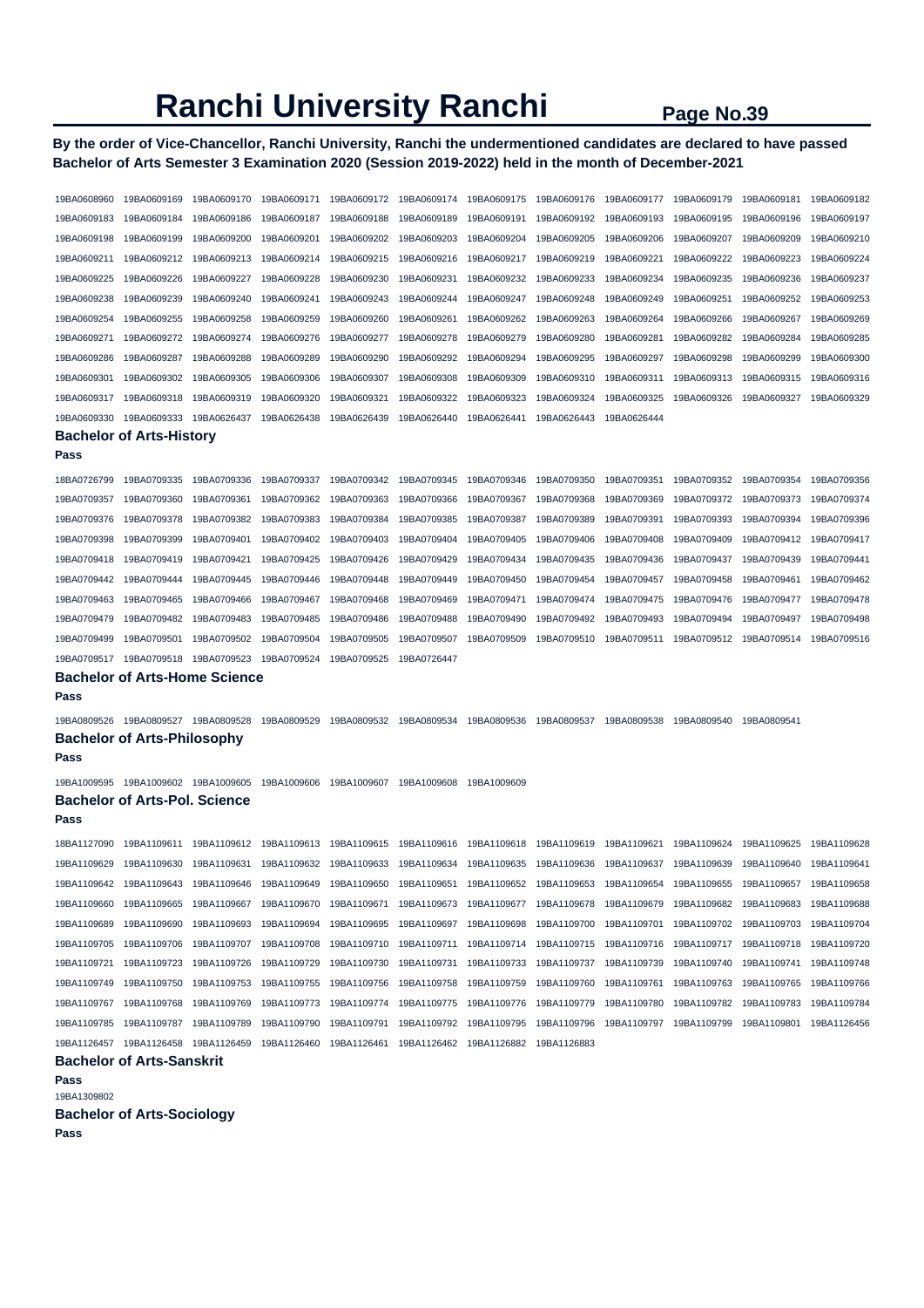# Ranchi University Ranchi

**By the order of Vice-Chancellor, Ranchi University, Ranchi the undermentioned candidates are declared to have passed Bachelor of Arts Semester 3 Examination 2020 (Session 2019-2022) held in the month of December-2021**

19BA0608960 19BA0609169 19BA0609170 19BA0609171 19BA0609172 19BA0609174 19BA0609175 19BA0609176 19BA0609177 19BA0609179 19BA0609181 19BA0609182
19BA0609183 19BA0609184 19BA0609186 19BA0609187 19BA0609188 19BA0609189 19BA0609191 19BA0609192 19BA0609193 19BA0609195 19BA0609196 19BA0609197
19BA0609198 19BA0609199 19BA0609200 19BA0609201 19BA0609202 19BA0609203 19BA0609204 19BA0609205 19BA0609206 19BA0609207 19BA0609209 19BA0609210
19BA0609211 19BA0609212 19BA0609213 19BA0609214 19BA0609215 19BA0609216 19BA0609217 19BA0609219 19BA0609221 19BA0609222 19BA0609223 19BA0609224
19BA0609225 19BA0609226 19BA0609227 19BA0609228 19BA0609230 19BA0609231 19BA0609232 19BA0609233 19BA0609234 19BA0609235 19BA0609236 19BA0609237
19BA0609238 19BA0609239 19BA0609240 19BA0609241 19BA0609243 19BA0609244 19BA0609247 19BA0609248 19BA0609249 19BA0609251 19BA0609252 19BA0609253
19BA0609254 19BA0609255 19BA0609258 19BA0609259 19BA0609260 19BA0609261 19BA0609262 19BA0609263 19BA0609264 19BA0609266 19BA0609267 19BA0609269
19BA0609271 19BA0609272 19BA0609274 19BA0609276 19BA0609277 19BA0609278 19BA0609279 19BA0609280 19BA0609281 19BA0609282 19BA0609284 19BA0609285
19BA0609286 19BA0609287 19BA0609288 19BA0609289 19BA0609290 19BA0609292 19BA0609294 19BA0609295 19BA0609297 19BA0609298 19BA0609299 19BA0609300
19BA0609301 19BA0609302 19BA0609305 19BA0609306 19BA0609307 19BA0609308 19BA0609309 19BA0609310 19BA0609311 19BA0609313 19BA0609315 19BA0609316
19BA0609317 19BA0609318 19BA0609319 19BA0609320 19BA0609321 19BA0609322 19BA0609323 19BA0609324 19BA0609325 19BA0609326 19BA0609327 19BA0609329
19BA0609330 19BA0609333 19BA0626437 19BA0626438 19BA0626439 19BA0626440 19BA0626441 19BA0626443 19BA0626444

### Bachelor of Arts-History

**Pass**

18BA0726799 19BA0709335 19BA0709336 19BA0709337 19BA0709342 19BA0709345 19BA0709346 19BA0709350 19BA0709351 19BA0709352 19BA0709354 19BA0709356
19BA0709357 19BA0709360 19BA0709361 19BA0709362 19BA0709363 19BA0709366 19BA0709367 19BA0709368 19BA0709369 19BA0709372 19BA0709373 19BA0709374
19BA0709376 19BA0709378 19BA0709382 19BA0709383 19BA0709384 19BA0709385 19BA0709387 19BA0709389 19BA0709391 19BA0709393 19BA0709394 19BA0709396
19BA0709398 19BA0709399 19BA0709401 19BA0709402 19BA0709403 19BA0709404 19BA0709405 19BA0709406 19BA0709408 19BA0709409 19BA0709412 19BA0709417
19BA0709418 19BA0709419 19BA0709421 19BA0709425 19BA0709426 19BA0709429 19BA0709434 19BA0709435 19BA0709436 19BA0709437 19BA0709439 19BA0709441
19BA0709442 19BA0709444 19BA0709445 19BA0709446 19BA0709448 19BA0709449 19BA0709450 19BA0709454 19BA0709457 19BA0709458 19BA0709461 19BA0709462
19BA0709463 19BA0709465 19BA0709466 19BA0709467 19BA0709468 19BA0709469 19BA0709471 19BA0709474 19BA0709475 19BA0709476 19BA0709477 19BA0709478
19BA0709479 19BA0709482 19BA0709483 19BA0709485 19BA0709486 19BA0709488 19BA0709490 19BA0709492 19BA0709493 19BA0709494 19BA0709497 19BA0709498
19BA0709499 19BA0709501 19BA0709502 19BA0709504 19BA0709505 19BA0709507 19BA0709509 19BA0709510 19BA0709511 19BA0709512 19BA0709514 19BA0709516
19BA0709517 19BA0709518 19BA0709523 19BA0709524 19BA0709525 19BA0726447

### Bachelor of Arts-Home Science

**Pass**

19BA0809526 19BA0809527 19BA0809528 19BA0809529 19BA0809532 19BA0809534 19BA0809536 19BA0809537 19BA0809538 19BA0809540 19BA0809541

### Bachelor of Arts-Philosophy

**Pass**

19BA1009595 19BA1009602 19BA1009605 19BA1009606 19BA1009607 19BA1009608 19BA1009609

### Bachelor of Arts-Pol. Science

**Pass**

18BA1127090 19BA1109611 19BA1109612 19BA1109613 19BA1109615 19BA1109616 19BA1109618 19BA1109619 19BA1109621 19BA1109624 19BA1109625 19BA1109628
19BA1109629 19BA1109630 19BA1109631 19BA1109632 19BA1109633 19BA1109634 19BA1109635 19BA1109636 19BA1109637 19BA1109639 19BA1109640 19BA1109641
19BA1109642 19BA1109643 19BA1109646 19BA1109649 19BA1109650 19BA1109651 19BA1109652 19BA1109653 19BA1109654 19BA1109655 19BA1109657 19BA1109658
19BA1109660 19BA1109665 19BA1109667 19BA1109670 19BA1109671 19BA1109673 19BA1109677 19BA1109678 19BA1109679 19BA1109682 19BA1109683 19BA1109688
19BA1109689 19BA1109690 19BA1109693 19BA1109694 19BA1109695 19BA1109697 19BA1109698 19BA1109700 19BA1109701 19BA1109702 19BA1109703 19BA1109704
19BA1109705 19BA1109706 19BA1109707 19BA1109708 19BA1109710 19BA1109711 19BA1109714 19BA1109715 19BA1109716 19BA1109717 19BA1109718 19BA1109720
19BA1109721 19BA1109723 19BA1109726 19BA1109729 19BA1109730 19BA1109731 19BA1109733 19BA1109737 19BA1109739 19BA1109740 19BA1109741 19BA1109748
19BA1109749 19BA1109750 19BA1109753 19BA1109755 19BA1109756 19BA1109758 19BA1109759 19BA1109760 19BA1109761 19BA1109763 19BA1109765 19BA1109766
19BA1109767 19BA1109768 19BA1109769 19BA1109773 19BA1109774 19BA1109775 19BA1109776 19BA1109779 19BA1109780 19BA1109782 19BA1109783 19BA1109784
19BA1109785 19BA1109787 19BA1109789 19BA1109790 19BA1109791 19BA1109792 19BA1109795 19BA1109796 19BA1109797 19BA1109799 19BA1109801 19BA1126456
19BA1126457 19BA1126458 19BA1126459 19BA1126460 19BA1126461 19BA1126462 19BA1126882 19BA1126883

### Bachelor of Arts-Sanskrit

**Pass**

19BA1309802

### Bachelor of Arts-Sociology

**Pass**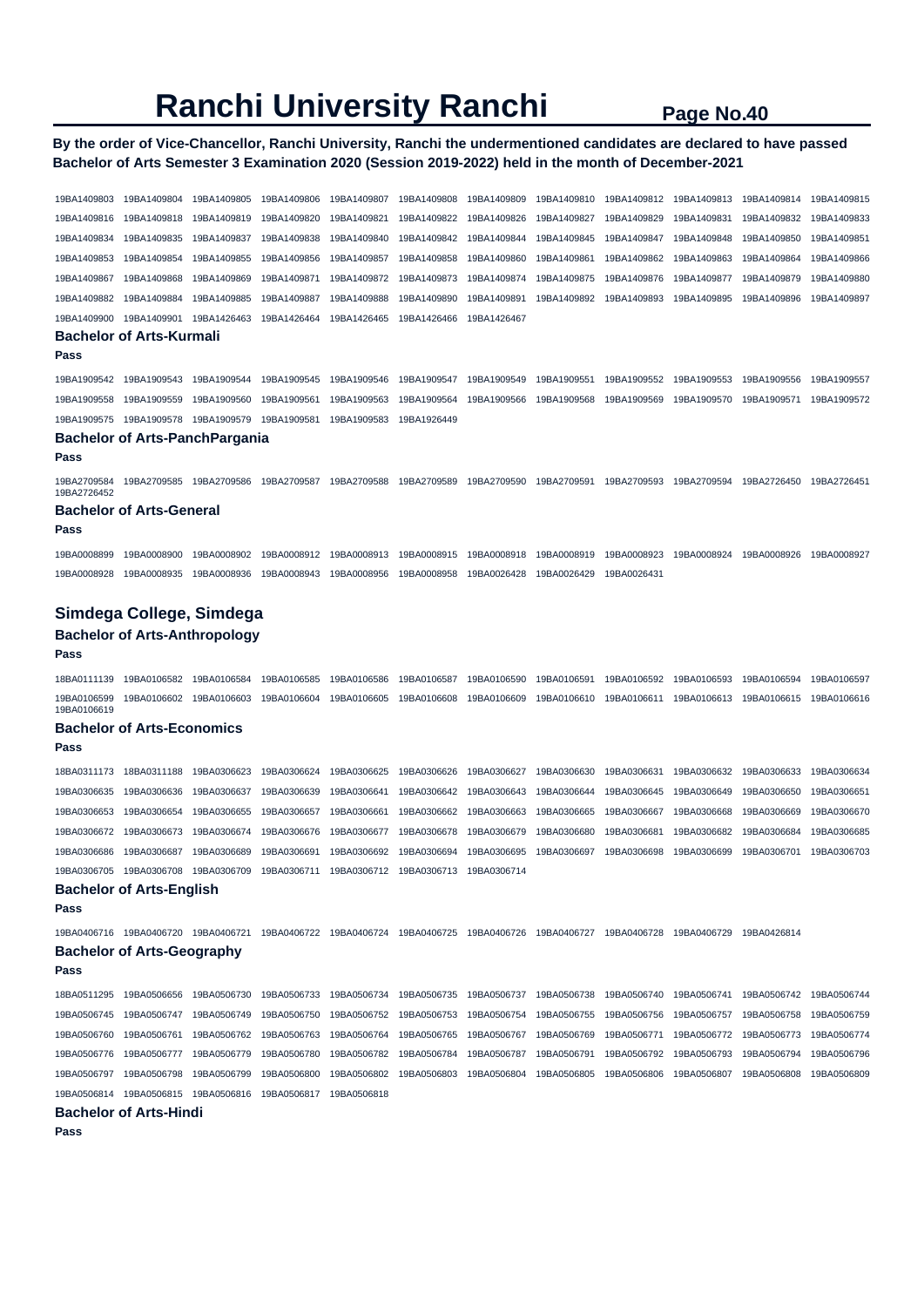# Ranchi University Ranchi

**By the order of Vice-Chancellor, Ranchi University, Ranchi the undermentioned candidates are declared to have passed Bachelor of Arts Semester 3 Examination 2020 (Session 2019-2022) held in the month of December-2021**

19BA1409803 19BA1409804 19BA1409805 19BA1409806 19BA1409807 19BA1409808 19BA1409809 19BA1409810 19BA1409812 19BA1409813 19BA1409814 19BA1409815
19BA1409816 19BA1409818 19BA1409819 19BA1409820 19BA1409821 19BA1409822 19BA1409826 19BA1409827 19BA1409829 19BA1409831 19BA1409832 19BA1409833
19BA1409834 19BA1409835 19BA1409837 19BA1409838 19BA1409840 19BA1409842 19BA1409844 19BA1409845 19BA1409847 19BA1409848 19BA1409850 19BA1409851
19BA1409853 19BA1409854 19BA1409855 19BA1409856 19BA1409857 19BA1409858 19BA1409860 19BA1409861 19BA1409862 19BA1409863 19BA1409864 19BA1409866
19BA1409867 19BA1409868 19BA1409869 19BA1409871 19BA1409872 19BA1409873 19BA1409874 19BA1409875 19BA1409876 19BA1409877 19BA1409879 19BA1409880
19BA1409882 19BA1409884 19BA1409885 19BA1409887 19BA1409888 19BA1409890 19BA1409891 19BA1409892 19BA1409893 19BA1409895 19BA1409896 19BA1409897
19BA1409900 19BA1409901 19BA1426463 19BA1426464 19BA1426465 19BA1426466 19BA1426467

### Bachelor of Arts-Kurmali

**Pass**

19BA1909542 19BA1909543 19BA1909544 19BA1909545 19BA1909546 19BA1909547 19BA1909549 19BA1909551 19BA1909552 19BA1909553 19BA1909556 19BA1909557
19BA1909558 19BA1909559 19BA1909560 19BA1909561 19BA1909563 19BA1909564 19BA1909566 19BA1909568 19BA1909569 19BA1909570 19BA1909571 19BA1909572
19BA1909575 19BA1909578 19BA1909579 19BA1909581 19BA1909583 19BA1926449

### Bachelor of Arts-PanchPargania

**Pass**

19BA2709584 19BA2709585 19BA2709586 19BA2709587 19BA2709588 19BA2709589 19BA2709590 19BA2709591 19BA2709593 19BA2709594 19BA2726450 19BA2726451
19BA2726452

### Bachelor of Arts-General

**Pass**

19BA0008899 19BA0008900 19BA0008902 19BA0008912 19BA0008913 19BA0008915 19BA0008918 19BA0008919 19BA0008923 19BA0008924 19BA0008926 19BA0008927
19BA0008928 19BA0008935 19BA0008936 19BA0008943 19BA0008956 19BA0008958 19BA0026428 19BA0026429 19BA0026431

## Simdega College, Simdega

### Bachelor of Arts-Anthropology

**Pass**

18BA0111139 19BA0106582 19BA0106584 19BA0106585 19BA0106586 19BA0106587 19BA0106590 19BA0106591 19BA0106592 19BA0106593 19BA0106594 19BA0106597
19BA0106599 19BA0106602 19BA0106603 19BA0106604 19BA0106605 19BA0106608 19BA0106609 19BA0106610 19BA0106611 19BA0106613 19BA0106615 19BA0106616
19BA0106619

### Bachelor of Arts-Economics

**Pass**

18BA0311173 18BA0311188 19BA0306623 19BA0306624 19BA0306625 19BA0306626 19BA0306627 19BA0306630 19BA0306631 19BA0306632 19BA0306633 19BA0306634
19BA0306635 19BA0306636 19BA0306637 19BA0306639 19BA0306641 19BA0306642 19BA0306643 19BA0306644 19BA0306645 19BA0306649 19BA0306650 19BA0306651
19BA0306653 19BA0306654 19BA0306655 19BA0306657 19BA0306661 19BA0306662 19BA0306663 19BA0306665 19BA0306667 19BA0306668 19BA0306669 19BA0306670
19BA0306672 19BA0306673 19BA0306674 19BA0306676 19BA0306677 19BA0306678 19BA0306679 19BA0306680 19BA0306681 19BA0306682 19BA0306684 19BA0306685
19BA0306686 19BA0306687 19BA0306689 19BA0306691 19BA0306692 19BA0306694 19BA0306695 19BA0306697 19BA0306698 19BA0306699 19BA0306701 19BA0306703
19BA0306705 19BA0306708 19BA0306709 19BA0306711 19BA0306712 19BA0306713 19BA0306714

### Bachelor of Arts-English

**Pass**

19BA0406716 19BA0406720 19BA0406721 19BA0406722 19BA0406724 19BA0406725 19BA0406726 19BA0406727 19BA0406728 19BA0406729 19BA0426814

### Bachelor of Arts-Geography

**Pass**

18BA0511295 19BA0506656 19BA0506730 19BA0506733 19BA0506734 19BA0506735 19BA0506737 19BA0506738 19BA0506740 19BA0506741 19BA0506742 19BA0506744
19BA0506745 19BA0506747 19BA0506749 19BA0506750 19BA0506752 19BA0506753 19BA0506754 19BA0506755 19BA0506756 19BA0506757 19BA0506758 19BA0506759
19BA0506760 19BA0506761 19BA0506762 19BA0506763 19BA0506764 19BA0506765 19BA0506767 19BA0506769 19BA0506771 19BA0506772 19BA0506773 19BA0506774
19BA0506776 19BA0506777 19BA0506779 19BA0506780 19BA0506782 19BA0506784 19BA0506787 19BA0506791 19BA0506792 19BA0506793 19BA0506794 19BA0506796
19BA0506797 19BA0506798 19BA0506799 19BA0506800 19BA0506802 19BA0506803 19BA0506804 19BA0506805 19BA0506806 19BA0506807 19BA0506808 19BA0506809
19BA0506814 19BA0506815 19BA0506816 19BA0506817 19BA0506818

### Bachelor of Arts-Hindi

**Pass**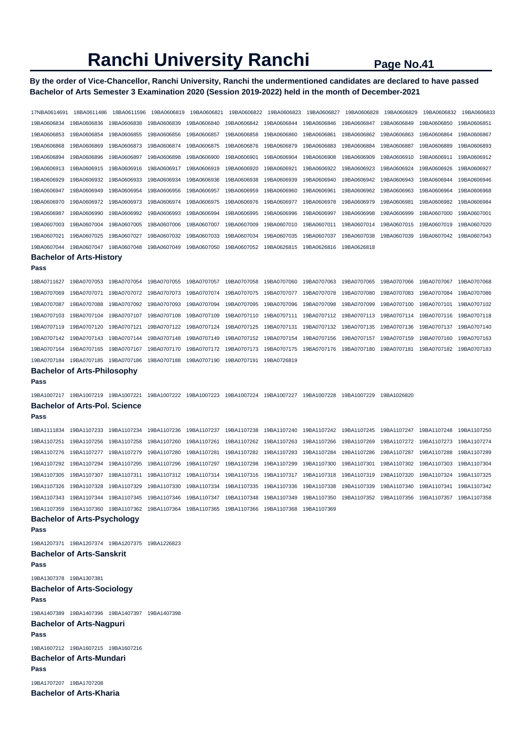# Ranchi University Ranchi

**By the order of Vice-Chancellor, Ranchi University, Ranchi the undermentioned candidates are declared to have passed Bachelor of Arts Semester 3 Examination 2020 (Session 2019-2022) held in the month of December-2021**

17NBA0614691 18BA0611486 18BA0611596 19BA0606819 19BA0606821 19BA0606822 19BA0606823 19BA0606827 19BA0606828 19BA0606829 19BA0606832 19BA0606833
19BA0606834 19BA0606836 19BA0606838 19BA0606839 19BA0606840 19BA0606842 19BA0606844 19BA0606846 19BA0606847 19BA0606849 19BA0606850 19BA0606851
19BA0606853 19BA0606854 19BA0606855 19BA0606856 19BA0606857 19BA0606858 19BA0606860 19BA0606861 19BA0606862 19BA0606863 19BA0606864 19BA0606867
19BA0606868 19BA0606869 19BA0606873 19BA0606874 19BA0606875 19BA0606876 19BA0606879 19BA0606883 19BA0606884 19BA0606887 19BA0606889 19BA0606893
19BA0606894 19BA0606896 19BA0606897 19BA0606898 19BA0606900 19BA0606901 19BA0606904 19BA0606908 19BA0606909 19BA0606910 19BA0606911 19BA0606912
19BA0606913 19BA0606915 19BA0606916 19BA0606917 19BA0606919 19BA0606920 19BA0606921 19BA0606922 19BA0606923 19BA0606924 19BA0606926 19BA0606927
19BA0606929 19BA0606932 19BA0606933 19BA0606934 19BA0606936 19BA0606938 19BA0606939 19BA0606940 19BA0606942 19BA0606943 19BA0606944 19BA0606946
19BA0606947 19BA0606949 19BA0606954 19BA0606956 19BA0606957 19BA0606959 19BA0606960 19BA0606961 19BA0606962 19BA0606963 19BA0606964 19BA0606968
19BA0606970 19BA0606972 19BA0606973 19BA0606974 19BA0606975 19BA0606976 19BA0606977 19BA0606978 19BA0606979 19BA0606981 19BA0606982 19BA0606984
19BA0606987 19BA0606990 19BA0606992 19BA0606993 19BA0606994 19BA0606995 19BA0606996 19BA0606997 19BA0606998 19BA0606999 19BA0607000 19BA0607001
19BA0607003 19BA0607004 19BA0607005 19BA0607006 19BA0607007 19BA0607009 19BA0607010 19BA0607011 19BA0607014 19BA0607015 19BA0607019 19BA0607020
19BA0607021 19BA0607025 19BA0607027 19BA0607032 19BA0607033 19BA0607034 19BA0607035 19BA0607037 19BA0607038 19BA0607039 19BA0607042 19BA0607043
19BA0607044 19BA0607047 19BA0607048 19BA0607049 19BA0607050 19BA0607052 19BA0626815 19BA0626816 19BA0626818

### Bachelor of Arts-History

**Pass**

18BA0711627 19BA0707053 19BA0707054 19BA0707055 19BA0707057 19BA0707058 19BA0707060 19BA0707063 19BA0707065 19BA0707066 19BA0707067 19BA0707068
19BA0707069 19BA0707071 19BA0707072 19BA0707073 19BA0707074 19BA0707075 19BA0707077 19BA0707078 19BA0707080 19BA0707083 19BA0707084 19BA0707086
19BA0707087 19BA0707088 19BA0707092 19BA0707093 19BA0707094 19BA0707095 19BA0707096 19BA0707098 19BA0707099 19BA0707100 19BA0707101 19BA0707102
19BA0707103 19BA0707104 19BA0707107 19BA0707108 19BA0707109 19BA0707110 19BA0707111 19BA0707112 19BA0707113 19BA0707114 19BA0707116 19BA0707118
19BA0707119 19BA0707120 19BA0707121 19BA0707122 19BA0707124 19BA0707125 19BA0707131 19BA0707132 19BA0707135 19BA0707136 19BA0707137 19BA0707140
19BA0707142 19BA0707143 19BA0707144 19BA0707148 19BA0707149 19BA0707152 19BA0707154 19BA0707156 19BA0707157 19BA0707159 19BA0707160 19BA0707163
19BA0707164 19BA0707165 19BA0707167 19BA0707170 19BA0707172 19BA0707173 19BA0707175 19BA0707176 19BA0707180 19BA0707181 19BA0707182 19BA0707183
19BA0707184 19BA0707185 19BA0707186 19BA0707188 19BA0707190 19BA0707191 19BA0726819

### Bachelor of Arts-Philosophy

**Pass**

19BA1007217 19BA1007219 19BA1007221 19BA1007222 19BA1007223 19BA1007224 19BA1007227 19BA1007228 19BA1007229 19BA1026820

### Bachelor of Arts-Pol. Science

**Pass**

18BA1111834 19BA1107233 19BA1107234 19BA1107236 19BA1107237 19BA1107238 19BA1107240 19BA1107242 19BA1107245 19BA1107247 19BA1107248 19BA1107250
19BA1107251 19BA1107256 19BA1107258 19BA1107260 19BA1107261 19BA1107262 19BA1107263 19BA1107266 19BA1107269 19BA1107272 19BA1107273 19BA1107274
19BA1107276 19BA1107277 19BA1107279 19BA1107280 19BA1107281 19BA1107282 19BA1107283 19BA1107284 19BA1107286 19BA1107287 19BA1107288 19BA1107289
19BA1107292 19BA1107294 19BA1107295 19BA1107296 19BA1107297 19BA1107298 19BA1107299 19BA1107300 19BA1107301 19BA1107302 19BA1107303 19BA1107304
19BA1107305 19BA1107307 19BA1107311 19BA1107312 19BA1107314 19BA1107316 19BA1107317 19BA1107318 19BA1107319 19BA1107320 19BA1107324 19BA1107325
19BA1107326 19BA1107328 19BA1107329 19BA1107330 19BA1107334 19BA1107335 19BA1107336 19BA1107338 19BA1107339 19BA1107340 19BA1107341 19BA1107342
19BA1107343 19BA1107344 19BA1107345 19BA1107346 19BA1107347 19BA1107348 19BA1107349 19BA1107350 19BA1107352 19BA1107356 19BA1107357 19BA1107358
19BA1107359 19BA1107360 19BA1107362 19BA1107364 19BA1107365 19BA1107366 19BA1107368 19BA1107369

### Bachelor of Arts-Psychology

**Pass**

19BA1207371 19BA1207374 19BA1207375 19BA1226823

### Bachelor of Arts-Sanskrit

**Pass**

19BA1307378 19BA1307381

### Bachelor of Arts-Sociology

**Pass**

19BA1407389 19BA1407396 19BA1407397 19BA1407398

### Bachelor of Arts-Nagpuri

**Pass**

19BA1607212 19BA1607215 19BA1607216

### Bachelor of Arts-Mundari

**Pass**

19BA1707207 19BA1707208

### Bachelor of Arts-Kharia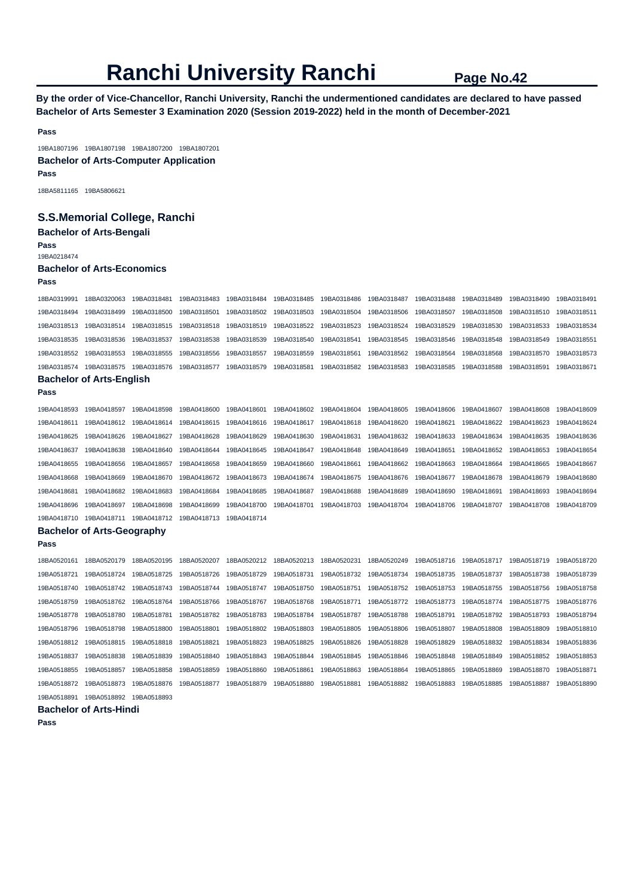# Ranchi University Ranchi

**By the order of Vice-Chancellor, Ranchi University, Ranchi the undermentioned candidates are declared to have passed Bachelor of Arts Semester 3 Examination 2020 (Session 2019-2022) held in the month of December-2021**

**Pass**

19BA1807196 19BA1807198 19BA1807200 19BA1807201

### Bachelor of Arts-Computer Application

**Pass**

18BA5811165 19BA5806621

## S.S.Memorial College, Ranchi

### Bachelor of Arts-Bengali

**Pass**

19BA0218474

### Bachelor of Arts-Economics

**Pass**

18BA0319991 18BA0320063 19BA0318481 19BA0318483 19BA0318484 19BA0318485 19BA0318486 19BA0318487 19BA0318488 19BA0318489 19BA0318490 19BA0318491 19BA0318494 19BA0318499 19BA0318500 19BA0318501 19BA0318502 19BA0318503 19BA0318504 19BA0318506 19BA0318507 19BA0318508 19BA0318510 19BA0318511 19BA0318513 19BA0318514 19BA0318515 19BA0318518 19BA0318519 19BA0318522 19BA0318523 19BA0318524 19BA0318529 19BA0318530 19BA0318533 19BA0318534 19BA0318535 19BA0318536 19BA0318537 19BA0318538 19BA0318539 19BA0318540 19BA0318541 19BA0318545 19BA0318546 19BA0318548 19BA0318549 19BA0318551 19BA0318552 19BA0318553 19BA0318555 19BA0318556 19BA0318557 19BA0318559 19BA0318561 19BA0318562 19BA0318564 19BA0318568 19BA0318570 19BA0318573 19BA0318574 19BA0318575 19BA0318576 19BA0318577 19BA0318579 19BA0318581 19BA0318582 19BA0318583 19BA0318585 19BA0318588 19BA0318591 19BA0318671

### Bachelor of Arts-English

**Pass**

19BA0418593 19BA0418597 19BA0418598 19BA0418600 19BA0418601 19BA0418602 19BA0418604 19BA0418605 19BA0418606 19BA0418607 19BA0418608 19BA0418609 19BA0418611 19BA0418612 19BA0418614 19BA0418615 19BA0418616 19BA0418617 19BA0418618 19BA0418620 19BA0418621 19BA0418622 19BA0418623 19BA0418624 19BA0418625 19BA0418626 19BA0418627 19BA0418628 19BA0418629 19BA0418630 19BA0418631 19BA0418632 19BA0418633 19BA0418634 19BA0418635 19BA0418636 19BA0418637 19BA0418638 19BA0418640 19BA0418644 19BA0418645 19BA0418647 19BA0418648 19BA0418649 19BA0418651 19BA0418652 19BA0418653 19BA0418654 19BA0418655 19BA0418656 19BA0418657 19BA0418658 19BA0418659 19BA0418660 19BA0418661 19BA0418662 19BA0418663 19BA0418664 19BA0418665 19BA0418667 19BA0418668 19BA0418669 19BA0418670 19BA0418672 19BA0418673 19BA0418674 19BA0418675 19BA0418676 19BA0418677 19BA0418678 19BA0418679 19BA0418680 19BA0418681 19BA0418682 19BA0418683 19BA0418684 19BA0418685 19BA0418687 19BA0418688 19BA0418689 19BA0418690 19BA0418691 19BA0418693 19BA0418694 19BA0418696 19BA0418697 19BA0418698 19BA0418699 19BA0418700 19BA0418701 19BA0418703 19BA0418704 19BA0418706 19BA0418707 19BA0418708 19BA0418709 19BA0418710 19BA0418711 19BA0418712 19BA0418713 19BA0418714

### Bachelor of Arts-Geography

**Pass**

18BA0520161 18BA0520179 18BA0520195 18BA0520207 18BA0520212 18BA0520213 18BA0520231 18BA0520249 19BA0518716 19BA0518717 19BA0518719 19BA0518720 19BA0518721 19BA0518724 19BA0518725 19BA0518726 19BA0518729 19BA0518731 19BA0518732 19BA0518734 19BA0518735 19BA0518737 19BA0518738 19BA0518739 19BA0518740 19BA0518742 19BA0518743 19BA0518744 19BA0518747 19BA0518750 19BA0518751 19BA0518752 19BA0518753 19BA0518755 19BA0518756 19BA0518758 19BA0518759 19BA0518762 19BA0518764 19BA0518766 19BA0518767 19BA0518768 19BA0518771 19BA0518772 19BA0518773 19BA0518774 19BA0518775 19BA0518776 19BA0518778 19BA0518780 19BA0518781 19BA0518782 19BA0518783 19BA0518784 19BA0518787 19BA0518788 19BA0518791 19BA0518792 19BA0518793 19BA0518794 19BA0518796 19BA0518798 19BA0518800 19BA0518801 19BA0518802 19BA0518803 19BA0518805 19BA0518806 19BA0518807 19BA0518808 19BA0518809 19BA0518810 19BA0518812 19BA0518815 19BA0518818 19BA0518821 19BA0518823 19BA0518825 19BA0518826 19BA0518828 19BA0518829 19BA0518832 19BA0518834 19BA0518836 19BA0518837 19BA0518838 19BA0518839 19BA0518840 19BA0518843 19BA0518844 19BA0518845 19BA0518846 19BA0518848 19BA0518849 19BA0518852 19BA0518853 19BA0518855 19BA0518857 19BA0518858 19BA0518859 19BA0518860 19BA0518861 19BA0518863 19BA0518864 19BA0518865 19BA0518869 19BA0518870 19BA0518871 19BA0518872 19BA0518873 19BA0518876 19BA0518877 19BA0518879 19BA0518880 19BA0518881 19BA0518882 19BA0518883 19BA0518885 19BA0518887 19BA0518890 19BA0518891 19BA0518892 19BA0518893

### Bachelor of Arts-Hindi

**Pass**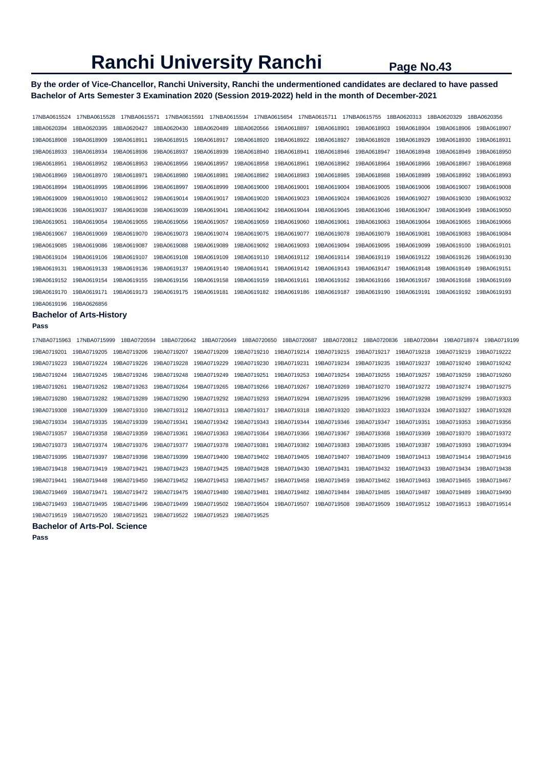# Ranchi University Ranchi

**By the order of Vice-Chancellor, Ranchi University, Ranchi the undermentioned candidates are declared to have passed Bachelor of Arts Semester 3 Examination 2020 (Session 2019-2022) held in the month of December-2021**

17NBA0615524 17NBA0615528 17NBA0615571 17NBA0615591 17NBA0615594 17NBA0615654 17NBA0615711 17NBA0615755 18BA0620313 18BA0620329 18BA0620356
18BA0620394 18BA0620395 18BA0620427 18BA0620430 18BA0620489 18BA0620566 19BA0618897 19BA0618901 19BA0618903 19BA0618904 19BA0618906 19BA0618907
19BA0618908 19BA0618909 19BA0618911 19BA0618915 19BA0618917 19BA0618920 19BA0618922 19BA0618927 19BA0618928 19BA0618929 19BA0618930 19BA0618931
19BA0618933 19BA0618934 19BA0618936 19BA0618937 19BA0618939 19BA0618940 19BA0618941 19BA0618946 19BA0618947 19BA0618948 19BA0618949 19BA0618950
19BA0618951 19BA0618952 19BA0618953 19BA0618956 19BA0618957 19BA0618958 19BA0618961 19BA0618962 19BA0618964 19BA0618966 19BA0618967 19BA0618968
19BA0618969 19BA0618970 19BA0618971 19BA0618980 19BA0618981 19BA0618982 19BA0618983 19BA0618985 19BA0618988 19BA0618989 19BA0618992 19BA0618993
19BA0618994 19BA0618995 19BA0618996 19BA0618997 19BA0618999 19BA0619000 19BA0619001 19BA0619004 19BA0619005 19BA0619006 19BA0619007 19BA0619008
19BA0619009 19BA0619010 19BA0619012 19BA0619014 19BA0619017 19BA0619020 19BA0619023 19BA0619024 19BA0619026 19BA0619027 19BA0619030 19BA0619032
19BA0619036 19BA0619037 19BA0619038 19BA0619039 19BA0619041 19BA0619042 19BA0619044 19BA0619045 19BA0619046 19BA0619047 19BA0619049 19BA0619050
19BA0619051 19BA0619054 19BA0619055 19BA0619056 19BA0619057 19BA0619059 19BA0619060 19BA0619061 19BA0619063 19BA0619064 19BA0619065 19BA0619066
19BA0619067 19BA0619069 19BA0619070 19BA0619073 19BA0619074 19BA0619075 19BA0619077 19BA0619078 19BA0619079 19BA0619081 19BA0619083 19BA0619084
19BA0619085 19BA0619086 19BA0619087 19BA0619088 19BA0619089 19BA0619092 19BA0619093 19BA0619094 19BA0619095 19BA0619099 19BA0619100 19BA0619101
19BA0619104 19BA0619106 19BA0619107 19BA0619108 19BA0619109 19BA0619110 19BA0619112 19BA0619114 19BA0619119 19BA0619122 19BA0619126 19BA0619130
19BA0619131 19BA0619133 19BA0619136 19BA0619137 19BA0619140 19BA0619141 19BA0619142 19BA0619143 19BA0619147 19BA0619148 19BA0619149 19BA0619151
19BA0619152 19BA0619154 19BA0619155 19BA0619156 19BA0619158 19BA0619159 19BA0619161 19BA0619162 19BA0619166 19BA0619167 19BA0619168 19BA0619169
19BA0619170 19BA0619171 19BA0619173 19BA0619175 19BA0619181 19BA0619182 19BA0619186 19BA0619187 19BA0619190 19BA0619191 19BA0619192 19BA0619193
19BA0619196 19BA0626856

### Bachelor of Arts-History

**Pass**

17NBA0715963 17NBA0715999 18BA0720594 18BA0720642 18BA0720649 18BA0720650 18BA0720687 18BA0720812 18BA0720836 18BA0720844 19BA0718974 19BA0719199
19BA0719201 19BA0719205 19BA0719206 19BA0719207 19BA0719209 19BA0719210 19BA0719214 19BA0719215 19BA0719217 19BA0719218 19BA0719219 19BA0719222
19BA0719223 19BA0719224 19BA0719226 19BA0719228 19BA0719229 19BA0719230 19BA0719231 19BA0719234 19BA0719235 19BA0719237 19BA0719240 19BA0719242
19BA0719244 19BA0719245 19BA0719246 19BA0719248 19BA0719249 19BA0719251 19BA0719253 19BA0719254 19BA0719255 19BA0719257 19BA0719259 19BA0719260
19BA0719261 19BA0719262 19BA0719263 19BA0719264 19BA0719265 19BA0719266 19BA0719267 19BA0719269 19BA0719270 19BA0719272 19BA0719274 19BA0719275
19BA0719280 19BA0719282 19BA0719289 19BA0719290 19BA0719292 19BA0719293 19BA0719294 19BA0719295 19BA0719296 19BA0719298 19BA0719299 19BA0719303
19BA0719308 19BA0719309 19BA0719310 19BA0719312 19BA0719313 19BA0719317 19BA0719318 19BA0719320 19BA0719323 19BA0719324 19BA0719327 19BA0719328
19BA0719334 19BA0719335 19BA0719339 19BA0719341 19BA0719342 19BA0719343 19BA0719344 19BA0719346 19BA0719347 19BA0719351 19BA0719353 19BA0719356
19BA0719357 19BA0719358 19BA0719359 19BA0719361 19BA0719363 19BA0719364 19BA0719366 19BA0719367 19BA0719368 19BA0719369 19BA0719370 19BA0719372
19BA0719373 19BA0719374 19BA0719376 19BA0719377 19BA0719378 19BA0719381 19BA0719382 19BA0719383 19BA0719385 19BA0719387 19BA0719393 19BA0719394
19BA0719395 19BA0719397 19BA0719398 19BA0719399 19BA0719400 19BA0719402 19BA0719405 19BA0719407 19BA0719409 19BA0719413 19BA0719414 19BA0719416
19BA0719418 19BA0719419 19BA0719421 19BA0719423 19BA0719425 19BA0719428 19BA0719430 19BA0719431 19BA0719432 19BA0719433 19BA0719434 19BA0719438
19BA0719441 19BA0719448 19BA0719450 19BA0719452 19BA0719453 19BA0719457 19BA0719458 19BA0719459 19BA0719462 19BA0719463 19BA0719465 19BA0719467
19BA0719469 19BA0719471 19BA0719472 19BA0719475 19BA0719480 19BA0719481 19BA0719482 19BA0719484 19BA0719485 19BA0719487 19BA0719489 19BA0719490
19BA0719493 19BA0719495 19BA0719496 19BA0719499 19BA0719502 19BA0719504 19BA0719507 19BA0719508 19BA0719509 19BA0719512 19BA0719513 19BA0719514
19BA0719519 19BA0719520 19BA0719521 19BA0719522 19BA0719523 19BA0719525

### Bachelor of Arts-Pol. Science

**Pass**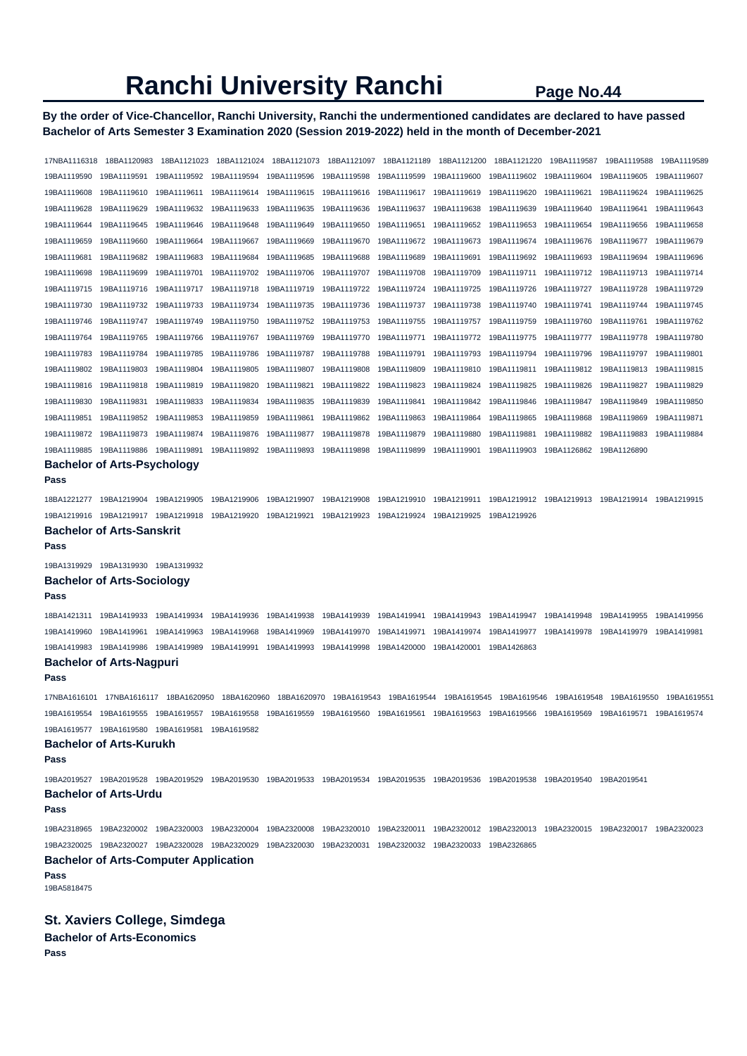# Ranchi University Ranchi

**By the order of Vice-Chancellor, Ranchi University, Ranchi the undermentioned candidates are declared to have passed Bachelor of Arts Semester 3 Examination 2020 (Session 2019-2022) held in the month of December-2021**

17NBA1116318 18BA1120983 18BA1121023 18BA1121024 18BA1121073 18BA1121097 18BA1121189 18BA1121200 18BA1121220 19BA1119587 19BA1119588 19BA1119589 19BA1119590 19BA1119591 19BA1119592 19BA1119594 19BA1119596 19BA1119598 19BA1119599 19BA1119600 19BA1119602 19BA1119604 19BA1119605 19BA1119607 19BA1119608 19BA1119610 19BA1119611 19BA1119614 19BA1119615 19BA1119616 19BA1119617 19BA1119619 19BA1119620 19BA1119621 19BA1119624 19BA1119625 19BA1119628 19BA1119629 19BA1119632 19BA1119633 19BA1119635 19BA1119636 19BA1119637 19BA1119638 19BA1119639 19BA1119640 19BA1119641 19BA1119643 19BA1119644 19BA1119645 19BA1119646 19BA1119648 19BA1119649 19BA1119650 19BA1119651 19BA1119652 19BA1119653 19BA1119654 19BA1119656 19BA1119658 19BA1119659 19BA1119660 19BA1119664 19BA1119667 19BA1119669 19BA1119670 19BA1119672 19BA1119673 19BA1119674 19BA1119676 19BA1119677 19BA1119679 19BA1119681 19BA1119682 19BA1119683 19BA1119684 19BA1119685 19BA1119688 19BA1119689 19BA1119691 19BA1119692 19BA1119693 19BA1119694 19BA1119696 19BA1119698 19BA1119699 19BA1119701 19BA1119702 19BA1119706 19BA1119707 19BA1119708 19BA1119709 19BA1119711 19BA1119712 19BA1119713 19BA1119714 19BA1119715 19BA1119716 19BA1119717 19BA1119718 19BA1119719 19BA1119722 19BA1119724 19BA1119725 19BA1119726 19BA1119727 19BA1119728 19BA1119729 19BA1119730 19BA1119732 19BA1119733 19BA1119734 19BA1119735 19BA1119736 19BA1119737 19BA1119738 19BA1119740 19BA1119741 19BA1119744 19BA1119745 19BA1119746 19BA1119747 19BA1119749 19BA1119750 19BA1119752 19BA1119753 19BA1119755 19BA1119757 19BA1119759 19BA1119760 19BA1119761 19BA1119762 19BA1119764 19BA1119765 19BA1119766 19BA1119767 19BA1119769 19BA1119770 19BA1119771 19BA1119772 19BA1119775 19BA1119777 19BA1119778 19BA1119780 19BA1119783 19BA1119784 19BA1119785 19BA1119786 19BA1119787 19BA1119788 19BA1119791 19BA1119793 19BA1119794 19BA1119796 19BA1119797 19BA1119801 19BA1119802 19BA1119803 19BA1119804 19BA1119805 19BA1119807 19BA1119808 19BA1119809 19BA1119810 19BA1119811 19BA1119812 19BA1119813 19BA1119815 19BA1119816 19BA1119818 19BA1119819 19BA1119820 19BA1119821 19BA1119822 19BA1119823 19BA1119824 19BA1119825 19BA1119826 19BA1119827 19BA1119829 19BA1119830 19BA1119831 19BA1119833 19BA1119834 19BA1119835 19BA1119839 19BA1119841 19BA1119842 19BA1119846 19BA1119847 19BA1119849 19BA1119850 19BA1119851 19BA1119852 19BA1119853 19BA1119859 19BA1119861 19BA1119862 19BA1119863 19BA1119864 19BA1119865 19BA1119868 19BA1119869 19BA1119871 19BA1119872 19BA1119873 19BA1119874 19BA1119876 19BA1119877 19BA1119878 19BA1119879 19BA1119880 19BA1119881 19BA1119882 19BA1119883 19BA1119884 19BA1119885 19BA1119886 19BA1119891 19BA1119892 19BA1119893 19BA1119898 19BA1119899 19BA1119901 19BA1119903 19BA1126862 19BA1126890

### Bachelor of Arts-Psychology

**Pass**

18BA1221277 19BA1219904 19BA1219905 19BA1219906 19BA1219907 19BA1219908 19BA1219910 19BA1219911 19BA1219912 19BA1219913 19BA1219914 19BA1219915 19BA1219916 19BA1219917 19BA1219918 19BA1219920 19BA1219921 19BA1219923 19BA1219924 19BA1219925 19BA1219926

### Bachelor of Arts-Sanskrit

**Pass**

19BA1319929 19BA1319930 19BA1319932

### Bachelor of Arts-Sociology

**Pass**

18BA1421311 19BA1419933 19BA1419934 19BA1419936 19BA1419938 19BA1419939 19BA1419941 19BA1419943 19BA1419947 19BA1419948 19BA1419955 19BA1419956 19BA1419960 19BA1419961 19BA1419963 19BA1419968 19BA1419969 19BA1419970 19BA1419971 19BA1419974 19BA1419977 19BA1419978 19BA1419979 19BA1419981 19BA1419983 19BA1419986 19BA1419989 19BA1419991 19BA1419993 19BA1419998 19BA1420000 19BA1420001 19BA1426863

### Bachelor of Arts-Nagpuri

**Pass**

17NBA1616101 17NBA1616117 18BA1620950 18BA1620960 18BA1620970 19BA1619543 19BA1619544 19BA1619545 19BA1619546 19BA1619548 19BA1619550 19BA1619551 19BA1619554 19BA1619555 19BA1619557 19BA1619558 19BA1619559 19BA1619560 19BA1619561 19BA1619563 19BA1619566 19BA1619569 19BA1619571 19BA1619574 19BA1619577 19BA1619580 19BA1619581 19BA1619582

### Bachelor of Arts-Kurukh

**Pass**

19BA2019527 19BA2019528 19BA2019529 19BA2019530 19BA2019533 19BA2019534 19BA2019535 19BA2019536 19BA2019538 19BA2019540 19BA2019541

### Bachelor of Arts-Urdu

**Pass**

19BA2318965 19BA2320002 19BA2320003 19BA2320004 19BA2320008 19BA2320010 19BA2320011 19BA2320012 19BA2320013 19BA2320015 19BA2320017 19BA2320023 19BA2320025 19BA2320027 19BA2320028 19BA2320029 19BA2320030 19BA2320031 19BA2320032 19BA2320033 19BA2326865

### Bachelor of Arts-Computer Application

**Pass**

19BA5818475

## St. Xaviers College, Simdega

### Bachelor of Arts-Economics

**Pass**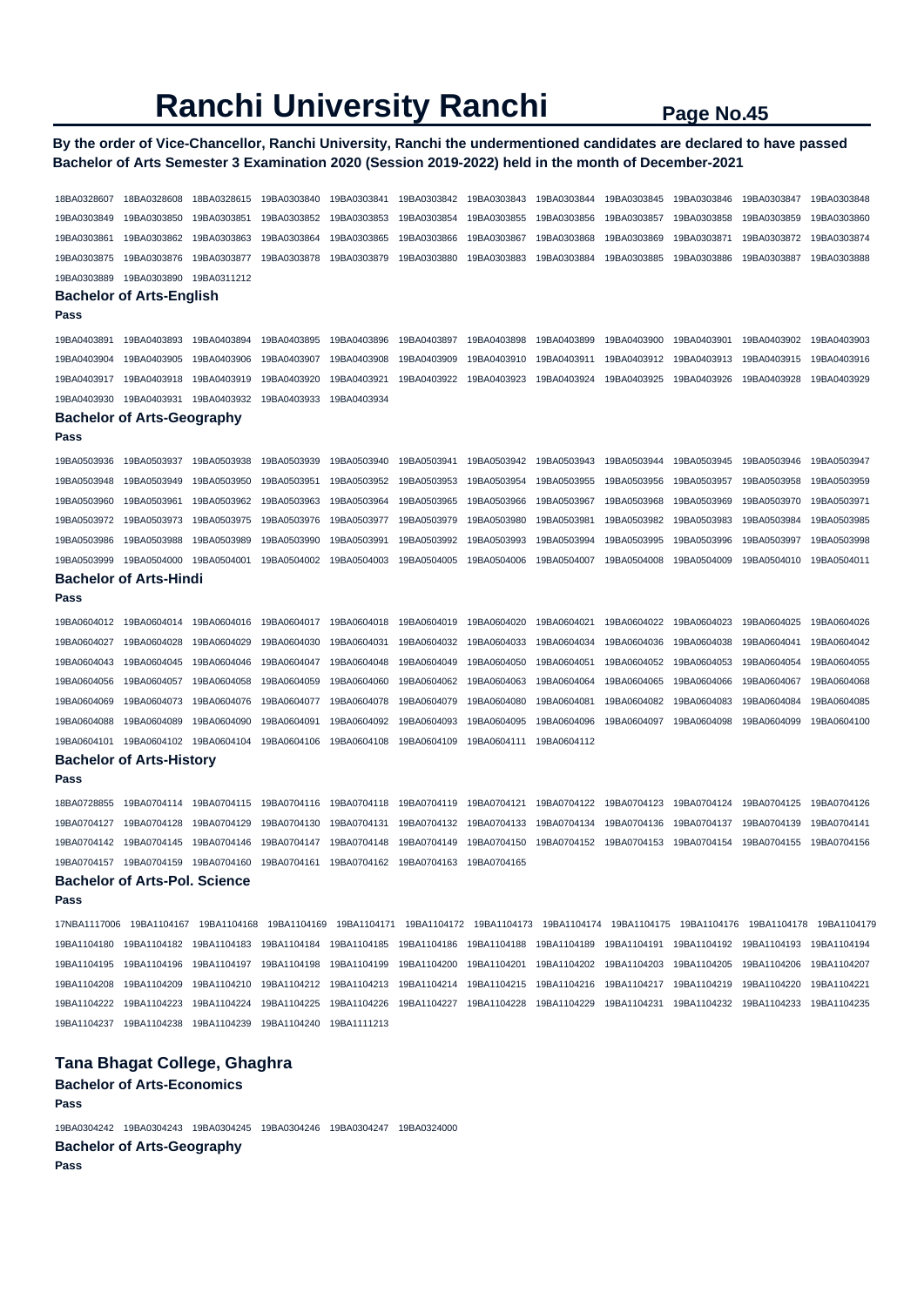# Ranchi University Ranchi

**By the order of Vice-Chancellor, Ranchi University, Ranchi the undermentioned candidates are declared to have passed Bachelor of Arts Semester 3 Examination 2020 (Session 2019-2022) held in the month of December-2021**

18BA0328607 18BA0328608 18BA0328615 19BA0303840 19BA0303841 19BA0303842 19BA0303843 19BA0303844 19BA0303845 19BA0303846 19BA0303847 19BA0303848 19BA0303849 19BA0303850 19BA0303851 19BA0303852 19BA0303853 19BA0303854 19BA0303855 19BA0303856 19BA0303857 19BA0303858 19BA0303859 19BA0303860 19BA0303861 19BA0303862 19BA0303863 19BA0303864 19BA0303865 19BA0303866 19BA0303867 19BA0303868 19BA0303869 19BA0303871 19BA0303872 19BA0303874 19BA0303875 19BA0303876 19BA0303877 19BA0303878 19BA0303879 19BA0303880 19BA0303883 19BA0303884 19BA0303885 19BA0303886 19BA0303887 19BA0303888 19BA0303889 19BA0303890 19BA0311212

### Bachelor of Arts-English

**Pass**

19BA0403891 19BA0403893 19BA0403894 19BA0403895 19BA0403896 19BA0403897 19BA0403898 19BA0403899 19BA0403900 19BA0403901 19BA0403902 19BA0403903 19BA0403904 19BA0403905 19BA0403906 19BA0403907 19BA0403908 19BA0403909 19BA0403910 19BA0403911 19BA0403912 19BA0403913 19BA0403915 19BA0403916 19BA0403917 19BA0403918 19BA0403919 19BA0403920 19BA0403921 19BA0403922 19BA0403923 19BA0403924 19BA0403925 19BA0403926 19BA0403928 19BA0403929 19BA0403930 19BA0403931 19BA0403932 19BA0403933 19BA0403934

### Bachelor of Arts-Geography

**Pass**

19BA0503936 19BA0503937 19BA0503938 19BA0503939 19BA0503940 19BA0503941 19BA0503942 19BA0503943 19BA0503944 19BA0503945 19BA0503946 19BA0503947 19BA0503948 19BA0503949 19BA0503950 19BA0503951 19BA0503952 19BA0503953 19BA0503954 19BA0503955 19BA0503956 19BA0503957 19BA0503958 19BA0503959 19BA0503960 19BA0503961 19BA0503962 19BA0503963 19BA0503964 19BA0503965 19BA0503966 19BA0503967 19BA0503968 19BA0503969 19BA0503970 19BA0503971 19BA0503972 19BA0503973 19BA0503975 19BA0503976 19BA0503977 19BA0503979 19BA0503980 19BA0503981 19BA0503982 19BA0503983 19BA0503984 19BA0503985 19BA0503986 19BA0503988 19BA0503989 19BA0503990 19BA0503991 19BA0503992 19BA0503993 19BA0503994 19BA0503995 19BA0503996 19BA0503997 19BA0503998 19BA0503999 19BA0504000 19BA0504001 19BA0504002 19BA0504003 19BA0504005 19BA0504006 19BA0504007 19BA0504008 19BA0504009 19BA0504010 19BA0504011

### Bachelor of Arts-Hindi

**Pass**

19BA0604012 19BA0604014 19BA0604016 19BA0604017 19BA0604018 19BA0604019 19BA0604020 19BA0604021 19BA0604022 19BA0604023 19BA0604025 19BA0604026 19BA0604027 19BA0604028 19BA0604029 19BA0604030 19BA0604031 19BA0604032 19BA0604033 19BA0604034 19BA0604036 19BA0604038 19BA0604041 19BA0604042 19BA0604043 19BA0604045 19BA0604046 19BA0604047 19BA0604048 19BA0604049 19BA0604050 19BA0604051 19BA0604052 19BA0604053 19BA0604054 19BA0604055 19BA0604056 19BA0604057 19BA0604058 19BA0604059 19BA0604060 19BA0604062 19BA0604063 19BA0604064 19BA0604065 19BA0604066 19BA0604067 19BA0604068 19BA0604069 19BA0604073 19BA0604076 19BA0604077 19BA0604078 19BA0604079 19BA0604080 19BA0604081 19BA0604082 19BA0604083 19BA0604084 19BA0604085 19BA0604088 19BA0604089 19BA0604090 19BA0604091 19BA0604092 19BA0604093 19BA0604095 19BA0604096 19BA0604097 19BA0604098 19BA0604099 19BA0604100 19BA0604101 19BA0604102 19BA0604104 19BA0604106 19BA0604108 19BA0604109 19BA0604111 19BA0604112

### Bachelor of Arts-History

**Pass**

18BA0728855 19BA0704114 19BA0704115 19BA0704116 19BA0704118 19BA0704119 19BA0704121 19BA0704122 19BA0704123 19BA0704124 19BA0704125 19BA0704126 19BA0704127 19BA0704128 19BA0704129 19BA0704130 19BA0704131 19BA0704132 19BA0704133 19BA0704134 19BA0704136 19BA0704137 19BA0704139 19BA0704141 19BA0704142 19BA0704145 19BA0704146 19BA0704147 19BA0704148 19BA0704149 19BA0704150 19BA0704152 19BA0704153 19BA0704154 19BA0704155 19BA0704156 19BA0704157 19BA0704159 19BA0704160 19BA0704161 19BA0704162 19BA0704163 19BA0704165

### Bachelor of Arts-Pol. Science

**Pass**

17NBA1117006 19BA1104167 19BA1104168 19BA1104169 19BA1104171 19BA1104172 19BA1104173 19BA1104174 19BA1104175 19BA1104176 19BA1104178 19BA1104179 19BA1104180 19BA1104182 19BA1104183 19BA1104184 19BA1104185 19BA1104186 19BA1104188 19BA1104189 19BA1104191 19BA1104192 19BA1104193 19BA1104194 19BA1104195 19BA1104196 19BA1104197 19BA1104198 19BA1104199 19BA1104200 19BA1104201 19BA1104202 19BA1104203 19BA1104205 19BA1104206 19BA1104207 19BA1104208 19BA1104209 19BA1104210 19BA1104212 19BA1104213 19BA1104214 19BA1104215 19BA1104216 19BA1104217 19BA1104219 19BA1104220 19BA1104221 19BA1104222 19BA1104223 19BA1104224 19BA1104225 19BA1104226 19BA1104227 19BA1104228 19BA1104229 19BA1104231 19BA1104232 19BA1104233 19BA1104235 19BA1104237 19BA1104238 19BA1104239 19BA1104240 19BA1111213

## Tana Bhagat College, Ghaghra

### Bachelor of Arts-Economics

**Pass**

19BA0304242 19BA0304243 19BA0304245 19BA0304246 19BA0304247 19BA0324000

### Bachelor of Arts-Geography

**Pass**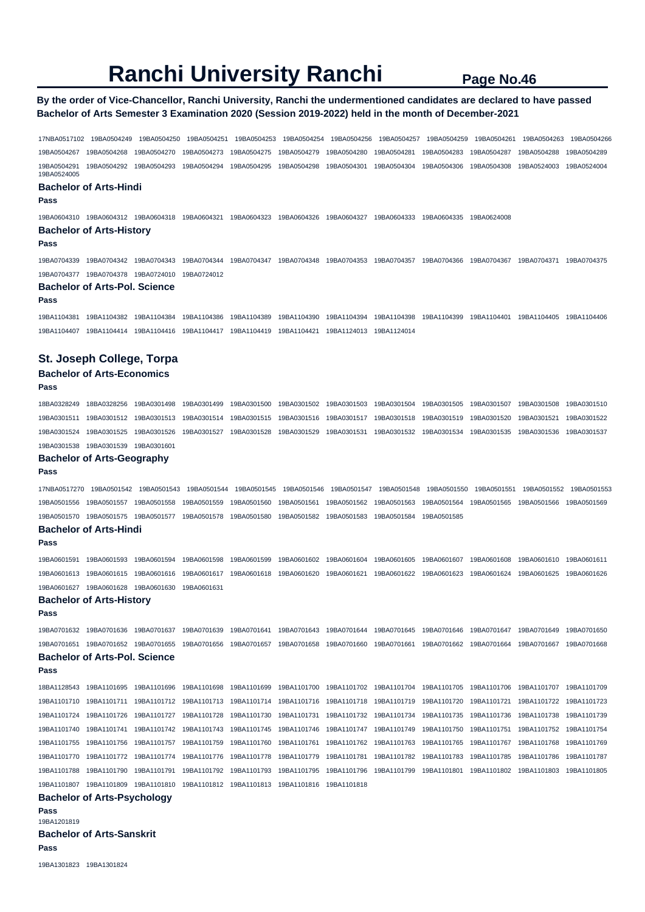# Ranchi University Ranchi

**By the order of Vice-Chancellor, Ranchi University, Ranchi the undermentioned candidates are declared to have passed Bachelor of Arts Semester 3 Examination 2020 (Session 2019-2022) held in the month of December-2021**

17NBA0517102 19BA0504249 19BA0504250 19BA0504251 19BA0504253 19BA0504254 19BA0504256 19BA0504257 19BA0504259 19BA0504261 19BA0504263 19BA0504266 19BA0504267 19BA0504268 19BA0504270 19BA0504273 19BA0504275 19BA0504279 19BA0504280 19BA0504281 19BA0504283 19BA0504287 19BA0504288 19BA0504289 19BA0504291 19BA0504292 19BA0504293 19BA0504294 19BA0504295 19BA0504298 19BA0504301 19BA0504304 19BA0504306 19BA0504308 19BA0524003 19BA0524004 19BA0524005

### Bachelor of Arts-Hindi

**Pass**

19BA0604310 19BA0604312 19BA0604318 19BA0604321 19BA0604323 19BA0604326 19BA0604327 19BA0604333 19BA0604335 19BA0624008

### Bachelor of Arts-History

**Pass**

19BA0704339 19BA0704342 19BA0704343 19BA0704344 19BA0704347 19BA0704348 19BA0704353 19BA0704357 19BA0704366 19BA0704367 19BA0704371 19BA0704375 19BA0704377 19BA0704378 19BA0724010 19BA0724012

### Bachelor of Arts-Pol. Science

**Pass**

19BA1104381 19BA1104382 19BA1104384 19BA1104386 19BA1104389 19BA1104390 19BA1104394 19BA1104398 19BA1104399 19BA1104401 19BA1104405 19BA1104406 19BA1104407 19BA1104414 19BA1104416 19BA1104417 19BA1104419 19BA1104421 19BA1124013 19BA1124014

## St. Joseph College, Torpa

### Bachelor of Arts-Economics

**Pass**

18BA0328249 18BA0328256 19BA0301498 19BA0301499 19BA0301500 19BA0301502 19BA0301503 19BA0301504 19BA0301505 19BA0301507 19BA0301508 19BA0301510 19BA0301511 19BA0301512 19BA0301513 19BA0301514 19BA0301515 19BA0301516 19BA0301517 19BA0301518 19BA0301519 19BA0301520 19BA0301521 19BA0301522 19BA0301524 19BA0301525 19BA0301526 19BA0301527 19BA0301528 19BA0301529 19BA0301531 19BA0301532 19BA0301534 19BA0301535 19BA0301536 19BA0301537 19BA0301538 19BA0301539 19BA0301601

### Bachelor of Arts-Geography

**Pass**

17NBA0517270 19BA0501542 19BA0501543 19BA0501544 19BA0501545 19BA0501546 19BA0501547 19BA0501548 19BA0501550 19BA0501551 19BA0501552 19BA0501553 19BA0501556 19BA0501557 19BA0501558 19BA0501559 19BA0501560 19BA0501561 19BA0501562 19BA0501563 19BA0501564 19BA0501565 19BA0501566 19BA0501569 19BA0501570 19BA0501575 19BA0501577 19BA0501578 19BA0501580 19BA0501582 19BA0501583 19BA0501584 19BA0501585

### Bachelor of Arts-Hindi

**Pass**

19BA0601591 19BA0601593 19BA0601594 19BA0601598 19BA0601599 19BA0601602 19BA0601604 19BA0601605 19BA0601607 19BA0601608 19BA0601610 19BA0601611 19BA0601613 19BA0601615 19BA0601616 19BA0601617 19BA0601618 19BA0601620 19BA0601621 19BA0601622 19BA0601623 19BA0601624 19BA0601625 19BA0601626 19BA0601627 19BA0601628 19BA0601630 19BA0601631

### Bachelor of Arts-History

**Pass**

19BA0701632 19BA0701636 19BA0701637 19BA0701639 19BA0701641 19BA0701643 19BA0701644 19BA0701645 19BA0701646 19BA0701647 19BA0701649 19BA0701650 19BA0701651 19BA0701652 19BA0701655 19BA0701656 19BA0701657 19BA0701658 19BA0701660 19BA0701661 19BA0701662 19BA0701664 19BA0701667 19BA0701668

### Bachelor of Arts-Pol. Science

**Pass**

18BA1128543 19BA1101695 19BA1101696 19BA1101698 19BA1101699 19BA1101700 19BA1101702 19BA1101704 19BA1101705 19BA1101706 19BA1101707 19BA1101709 19BA1101710 19BA1101711 19BA1101712 19BA1101713 19BA1101714 19BA1101716 19BA1101718 19BA1101719 19BA1101720 19BA1101721 19BA1101722 19BA1101723 19BA1101724 19BA1101726 19BA1101727 19BA1101728 19BA1101730 19BA1101731 19BA1101732 19BA1101734 19BA1101735 19BA1101736 19BA1101738 19BA1101739 19BA1101740 19BA1101741 19BA1101742 19BA1101743 19BA1101745 19BA1101746 19BA1101747 19BA1101749 19BA1101750 19BA1101751 19BA1101752 19BA1101754 19BA1101755 19BA1101756 19BA1101757 19BA1101759 19BA1101760 19BA1101761 19BA1101762 19BA1101763 19BA1101765 19BA1101767 19BA1101768 19BA1101769 19BA1101770 19BA1101772 19BA1101774 19BA1101776 19BA1101778 19BA1101779 19BA1101781 19BA1101782 19BA1101783 19BA1101785 19BA1101786 19BA1101787 19BA1101788 19BA1101790 19BA1101791 19BA1101792 19BA1101793 19BA1101795 19BA1101796 19BA1101799 19BA1101801 19BA1101802 19BA1101803 19BA1101805 19BA1101807 19BA1101809 19BA1101810 19BA1101812 19BA1101813 19BA1101816 19BA1101818

### Bachelor of Arts-Psychology

**Pass**

19BA1201819

### Bachelor of Arts-Sanskrit

**Pass**

19BA1301823 19BA1301824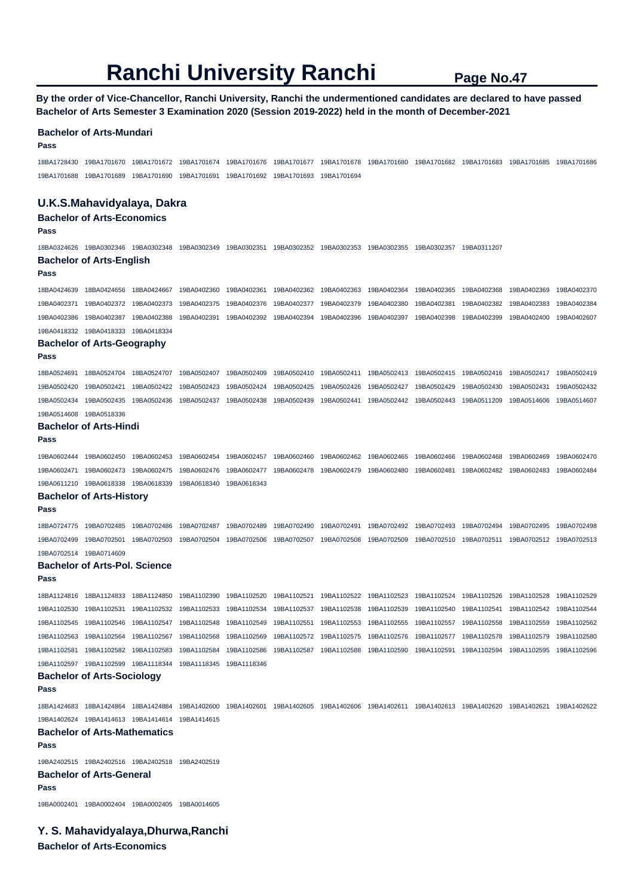# Ranchi University Ranchi

**By the order of Vice-Chancellor, Ranchi University, Ranchi the undermentioned candidates are declared to have passed Bachelor of Arts Semester 3 Examination 2020 (Session 2019-2022) held in the month of December-2021**

### Bachelor of Arts-Mundari

**Pass**

18BA1728430 19BA1701670 19BA1701672 19BA1701674 19BA1701676 19BA1701677 19BA1701678 19BA1701680 19BA1701682 19BA1701683 19BA1701685 19BA1701686 19BA1701688 19BA1701689 19BA1701690 19BA1701691 19BA1701692 19BA1701693 19BA1701694

## U.K.S.Mahavidyalaya, Dakra

### Bachelor of Arts-Economics

**Pass**

18BA0324626 19BA0302346 19BA0302348 19BA0302349 19BA0302351 19BA0302352 19BA0302353 19BA0302355 19BA0302357 19BA0311207

### Bachelor of Arts-English

**Pass**

18BA0424639 18BA0424656 18BA0424667 19BA0402360 19BA0402361 19BA0402362 19BA0402363 19BA0402364 19BA0402365 19BA0402368 19BA0402369 19BA0402370 19BA0402371 19BA0402372 19BA0402373 19BA0402375 19BA0402376 19BA0402377 19BA0402379 19BA0402380 19BA0402381 19BA0402382 19BA0402383 19BA0402384 19BA0402386 19BA0402387 19BA0402388 19BA0402391 19BA0402392 19BA0402394 19BA0402396 19BA0402397 19BA0402398 19BA0402399 19BA0402400 19BA0402607 19BA0418332 19BA0418333 19BA0418334

### Bachelor of Arts-Geography

**Pass**

18BA0524691 18BA0524704 18BA0524707 19BA0502407 19BA0502409 19BA0502410 19BA0502411 19BA0502413 19BA0502415 19BA0502416 19BA0502417 19BA0502419 19BA0502420 19BA0502421 19BA0502422 19BA0502423 19BA0502424 19BA0502425 19BA0502426 19BA0502427 19BA0502429 19BA0502430 19BA0502431 19BA0502432 19BA0502434 19BA0502435 19BA0502436 19BA0502437 19BA0502438 19BA0502439 19BA0502441 19BA0502442 19BA0502443 19BA0511209 19BA0514606 19BA0514607 19BA0514608 19BA0518336

### Bachelor of Arts-Hindi

**Pass**

19BA0602444 19BA0602450 19BA0602453 19BA0602454 19BA0602457 19BA0602460 19BA0602462 19BA0602465 19BA0602466 19BA0602468 19BA0602469 19BA0602470 19BA0602471 19BA0602473 19BA0602475 19BA0602476 19BA0602477 19BA0602478 19BA0602479 19BA0602480 19BA0602481 19BA0602482 19BA0602483 19BA0602484 19BA0611210 19BA0618338 19BA0618339 19BA0618340 19BA0618343

### Bachelor of Arts-History

**Pass**

18BA0724775 19BA0702485 19BA0702486 19BA0702487 19BA0702489 19BA0702490 19BA0702491 19BA0702492 19BA0702493 19BA0702494 19BA0702495 19BA0702498 19BA0702499 19BA0702501 19BA0702503 19BA0702504 19BA0702506 19BA0702507 19BA0702508 19BA0702509 19BA0702510 19BA0702511 19BA0702512 19BA0702513 19BA0702514 19BA0714609

### Bachelor of Arts-Pol. Science

**Pass**

18BA1124816 18BA1124833 18BA1124850 19BA1102390 19BA1102520 19BA1102521 19BA1102522 19BA1102523 19BA1102524 19BA1102526 19BA1102528 19BA1102529 19BA1102530 19BA1102531 19BA1102532 19BA1102533 19BA1102534 19BA1102537 19BA1102538 19BA1102539 19BA1102540 19BA1102541 19BA1102542 19BA1102544 19BA1102545 19BA1102546 19BA1102547 19BA1102548 19BA1102549 19BA1102551 19BA1102553 19BA1102555 19BA1102557 19BA1102558 19BA1102559 19BA1102562 19BA1102563 19BA1102564 19BA1102567 19BA1102568 19BA1102569 19BA1102572 19BA1102575 19BA1102576 19BA1102577 19BA1102578 19BA1102579 19BA1102580 19BA1102581 19BA1102582 19BA1102583 19BA1102584 19BA1102586 19BA1102587 19BA1102588 19BA1102590 19BA1102591 19BA1102594 19BA1102595 19BA1102596 19BA1102597 19BA1102599 19BA1118344 19BA1118345 19BA1118346

### Bachelor of Arts-Sociology

**Pass**

18BA1424683 18BA1424864 18BA1424884 19BA1402600 19BA1402601 19BA1402605 19BA1402606 19BA1402611 19BA1402613 19BA1402620 19BA1402621 19BA1402622 19BA1402624 19BA1414613 19BA1414614 19BA1414615

### Bachelor of Arts-Mathematics

**Pass**

19BA2402515 19BA2402516 19BA2402518 19BA2402519

### Bachelor of Arts-General

**Pass**

19BA0002401 19BA0002404 19BA0002405 19BA0014605

## Y. S. Mahavidyalaya,Dhurwa,Ranchi

### Bachelor of Arts-Economics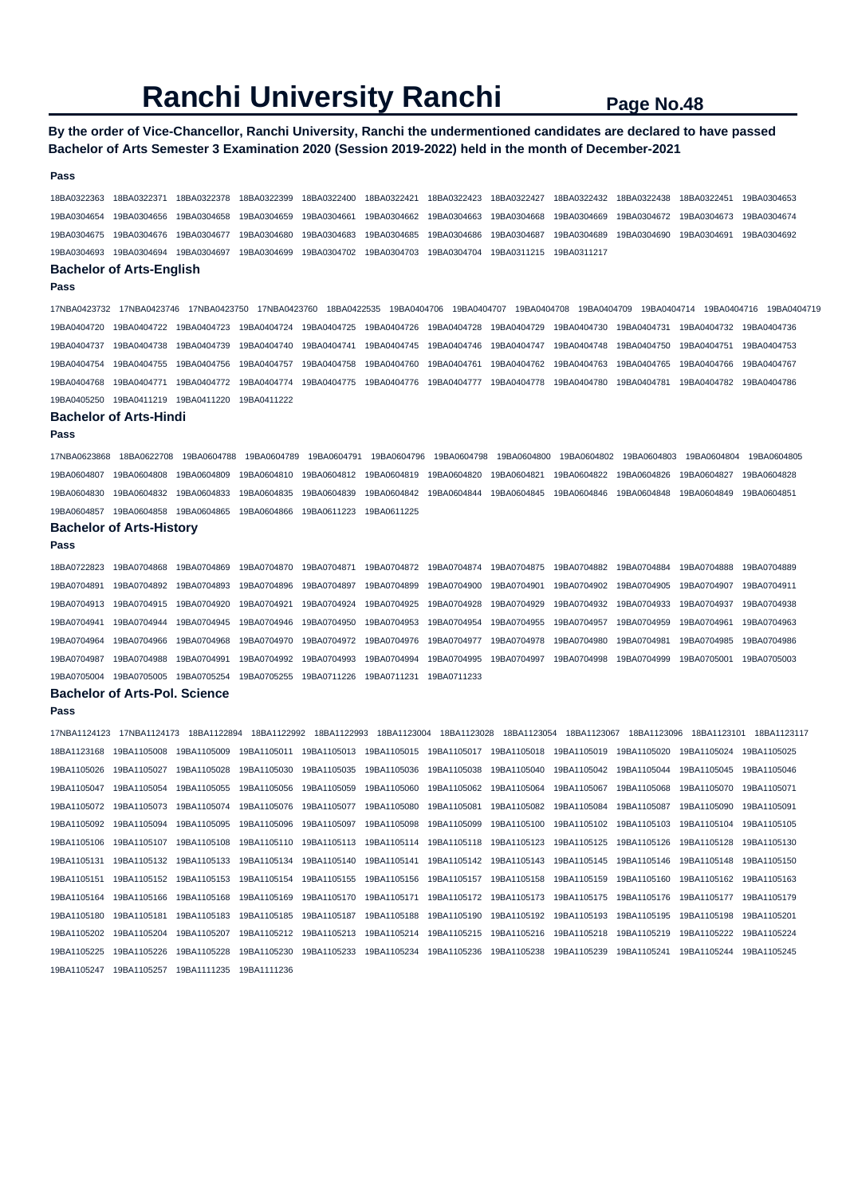# Ranchi University Ranchi

**By the order of Vice-Chancellor, Ranchi University, Ranchi the undermentioned candidates are declared to have passed Bachelor of Arts Semester 3 Examination 2020 (Session 2019-2022) held in the month of December-2021**

**Pass**

18BA0322363 18BA0322371 18BA0322378 18BA0322399 18BA0322400 18BA0322421 18BA0322423 18BA0322427 18BA0322432 18BA0322438 18BA0322451 19BA0304653
19BA0304654 19BA0304656 19BA0304658 19BA0304659 19BA0304661 19BA0304662 19BA0304663 19BA0304668 19BA0304669 19BA0304672 19BA0304673 19BA0304674
19BA0304675 19BA0304676 19BA0304677 19BA0304680 19BA0304683 19BA0304685 19BA0304686 19BA0304687 19BA0304689 19BA0304690 19BA0304691 19BA0304692
19BA0304693 19BA0304694 19BA0304697 19BA0304699 19BA0304702 19BA0304703 19BA0304704 19BA0311215 19BA0311217

### Bachelor of Arts-English

**Pass**

17NBA0423732 17NBA0423746 17NBA0423750 17NBA0423760 18BA0422535 19BA0404706 19BA0404707 19BA0404708 19BA0404709 19BA0404714 19BA0404716 19BA0404719
19BA0404720 19BA0404722 19BA0404723 19BA0404724 19BA0404725 19BA0404726 19BA0404728 19BA0404729 19BA0404730 19BA0404731 19BA0404732 19BA0404736
19BA0404737 19BA0404738 19BA0404739 19BA0404740 19BA0404741 19BA0404745 19BA0404746 19BA0404747 19BA0404748 19BA0404750 19BA0404751 19BA0404753
19BA0404754 19BA0404755 19BA0404756 19BA0404757 19BA0404758 19BA0404760 19BA0404761 19BA0404762 19BA0404763 19BA0404765 19BA0404766 19BA0404767
19BA0404768 19BA0404771 19BA0404772 19BA0404774 19BA0404775 19BA0404776 19BA0404777 19BA0404778 19BA0404780 19BA0404781 19BA0404782 19BA0404786
19BA0405250 19BA0411219 19BA0411220 19BA0411222

### Bachelor of Arts-Hindi

**Pass**

17NBA0623868 18BA0622708 19BA0604788 19BA0604789 19BA0604791 19BA0604796 19BA0604798 19BA0604800 19BA0604802 19BA0604803 19BA0604804 19BA0604805
19BA0604807 19BA0604808 19BA0604809 19BA0604810 19BA0604812 19BA0604819 19BA0604820 19BA0604821 19BA0604822 19BA0604826 19BA0604827 19BA0604828
19BA0604830 19BA0604832 19BA0604833 19BA0604835 19BA0604839 19BA0604842 19BA0604844 19BA0604845 19BA0604846 19BA0604848 19BA0604849 19BA0604851
19BA0604857 19BA0604858 19BA0604865 19BA0604866 19BA0611223 19BA0611225

### Bachelor of Arts-History

**Pass**

18BA0722823 19BA0704868 19BA0704869 19BA0704870 19BA0704871 19BA0704872 19BA0704874 19BA0704875 19BA0704882 19BA0704884 19BA0704888 19BA0704889
19BA0704891 19BA0704892 19BA0704893 19BA0704896 19BA0704897 19BA0704899 19BA0704900 19BA0704901 19BA0704902 19BA0704905 19BA0704907 19BA0704911
19BA0704913 19BA0704915 19BA0704920 19BA0704921 19BA0704924 19BA0704925 19BA0704928 19BA0704929 19BA0704932 19BA0704933 19BA0704937 19BA0704938
19BA0704941 19BA0704944 19BA0704945 19BA0704946 19BA0704950 19BA0704953 19BA0704954 19BA0704955 19BA0704957 19BA0704959 19BA0704961 19BA0704963
19BA0704964 19BA0704966 19BA0704968 19BA0704970 19BA0704972 19BA0704976 19BA0704977 19BA0704978 19BA0704980 19BA0704981 19BA0704985 19BA0704986
19BA0704987 19BA0704988 19BA0704991 19BA0704992 19BA0704993 19BA0704994 19BA0704995 19BA0704997 19BA0704998 19BA0704999 19BA0705001 19BA0705003
19BA0705004 19BA0705005 19BA0705254 19BA0705255 19BA0711226 19BA0711231 19BA0711233

### Bachelor of Arts-Pol. Science

**Pass**

17NBA1124123 17NBA1124173 18BA1122894 18BA1122992 18BA1122993 18BA1123004 18BA1123028 18BA1123054 18BA1123067 18BA1123096 18BA1123101 18BA1123117
18BA1123168 19BA1105008 19BA1105009 19BA1105011 19BA1105013 19BA1105015 19BA1105017 19BA1105018 19BA1105019 19BA1105020 19BA1105024 19BA1105025
19BA1105026 19BA1105027 19BA1105028 19BA1105030 19BA1105035 19BA1105036 19BA1105038 19BA1105040 19BA1105042 19BA1105044 19BA1105045 19BA1105046
19BA1105047 19BA1105054 19BA1105055 19BA1105056 19BA1105059 19BA1105060 19BA1105062 19BA1105064 19BA1105067 19BA1105068 19BA1105070 19BA1105071
19BA1105072 19BA1105073 19BA1105074 19BA1105076 19BA1105077 19BA1105080 19BA1105081 19BA1105082 19BA1105084 19BA1105087 19BA1105090 19BA1105091
19BA1105092 19BA1105094 19BA1105095 19BA1105096 19BA1105097 19BA1105098 19BA1105099 19BA1105100 19BA1105102 19BA1105103 19BA1105104 19BA1105105
19BA1105106 19BA1105107 19BA1105108 19BA1105110 19BA1105113 19BA1105114 19BA1105118 19BA1105123 19BA1105125 19BA1105126 19BA1105128 19BA1105130
19BA1105131 19BA1105132 19BA1105133 19BA1105134 19BA1105140 19BA1105141 19BA1105142 19BA1105143 19BA1105145 19BA1105146 19BA1105148 19BA1105150
19BA1105151 19BA1105152 19BA1105153 19BA1105154 19BA1105155 19BA1105156 19BA1105157 19BA1105158 19BA1105159 19BA1105160 19BA1105162 19BA1105163
19BA1105164 19BA1105166 19BA1105168 19BA1105169 19BA1105170 19BA1105171 19BA1105172 19BA1105173 19BA1105175 19BA1105176 19BA1105177 19BA1105179
19BA1105180 19BA1105181 19BA1105183 19BA1105185 19BA1105187 19BA1105188 19BA1105190 19BA1105192 19BA1105193 19BA1105195 19BA1105198 19BA1105201
19BA1105202 19BA1105204 19BA1105207 19BA1105212 19BA1105213 19BA1105214 19BA1105215 19BA1105216 19BA1105218 19BA1105219 19BA1105222 19BA1105224
19BA1105225 19BA1105226 19BA1105228 19BA1105230 19BA1105233 19BA1105234 19BA1105236 19BA1105238 19BA1105239 19BA1105241 19BA1105244 19BA1105245
19BA1105247 19BA1105257 19BA1111235 19BA1111236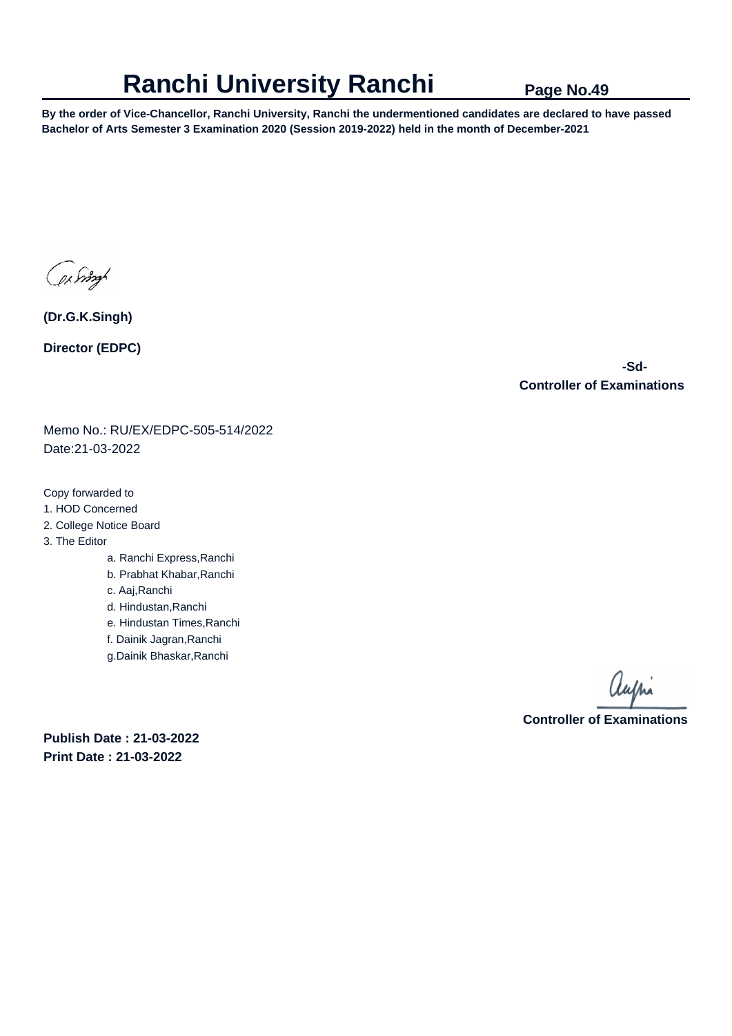# Ranchi University Ranchi

**By the order of Vice-Chancellor, Ranchi University, Ranchi the undermentioned candidates are declared to have passed Bachelor of Arts Semester 3 Examination 2020 (Session 2019-2022) held in the month of December-2021**

**(Dr.G.K.Singh)**

**Director (EDPC)**

**-Sd-**

**Controller of Examinations**

Memo No.: RU/EX/EDPC-505-514/2022

Date:21-03-2022

Copy forwarded to

1. HOD Concerned
2. College Notice Board
3. The Editor
   - a. Ranchi Express,Ranchi
   - b. Prabhat Khabar,Ranchi
   - c. Aaj,Ranchi
   - d. Hindustan,Ranchi
   - e. Hindustan Times,Ranchi
   - f. Dainik Jagran,Ranchi
   - g.Dainik Bhaskar,Ranchi

**Controller of Examinations**

**Publish Date : 21-03-2022**

**Print Date : 21-03-2022**